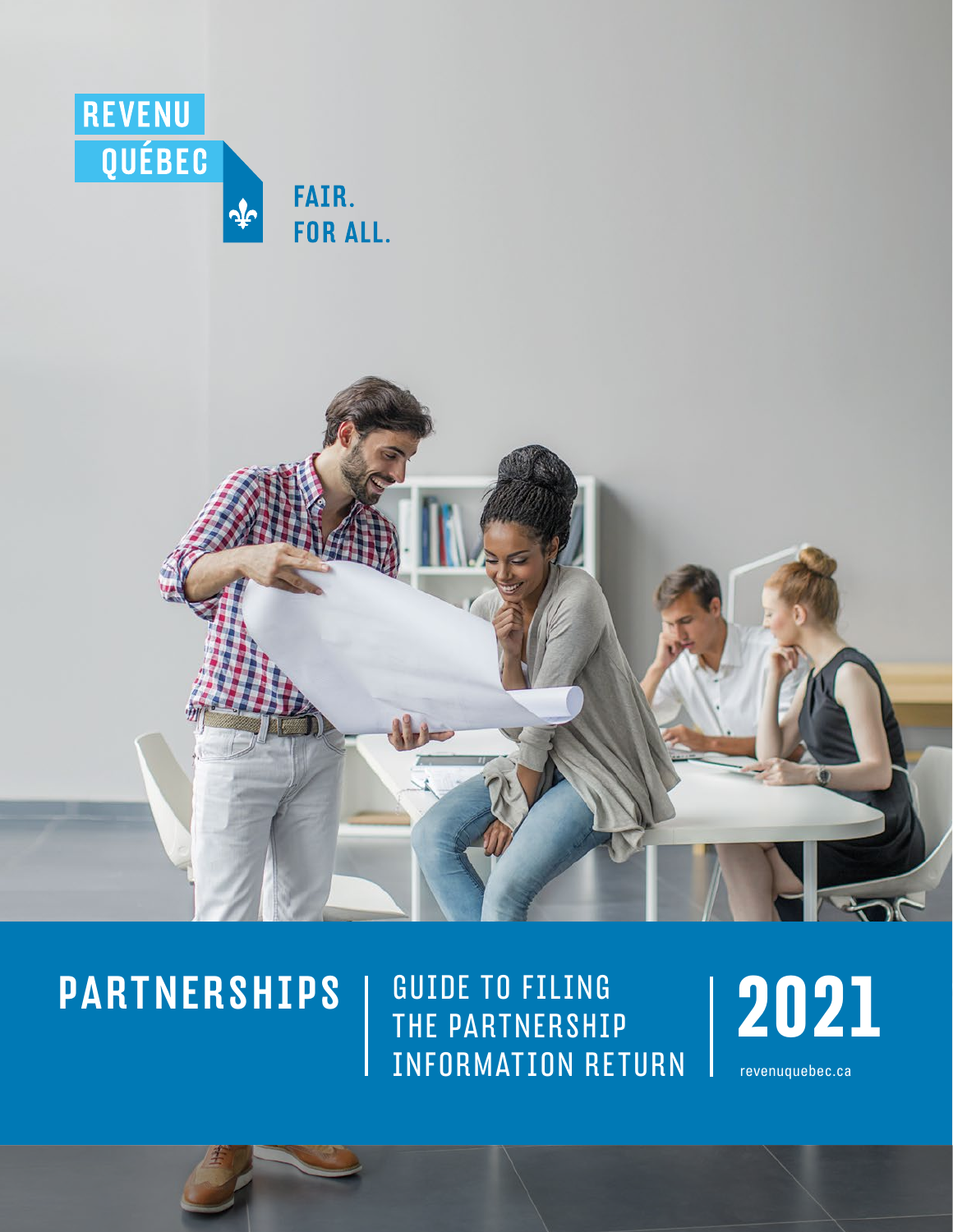REVENU QUÉBEC

FAIR. FOR ALL.

# PARTNERSHIPS

GUIDE TO FILING THE PARTNERSHIP INFORMATION RETURN

2021

revenuquebec.ca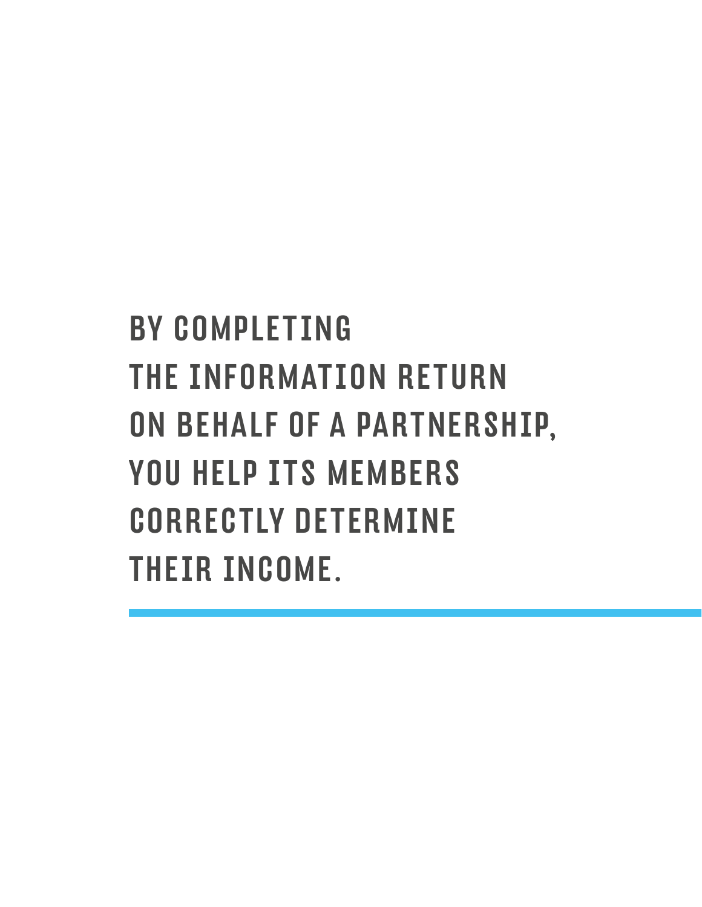**BY COMPLETING THE INFORMATION RETURN ON BEHALF OF A PARTNERSHIP, YOU HELP ITS MEMBERS CORRECTLY DETERMINE THEIR INCOME.**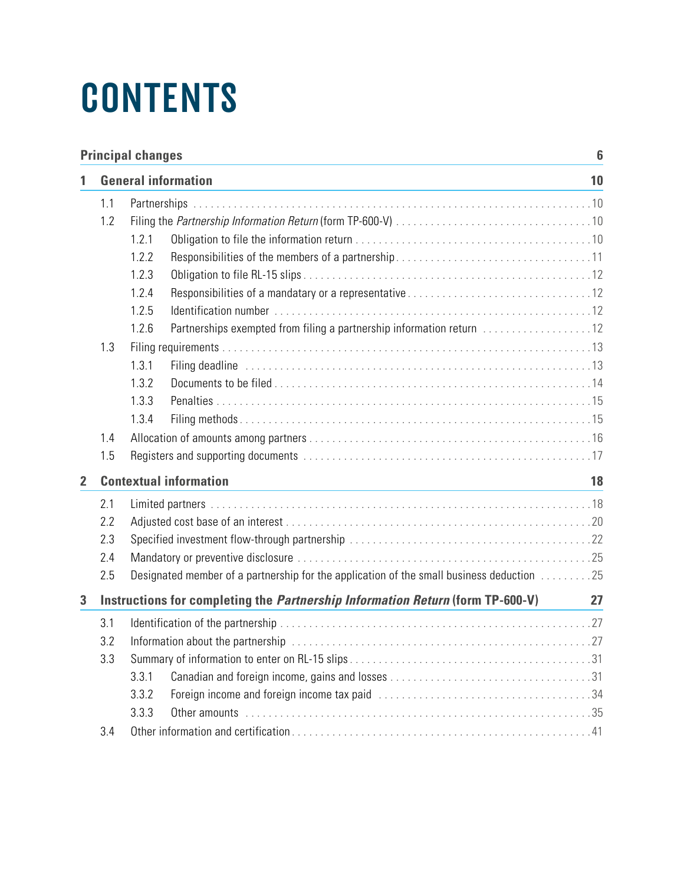# CONTENTS

| | | | |
|---|---|---|---|
| **Principal changes** | | | **6** |
| **1** | **General information** | | **10** |
| 1.1 | Partnerships | | 10 |
| 1.2 | Filing the *Partnership Information Return* (form TP-600-V) | | 10 |
| | 1.2.1 | Obligation to file the information return | 10 |
| | 1.2.2 | Responsibilities of the members of a partnership | 11 |
| | 1.2.3 | Obligation to file RL-15 slips | 12 |
| | 1.2.4 | Responsibilities of a mandatary or a representative | 12 |
| | 1.2.5 | Identification number | 12 |
| | 1.2.6 | Partnerships exempted from filing a partnership information return | 12 |
| 1.3 | Filing requirements | | 13 |
| | 1.3.1 | Filing deadline | 13 |
| | 1.3.2 | Documents to be filed | 14 |
| | 1.3.3 | Penalties | 15 |
| | 1.3.4 | Filing methods | 15 |
| 1.4 | Allocation of amounts among partners | | 16 |
| 1.5 | Registers and supporting documents | | 17 |
| **2** | **Contextual information** | | **18** |
| 2.1 | Limited partners | | 18 |
| 2.2 | Adjusted cost base of an interest | | 20 |
| 2.3 | Specified investment flow-through partnership | | 22 |
| 2.4 | Mandatory or preventive disclosure | | 25 |
| 2.5 | Designated member of a partnership for the application of the small business deduction | | 25 |
| **3** | **Instructions for completing the *Partnership Information Return* (form TP-600-V)** | | **27** |
| 3.1 | Identification of the partnership | | 27 |
| 3.2 | Information about the partnership | | 27 |
| 3.3 | Summary of information to enter on RL-15 slips | | 31 |
| | 3.3.1 | Canadian and foreign income, gains and losses | 31 |
| | 3.3.2 | Foreign income and foreign income tax paid | 34 |
| | 3.3.3 | Other amounts | 35 |
| 3.4 | Other information and certification | | 41 |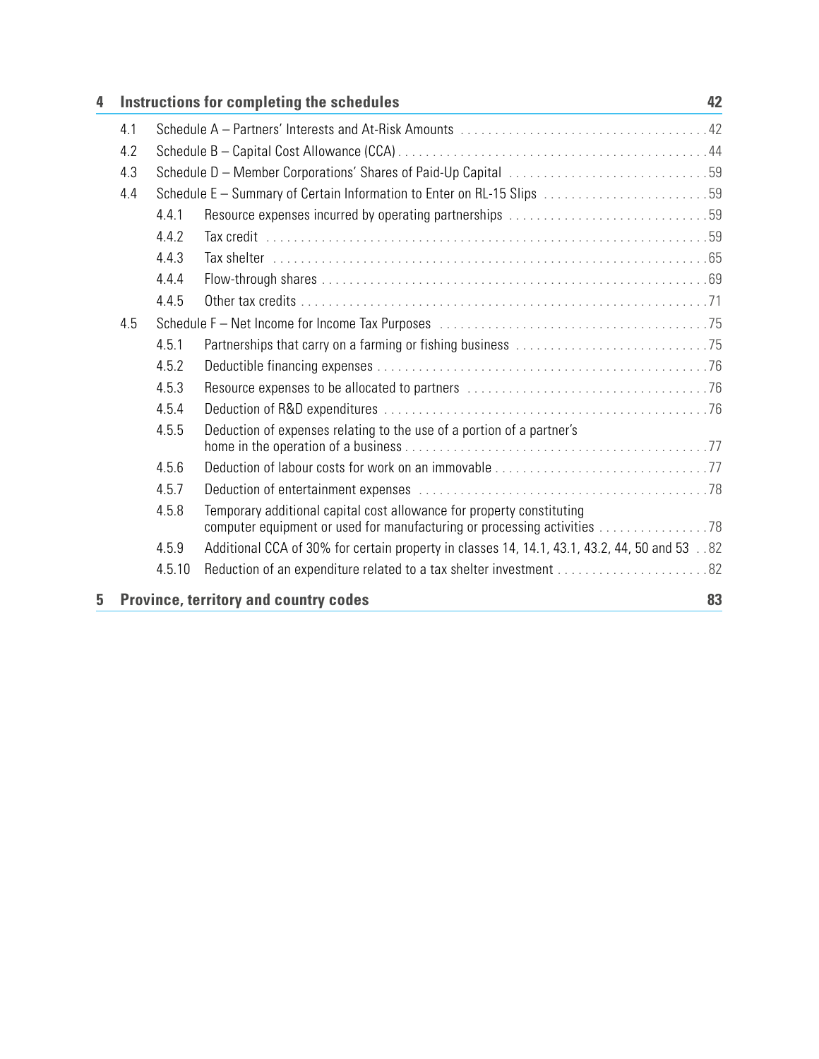| | | | |
|---|---|---|---|
| **4** | **Instructions for completing the schedules** | | **42** |
| 4.1 | Schedule A – Partners' Interests and At-Risk Amounts | | 42 |
| 4.2 | Schedule B – Capital Cost Allowance (CCA) | | 44 |
| 4.3 | Schedule D – Member Corporations' Shares of Paid-Up Capital | | 59 |
| 4.4 | Schedule E – Summary of Certain Information to Enter on RL-15 Slips | | 59 |
| | 4.4.1 | Resource expenses incurred by operating partnerships | 59 |
| | 4.4.2 | Tax credit | 59 |
| | 4.4.3 | Tax shelter | 65 |
| | 4.4.4 | Flow-through shares | 69 |
| | 4.4.5 | Other tax credits | 71 |
| 4.5 | Schedule F – Net Income for Income Tax Purposes | | 75 |
| | 4.5.1 | Partnerships that carry on a farming or fishing business | 75 |
| | 4.5.2 | Deductible financing expenses | 76 |
| | 4.5.3 | Resource expenses to be allocated to partners | 76 |
| | 4.5.4 | Deduction of R&D expenditures | 76 |
| | 4.5.5 | Deduction of expenses relating to the use of a portion of a partner's home in the operation of a business | 77 |
| | 4.5.6 | Deduction of labour costs for work on an immovable | 77 |
| | 4.5.7 | Deduction of entertainment expenses | 78 |
| | 4.5.8 | Temporary additional capital cost allowance for property constituting computer equipment or used for manufacturing or processing activities | 78 |
| | 4.5.9 | Additional CCA of 30% for certain property in classes 14, 14.1, 43.1, 43.2, 44, 50 and 53 | 82 |
| | 4.5.10 | Reduction of an expenditure related to a tax shelter investment | 82 |
| **5** | **Province, territory and country codes** | | **83** |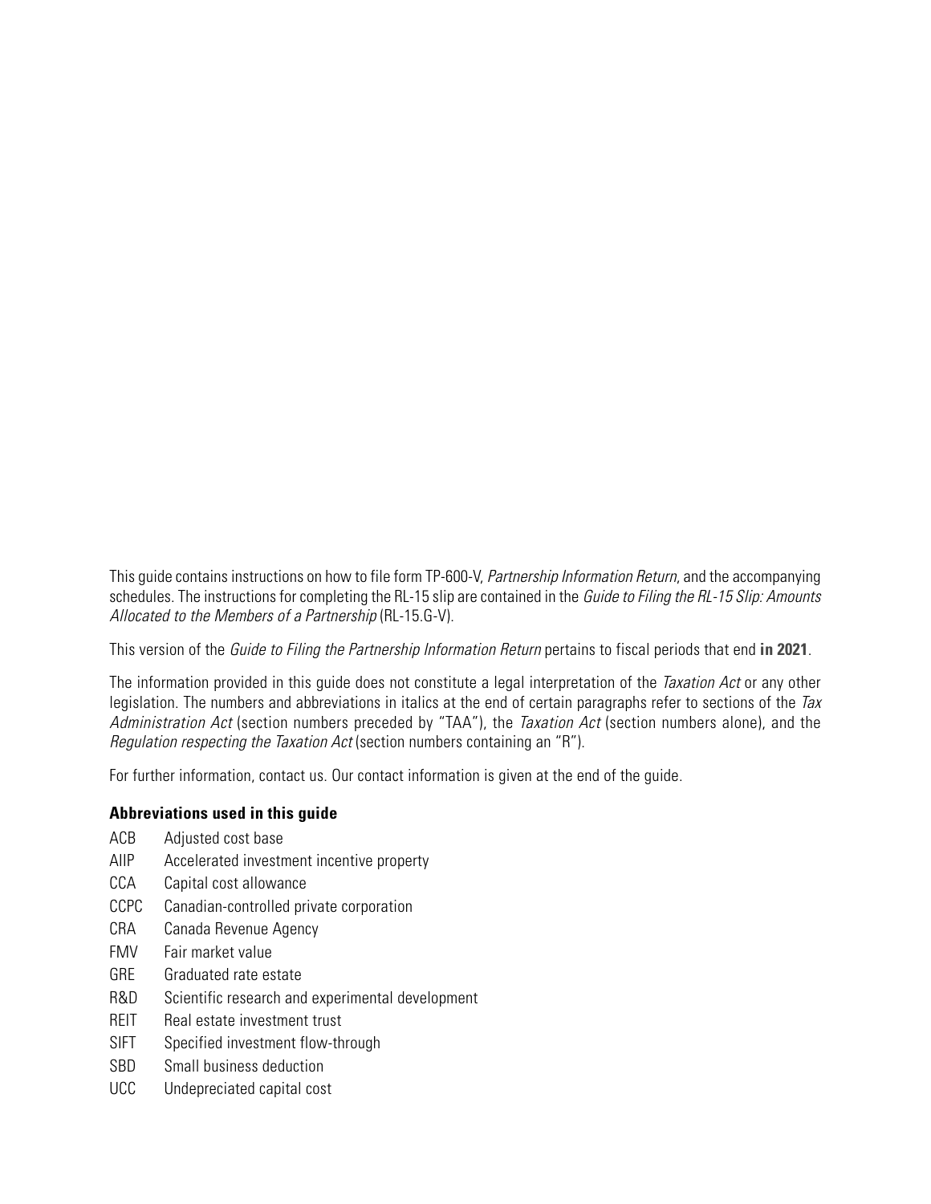This guide contains instructions on how to file form TP-600-V, *Partnership Information Return*, and the accompanying schedules. The instructions for completing the RL-15 slip are contained in the *Guide to Filing the RL-15 Slip: Amounts Allocated to the Members of a Partnership* (RL-15.G-V).

This version of the *Guide to Filing the Partnership Information Return* pertains to fiscal periods that end **in 2021**.

The information provided in this guide does not constitute a legal interpretation of the *Taxation Act* or any other legislation. The numbers and abbreviations in italics at the end of certain paragraphs refer to sections of the *Tax Administration Act* (section numbers preceded by "TAA"), the *Taxation Act* (section numbers alone), and the *Regulation respecting the Taxation Act* (section numbers containing an "R").

For further information, contact us. Our contact information is given at the end of the guide.

**Abbreviations used in this guide**

| | |
|---|---|
| ACB | Adjusted cost base |
| AIIP | Accelerated investment incentive property |
| CCA | Capital cost allowance |
| CCPC | Canadian-controlled private corporation |
| CRA | Canada Revenue Agency |
| FMV | Fair market value |
| GRE | Graduated rate estate |
| R&D | Scientific research and experimental development |
| REIT | Real estate investment trust |
| SIFT | Specified investment flow-through |
| SBD | Small business deduction |
| UCC | Undepreciated capital cost |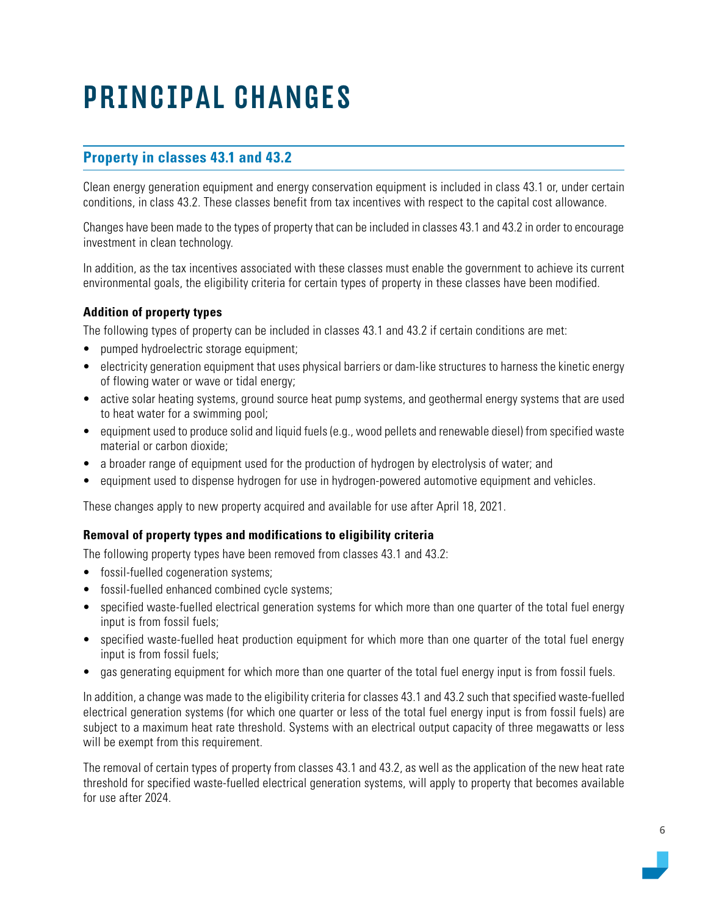# PRINCIPAL CHANGES

## Property in classes 43.1 and 43.2

Clean energy generation equipment and energy conservation equipment is included in class 43.1 or, under certain conditions, in class 43.2. These classes benefit from tax incentives with respect to the capital cost allowance.

Changes have been made to the types of property that can be included in classes 43.1 and 43.2 in order to encourage investment in clean technology.

In addition, as the tax incentives associated with these classes must enable the government to achieve its current environmental goals, the eligibility criteria for certain types of property in these classes have been modified.

### Addition of property types

The following types of property can be included in classes 43.1 and 43.2 if certain conditions are met:

- pumped hydroelectric storage equipment;
- electricity generation equipment that uses physical barriers or dam-like structures to harness the kinetic energy of flowing water or wave or tidal energy;
- active solar heating systems, ground source heat pump systems, and geothermal energy systems that are used to heat water for a swimming pool;
- equipment used to produce solid and liquid fuels (e.g., wood pellets and renewable diesel) from specified waste material or carbon dioxide;
- a broader range of equipment used for the production of hydrogen by electrolysis of water; and
- equipment used to dispense hydrogen for use in hydrogen-powered automotive equipment and vehicles.

These changes apply to new property acquired and available for use after April 18, 2021.

### Removal of property types and modifications to eligibility criteria

The following property types have been removed from classes 43.1 and 43.2:

- fossil-fuelled cogeneration systems;
- fossil-fuelled enhanced combined cycle systems;
- specified waste-fuelled electrical generation systems for which more than one quarter of the total fuel energy input is from fossil fuels;
- specified waste-fuelled heat production equipment for which more than one quarter of the total fuel energy input is from fossil fuels;
- gas generating equipment for which more than one quarter of the total fuel energy input is from fossil fuels.

In addition, a change was made to the eligibility criteria for classes 43.1 and 43.2 such that specified waste-fuelled electrical generation systems (for which one quarter or less of the total fuel energy input is from fossil fuels) are subject to a maximum heat rate threshold. Systems with an electrical output capacity of three megawatts or less will be exempt from this requirement.

The removal of certain types of property from classes 43.1 and 43.2, as well as the application of the new heat rate threshold for specified waste-fuelled electrical generation systems, will apply to property that becomes available for use after 2024.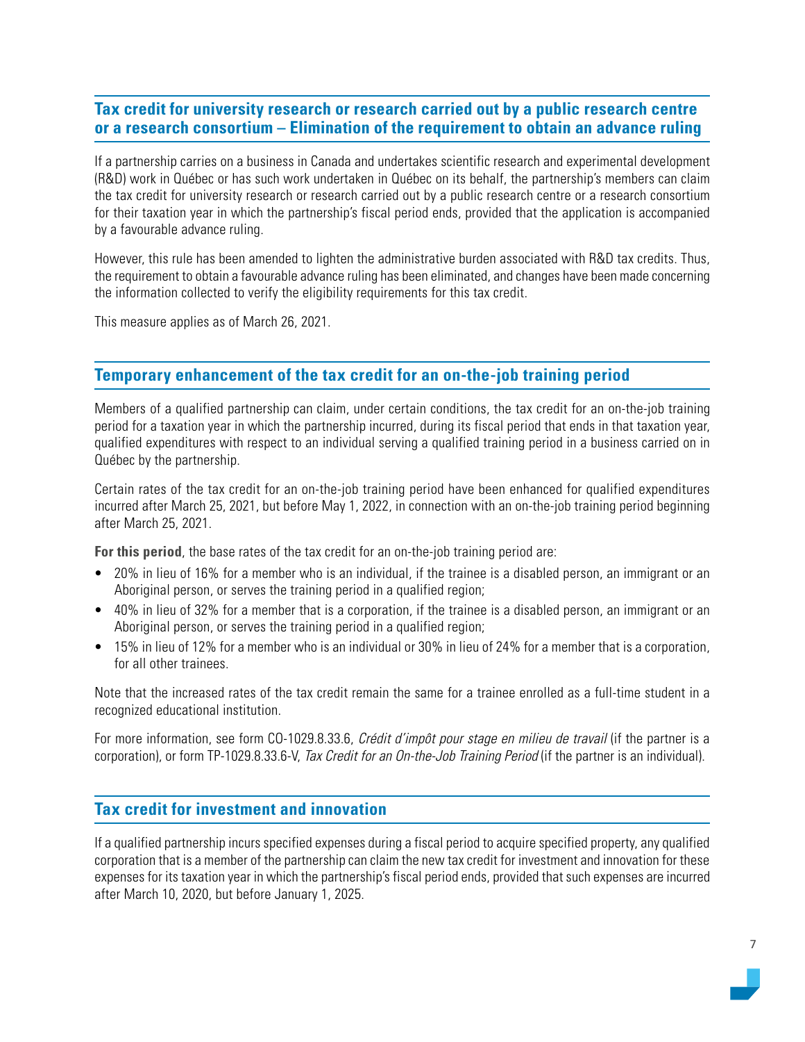## Tax credit for university research or research carried out by a public research centre or a research consortium – Elimination of the requirement to obtain an advance ruling

If a partnership carries on a business in Canada and undertakes scientific research and experimental development (R&D) work in Québec or has such work undertaken in Québec on its behalf, the partnership's members can claim the tax credit for university research or research carried out by a public research centre or a research consortium for their taxation year in which the partnership's fiscal period ends, provided that the application is accompanied by a favourable advance ruling.

However, this rule has been amended to lighten the administrative burden associated with R&D tax credits. Thus, the requirement to obtain a favourable advance ruling has been eliminated, and changes have been made concerning the information collected to verify the eligibility requirements for this tax credit.

This measure applies as of March 26, 2021.

## Temporary enhancement of the tax credit for an on-the-job training period

Members of a qualified partnership can claim, under certain conditions, the tax credit for an on-the-job training period for a taxation year in which the partnership incurred, during its fiscal period that ends in that taxation year, qualified expenditures with respect to an individual serving a qualified training period in a business carried on in Québec by the partnership.

Certain rates of the tax credit for an on-the-job training period have been enhanced for qualified expenditures incurred after March 25, 2021, but before May 1, 2022, in connection with an on-the-job training period beginning after March 25, 2021.

**For this period**, the base rates of the tax credit for an on-the-job training period are:

- 20% in lieu of 16% for a member who is an individual, if the trainee is a disabled person, an immigrant or an Aboriginal person, or serves the training period in a qualified region;
- 40% in lieu of 32% for a member that is a corporation, if the trainee is a disabled person, an immigrant or an Aboriginal person, or serves the training period in a qualified region;
- 15% in lieu of 12% for a member who is an individual or 30% in lieu of 24% for a member that is a corporation, for all other trainees.

Note that the increased rates of the tax credit remain the same for a trainee enrolled as a full-time student in a recognized educational institution.

For more information, see form CO-1029.8.33.6, *Crédit d'impôt pour stage en milieu de travail* (if the partner is a corporation), or form TP-1029.8.33.6-V, *Tax Credit for an On-the-Job Training Period* (if the partner is an individual).

## Tax credit for investment and innovation

If a qualified partnership incurs specified expenses during a fiscal period to acquire specified property, any qualified corporation that is a member of the partnership can claim the new tax credit for investment and innovation for these expenses for its taxation year in which the partnership's fiscal period ends, provided that such expenses are incurred after March 10, 2020, but before January 1, 2025.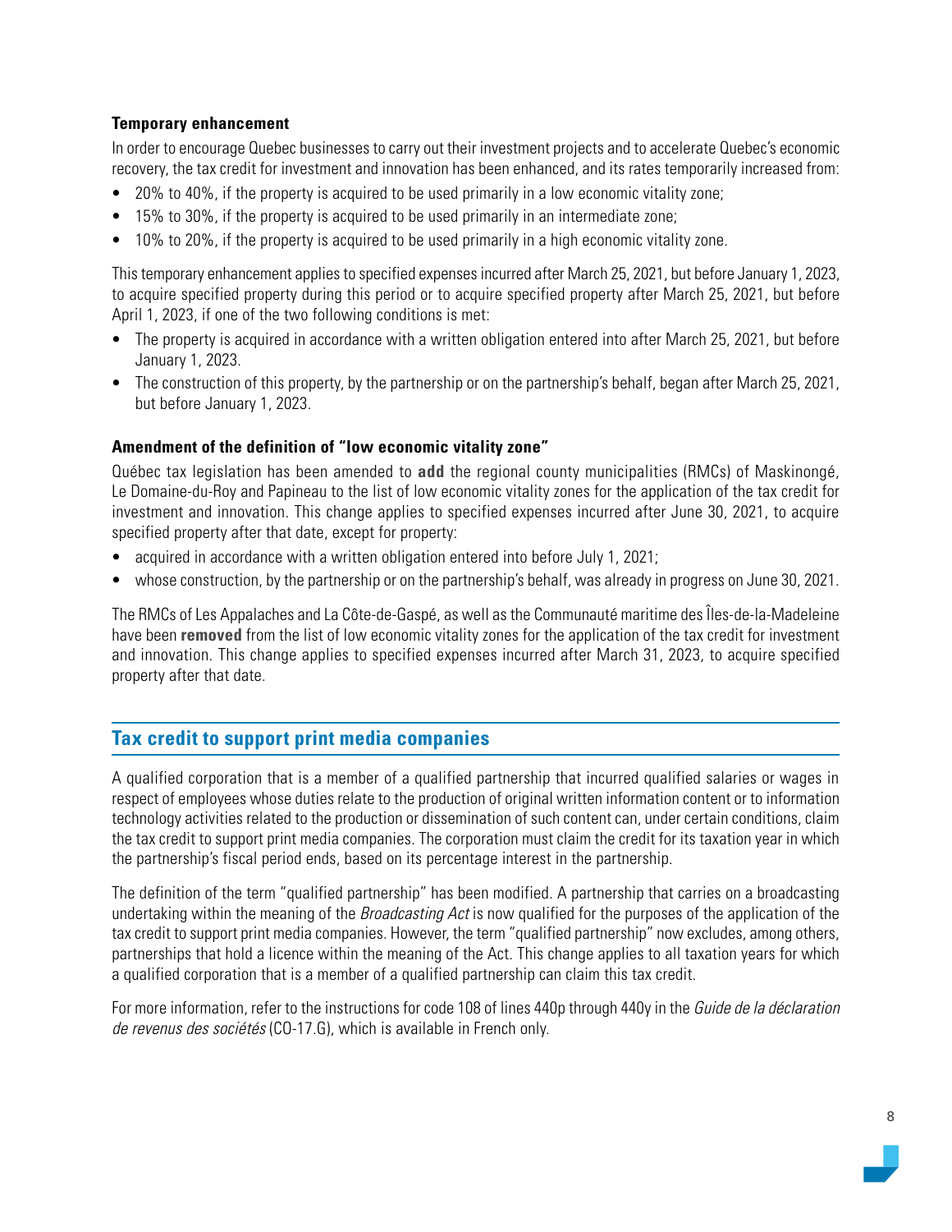### Temporary enhancement

In order to encourage Quebec businesses to carry out their investment projects and to accelerate Quebec's economic recovery, the tax credit for investment and innovation has been enhanced, and its rates temporarily increased from:

- 20% to 40%, if the property is acquired to be used primarily in a low economic vitality zone;
- 15% to 30%, if the property is acquired to be used primarily in an intermediate zone;
- 10% to 20%, if the property is acquired to be used primarily in a high economic vitality zone.

This temporary enhancement applies to specified expenses incurred after March 25, 2021, but before January 1, 2023, to acquire specified property during this period or to acquire specified property after March 25, 2021, but before April 1, 2023, if one of the two following conditions is met:

- The property is acquired in accordance with a written obligation entered into after March 25, 2021, but before January 1, 2023.
- The construction of this property, by the partnership or on the partnership's behalf, began after March 25, 2021, but before January 1, 2023.

### Amendment of the definition of "low economic vitality zone"

Québec tax legislation has been amended to **add** the regional county municipalities (RMCs) of Maskinongé, Le Domaine-du-Roy and Papineau to the list of low economic vitality zones for the application of the tax credit for investment and innovation. This change applies to specified expenses incurred after June 30, 2021, to acquire specified property after that date, except for property:

- acquired in accordance with a written obligation entered into before July 1, 2021;
- whose construction, by the partnership or on the partnership's behalf, was already in progress on June 30, 2021.

The RMCs of Les Appalaches and La Côte-de-Gaspé, as well as the Communauté maritime des Îles-de-la-Madeleine have been **removed** from the list of low economic vitality zones for the application of the tax credit for investment and innovation. This change applies to specified expenses incurred after March 31, 2023, to acquire specified property after that date.

## Tax credit to support print media companies

A qualified corporation that is a member of a qualified partnership that incurred qualified salaries or wages in respect of employees whose duties relate to the production of original written information content or to information technology activities related to the production or dissemination of such content can, under certain conditions, claim the tax credit to support print media companies. The corporation must claim the credit for its taxation year in which the partnership's fiscal period ends, based on its percentage interest in the partnership.

The definition of the term "qualified partnership" has been modified. A partnership that carries on a broadcasting undertaking within the meaning of the *Broadcasting Act* is now qualified for the purposes of the application of the tax credit to support print media companies. However, the term "qualified partnership" now excludes, among others, partnerships that hold a licence within the meaning of the Act. This change applies to all taxation years for which a qualified corporation that is a member of a qualified partnership can claim this tax credit.

For more information, refer to the instructions for code 108 of lines 440p through 440y in the *Guide de la déclaration de revenus des sociétés* (CO-17.G), which is available in French only.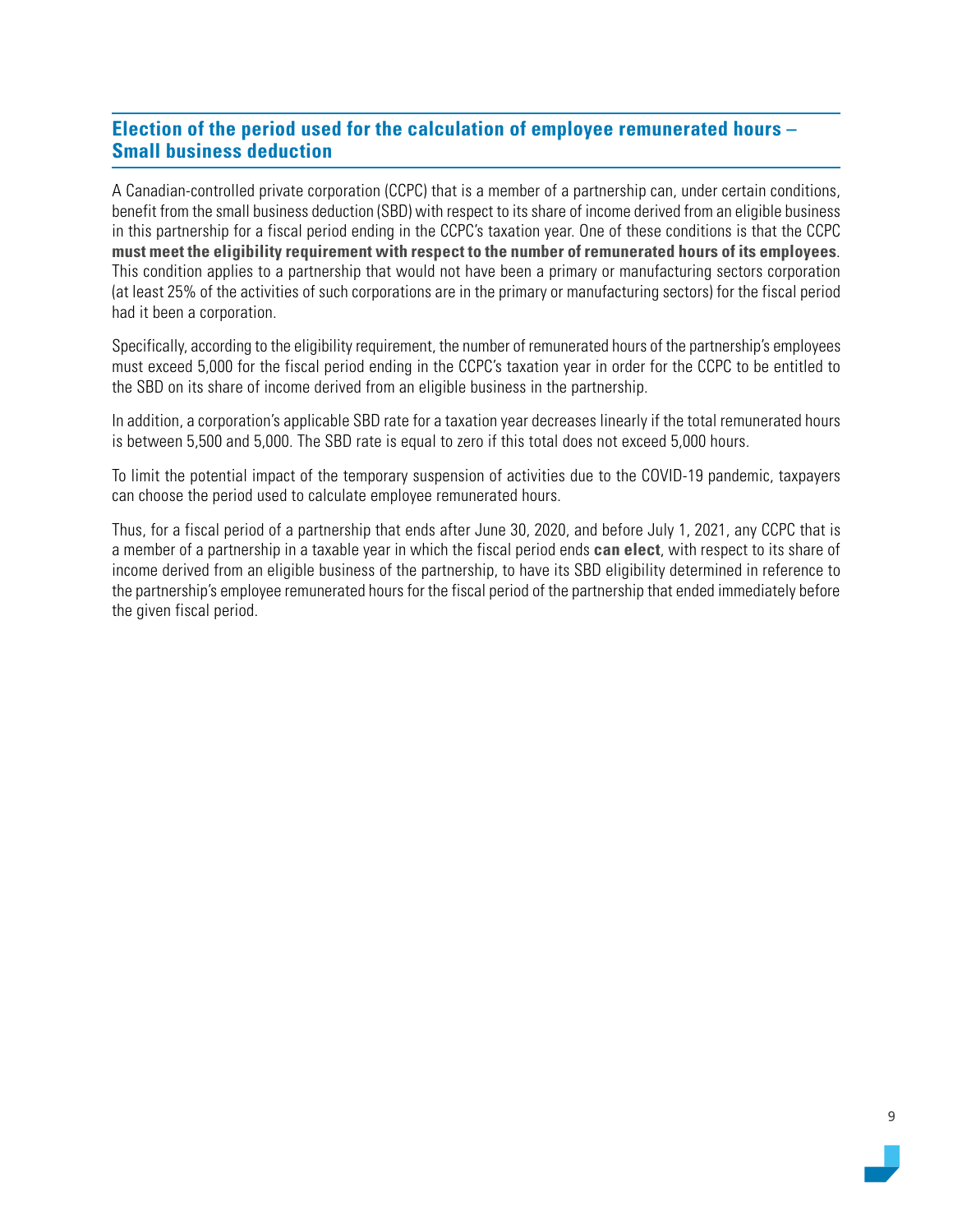## Election of the period used for the calculation of employee remunerated hours – Small business deduction

A Canadian-controlled private corporation (CCPC) that is a member of a partnership can, under certain conditions, benefit from the small business deduction (SBD) with respect to its share of income derived from an eligible business in this partnership for a fiscal period ending in the CCPC's taxation year. One of these conditions is that the CCPC **must meet the eligibility requirement with respect to the number of remunerated hours of its employees**. This condition applies to a partnership that would not have been a primary or manufacturing sectors corporation (at least 25% of the activities of such corporations are in the primary or manufacturing sectors) for the fiscal period had it been a corporation.

Specifically, according to the eligibility requirement, the number of remunerated hours of the partnership's employees must exceed 5,000 for the fiscal period ending in the CCPC's taxation year in order for the CCPC to be entitled to the SBD on its share of income derived from an eligible business in the partnership.

In addition, a corporation's applicable SBD rate for a taxation year decreases linearly if the total remunerated hours is between 5,500 and 5,000. The SBD rate is equal to zero if this total does not exceed 5,000 hours.

To limit the potential impact of the temporary suspension of activities due to the COVID-19 pandemic, taxpayers can choose the period used to calculate employee remunerated hours.

Thus, for a fiscal period of a partnership that ends after June 30, 2020, and before July 1, 2021, any CCPC that is a member of a partnership in a taxable year in which the fiscal period ends **can elect**, with respect to its share of income derived from an eligible business of the partnership, to have its SBD eligibility determined in reference to the partnership's employee remunerated hours for the fiscal period of the partnership that ended immediately before the given fiscal period.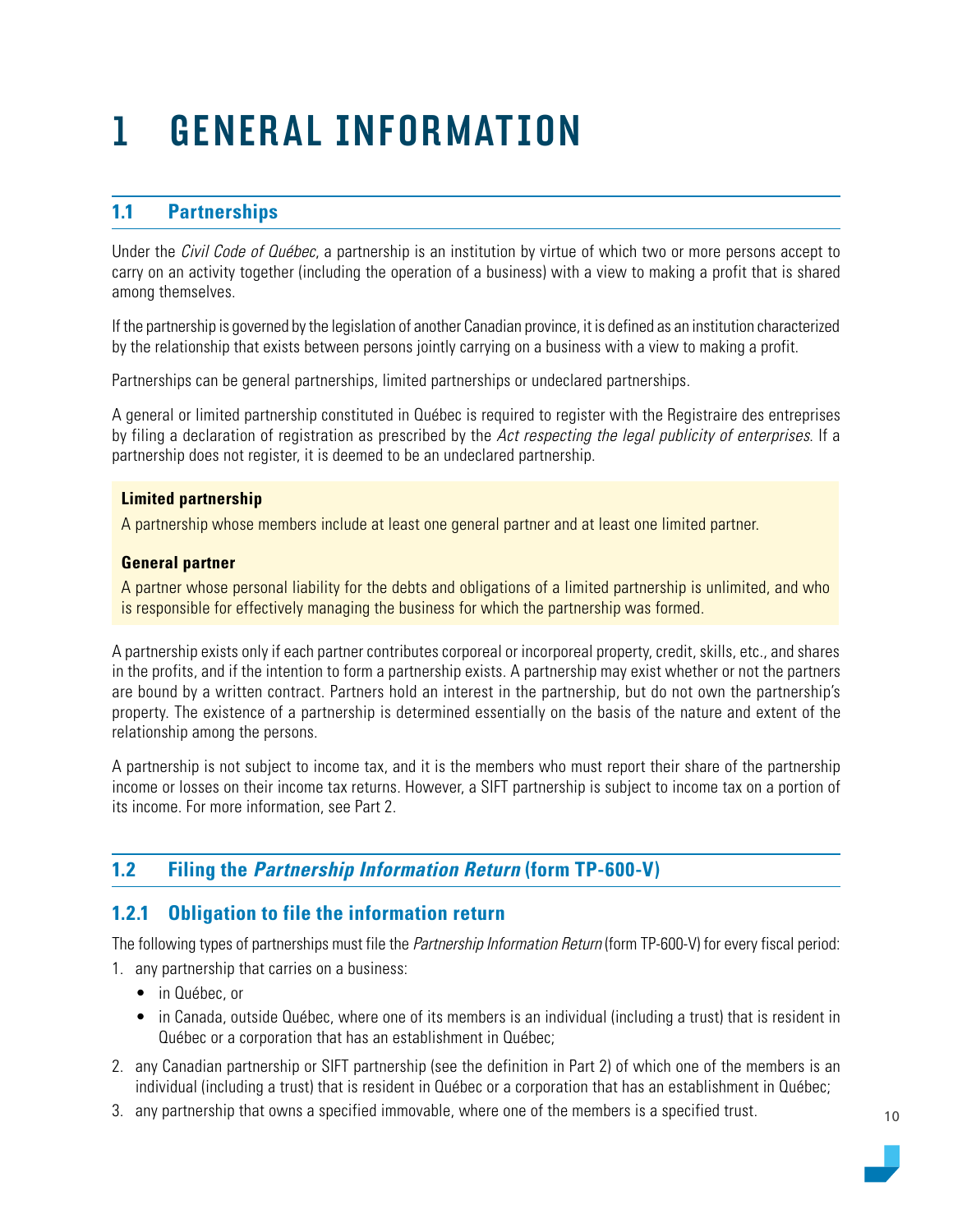# 1 GENERAL INFORMATION

## 1.1 Partnerships

Under the *Civil Code of Québec*, a partnership is an institution by virtue of which two or more persons accept to carry on an activity together (including the operation of a business) with a view to making a profit that is shared among themselves.

If the partnership is governed by the legislation of another Canadian province, it is defined as an institution characterized by the relationship that exists between persons jointly carrying on a business with a view to making a profit.

Partnerships can be general partnerships, limited partnerships or undeclared partnerships.

A general or limited partnership constituted in Québec is required to register with the Registraire des entreprises by filing a declaration of registration as prescribed by the *Act respecting the legal publicity of enterprises*. If a partnership does not register, it is deemed to be an undeclared partnership.

**Limited partnership**

A partnership whose members include at least one general partner and at least one limited partner.

**General partner**

A partner whose personal liability for the debts and obligations of a limited partnership is unlimited, and who is responsible for effectively managing the business for which the partnership was formed.

A partnership exists only if each partner contributes corporeal or incorporeal property, credit, skills, etc., and shares in the profits, and if the intention to form a partnership exists. A partnership may exist whether or not the partners are bound by a written contract. Partners hold an interest in the partnership, but do not own the partnership's property. The existence of a partnership is determined essentially on the basis of the nature and extent of the relationship among the persons.

A partnership is not subject to income tax, and it is the members who must report their share of the partnership income or losses on their income tax returns. However, a SIFT partnership is subject to income tax on a portion of its income. For more information, see Part 2.

## 1.2 Filing the *Partnership Information Return* (form TP-600-V)

### 1.2.1 Obligation to file the information return

The following types of partnerships must file the *Partnership Information Return* (form TP-600-V) for every fiscal period:

1. any partnership that carries on a business:
   - in Québec, or
   - in Canada, outside Québec, where one of its members is an individual (including a trust) that is resident in Québec or a corporation that has an establishment in Québec;
2. any Canadian partnership or SIFT partnership (see the definition in Part 2) of which one of the members is an individual (including a trust) that is resident in Québec or a corporation that has an establishment in Québec;
3. any partnership that owns a specified immovable, where one of the members is a specified trust.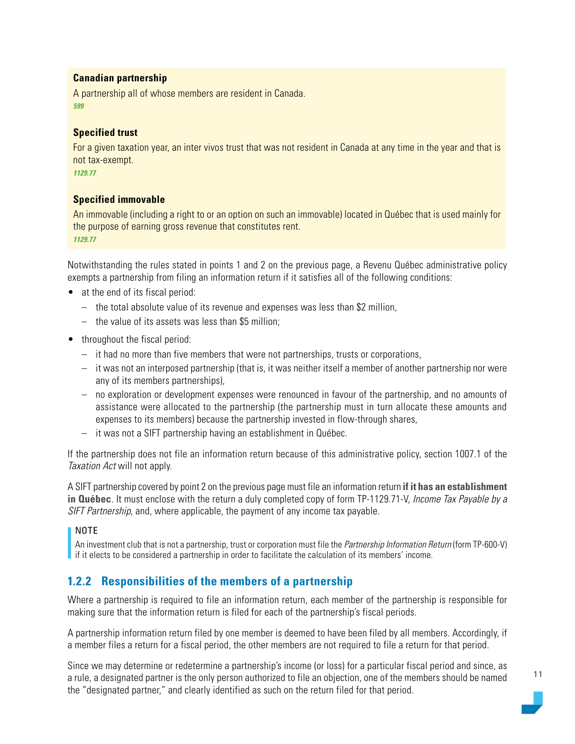**Canadian partnership**

A partnership all of whose members are resident in Canada.

*599*

**Specified trust**

For a given taxation year, an inter vivos trust that was not resident in Canada at any time in the year and that is not tax-exempt.

*1129.77*

**Specified immovable**

An immovable (including a right to or an option on such an immovable) located in Québec that is used mainly for the purpose of earning gross revenue that constitutes rent.

*1129.77*

Notwithstanding the rules stated in points 1 and 2 on the previous page, a Revenu Québec administrative policy exempts a partnership from filing an information return if it satisfies all of the following conditions:

- at the end of its fiscal period:
  - the total absolute value of its revenue and expenses was less than $2 million,
  - the value of its assets was less than $5 million;
- throughout the fiscal period:
  - it had no more than five members that were not partnerships, trusts or corporations,
  - it was not an interposed partnership (that is, it was neither itself a member of another partnership nor were any of its members partnerships),
  - no exploration or development expenses were renounced in favour of the partnership, and no amounts of assistance were allocated to the partnership (the partnership must in turn allocate these amounts and expenses to its members) because the partnership invested in flow-through shares,
  - it was not a SIFT partnership having an establishment in Québec.

If the partnership does not file an information return because of this administrative policy, section 1007.1 of the *Taxation Act* will not apply.

A SIFT partnership covered by point 2 on the previous page must file an information return **if it has an establishment in Québec**. It must enclose with the return a duly completed copy of form TP-1129.71-V, *Income Tax Payable by a SIFT Partnership*, and, where applicable, the payment of any income tax payable.

> NOTE
> An investment club that is not a partnership, trust or corporation must file the *Partnership Information Return* (form TP-600-V) if it elects to be considered a partnership in order to facilitate the calculation of its members' income.

### 1.2.2 Responsibilities of the members of a partnership

Where a partnership is required to file an information return, each member of the partnership is responsible for making sure that the information return is filed for each of the partnership's fiscal periods.

A partnership information return filed by one member is deemed to have been filed by all members. Accordingly, if a member files a return for a fiscal period, the other members are not required to file a return for that period.

Since we may determine or redetermine a partnership's income (or loss) for a particular fiscal period and since, as a rule, a designated partner is the only person authorized to file an objection, one of the members should be named the "designated partner," and clearly identified as such on the return filed for that period.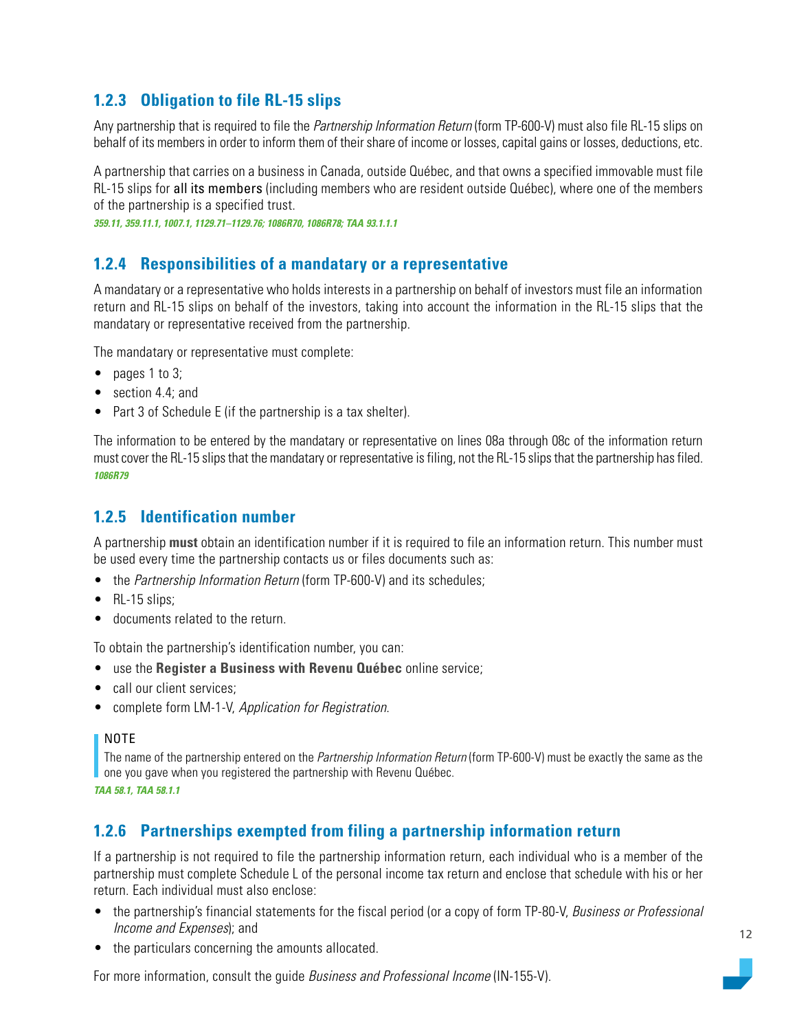### 1.2.3 Obligation to file RL-15 slips

Any partnership that is required to file the *Partnership Information Return* (form TP-600-V) must also file RL-15 slips on behalf of its members in order to inform them of their share of income or losses, capital gains or losses, deductions, etc.

A partnership that carries on a business in Canada, outside Québec, and that owns a specified immovable must file RL-15 slips for all its members (including members who are resident outside Québec), where one of the members of the partnership is a specified trust.

***359.11, 359.11.1, 1007.1, 1129.71–1129.76; 1086R70, 1086R78; TAA 93.1.1.1***

### 1.2.4 Responsibilities of a mandatary or a representative

A mandatary or a representative who holds interests in a partnership on behalf of investors must file an information return and RL-15 slips on behalf of the investors, taking into account the information in the RL-15 slips that the mandatary or representative received from the partnership.

The mandatary or representative must complete:

- pages 1 to 3;
- section 4.4; and
- Part 3 of Schedule E (if the partnership is a tax shelter).

The information to be entered by the mandatary or representative on lines 08a through 08c of the information return must cover the RL-15 slips that the mandatary or representative is filing, not the RL-15 slips that the partnership has filed.

***1086R79***

### 1.2.5 Identification number

A partnership **must** obtain an identification number if it is required to file an information return. This number must be used every time the partnership contacts us or files documents such as:

- the *Partnership Information Return* (form TP-600-V) and its schedules;
- RL-15 slips;
- documents related to the return.

To obtain the partnership's identification number, you can:

- use the **Register a Business with Revenu Québec** online service;
- call our client services;
- complete form LM-1-V, *Application for Registration*.

> NOTE
>
> The name of the partnership entered on the *Partnership Information Return* (form TP-600-V) must be exactly the same as the one you gave when you registered the partnership with Revenu Québec.

***TAA 58.1, TAA 58.1.1***

### 1.2.6 Partnerships exempted from filing a partnership information return

If a partnership is not required to file the partnership information return, each individual who is a member of the partnership must complete Schedule L of the personal income tax return and enclose that schedule with his or her return. Each individual must also enclose:

- the partnership's financial statements for the fiscal period (or a copy of form TP-80-V, *Business or Professional Income and Expenses*); and
- the particulars concerning the amounts allocated.

For more information, consult the guide *Business and Professional Income* (IN-155-V).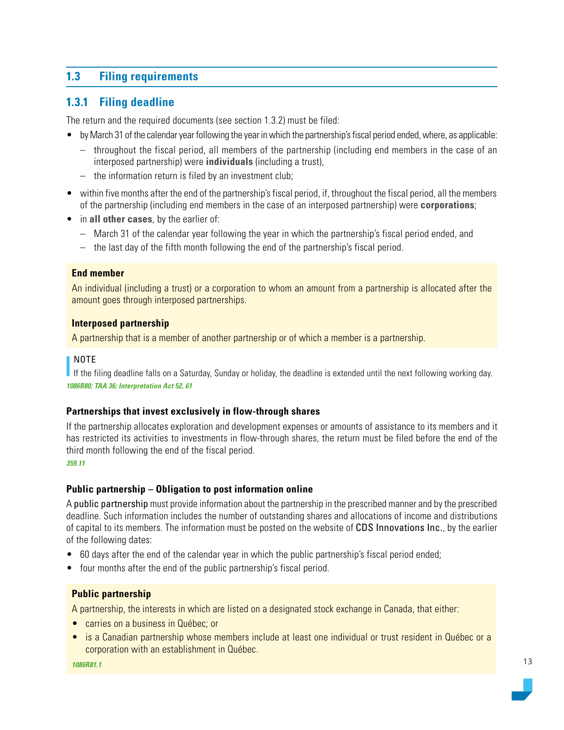## 1.3 Filing requirements

### 1.3.1 Filing deadline

The return and the required documents (see section 1.3.2) must be filed:

- by March 31 of the calendar year following the year in which the partnership's fiscal period ended, where, as applicable:
  - throughout the fiscal period, all members of the partnership (including end members in the case of an interposed partnership) were **individuals** (including a trust),
  - the information return is filed by an investment club;
- within five months after the end of the partnership's fiscal period, if, throughout the fiscal period, all the members of the partnership (including end members in the case of an interposed partnership) were **corporations**;
- in **all other cases**, by the earlier of:
  - March 31 of the calendar year following the year in which the partnership's fiscal period ended, and
  - the last day of the fifth month following the end of the partnership's fiscal period.

**End member**

An individual (including a trust) or a corporation to whom an amount from a partnership is allocated after the amount goes through interposed partnerships.

**Interposed partnership**

A partnership that is a member of another partnership or of which a member is a partnership.

NOTE
If the filing deadline falls on a Saturday, Sunday or holiday, the deadline is extended until the next following working day.

*1086R80; TAA 36; Interpretation Act 52, 61*

#### Partnerships that invest exclusively in flow-through shares

If the partnership allocates exploration and development expenses or amounts of assistance to its members and it has restricted its activities to investments in flow-through shares, the return must be filed before the end of the third month following the end of the fiscal period.

*359.11*

#### Public partnership – Obligation to post information online

A public partnership must provide information about the partnership in the prescribed manner and by the prescribed deadline. Such information includes the number of outstanding shares and allocations of income and distributions of capital to its members. The information must be posted on the website of CDS Innovations Inc., by the earlier of the following dates:

- 60 days after the end of the calendar year in which the public partnership's fiscal period ended;
- four months after the end of the public partnership's fiscal period.

**Public partnership**

A partnership, the interests in which are listed on a designated stock exchange in Canada, that either:

- carries on a business in Québec; or
- is a Canadian partnership whose members include at least one individual or trust resident in Québec or a corporation with an establishment in Québec.

*1086R81.1*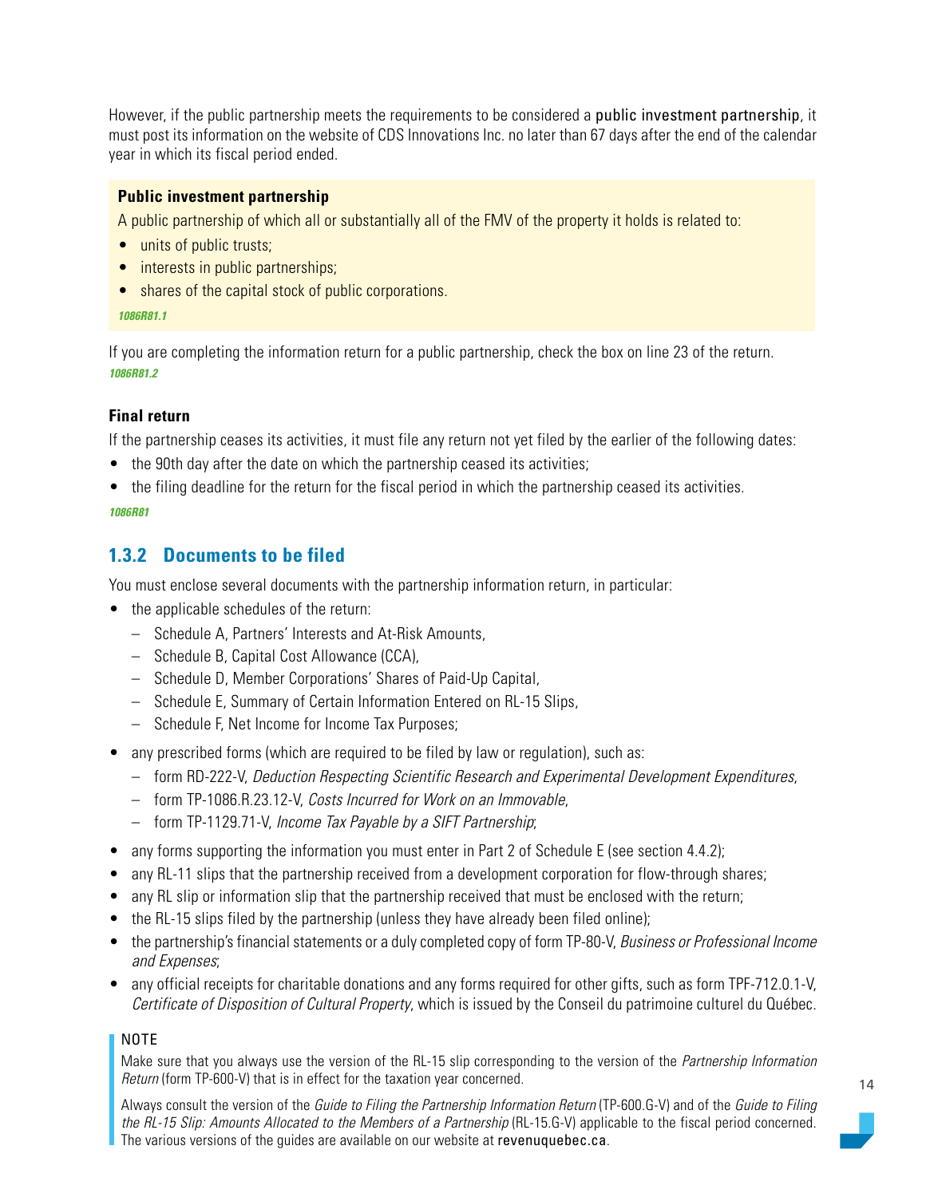However, if the public partnership meets the requirements to be considered a public investment partnership, it must post its information on the website of CDS Innovations Inc. no later than 67 days after the end of the calendar year in which its fiscal period ended.

> **Public investment partnership**
>
> A public partnership of which all or substantially all of the FMV of the property it holds is related to:
>
> - units of public trusts;
> - interests in public partnerships;
> - shares of the capital stock of public corporations.
>
> ***1086R81.1***

If you are completing the information return for a public partnership, check the box on line 23 of the return.
***1086R81.2***

**Final return**

If the partnership ceases its activities, it must file any return not yet filed by the earlier of the following dates:

- the 90th day after the date on which the partnership ceased its activities;
- the filing deadline for the return for the fiscal period in which the partnership ceased its activities.

***1086R81***

## 1.3.2 Documents to be filed

You must enclose several documents with the partnership information return, in particular:

- the applicable schedules of the return:
  - Schedule A, Partners' Interests and At-Risk Amounts,
  - Schedule B, Capital Cost Allowance (CCA),
  - Schedule D, Member Corporations' Shares of Paid-Up Capital,
  - Schedule E, Summary of Certain Information Entered on RL-15 Slips,
  - Schedule F, Net Income for Income Tax Purposes;
- any prescribed forms (which are required to be filed by law or regulation), such as:
  - form RD-222-V, *Deduction Respecting Scientific Research and Experimental Development Expenditures*,
  - form TP-1086.R.23.12-V, *Costs Incurred for Work on an Immovable*,
  - form TP-1129.71-V, *Income Tax Payable by a SIFT Partnership*;
- any forms supporting the information you must enter in Part 2 of Schedule E (see section 4.4.2);
- any RL-11 slips that the partnership received from a development corporation for flow-through shares;
- any RL slip or information slip that the partnership received that must be enclosed with the return;
- the RL-15 slips filed by the partnership (unless they have already been filed online);
- the partnership's financial statements or a duly completed copy of form TP-80-V, *Business or Professional Income and Expenses*;
- any official receipts for charitable donations and any forms required for other gifts, such as form TPF-712.0.1-V, *Certificate of Disposition of Cultural Property*, which is issued by the Conseil du patrimoine culturel du Québec.

> NOTE
>
> Make sure that you always use the version of the RL-15 slip corresponding to the version of the *Partnership Information Return* (form TP-600-V) that is in effect for the taxation year concerned.
>
> Always consult the version of the *Guide to Filing the Partnership Information Return* (TP-600.G-V) and of the *Guide to Filing the RL-15 Slip: Amounts Allocated to the Members of a Partnership* (RL-15.G-V) applicable to the fiscal period concerned. The various versions of the guides are available on our website at revenuquebec.ca.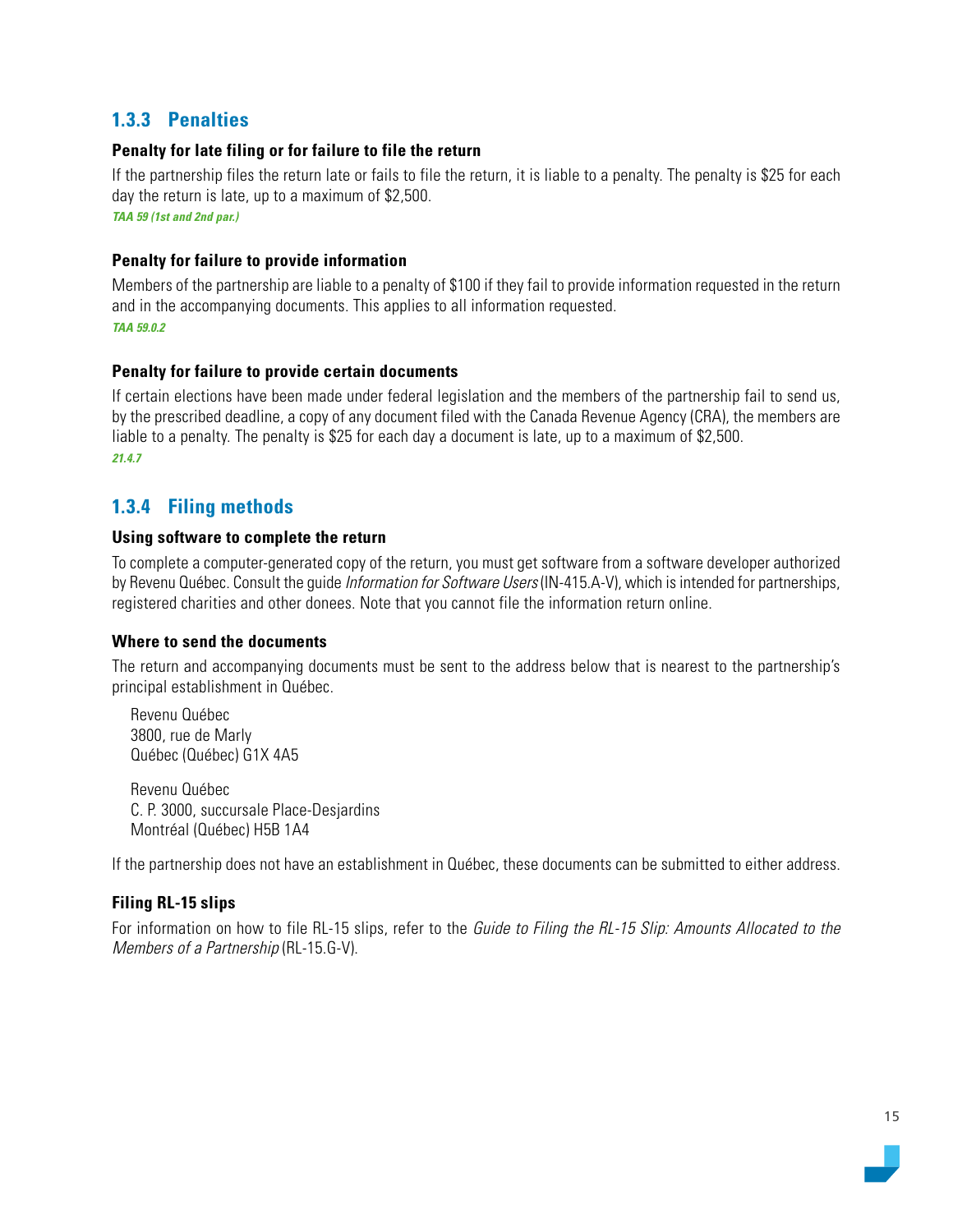### 1.3.3 Penalties

#### Penalty for late filing or for failure to file the return

If the partnership files the return late or fails to file the return, it is liable to a penalty. The penalty is $25 for each day the return is late, up to a maximum of $2,500.

***TAA 59 (1st and 2nd par.)***

#### Penalty for failure to provide information

Members of the partnership are liable to a penalty of $100 if they fail to provide information requested in the return and in the accompanying documents. This applies to all information requested.

***TAA 59.0.2***

#### Penalty for failure to provide certain documents

If certain elections have been made under federal legislation and the members of the partnership fail to send us, by the prescribed deadline, a copy of any document filed with the Canada Revenue Agency (CRA), the members are liable to a penalty. The penalty is $25 for each day a document is late, up to a maximum of $2,500.

***21.4.7***

### 1.3.4 Filing methods

#### Using software to complete the return

To complete a computer-generated copy of the return, you must get software from a software developer authorized by Revenu Québec. Consult the guide *Information for Software Users* (IN-415.A-V), which is intended for partnerships, registered charities and other donees. Note that you cannot file the information return online.

#### Where to send the documents

The return and accompanying documents must be sent to the address below that is nearest to the partnership's principal establishment in Québec.

Revenu Québec
3800, rue de Marly
Québec (Québec) G1X 4A5

Revenu Québec
C. P. 3000, succursale Place-Desjardins
Montréal (Québec) H5B 1A4

If the partnership does not have an establishment in Québec, these documents can be submitted to either address.

#### Filing RL-15 slips

For information on how to file RL-15 slips, refer to the *Guide to Filing the RL-15 Slip: Amounts Allocated to the Members of a Partnership* (RL-15.G-V).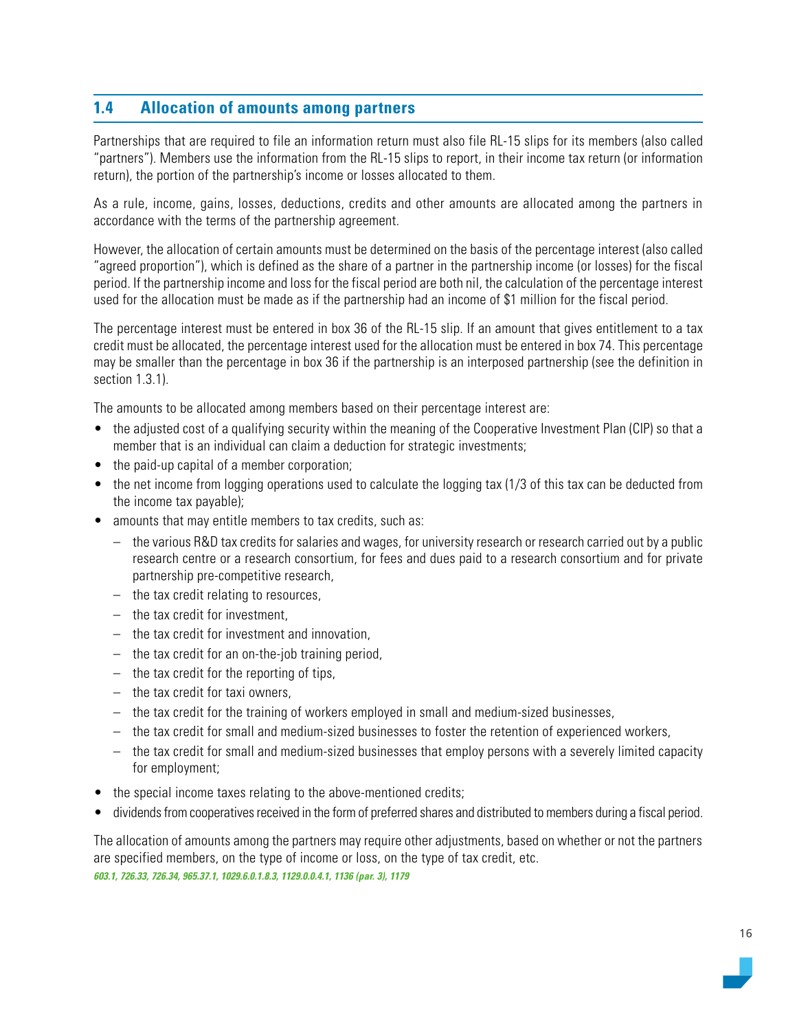## 1.4 Allocation of amounts among partners

Partnerships that are required to file an information return must also file RL-15 slips for its members (also called "partners"). Members use the information from the RL-15 slips to report, in their income tax return (or information return), the portion of the partnership's income or losses allocated to them.

As a rule, income, gains, losses, deductions, credits and other amounts are allocated among the partners in accordance with the terms of the partnership agreement.

However, the allocation of certain amounts must be determined on the basis of the percentage interest (also called "agreed proportion"), which is defined as the share of a partner in the partnership income (or losses) for the fiscal period. If the partnership income and loss for the fiscal period are both nil, the calculation of the percentage interest used for the allocation must be made as if the partnership had an income of $1 million for the fiscal period.

The percentage interest must be entered in box 36 of the RL-15 slip. If an amount that gives entitlement to a tax credit must be allocated, the percentage interest used for the allocation must be entered in box 74. This percentage may be smaller than the percentage in box 36 if the partnership is an interposed partnership (see the definition in section 1.3.1).

The amounts to be allocated among members based on their percentage interest are:

- the adjusted cost of a qualifying security within the meaning of the Cooperative Investment Plan (CIP) so that a member that is an individual can claim a deduction for strategic investments;
- the paid-up capital of a member corporation;
- the net income from logging operations used to calculate the logging tax (1/3 of this tax can be deducted from the income tax payable);
- amounts that may entitle members to tax credits, such as:
  - the various R&D tax credits for salaries and wages, for university research or research carried out by a public research centre or a research consortium, for fees and dues paid to a research consortium and for private partnership pre-competitive research,
  - the tax credit relating to resources,
  - the tax credit for investment,
  - the tax credit for investment and innovation,
  - the tax credit for an on-the-job training period,
  - the tax credit for the reporting of tips,
  - the tax credit for taxi owners,
  - the tax credit for the training of workers employed in small and medium-sized businesses,
  - the tax credit for small and medium-sized businesses to foster the retention of experienced workers,
  - the tax credit for small and medium-sized businesses that employ persons with a severely limited capacity for employment;
- the special income taxes relating to the above-mentioned credits;
- dividends from cooperatives received in the form of preferred shares and distributed to members during a fiscal period.

The allocation of amounts among the partners may require other adjustments, based on whether or not the partners are specified members, on the type of income or loss, on the type of tax credit, etc.

***603.1, 726.33, 726.34, 965.37.1, 1029.6.0.1.8.3, 1129.0.0.4.1, 1136 (par. 3), 1179***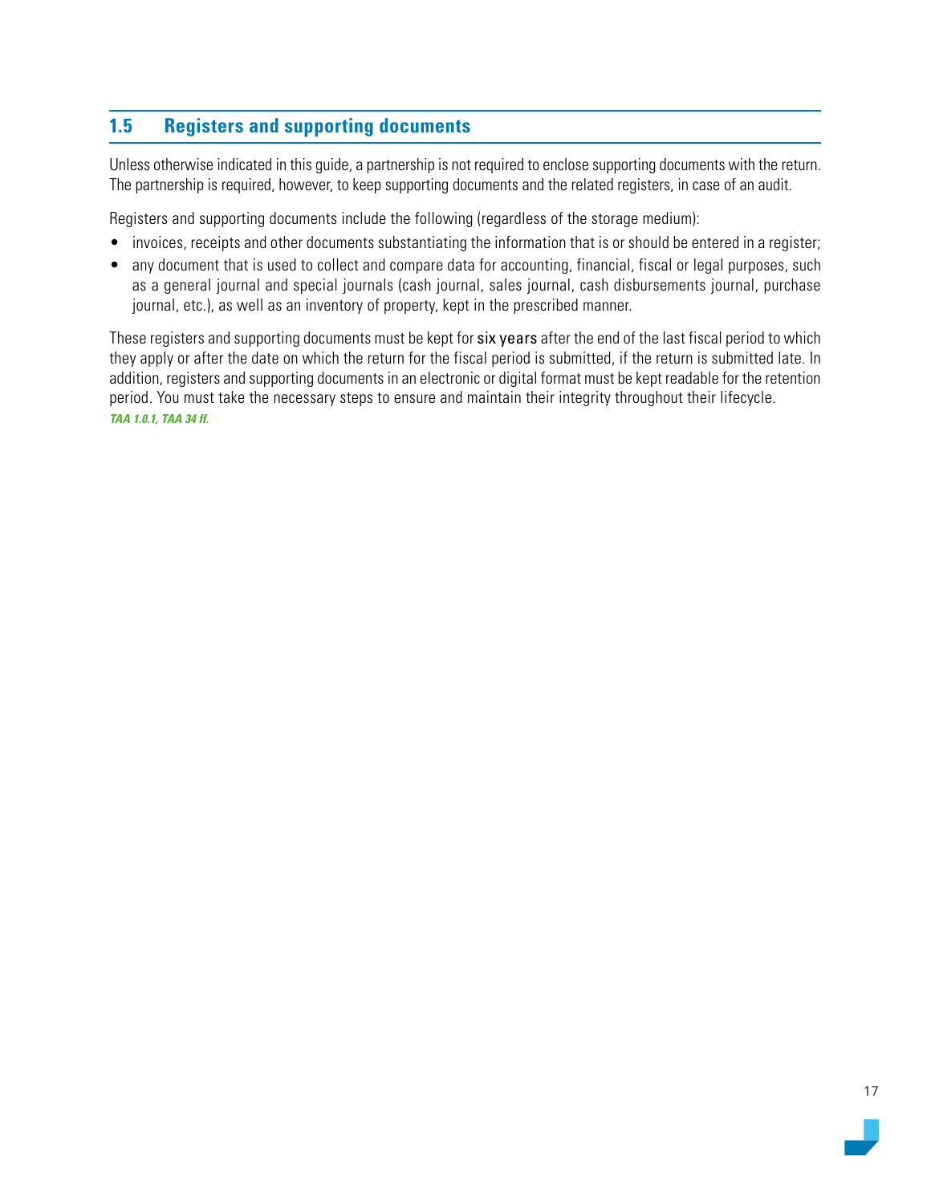## 1.5 Registers and supporting documents

Unless otherwise indicated in this guide, a partnership is not required to enclose supporting documents with the return. The partnership is required, however, to keep supporting documents and the related registers, in case of an audit.

Registers and supporting documents include the following (regardless of the storage medium):

- invoices, receipts and other documents substantiating the information that is or should be entered in a register;
- any document that is used to collect and compare data for accounting, financial, fiscal or legal purposes, such as a general journal and special journals (cash journal, sales journal, cash disbursements journal, purchase journal, etc.), as well as an inventory of property, kept in the prescribed manner.

These registers and supporting documents must be kept for **six years** after the end of the last fiscal period to which they apply or after the date on which the return for the fiscal period is submitted, if the return is submitted late. In addition, registers and supporting documents in an electronic or digital format must be kept readable for the retention period. You must take the necessary steps to ensure and maintain their integrity throughout their lifecycle.
***TAA 1.0.1, TAA 34 ff.***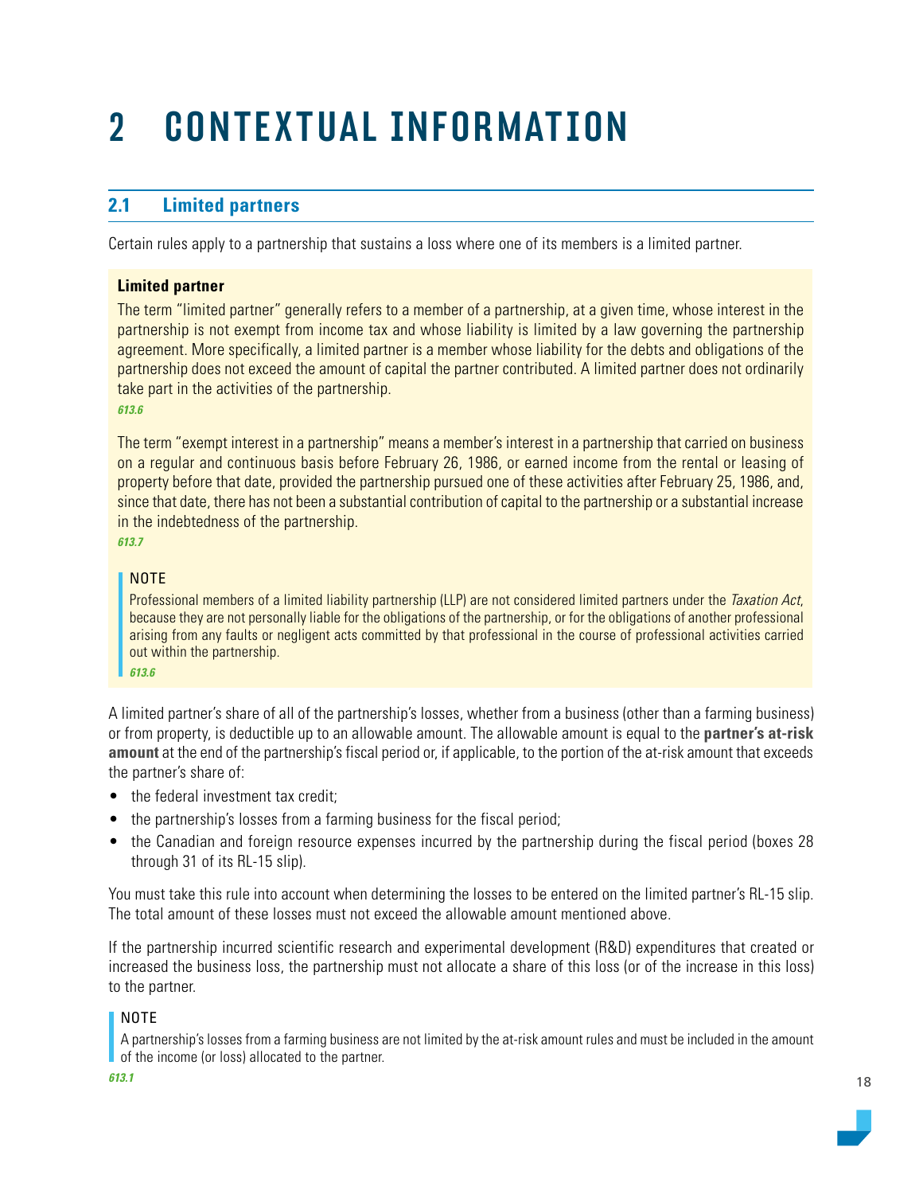# 2 CONTEXTUAL INFORMATION

## 2.1 Limited partners

Certain rules apply to a partnership that sustains a loss where one of its members is a limited partner.

**Limited partner**

The term "limited partner" generally refers to a member of a partnership, at a given time, whose interest in the partnership is not exempt from income tax and whose liability is limited by a law governing the partnership agreement. More specifically, a limited partner is a member whose liability for the debts and obligations of the partnership does not exceed the amount of capital the partner contributed. A limited partner does not ordinarily take part in the activities of the partnership.

***613.6***

The term "exempt interest in a partnership" means a member's interest in a partnership that carried on business on a regular and continuous basis before February 26, 1986, or earned income from the rental or leasing of property before that date, provided the partnership pursued one of these activities after February 25, 1986, and, since that date, there has not been a substantial contribution of capital to the partnership or a substantial increase in the indebtedness of the partnership.

***613.7***

> NOTE
>
> Professional members of a limited liability partnership (LLP) are not considered limited partners under the *Taxation Act*, because they are not personally liable for the obligations of the partnership, or for the obligations of another professional arising from any faults or negligent acts committed by that professional in the course of professional activities carried out within the partnership.
>
> ***613.6***

A limited partner's share of all of the partnership's losses, whether from a business (other than a farming business) or from property, is deductible up to an allowable amount. The allowable amount is equal to the **partner's at-risk amount** at the end of the partnership's fiscal period or, if applicable, to the portion of the at-risk amount that exceeds the partner's share of:

- the federal investment tax credit;
- the partnership's losses from a farming business for the fiscal period;
- the Canadian and foreign resource expenses incurred by the partnership during the fiscal period (boxes 28 through 31 of its RL-15 slip).

You must take this rule into account when determining the losses to be entered on the limited partner's RL-15 slip. The total amount of these losses must not exceed the allowable amount mentioned above.

If the partnership incurred scientific research and experimental development (R&D) expenditures that created or increased the business loss, the partnership must not allocate a share of this loss (or of the increase in this loss) to the partner.

> NOTE
>
> A partnership's losses from a farming business are not limited by the at-risk amount rules and must be included in the amount of the income (or loss) allocated to the partner.

***613.1***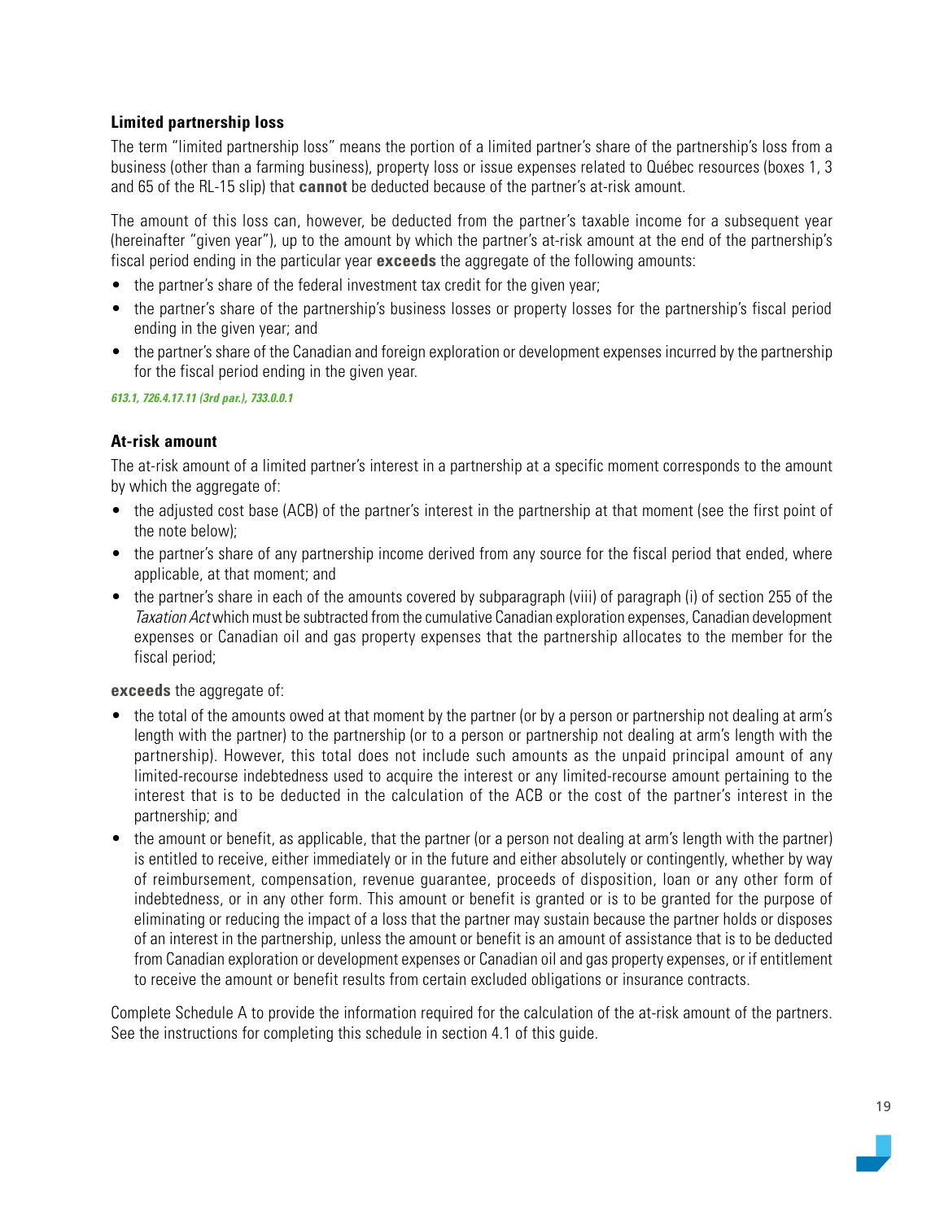### Limited partnership loss

The term "limited partnership loss" means the portion of a limited partner's share of the partnership's loss from a business (other than a farming business), property loss or issue expenses related to Québec resources (boxes 1, 3 and 65 of the RL-15 slip) that **cannot** be deducted because of the partner's at-risk amount.

The amount of this loss can, however, be deducted from the partner's taxable income for a subsequent year (hereinafter "given year"), up to the amount by which the partner's at-risk amount at the end of the partnership's fiscal period ending in the particular year **exceeds** the aggregate of the following amounts:

- the partner's share of the federal investment tax credit for the given year;
- the partner's share of the partnership's business losses or property losses for the partnership's fiscal period ending in the given year; and
- the partner's share of the Canadian and foreign exploration or development expenses incurred by the partnership for the fiscal period ending in the given year.

***613.1, 726.4.17.11 (3rd par.), 733.0.0.1***

### At-risk amount

The at-risk amount of a limited partner's interest in a partnership at a specific moment corresponds to the amount by which the aggregate of:

- the adjusted cost base (ACB) of the partner's interest in the partnership at that moment (see the first point of the note below);
- the partner's share of any partnership income derived from any source for the fiscal period that ended, where applicable, at that moment; and
- the partner's share in each of the amounts covered by subparagraph (viii) of paragraph (i) of section 255 of the *Taxation Act* which must be subtracted from the cumulative Canadian exploration expenses, Canadian development expenses or Canadian oil and gas property expenses that the partnership allocates to the member for the fiscal period;

**exceeds** the aggregate of:

- the total of the amounts owed at that moment by the partner (or by a person or partnership not dealing at arm's length with the partner) to the partnership (or to a person or partnership not dealing at arm's length with the partnership). However, this total does not include such amounts as the unpaid principal amount of any limited-recourse indebtedness used to acquire the interest or any limited-recourse amount pertaining to the interest that is to be deducted in the calculation of the ACB or the cost of the partner's interest in the partnership; and
- the amount or benefit, as applicable, that the partner (or a person not dealing at arm's length with the partner) is entitled to receive, either immediately or in the future and either absolutely or contingently, whether by way of reimbursement, compensation, revenue guarantee, proceeds of disposition, loan or any other form of indebtedness, or in any other form. This amount or benefit is granted or is to be granted for the purpose of eliminating or reducing the impact of a loss that the partner may sustain because the partner holds or disposes of an interest in the partnership, unless the amount or benefit is an amount of assistance that is to be deducted from Canadian exploration or development expenses or Canadian oil and gas property expenses, or if entitlement to receive the amount or benefit results from certain excluded obligations or insurance contracts.

Complete Schedule A to provide the information required for the calculation of the at-risk amount of the partners. See the instructions for completing this schedule in section 4.1 of this guide.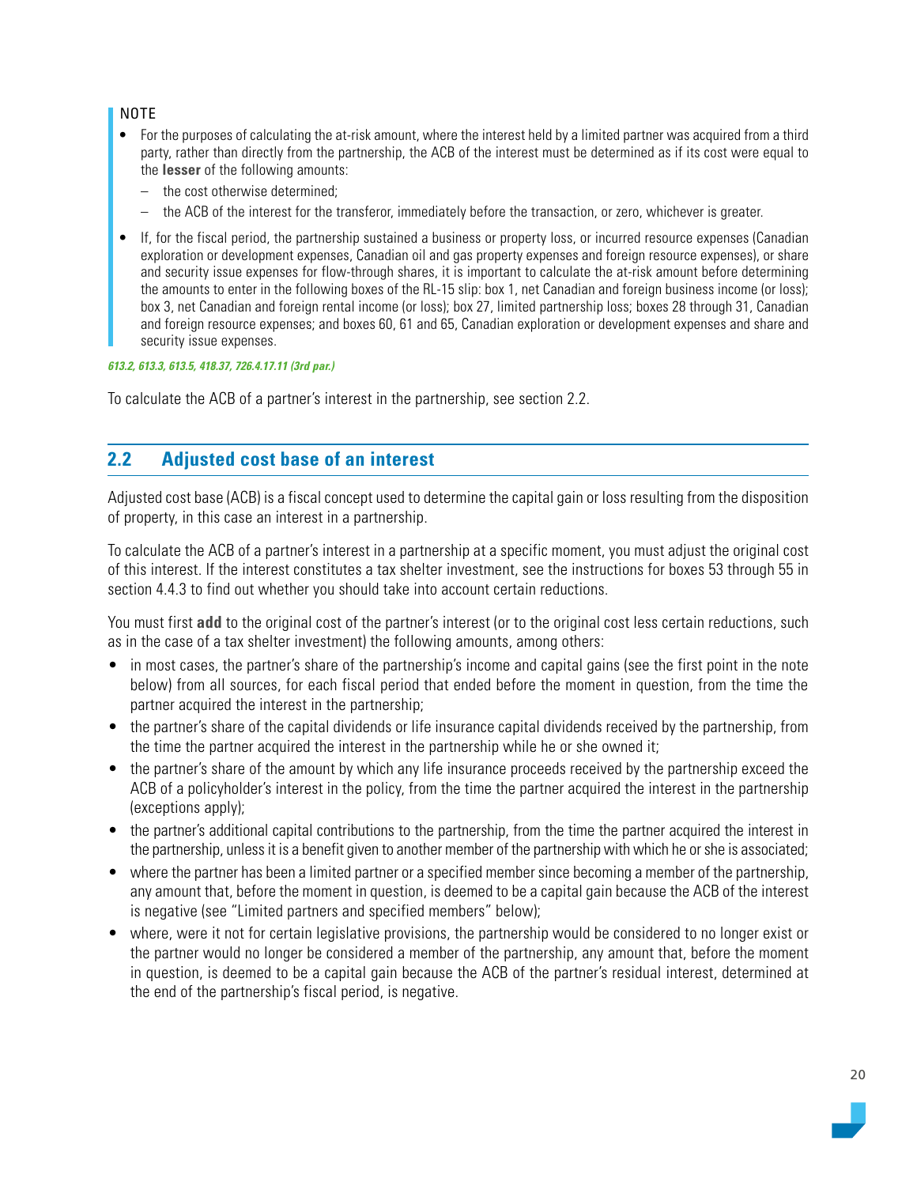NOTE

- For the purposes of calculating the at-risk amount, where the interest held by a limited partner was acquired from a third party, rather than directly from the partnership, the ACB of the interest must be determined as if its cost were equal to the **lesser** of the following amounts:
  - the cost otherwise determined;
  - the ACB of the interest for the transferor, immediately before the transaction, or zero, whichever is greater.
- If, for the fiscal period, the partnership sustained a business or property loss, or incurred resource expenses (Canadian exploration or development expenses, Canadian oil and gas property expenses and foreign resource expenses), or share and security issue expenses for flow-through shares, it is important to calculate the at-risk amount before determining the amounts to enter in the following boxes of the RL-15 slip: box 1, net Canadian and foreign business income (or loss); box 3, net Canadian and foreign rental income (or loss); box 27, limited partnership loss; boxes 28 through 31, Canadian and foreign resource expenses; and boxes 60, 61 and 65, Canadian exploration or development expenses and share and security issue expenses.

***613.2, 613.3, 613.5, 418.37, 726.4.17.11 (3rd par.)***

To calculate the ACB of a partner's interest in the partnership, see section 2.2.

## 2.2 Adjusted cost base of an interest

Adjusted cost base (ACB) is a fiscal concept used to determine the capital gain or loss resulting from the disposition of property, in this case an interest in a partnership.

To calculate the ACB of a partner's interest in a partnership at a specific moment, you must adjust the original cost of this interest. If the interest constitutes a tax shelter investment, see the instructions for boxes 53 through 55 in section 4.4.3 to find out whether you should take into account certain reductions.

You must first **add** to the original cost of the partner's interest (or to the original cost less certain reductions, such as in the case of a tax shelter investment) the following amounts, among others:

- in most cases, the partner's share of the partnership's income and capital gains (see the first point in the note below) from all sources, for each fiscal period that ended before the moment in question, from the time the partner acquired the interest in the partnership;
- the partner's share of the capital dividends or life insurance capital dividends received by the partnership, from the time the partner acquired the interest in the partnership while he or she owned it;
- the partner's share of the amount by which any life insurance proceeds received by the partnership exceed the ACB of a policyholder's interest in the policy, from the time the partner acquired the interest in the partnership (exceptions apply);
- the partner's additional capital contributions to the partnership, from the time the partner acquired the interest in the partnership, unless it is a benefit given to another member of the partnership with which he or she is associated;
- where the partner has been a limited partner or a specified member since becoming a member of the partnership, any amount that, before the moment in question, is deemed to be a capital gain because the ACB of the interest is negative (see "Limited partners and specified members" below);
- where, were it not for certain legislative provisions, the partnership would be considered to no longer exist or the partner would no longer be considered a member of the partnership, any amount that, before the moment in question, is deemed to be a capital gain because the ACB of the partner's residual interest, determined at the end of the partnership's fiscal period, is negative.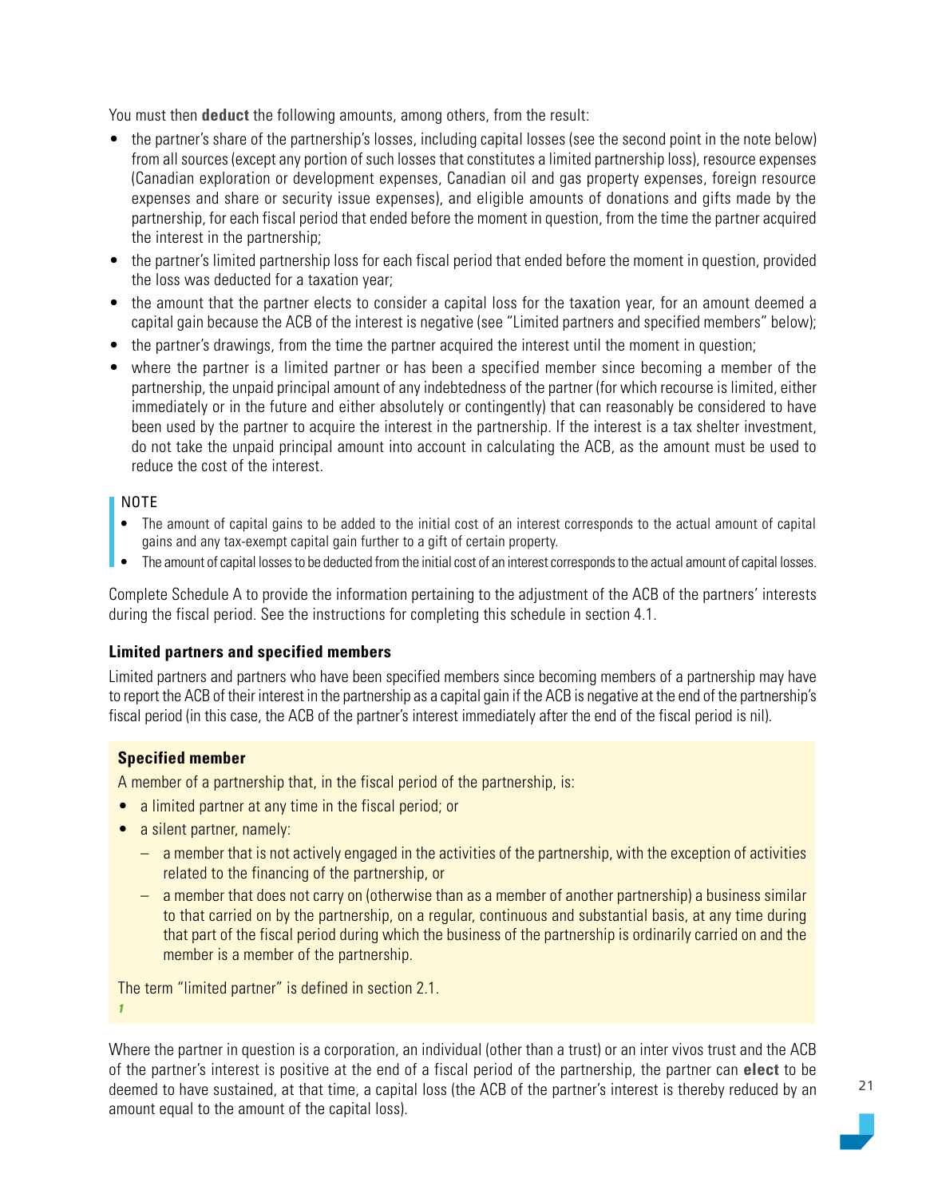You must then **deduct** the following amounts, among others, from the result:

- the partner's share of the partnership's losses, including capital losses (see the second point in the note below) from all sources (except any portion of such losses that constitutes a limited partnership loss), resource expenses (Canadian exploration or development expenses, Canadian oil and gas property expenses, foreign resource expenses and share or security issue expenses), and eligible amounts of donations and gifts made by the partnership, for each fiscal period that ended before the moment in question, from the time the partner acquired the interest in the partnership;
- the partner's limited partnership loss for each fiscal period that ended before the moment in question, provided the loss was deducted for a taxation year;
- the amount that the partner elects to consider a capital loss for the taxation year, for an amount deemed a capital gain because the ACB of the interest is negative (see "Limited partners and specified members" below);
- the partner's drawings, from the time the partner acquired the interest until the moment in question;
- where the partner is a limited partner or has been a specified member since becoming a member of the partnership, the unpaid principal amount of any indebtedness of the partner (for which recourse is limited, either immediately or in the future and either absolutely or contingently) that can reasonably be considered to have been used by the partner to acquire the interest in the partnership. If the interest is a tax shelter investment, do not take the unpaid principal amount into account in calculating the ACB, as the amount must be used to reduce the cost of the interest.

> NOTE
> - The amount of capital gains to be added to the initial cost of an interest corresponds to the actual amount of capital gains and any tax-exempt capital gain further to a gift of certain property.
> - The amount of capital losses to be deducted from the initial cost of an interest corresponds to the actual amount of capital losses.

Complete Schedule A to provide the information pertaining to the adjustment of the ACB of the partners' interests during the fiscal period. See the instructions for completing this schedule in section 4.1.

#### Limited partners and specified members

Limited partners and partners who have been specified members since becoming members of a partnership may have to report the ACB of their interest in the partnership as a capital gain if the ACB is negative at the end of the partnership's fiscal period (in this case, the ACB of the partner's interest immediately after the end of the fiscal period is nil).

> **Specified member**
>
> A member of a partnership that, in the fiscal period of the partnership, is:
> - a limited partner at any time in the fiscal period; or
> - a silent partner, namely:
>   - a member that is not actively engaged in the activities of the partnership, with the exception of activities related to the financing of the partnership, or
>   - a member that does not carry on (otherwise than as a member of another partnership) a business similar to that carried on by the partnership, on a regular, continuous and substantial basis, at any time during that part of the fiscal period during which the business of the partnership is ordinarily carried on and the member is a member of the partnership.
>
> The term "limited partner" is defined in section 2.1.

Where the partner in question is a corporation, an individual (other than a trust) or an inter vivos trust and the ACB of the partner's interest is positive at the end of a fiscal period of the partnership, the partner can **elect** to be deemed to have sustained, at that time, a capital loss (the ACB of the partner's interest is thereby reduced by an amount equal to the amount of the capital loss).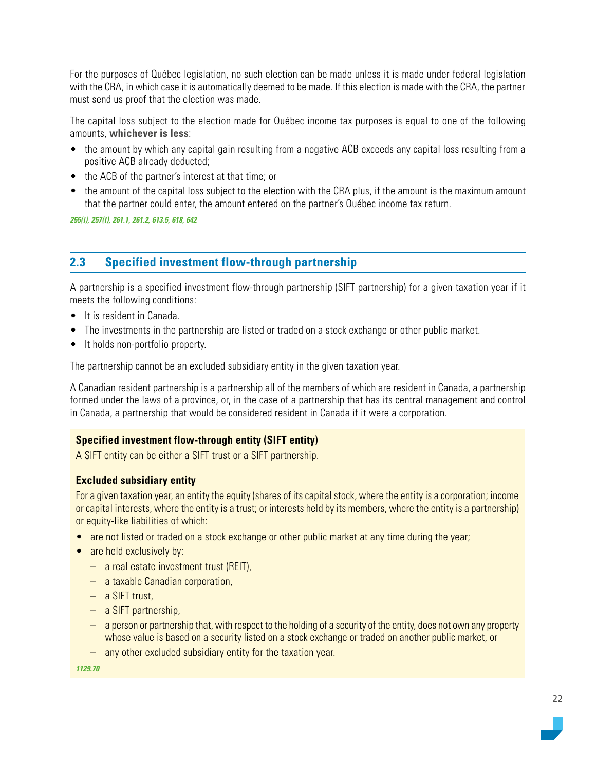For the purposes of Québec legislation, no such election can be made unless it is made under federal legislation with the CRA, in which case it is automatically deemed to be made. If this election is made with the CRA, the partner must send us proof that the election was made.

The capital loss subject to the election made for Québec income tax purposes is equal to one of the following amounts, **whichever is less**:

- the amount by which any capital gain resulting from a negative ACB exceeds any capital loss resulting from a positive ACB already deducted;
- the ACB of the partner's interest at that time; or
- the amount of the capital loss subject to the election with the CRA plus, if the amount is the maximum amount that the partner could enter, the amount entered on the partner's Québec income tax return.

***255(i), 257(l), 261.1, 261.2, 613.5, 618, 642***

## 2.3 Specified investment flow-through partnership

A partnership is a specified investment flow-through partnership (SIFT partnership) for a given taxation year if it meets the following conditions:

- It is resident in Canada.
- The investments in the partnership are listed or traded on a stock exchange or other public market.
- It holds non-portfolio property.

The partnership cannot be an excluded subsidiary entity in the given taxation year.

A Canadian resident partnership is a partnership all of the members of which are resident in Canada, a partnership formed under the laws of a province, or, in the case of a partnership that has its central management and control in Canada, a partnership that would be considered resident in Canada if it were a corporation.

**Specified investment flow-through entity (SIFT entity)**

A SIFT entity can be either a SIFT trust or a SIFT partnership.

**Excluded subsidiary entity**

For a given taxation year, an entity the equity (shares of its capital stock, where the entity is a corporation; income or capital interests, where the entity is a trust; or interests held by its members, where the entity is a partnership) or equity-like liabilities of which:

- are not listed or traded on a stock exchange or other public market at any time during the year;
- are held exclusively by:
  - a real estate investment trust (REIT),
  - a taxable Canadian corporation,
  - a SIFT trust,
  - a SIFT partnership,
  - a person or partnership that, with respect to the holding of a security of the entity, does not own any property whose value is based on a security listed on a stock exchange or traded on another public market, or
  - any other excluded subsidiary entity for the taxation year.

***1129.70***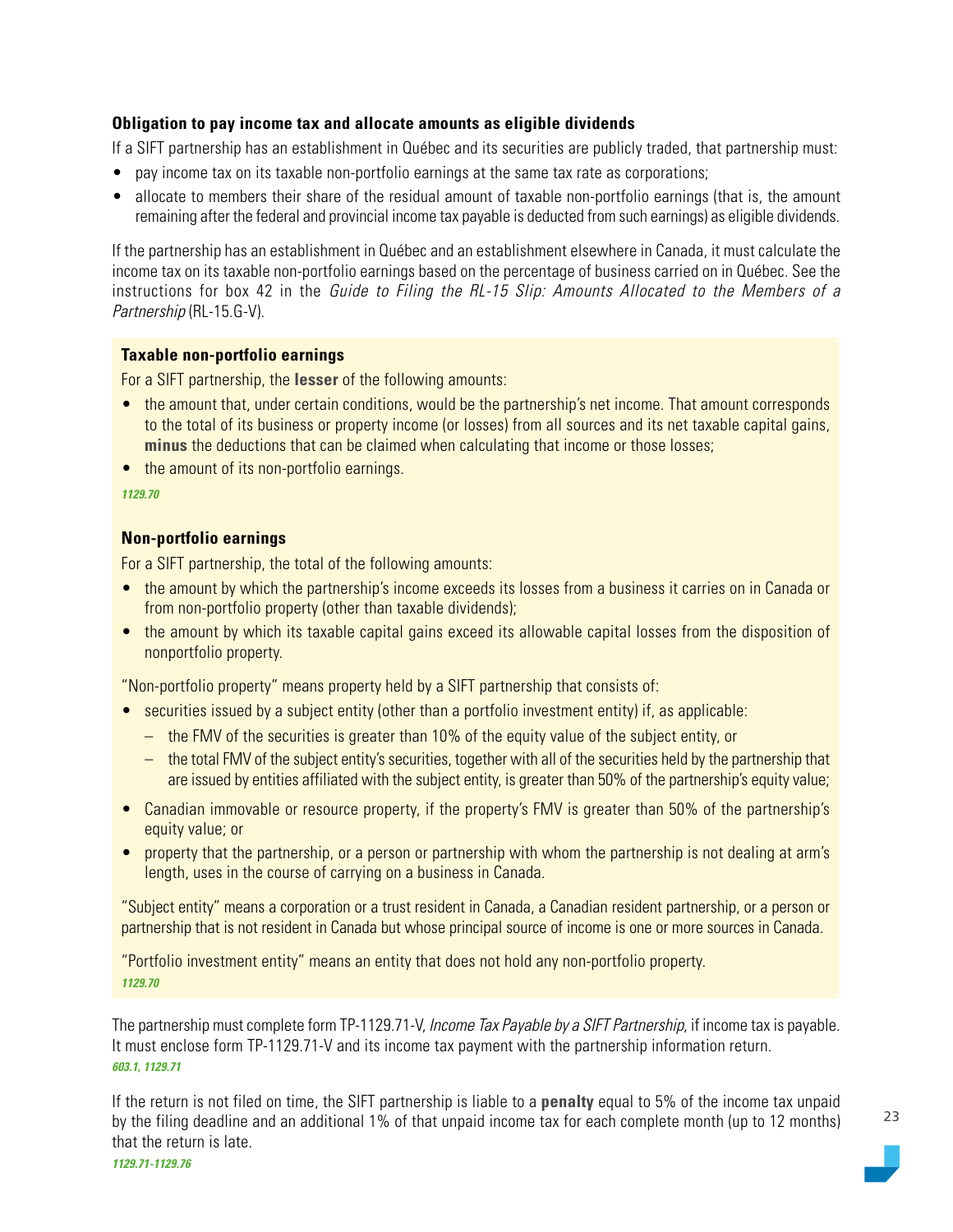### Obligation to pay income tax and allocate amounts as eligible dividends

If a SIFT partnership has an establishment in Québec and its securities are publicly traded, that partnership must:

- pay income tax on its taxable non-portfolio earnings at the same tax rate as corporations;
- allocate to members their share of the residual amount of taxable non-portfolio earnings (that is, the amount remaining after the federal and provincial income tax payable is deducted from such earnings) as eligible dividends.

If the partnership has an establishment in Québec and an establishment elsewhere in Canada, it must calculate the income tax on its taxable non-portfolio earnings based on the percentage of business carried on in Québec. See the instructions for box 42 in the *Guide to Filing the RL-15 Slip: Amounts Allocated to the Members of a Partnership* (RL-15.G-V).

#### Taxable non-portfolio earnings

For a SIFT partnership, the **lesser** of the following amounts:

- the amount that, under certain conditions, would be the partnership's net income. That amount corresponds to the total of its business or property income (or losses) from all sources and its net taxable capital gains, **minus** the deductions that can be claimed when calculating that income or those losses;
- the amount of its non-portfolio earnings.

***1129.70***

#### Non-portfolio earnings

For a SIFT partnership, the total of the following amounts:

- the amount by which the partnership's income exceeds its losses from a business it carries on in Canada or from non-portfolio property (other than taxable dividends);
- the amount by which its taxable capital gains exceed its allowable capital losses from the disposition of nonportfolio property.

"Non-portfolio property" means property held by a SIFT partnership that consists of:

- securities issued by a subject entity (other than a portfolio investment entity) if, as applicable:
  - the FMV of the securities is greater than 10% of the equity value of the subject entity, or
  - the total FMV of the subject entity's securities, together with all of the securities held by the partnership that are issued by entities affiliated with the subject entity, is greater than 50% of the partnership's equity value;
- Canadian immovable or resource property, if the property's FMV is greater than 50% of the partnership's equity value; or
- property that the partnership, or a person or partnership with whom the partnership is not dealing at arm's length, uses in the course of carrying on a business in Canada.

"Subject entity" means a corporation or a trust resident in Canada, a Canadian resident partnership, or a person or partnership that is not resident in Canada but whose principal source of income is one or more sources in Canada.

"Portfolio investment entity" means an entity that does not hold any non-portfolio property.
***1129.70***

The partnership must complete form TP-1129.71-V, *Income Tax Payable by a SIFT Partnership*, if income tax is payable. It must enclose form TP-1129.71-V and its income tax payment with the partnership information return.
***603.1, 1129.71***

If the return is not filed on time, the SIFT partnership is liable to a **penalty** equal to 5% of the income tax unpaid by the filing deadline and an additional 1% of that unpaid income tax for each complete month (up to 12 months) that the return is late.
***1129.71-1129.76***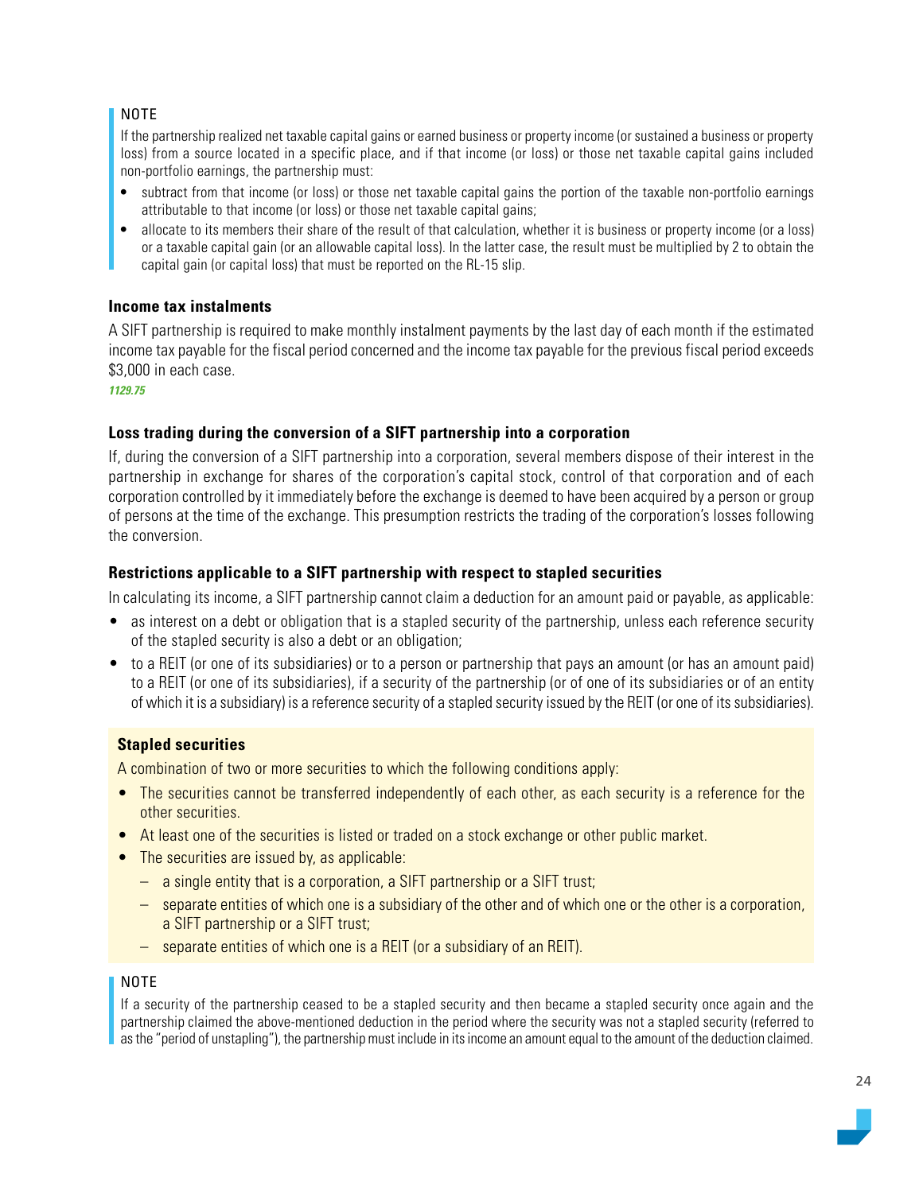NOTE

If the partnership realized net taxable capital gains or earned business or property income (or sustained a business or property loss) from a source located in a specific place, and if that income (or loss) or those net taxable capital gains included non-portfolio earnings, the partnership must:

- subtract from that income (or loss) or those net taxable capital gains the portion of the taxable non-portfolio earnings attributable to that income (or loss) or those net taxable capital gains;
- allocate to its members their share of the result of that calculation, whether it is business or property income (or a loss) or a taxable capital gain (or an allowable capital loss). In the latter case, the result must be multiplied by 2 to obtain the capital gain (or capital loss) that must be reported on the RL-15 slip.

### Income tax instalments

A SIFT partnership is required to make monthly instalment payments by the last day of each month if the estimated income tax payable for the fiscal period concerned and the income tax payable for the previous fiscal period exceeds $3,000 in each case.

*1129.75*

### Loss trading during the conversion of a SIFT partnership into a corporation

If, during the conversion of a SIFT partnership into a corporation, several members dispose of their interest in the partnership in exchange for shares of the corporation's capital stock, control of that corporation and of each corporation controlled by it immediately before the exchange is deemed to have been acquired by a person or group of persons at the time of the exchange. This presumption restricts the trading of the corporation's losses following the conversion.

### Restrictions applicable to a SIFT partnership with respect to stapled securities

In calculating its income, a SIFT partnership cannot claim a deduction for an amount paid or payable, as applicable:

- as interest on a debt or obligation that is a stapled security of the partnership, unless each reference security of the stapled security is also a debt or an obligation;
- to a REIT (or one of its subsidiaries) or to a person or partnership that pays an amount (or has an amount paid) to a REIT (or one of its subsidiaries), if a security of the partnership (or of one of its subsidiaries or of an entity of which it is a subsidiary) is a reference security of a stapled security issued by the REIT (or one of its subsidiaries).

**Stapled securities**

A combination of two or more securities to which the following conditions apply:

- The securities cannot be transferred independently of each other, as each security is a reference for the other securities.
- At least one of the securities is listed or traded on a stock exchange or other public market.
- The securities are issued by, as applicable:
  - a single entity that is a corporation, a SIFT partnership or a SIFT trust;
  - separate entities of which one is a subsidiary of the other and of which one or the other is a corporation, a SIFT partnership or a SIFT trust;
  - separate entities of which one is a REIT (or a subsidiary of an REIT).

NOTE

If a security of the partnership ceased to be a stapled security and then became a stapled security once again and the partnership claimed the above-mentioned deduction in the period where the security was not a stapled security (referred to as the "period of unstapling"), the partnership must include in its income an amount equal to the amount of the deduction claimed.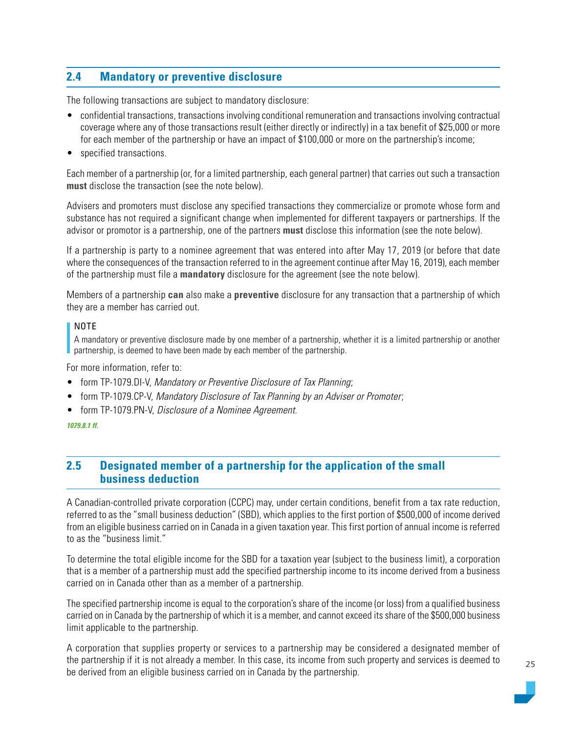## 2.4 Mandatory or preventive disclosure

The following transactions are subject to mandatory disclosure:

- confidential transactions, transactions involving conditional remuneration and transactions involving contractual coverage where any of those transactions result (either directly or indirectly) in a tax benefit of $25,000 or more for each member of the partnership or have an impact of $100,000 or more on the partnership's income;
- specified transactions.

Each member of a partnership (or, for a limited partnership, each general partner) that carries out such a transaction **must** disclose the transaction (see the note below).

Advisers and promoters must disclose any specified transactions they commercialize or promote whose form and substance has not required a significant change when implemented for different taxpayers or partnerships. If the advisor or promotor is a partnership, one of the partners **must** disclose this information (see the note below).

If a partnership is party to a nominee agreement that was entered into after May 17, 2019 (or before that date where the consequences of the transaction referred to in the agreement continue after May 16, 2019), each member of the partnership must file a **mandatory** disclosure for the agreement (see the note below).

Members of a partnership **can** also make a **preventive** disclosure for any transaction that a partnership of which they are a member has carried out.

> NOTE
> A mandatory or preventive disclosure made by one member of a partnership, whether it is a limited partnership or another partnership, is deemed to have been made by each member of the partnership.

For more information, refer to:

- form TP-1079.DI-V, *Mandatory or Preventive Disclosure of Tax Planning*;
- form TP-1079.CP-V, *Mandatory Disclosure of Tax Planning by an Adviser or Promoter*;
- form TP-1079.PN-V, *Disclosure of a Nominee Agreement*.

***1079.8.1 ff.***

## 2.5 Designated member of a partnership for the application of the small business deduction

A Canadian-controlled private corporation (CCPC) may, under certain conditions, benefit from a tax rate reduction, referred to as the "small business deduction" (SBD), which applies to the first portion of $500,000 of income derived from an eligible business carried on in Canada in a given taxation year. This first portion of annual income is referred to as the "business limit."

To determine the total eligible income for the SBD for a taxation year (subject to the business limit), a corporation that is a member of a partnership must add the specified partnership income to its income derived from a business carried on in Canada other than as a member of a partnership.

The specified partnership income is equal to the corporation's share of the income (or loss) from a qualified business carried on in Canada by the partnership of which it is a member, and cannot exceed its share of the $500,000 business limit applicable to the partnership.

A corporation that supplies property or services to a partnership may be considered a designated member of the partnership if it is not already a member. In this case, its income from such property and services is deemed to be derived from an eligible business carried on in Canada by the partnership.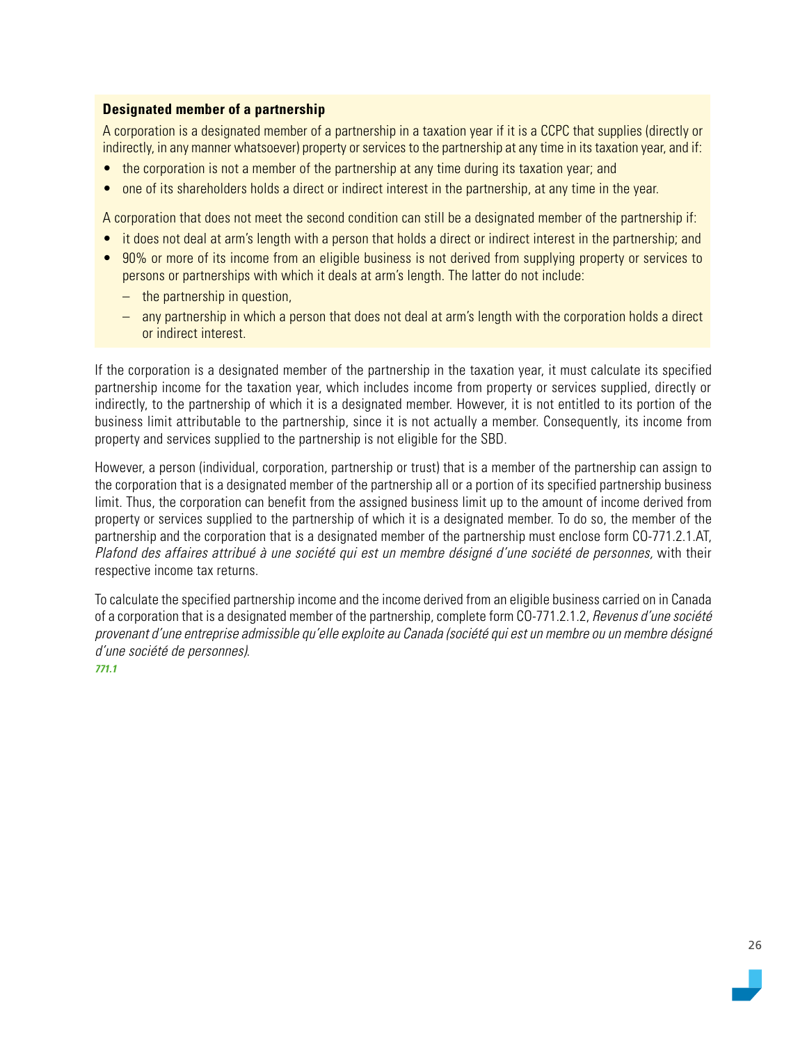**Designated member of a partnership**

A corporation is a designated member of a partnership in a taxation year if it is a CCPC that supplies (directly or indirectly, in any manner whatsoever) property or services to the partnership at any time in its taxation year, and if:

- the corporation is not a member of the partnership at any time during its taxation year; and
- one of its shareholders holds a direct or indirect interest in the partnership, at any time in the year.

A corporation that does not meet the second condition can still be a designated member of the partnership if:

- it does not deal at arm's length with a person that holds a direct or indirect interest in the partnership; and
- 90% or more of its income from an eligible business is not derived from supplying property or services to persons or partnerships with which it deals at arm's length. The latter do not include:
  – the partnership in question,
  – any partnership in which a person that does not deal at arm's length with the corporation holds a direct or indirect interest.

If the corporation is a designated member of the partnership in the taxation year, it must calculate its specified partnership income for the taxation year, which includes income from property or services supplied, directly or indirectly, to the partnership of which it is a designated member. However, it is not entitled to its portion of the business limit attributable to the partnership, since it is not actually a member. Consequently, its income from property and services supplied to the partnership is not eligible for the SBD.

However, a person (individual, corporation, partnership or trust) that is a member of the partnership can assign to the corporation that is a designated member of the partnership all or a portion of its specified partnership business limit. Thus, the corporation can benefit from the assigned business limit up to the amount of income derived from property or services supplied to the partnership of which it is a designated member. To do so, the member of the partnership and the corporation that is a designated member of the partnership must enclose form CO-771.2.1.AT, *Plafond des affaires attribué à une société qui est un membre désigné d'une société de personnes,* with their respective income tax returns.

To calculate the specified partnership income and the income derived from an eligible business carried on in Canada of a corporation that is a designated member of the partnership, complete form CO-771.2.1.2, *Revenus d'une société provenant d'une entreprise admissible qu'elle exploite au Canada (société qui est un membre ou un membre désigné d'une société de personnes)*.

***771.1***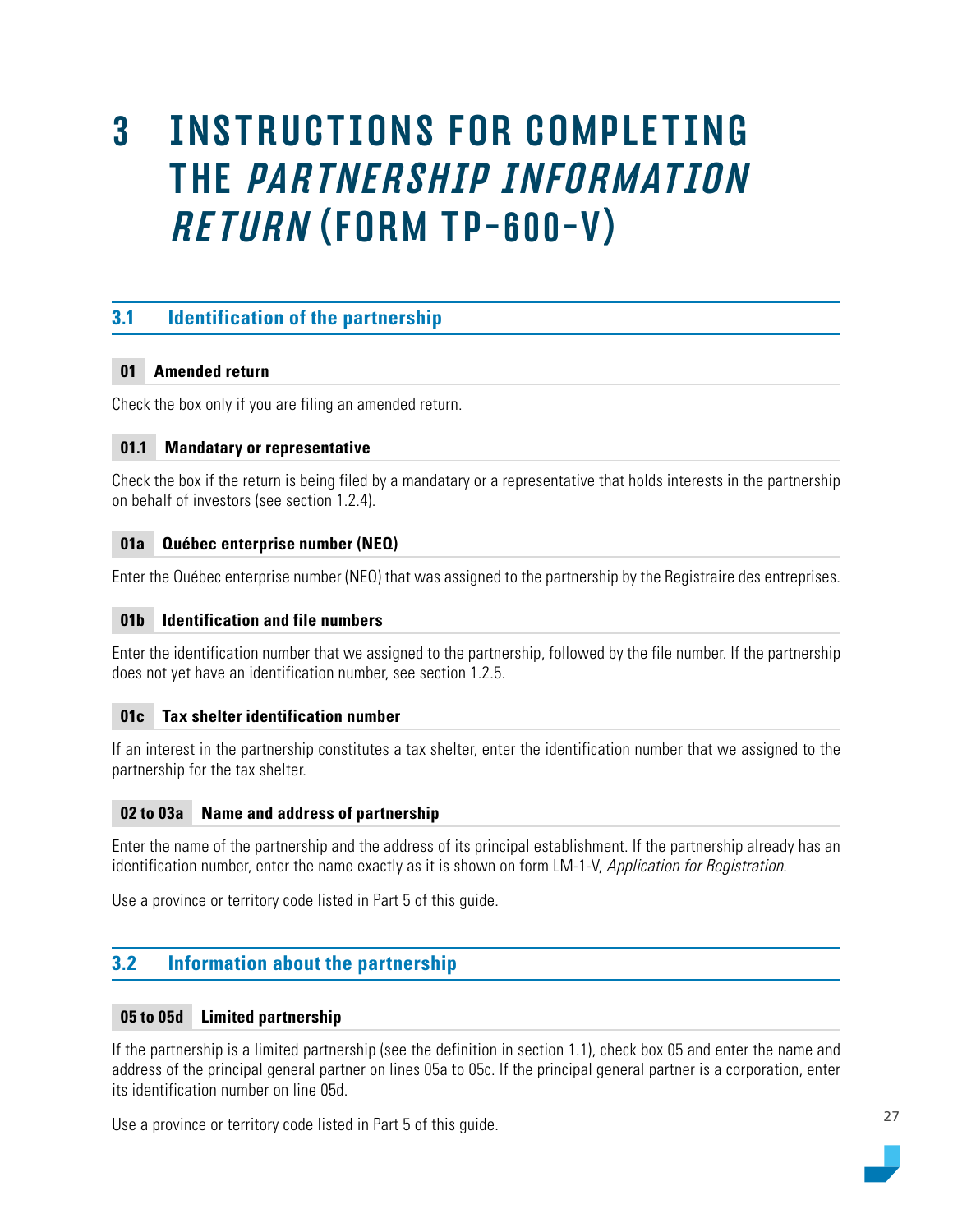# 3 INSTRUCTIONS FOR COMPLETING THE *PARTNERSHIP INFORMATION RETURN* (FORM TP-600-V)

## 3.1 Identification of the partnership

### 01 Amended return

Check the box only if you are filing an amended return.

### 01.1 Mandatary or representative

Check the box if the return is being filed by a mandatary or a representative that holds interests in the partnership on behalf of investors (see section 1.2.4).

### 01a Québec enterprise number (NEQ)

Enter the Québec enterprise number (NEQ) that was assigned to the partnership by the Registraire des entreprises.

### 01b Identification and file numbers

Enter the identification number that we assigned to the partnership, followed by the file number. If the partnership does not yet have an identification number, see section 1.2.5.

### 01c Tax shelter identification number

If an interest in the partnership constitutes a tax shelter, enter the identification number that we assigned to the partnership for the tax shelter.

### 02 to 03a Name and address of partnership

Enter the name of the partnership and the address of its principal establishment. If the partnership already has an identification number, enter the name exactly as it is shown on form LM-1-V, *Application for Registration*.

Use a province or territory code listed in Part 5 of this guide.

## 3.2 Information about the partnership

### 05 to 05d Limited partnership

If the partnership is a limited partnership (see the definition in section 1.1), check box 05 and enter the name and address of the principal general partner on lines 05a to 05c. If the principal general partner is a corporation, enter its identification number on line 05d.

Use a province or territory code listed in Part 5 of this guide.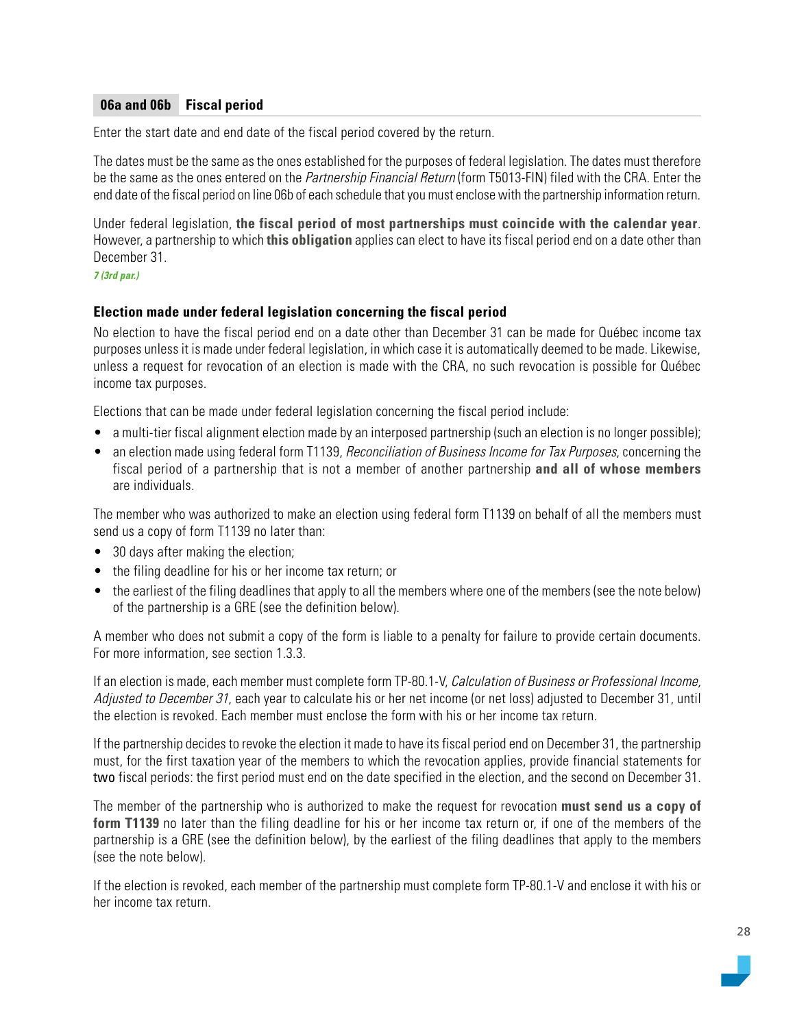### 06a and 06b Fiscal period

Enter the start date and end date of the fiscal period covered by the return.

The dates must be the same as the ones established for the purposes of federal legislation. The dates must therefore be the same as the ones entered on the *Partnership Financial Return* (form T5013-FIN) filed with the CRA. Enter the end date of the fiscal period on line 06b of each schedule that you must enclose with the partnership information return.

Under federal legislation, **the fiscal period of most partnerships must coincide with the calendar year**. However, a partnership to which **this obligation** applies can elect to have its fiscal period end on a date other than December 31.

*7 (3rd par.)*

#### Election made under federal legislation concerning the fiscal period

No election to have the fiscal period end on a date other than December 31 can be made for Québec income tax purposes unless it is made under federal legislation, in which case it is automatically deemed to be made. Likewise, unless a request for revocation of an election is made with the CRA, no such revocation is possible for Québec income tax purposes.

Elections that can be made under federal legislation concerning the fiscal period include:

- a multi-tier fiscal alignment election made by an interposed partnership (such an election is no longer possible);
- an election made using federal form T1139, *Reconciliation of Business Income for Tax Purposes*, concerning the fiscal period of a partnership that is not a member of another partnership **and all of whose members** are individuals.

The member who was authorized to make an election using federal form T1139 on behalf of all the members must send us a copy of form T1139 no later than:

- 30 days after making the election;
- the filing deadline for his or her income tax return; or
- the earliest of the filing deadlines that apply to all the members where one of the members (see the note below) of the partnership is a GRE (see the definition below).

A member who does not submit a copy of the form is liable to a penalty for failure to provide certain documents. For more information, see section 1.3.3.

If an election is made, each member must complete form TP-80.1-V, *Calculation of Business or Professional Income, Adjusted to December 31*, each year to calculate his or her net income (or net loss) adjusted to December 31, until the election is revoked. Each member must enclose the form with his or her income tax return.

If the partnership decides to revoke the election it made to have its fiscal period end on December 31, the partnership must, for the first taxation year of the members to which the revocation applies, provide financial statements for two fiscal periods: the first period must end on the date specified in the election, and the second on December 31.

The member of the partnership who is authorized to make the request for revocation **must send us a copy of form T1139** no later than the filing deadline for his or her income tax return or, if one of the members of the partnership is a GRE (see the definition below), by the earliest of the filing deadlines that apply to the members (see the note below).

If the election is revoked, each member of the partnership must complete form TP-80.1-V and enclose it with his or her income tax return.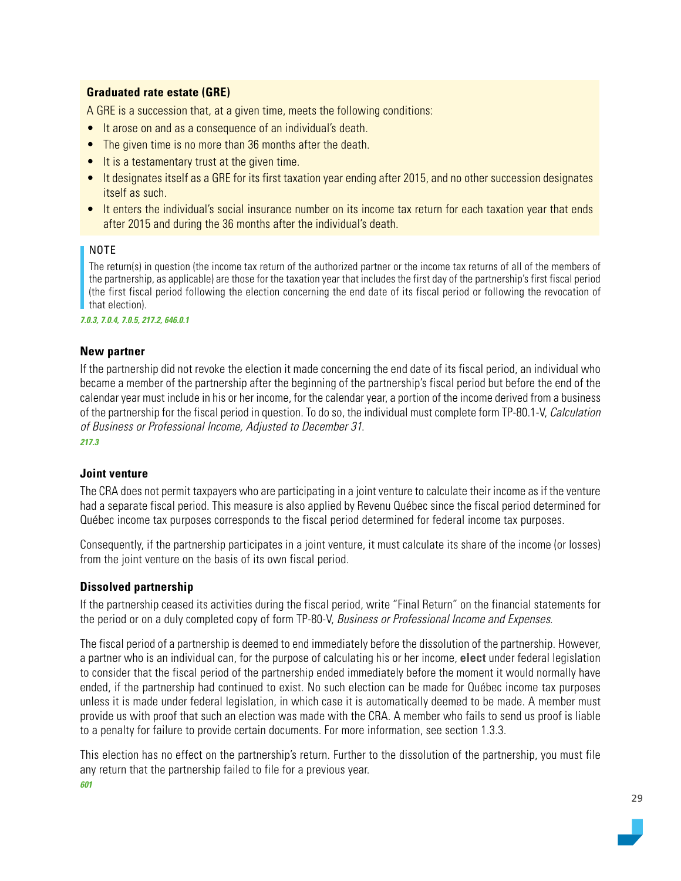**Graduated rate estate (GRE)**

A GRE is a succession that, at a given time, meets the following conditions:

- It arose on and as a consequence of an individual's death.
- The given time is no more than 36 months after the death.
- It is a testamentary trust at the given time.
- It designates itself as a GRE for its first taxation year ending after 2015, and no other succession designates itself as such.
- It enters the individual's social insurance number on its income tax return for each taxation year that ends after 2015 and during the 36 months after the individual's death.

> NOTE
>
> The return(s) in question (the income tax return of the authorized partner or the income tax returns of all of the members of the partnership, as applicable) are those for the taxation year that includes the first day of the partnership's first fiscal period (the first fiscal period following the election concerning the end date of its fiscal period or following the revocation of that election).

***7.0.3, 7.0.4, 7.0.5, 217.2, 646.0.1***

### New partner

If the partnership did not revoke the election it made concerning the end date of its fiscal period, an individual who became a member of the partnership after the beginning of the partnership's fiscal period but before the end of the calendar year must include in his or her income, for the calendar year, a portion of the income derived from a business of the partnership for the fiscal period in question. To do so, the individual must complete form TP-80.1-V, *Calculation of Business or Professional Income, Adjusted to December 31*.

***217.3***

### Joint venture

The CRA does not permit taxpayers who are participating in a joint venture to calculate their income as if the venture had a separate fiscal period. This measure is also applied by Revenu Québec since the fiscal period determined for Québec income tax purposes corresponds to the fiscal period determined for federal income tax purposes.

Consequently, if the partnership participates in a joint venture, it must calculate its share of the income (or losses) from the joint venture on the basis of its own fiscal period.

### Dissolved partnership

If the partnership ceased its activities during the fiscal period, write "Final Return" on the financial statements for the period or on a duly completed copy of form TP-80-V, *Business or Professional Income and Expenses*.

The fiscal period of a partnership is deemed to end immediately before the dissolution of the partnership. However, a partner who is an individual can, for the purpose of calculating his or her income, **elect** under federal legislation to consider that the fiscal period of the partnership ended immediately before the moment it would normally have ended, if the partnership had continued to exist. No such election can be made for Québec income tax purposes unless it is made under federal legislation, in which case it is automatically deemed to be made. A member must provide us with proof that such an election was made with the CRA. A member who fails to send us proof is liable to a penalty for failure to provide certain documents. For more information, see section 1.3.3.

This election has no effect on the partnership's return. Further to the dissolution of the partnership, you must file any return that the partnership failed to file for a previous year.

***601***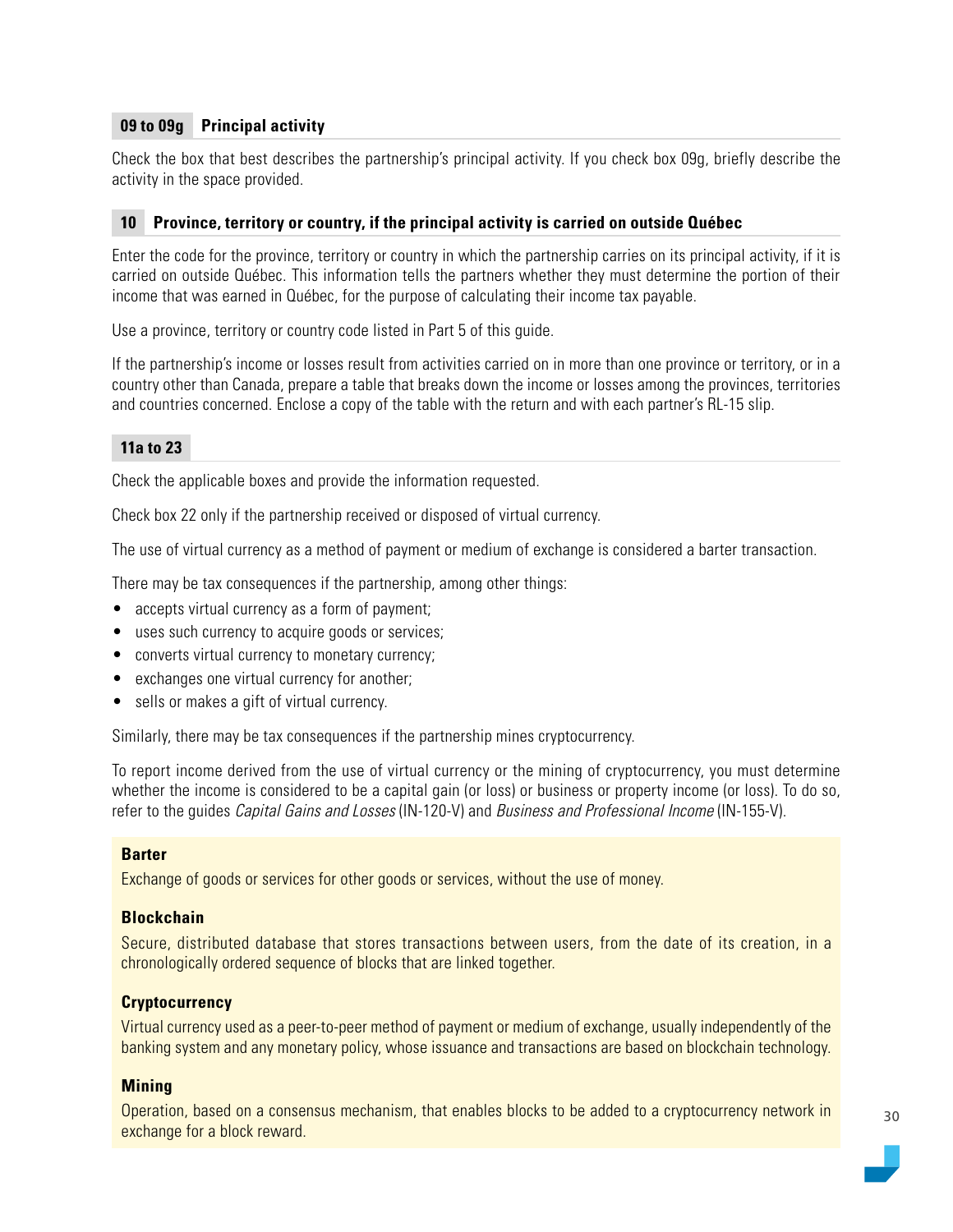### 09 to 09g Principal activity

Check the box that best describes the partnership's principal activity. If you check box 09g, briefly describe the activity in the space provided.

### 10 Province, territory or country, if the principal activity is carried on outside Québec

Enter the code for the province, territory or country in which the partnership carries on its principal activity, if it is carried on outside Québec. This information tells the partners whether they must determine the portion of their income that was earned in Québec, for the purpose of calculating their income tax payable.

Use a province, territory or country code listed in Part 5 of this guide.

If the partnership's income or losses result from activities carried on in more than one province or territory, or in a country other than Canada, prepare a table that breaks down the income or losses among the provinces, territories and countries concerned. Enclose a copy of the table with the return and with each partner's RL-15 slip.

### 11a to 23

Check the applicable boxes and provide the information requested.

Check box 22 only if the partnership received or disposed of virtual currency.

The use of virtual currency as a method of payment or medium of exchange is considered a barter transaction.

There may be tax consequences if the partnership, among other things:

- accepts virtual currency as a form of payment;
- uses such currency to acquire goods or services;
- converts virtual currency to monetary currency;
- exchanges one virtual currency for another;
- sells or makes a gift of virtual currency.

Similarly, there may be tax consequences if the partnership mines cryptocurrency.

To report income derived from the use of virtual currency or the mining of cryptocurrency, you must determine whether the income is considered to be a capital gain (or loss) or business or property income (or loss). To do so, refer to the guides *Capital Gains and Losses* (IN-120-V) and *Business and Professional Income* (IN-155-V).

**Barter**

Exchange of goods or services for other goods or services, without the use of money.

**Blockchain**

Secure, distributed database that stores transactions between users, from the date of its creation, in a chronologically ordered sequence of blocks that are linked together.

**Cryptocurrency**

Virtual currency used as a peer-to-peer method of payment or medium of exchange, usually independently of the banking system and any monetary policy, whose issuance and transactions are based on blockchain technology.

**Mining**

Operation, based on a consensus mechanism, that enables blocks to be added to a cryptocurrency network in exchange for a block reward.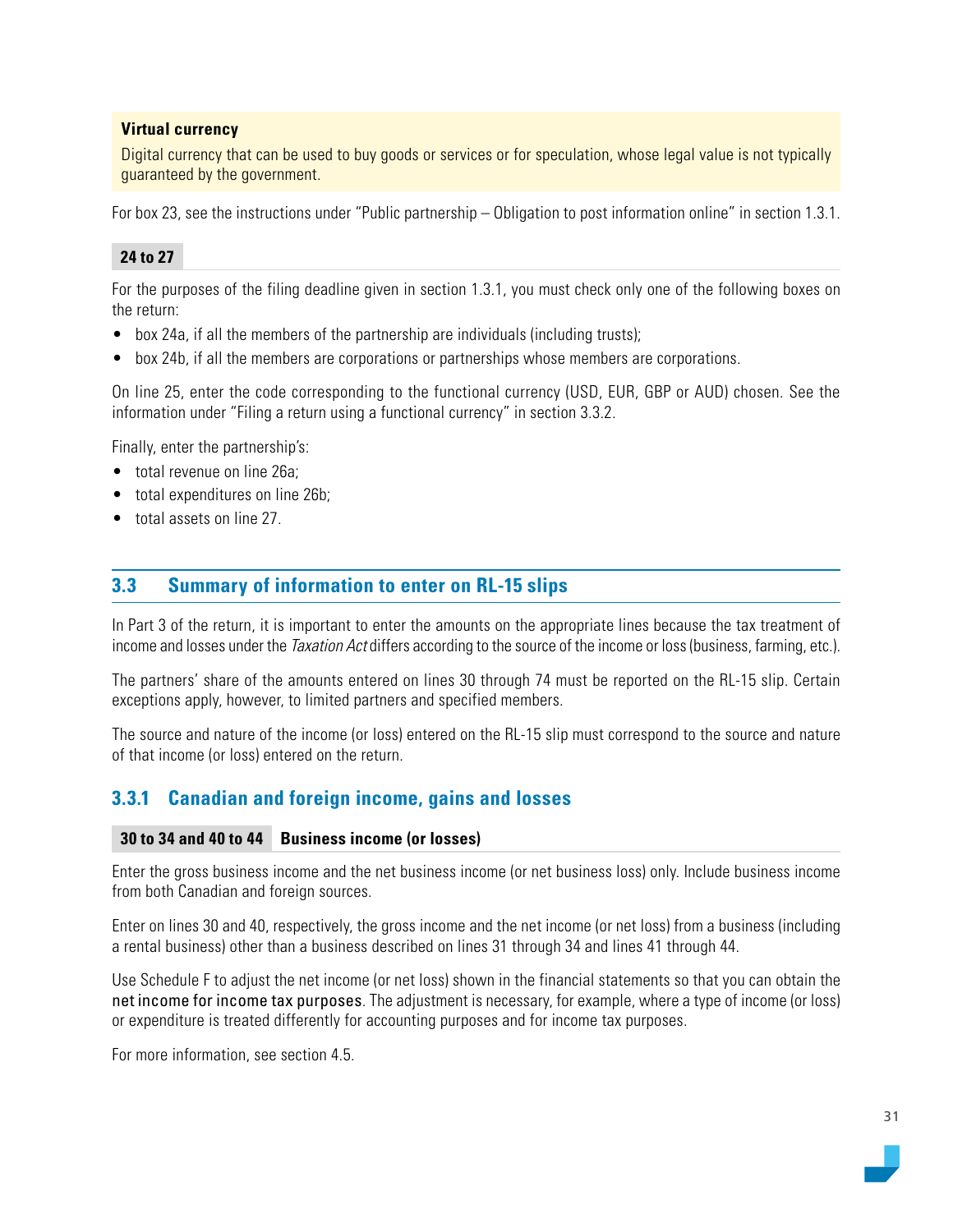**Virtual currency**

Digital currency that can be used to buy goods or services or for speculation, whose legal value is not typically guaranteed by the government.

For box 23, see the instructions under "Public partnership – Obligation to post information online" in section 1.3.1.

**24 to 27**

For the purposes of the filing deadline given in section 1.3.1, you must check only one of the following boxes on the return:

- box 24a, if all the members of the partnership are individuals (including trusts);
- box 24b, if all the members are corporations or partnerships whose members are corporations.

On line 25, enter the code corresponding to the functional currency (USD, EUR, GBP or AUD) chosen. See the information under "Filing a return using a functional currency" in section 3.3.2.

Finally, enter the partnership's:

- total revenue on line 26a;
- total expenditures on line 26b;
- total assets on line 27.

## 3.3 Summary of information to enter on RL-15 slips

In Part 3 of the return, it is important to enter the amounts on the appropriate lines because the tax treatment of income and losses under the *Taxation Act* differs according to the source of the income or loss (business, farming, etc.).

The partners' share of the amounts entered on lines 30 through 74 must be reported on the RL-15 slip. Certain exceptions apply, however, to limited partners and specified members.

The source and nature of the income (or loss) entered on the RL-15 slip must correspond to the source and nature of that income (or loss) entered on the return.

### 3.3.1 Canadian and foreign income, gains and losses

**30 to 34 and 40 to 44 Business income (or losses)**

Enter the gross business income and the net business income (or net business loss) only. Include business income from both Canadian and foreign sources.

Enter on lines 30 and 40, respectively, the gross income and the net income (or net loss) from a business (including a rental business) other than a business described on lines 31 through 34 and lines 41 through 44.

Use Schedule F to adjust the net income (or net loss) shown in the financial statements so that you can obtain the net income for income tax purposes. The adjustment is necessary, for example, where a type of income (or loss) or expenditure is treated differently for accounting purposes and for income tax purposes.

For more information, see section 4.5.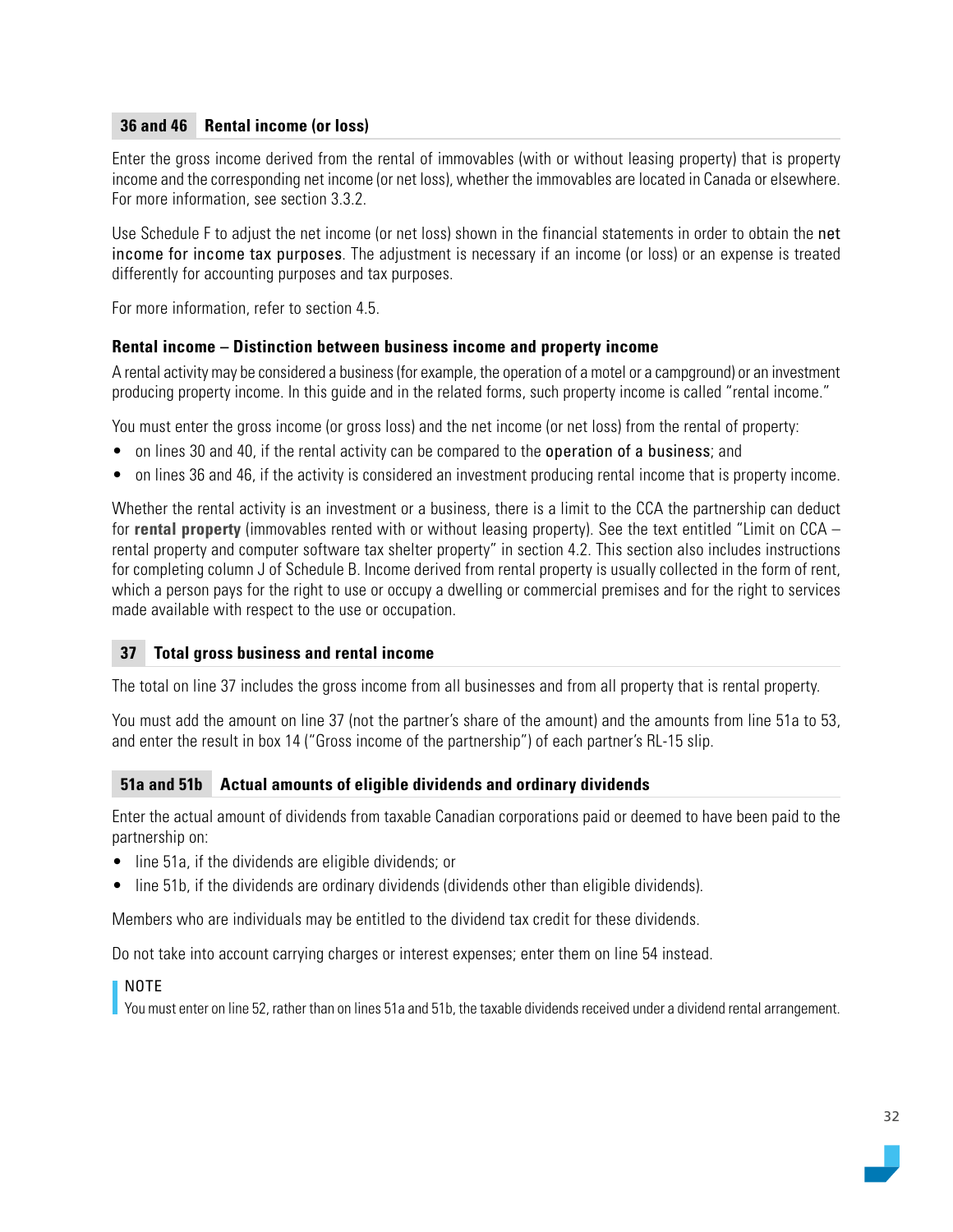### 36 and 46 Rental income (or loss)

Enter the gross income derived from the rental of immovables (with or without leasing property) that is property income and the corresponding net income (or net loss), whether the immovables are located in Canada or elsewhere. For more information, see section 3.3.2.

Use Schedule F to adjust the net income (or net loss) shown in the financial statements in order to obtain the net income for income tax purposes. The adjustment is necessary if an income (or loss) or an expense is treated differently for accounting purposes and tax purposes.

For more information, refer to section 4.5.

#### Rental income – Distinction between business income and property income

A rental activity may be considered a business (for example, the operation of a motel or a campground) or an investment producing property income. In this guide and in the related forms, such property income is called "rental income."

You must enter the gross income (or gross loss) and the net income (or net loss) from the rental of property:

- on lines 30 and 40, if the rental activity can be compared to the operation of a business; and
- on lines 36 and 46, if the activity is considered an investment producing rental income that is property income.

Whether the rental activity is an investment or a business, there is a limit to the CCA the partnership can deduct for **rental property** (immovables rented with or without leasing property). See the text entitled "Limit on CCA – rental property and computer software tax shelter property" in section 4.2. This section also includes instructions for completing column J of Schedule B. Income derived from rental property is usually collected in the form of rent, which a person pays for the right to use or occupy a dwelling or commercial premises and for the right to services made available with respect to the use or occupation.

### 37 Total gross business and rental income

The total on line 37 includes the gross income from all businesses and from all property that is rental property.

You must add the amount on line 37 (not the partner's share of the amount) and the amounts from line 51a to 53, and enter the result in box 14 ("Gross income of the partnership") of each partner's RL-15 slip.

### 51a and 51b Actual amounts of eligible dividends and ordinary dividends

Enter the actual amount of dividends from taxable Canadian corporations paid or deemed to have been paid to the partnership on:

- line 51a, if the dividends are eligible dividends; or
- line 51b, if the dividends are ordinary dividends (dividends other than eligible dividends).

Members who are individuals may be entitled to the dividend tax credit for these dividends.

Do not take into account carrying charges or interest expenses; enter them on line 54 instead.

> NOTE
> You must enter on line 52, rather than on lines 51a and 51b, the taxable dividends received under a dividend rental arrangement.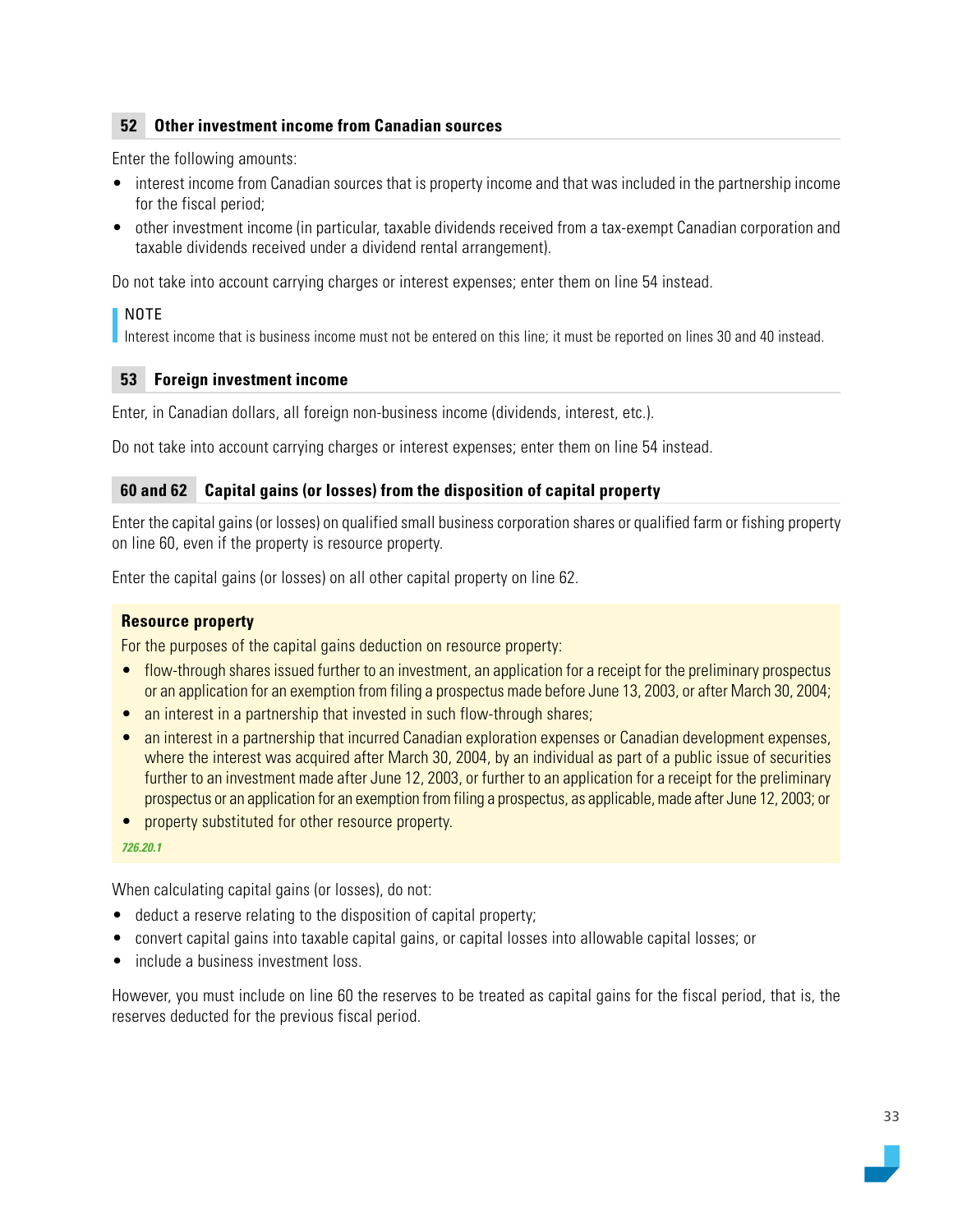## 52 Other investment income from Canadian sources

Enter the following amounts:

- interest income from Canadian sources that is property income and that was included in the partnership income for the fiscal period;
- other investment income (in particular, taxable dividends received from a tax-exempt Canadian corporation and taxable dividends received under a dividend rental arrangement).

Do not take into account carrying charges or interest expenses; enter them on line 54 instead.

> NOTE
> Interest income that is business income must not be entered on this line; it must be reported on lines 30 and 40 instead.

## 53 Foreign investment income

Enter, in Canadian dollars, all foreign non-business income (dividends, interest, etc.).

Do not take into account carrying charges or interest expenses; enter them on line 54 instead.

## 60 and 62 Capital gains (or losses) from the disposition of capital property

Enter the capital gains (or losses) on qualified small business corporation shares or qualified farm or fishing property on line 60, even if the property is resource property.

Enter the capital gains (or losses) on all other capital property on line 62.

**Resource property**

For the purposes of the capital gains deduction on resource property:

- flow-through shares issued further to an investment, an application for a receipt for the preliminary prospectus or an application for an exemption from filing a prospectus made before June 13, 2003, or after March 30, 2004;
- an interest in a partnership that invested in such flow-through shares;
- an interest in a partnership that incurred Canadian exploration expenses or Canadian development expenses, where the interest was acquired after March 30, 2004, by an individual as part of a public issue of securities further to an investment made after June 12, 2003, or further to an application for a receipt for the preliminary prospectus or an application for an exemption from filing a prospectus, as applicable, made after June 12, 2003; or
- property substituted for other resource property.

*726.20.1*

When calculating capital gains (or losses), do not:

- deduct a reserve relating to the disposition of capital property;
- convert capital gains into taxable capital gains, or capital losses into allowable capital losses; or
- include a business investment loss.

However, you must include on line 60 the reserves to be treated as capital gains for the fiscal period, that is, the reserves deducted for the previous fiscal period.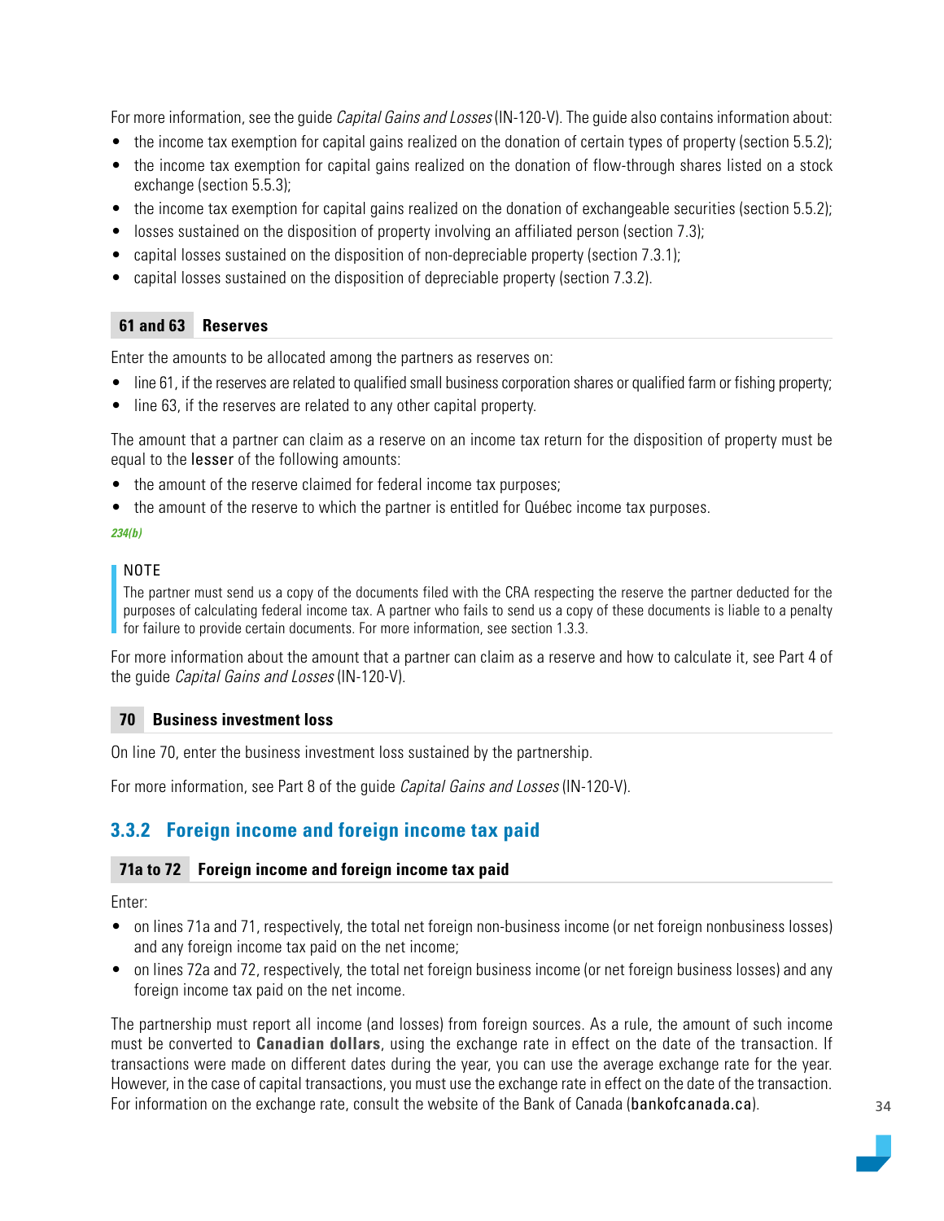For more information, see the guide *Capital Gains and Losses* (IN-120-V). The guide also contains information about:

- the income tax exemption for capital gains realized on the donation of certain types of property (section 5.5.2);
- the income tax exemption for capital gains realized on the donation of flow-through shares listed on a stock exchange (section 5.5.3);
- the income tax exemption for capital gains realized on the donation of exchangeable securities (section 5.5.2);
- losses sustained on the disposition of property involving an affiliated person (section 7.3);
- capital losses sustained on the disposition of non-depreciable property (section 7.3.1);
- capital losses sustained on the disposition of depreciable property (section 7.3.2).

#### 61 and 63 Reserves

Enter the amounts to be allocated among the partners as reserves on:

- line 61, if the reserves are related to qualified small business corporation shares or qualified farm or fishing property;
- line 63, if the reserves are related to any other capital property.

The amount that a partner can claim as a reserve on an income tax return for the disposition of property must be equal to the lesser of the following amounts:

- the amount of the reserve claimed for federal income tax purposes;
- the amount of the reserve to which the partner is entitled for Québec income tax purposes.

*234(b)*

> NOTE
> The partner must send us a copy of the documents filed with the CRA respecting the reserve the partner deducted for the purposes of calculating federal income tax. A partner who fails to send us a copy of these documents is liable to a penalty for failure to provide certain documents. For more information, see section 1.3.3.

For more information about the amount that a partner can claim as a reserve and how to calculate it, see Part 4 of the guide *Capital Gains and Losses* (IN-120-V).

#### 70 Business investment loss

On line 70, enter the business investment loss sustained by the partnership.

For more information, see Part 8 of the guide *Capital Gains and Losses* (IN-120-V).

### 3.3.2 Foreign income and foreign income tax paid

#### 71a to 72 Foreign income and foreign income tax paid

Enter:

- on lines 71a and 71, respectively, the total net foreign non-business income (or net foreign nonbusiness losses) and any foreign income tax paid on the net income;
- on lines 72a and 72, respectively, the total net foreign business income (or net foreign business losses) and any foreign income tax paid on the net income.

The partnership must report all income (and losses) from foreign sources. As a rule, the amount of such income must be converted to **Canadian dollars**, using the exchange rate in effect on the date of the transaction. If transactions were made on different dates during the year, you can use the average exchange rate for the year. However, in the case of capital transactions, you must use the exchange rate in effect on the date of the transaction. For information on the exchange rate, consult the website of the Bank of Canada (bankofcanada.ca).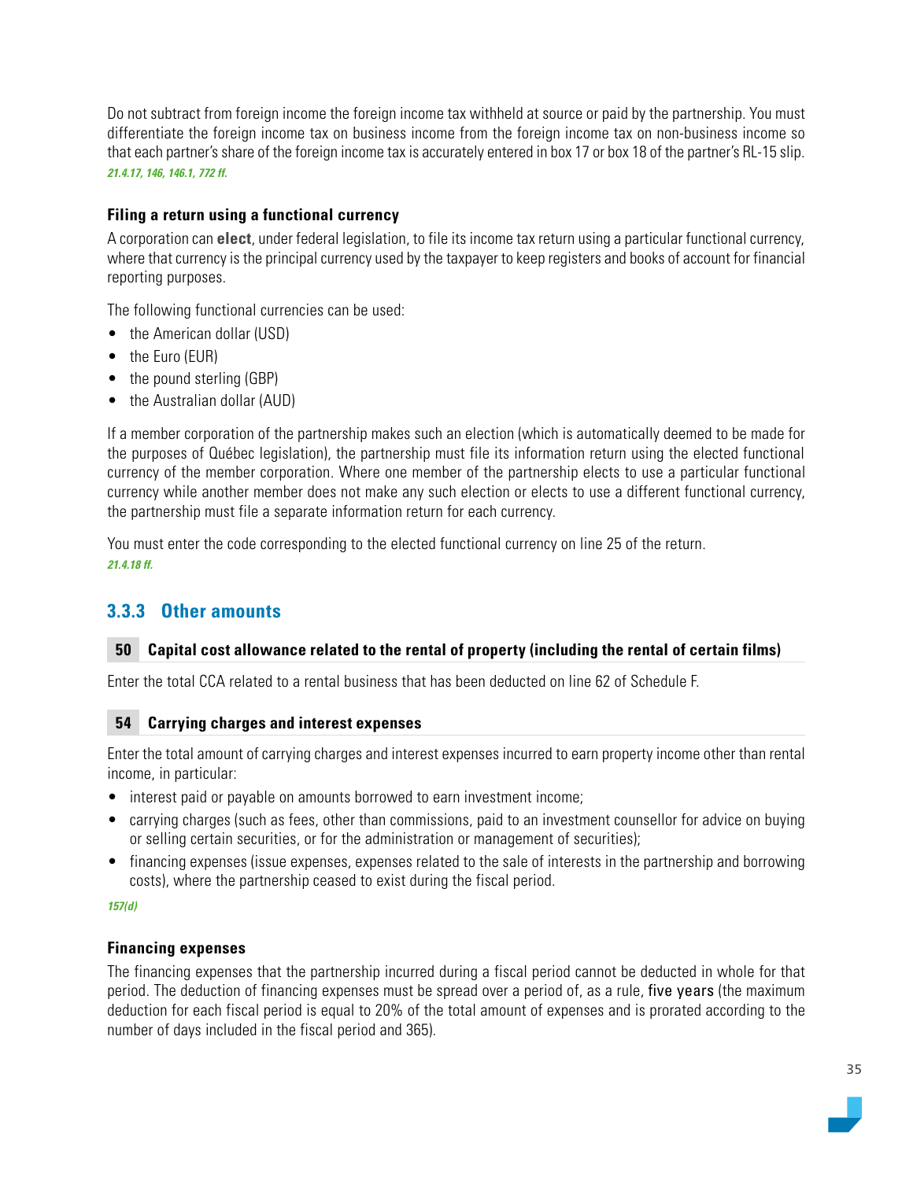Do not subtract from foreign income the foreign income tax withheld at source or paid by the partnership. You must differentiate the foreign income tax on business income from the foreign income tax on non-business income so that each partner's share of the foreign income tax is accurately entered in box 17 or box 18 of the partner's RL-15 slip.
*21.4.17, 146, 146.1, 772 ff.*

#### Filing a return using a functional currency

A corporation can **elect**, under federal legislation, to file its income tax return using a particular functional currency, where that currency is the principal currency used by the taxpayer to keep registers and books of account for financial reporting purposes.

The following functional currencies can be used:

- the American dollar (USD)
- the Euro (EUR)
- the pound sterling (GBP)
- the Australian dollar (AUD)

If a member corporation of the partnership makes such an election (which is automatically deemed to be made for the purposes of Québec legislation), the partnership must file its information return using the elected functional currency of the member corporation. Where one member of the partnership elects to use a particular functional currency while another member does not make any such election or elects to use a different functional currency, the partnership must file a separate information return for each currency.

You must enter the code corresponding to the elected functional currency on line 25 of the return.
*21.4.18 ff.*

## 3.3.3 Other amounts

#### 50 Capital cost allowance related to the rental of property (including the rental of certain films)

Enter the total CCA related to a rental business that has been deducted on line 62 of Schedule F.

#### 54 Carrying charges and interest expenses

Enter the total amount of carrying charges and interest expenses incurred to earn property income other than rental income, in particular:

- interest paid or payable on amounts borrowed to earn investment income;
- carrying charges (such as fees, other than commissions, paid to an investment counsellor for advice on buying or selling certain securities, or for the administration or management of securities);
- financing expenses (issue expenses, expenses related to the sale of interests in the partnership and borrowing costs), where the partnership ceased to exist during the fiscal period.

*157(d)*

#### Financing expenses

The financing expenses that the partnership incurred during a fiscal period cannot be deducted in whole for that period. The deduction of financing expenses must be spread over a period of, as a rule, five years (the maximum deduction for each fiscal period is equal to 20% of the total amount of expenses and is prorated according to the number of days included in the fiscal period and 365).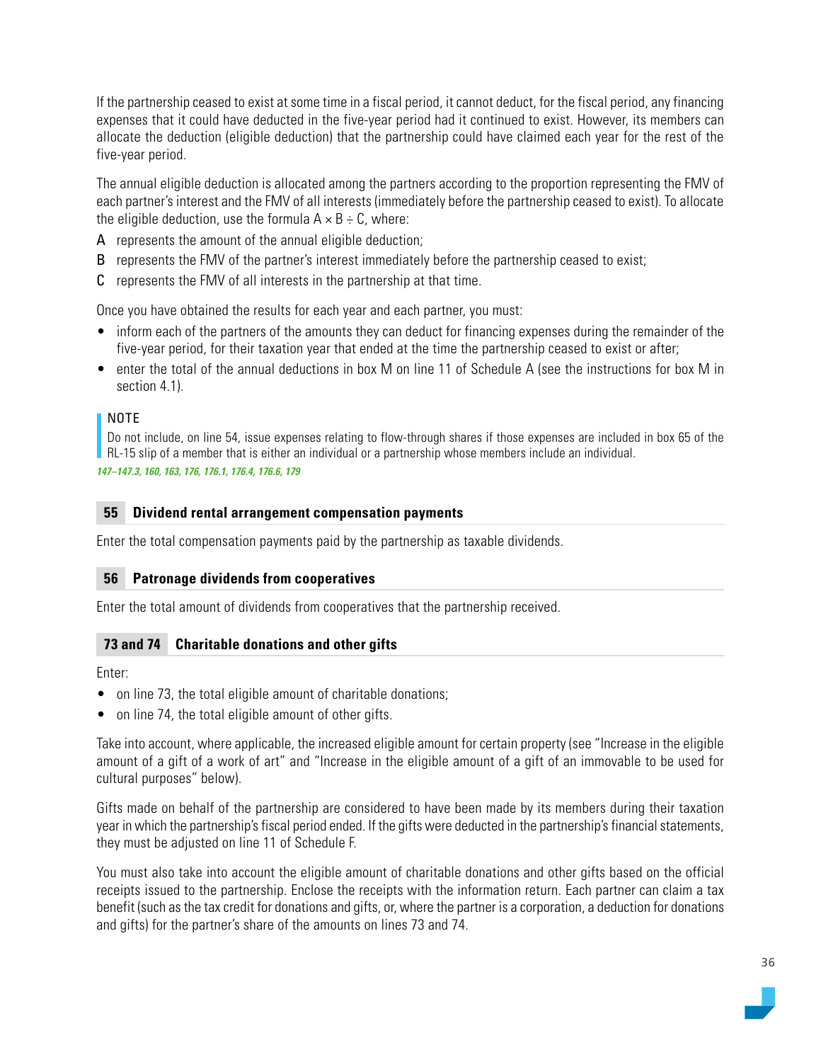If the partnership ceased to exist at some time in a fiscal period, it cannot deduct, for the fiscal period, any financing expenses that it could have deducted in the five-year period had it continued to exist. However, its members can allocate the deduction (eligible deduction) that the partnership could have claimed each year for the rest of the five-year period.

The annual eligible deduction is allocated among the partners according to the proportion representing the FMV of each partner's interest and the FMV of all interests (immediately before the partnership ceased to exist). To allocate the eligible deduction, use the formula $A \times B \div C$, where:

- A represents the amount of the annual eligible deduction;
- B represents the FMV of the partner's interest immediately before the partnership ceased to exist;
- C represents the FMV of all interests in the partnership at that time.

Once you have obtained the results for each year and each partner, you must:

- inform each of the partners of the amounts they can deduct for financing expenses during the remainder of the five-year period, for their taxation year that ended at the time the partnership ceased to exist or after;
- enter the total of the annual deductions in box M on line 11 of Schedule A (see the instructions for box M in section 4.1).

> NOTE
> Do not include, on line 54, issue expenses relating to flow-through shares if those expenses are included in box 65 of the RL-15 slip of a member that is either an individual or a partnership whose members include an individual.

***147–147.3, 160, 163, 176, 176.1, 176.4, 176.6, 179***

### 55 Dividend rental arrangement compensation payments

Enter the total compensation payments paid by the partnership as taxable dividends.

### 56 Patronage dividends from cooperatives

Enter the total amount of dividends from cooperatives that the partnership received.

### 73 and 74 Charitable donations and other gifts

Enter:

- on line 73, the total eligible amount of charitable donations;
- on line 74, the total eligible amount of other gifts.

Take into account, where applicable, the increased eligible amount for certain property (see "Increase in the eligible amount of a gift of a work of art" and "Increase in the eligible amount of a gift of an immovable to be used for cultural purposes" below).

Gifts made on behalf of the partnership are considered to have been made by its members during their taxation year in which the partnership's fiscal period ended. If the gifts were deducted in the partnership's financial statements, they must be adjusted on line 11 of Schedule F.

You must also take into account the eligible amount of charitable donations and other gifts based on the official receipts issued to the partnership. Enclose the receipts with the information return. Each partner can claim a tax benefit (such as the tax credit for donations and gifts, or, where the partner is a corporation, a deduction for donations and gifts) for the partner's share of the amounts on lines 73 and 74.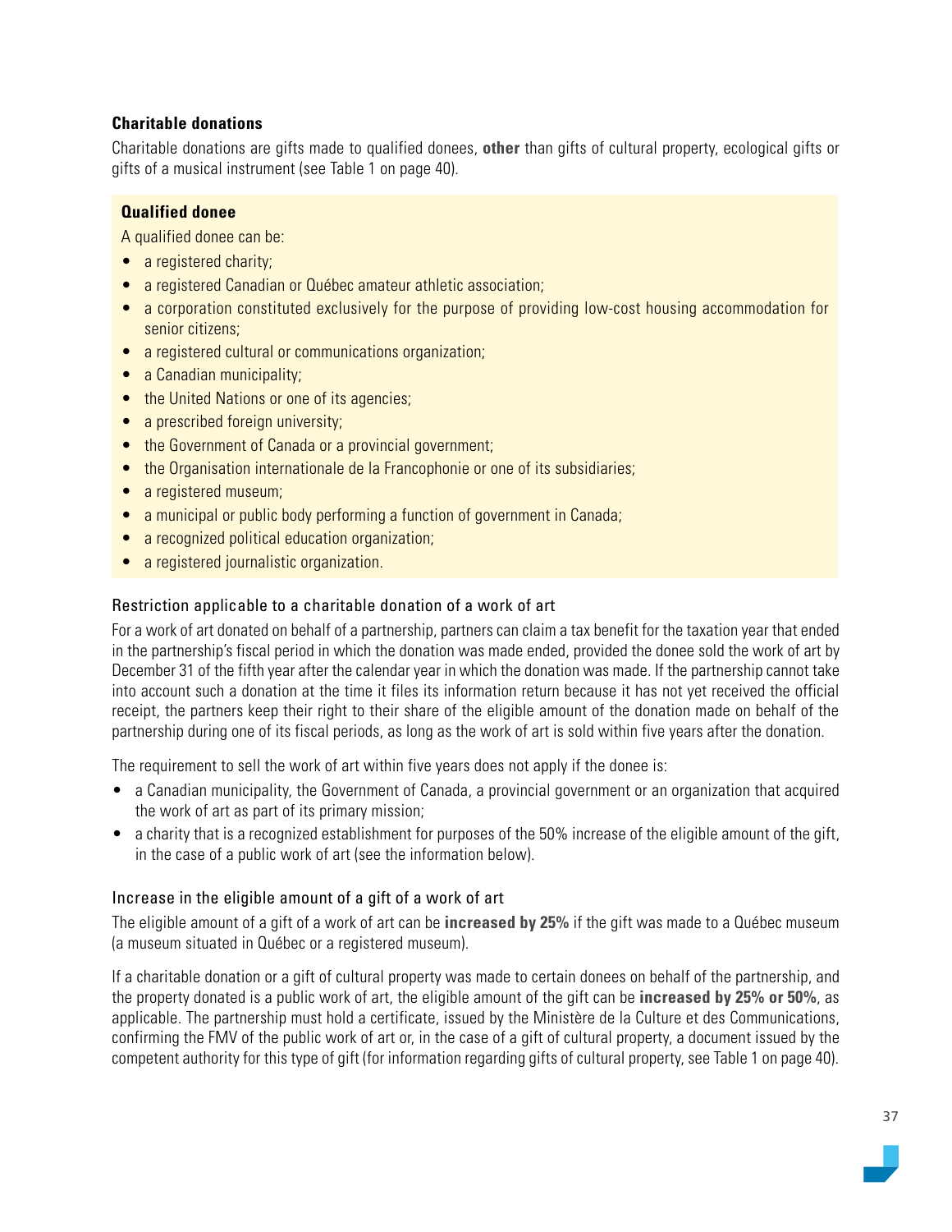### Charitable donations

Charitable donations are gifts made to qualified donees, **other** than gifts of cultural property, ecological gifts or gifts of a musical instrument (see Table 1 on page 40).

**Qualified donee**

A qualified donee can be:

- a registered charity;
- a registered Canadian or Québec amateur athletic association;
- a corporation constituted exclusively for the purpose of providing low-cost housing accommodation for senior citizens;
- a registered cultural or communications organization;
- a Canadian municipality;
- the United Nations or one of its agencies;
- a prescribed foreign university;
- the Government of Canada or a provincial government;
- the Organisation internationale de la Francophonie or one of its subsidiaries;
- a registered museum;
- a municipal or public body performing a function of government in Canada;
- a recognized political education organization;
- a registered journalistic organization.

#### Restriction applicable to a charitable donation of a work of art

For a work of art donated on behalf of a partnership, partners can claim a tax benefit for the taxation year that ended in the partnership's fiscal period in which the donation was made ended, provided the donee sold the work of art by December 31 of the fifth year after the calendar year in which the donation was made. If the partnership cannot take into account such a donation at the time it files its information return because it has not yet received the official receipt, the partners keep their right to their share of the eligible amount of the donation made on behalf of the partnership during one of its fiscal periods, as long as the work of art is sold within five years after the donation.

The requirement to sell the work of art within five years does not apply if the donee is:

- a Canadian municipality, the Government of Canada, a provincial government or an organization that acquired the work of art as part of its primary mission;
- a charity that is a recognized establishment for purposes of the 50% increase of the eligible amount of the gift, in the case of a public work of art (see the information below).

#### Increase in the eligible amount of a gift of a work of art

The eligible amount of a gift of a work of art can be **increased by 25%** if the gift was made to a Québec museum (a museum situated in Québec or a registered museum).

If a charitable donation or a gift of cultural property was made to certain donees on behalf of the partnership, and the property donated is a public work of art, the eligible amount of the gift can be **increased by 25% or 50%**, as applicable. The partnership must hold a certificate, issued by the Ministère de la Culture et des Communications, confirming the FMV of the public work of art or, in the case of a gift of cultural property, a document issued by the competent authority for this type of gift (for information regarding gifts of cultural property, see Table 1 on page 40).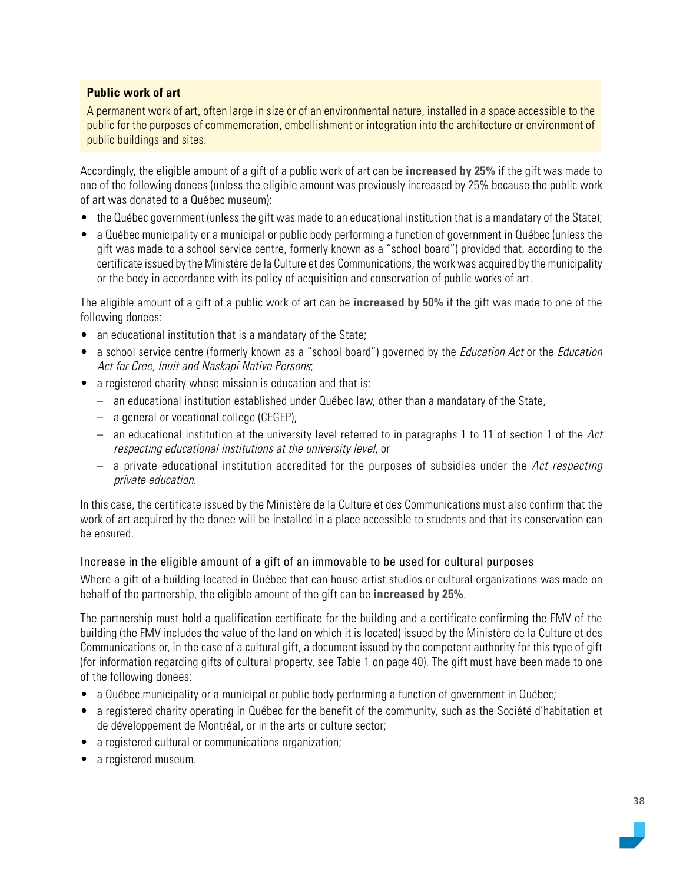**Public work of art**

A permanent work of art, often large in size or of an environmental nature, installed in a space accessible to the public for the purposes of commemoration, embellishment or integration into the architecture or environment of public buildings and sites.

Accordingly, the eligible amount of a gift of a public work of art can be **increased by 25%** if the gift was made to one of the following donees (unless the eligible amount was previously increased by 25% because the public work of art was donated to a Québec museum):

- the Québec government (unless the gift was made to an educational institution that is a mandatary of the State);
- a Québec municipality or a municipal or public body performing a function of government in Québec (unless the gift was made to a school service centre, formerly known as a "school board") provided that, according to the certificate issued by the Ministère de la Culture et des Communications, the work was acquired by the municipality or the body in accordance with its policy of acquisition and conservation of public works of art.

The eligible amount of a gift of a public work of art can be **increased by 50%** if the gift was made to one of the following donees:

- an educational institution that is a mandatary of the State;
- a school service centre (formerly known as a "school board") governed by the *Education Act* or the *Education Act for Cree, Inuit and Naskapi Native Persons*;
- a registered charity whose mission is education and that is:
  - an educational institution established under Québec law, other than a mandatary of the State,
  - a general or vocational college (CEGEP),
  - an educational institution at the university level referred to in paragraphs 1 to 11 of section 1 of the *Act respecting educational institutions at the university level*, or
  - a private educational institution accredited for the purposes of subsidies under the *Act respecting private education*.

In this case, the certificate issued by the Ministère de la Culture et des Communications must also confirm that the work of art acquired by the donee will be installed in a place accessible to students and that its conservation can be ensured.

### Increase in the eligible amount of a gift of an immovable to be used for cultural purposes

Where a gift of a building located in Québec that can house artist studios or cultural organizations was made on behalf of the partnership, the eligible amount of the gift can be **increased by 25%**.

The partnership must hold a qualification certificate for the building and a certificate confirming the FMV of the building (the FMV includes the value of the land on which it is located) issued by the Ministère de la Culture et des Communications or, in the case of a cultural gift, a document issued by the competent authority for this type of gift (for information regarding gifts of cultural property, see Table 1 on page 40). The gift must have been made to one of the following donees:

- a Québec municipality or a municipal or public body performing a function of government in Québec;
- a registered charity operating in Québec for the benefit of the community, such as the Société d'habitation et de développement de Montréal, or in the arts or culture sector;
- a registered cultural or communications organization;
- a registered museum.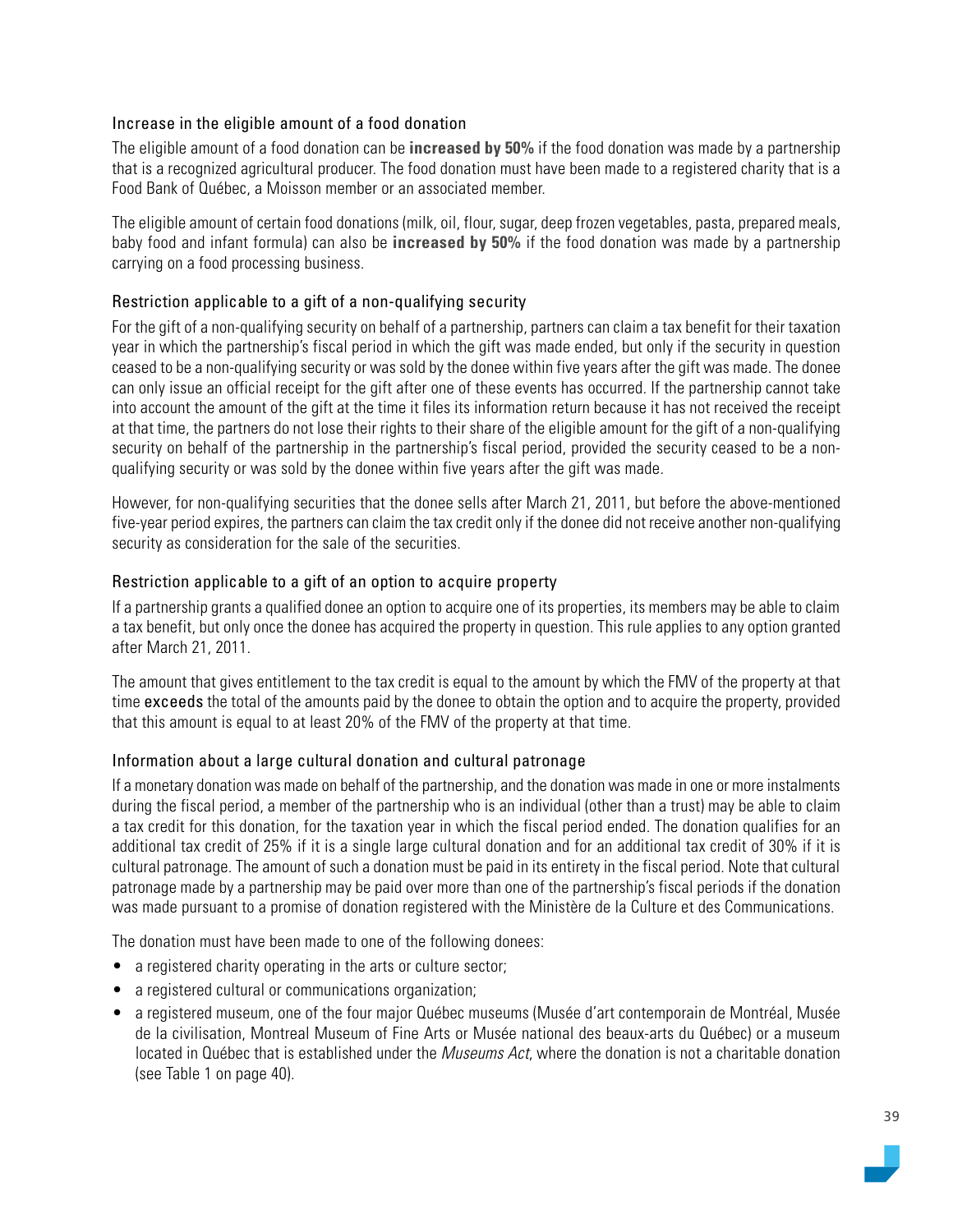### Increase in the eligible amount of a food donation

The eligible amount of a food donation can be **increased by 50%** if the food donation was made by a partnership that is a recognized agricultural producer. The food donation must have been made to a registered charity that is a Food Bank of Québec, a Moisson member or an associated member.

The eligible amount of certain food donations (milk, oil, flour, sugar, deep frozen vegetables, pasta, prepared meals, baby food and infant formula) can also be **increased by 50%** if the food donation was made by a partnership carrying on a food processing business.

### Restriction applicable to a gift of a non-qualifying security

For the gift of a non-qualifying security on behalf of a partnership, partners can claim a tax benefit for their taxation year in which the partnership's fiscal period in which the gift was made ended, but only if the security in question ceased to be a non-qualifying security or was sold by the donee within five years after the gift was made. The donee can only issue an official receipt for the gift after one of these events has occurred. If the partnership cannot take into account the amount of the gift at the time it files its information return because it has not received the receipt at that time, the partners do not lose their rights to their share of the eligible amount for the gift of a non-qualifying security on behalf of the partnership in the partnership's fiscal period, provided the security ceased to be a non-qualifying security or was sold by the donee within five years after the gift was made.

However, for non-qualifying securities that the donee sells after March 21, 2011, but before the above-mentioned five-year period expires, the partners can claim the tax credit only if the donee did not receive another non-qualifying security as consideration for the sale of the securities.

### Restriction applicable to a gift of an option to acquire property

If a partnership grants a qualified donee an option to acquire one of its properties, its members may be able to claim a tax benefit, but only once the donee has acquired the property in question. This rule applies to any option granted after March 21, 2011.

The amount that gives entitlement to the tax credit is equal to the amount by which the FMV of the property at that time exceeds the total of the amounts paid by the donee to obtain the option and to acquire the property, provided that this amount is equal to at least 20% of the FMV of the property at that time.

### Information about a large cultural donation and cultural patronage

If a monetary donation was made on behalf of the partnership, and the donation was made in one or more instalments during the fiscal period, a member of the partnership who is an individual (other than a trust) may be able to claim a tax credit for this donation, for the taxation year in which the fiscal period ended. The donation qualifies for an additional tax credit of 25% if it is a single large cultural donation and for an additional tax credit of 30% if it is cultural patronage. The amount of such a donation must be paid in its entirety in the fiscal period. Note that cultural patronage made by a partnership may be paid over more than one of the partnership's fiscal periods if the donation was made pursuant to a promise of donation registered with the Ministère de la Culture et des Communications.

The donation must have been made to one of the following donees:

- a registered charity operating in the arts or culture sector;
- a registered cultural or communications organization;
- a registered museum, one of the four major Québec museums (Musée d'art contemporain de Montréal, Musée de la civilisation, Montreal Museum of Fine Arts or Musée national des beaux-arts du Québec) or a museum located in Québec that is established under the *Museums Act*, where the donation is not a charitable donation (see Table 1 on page 40).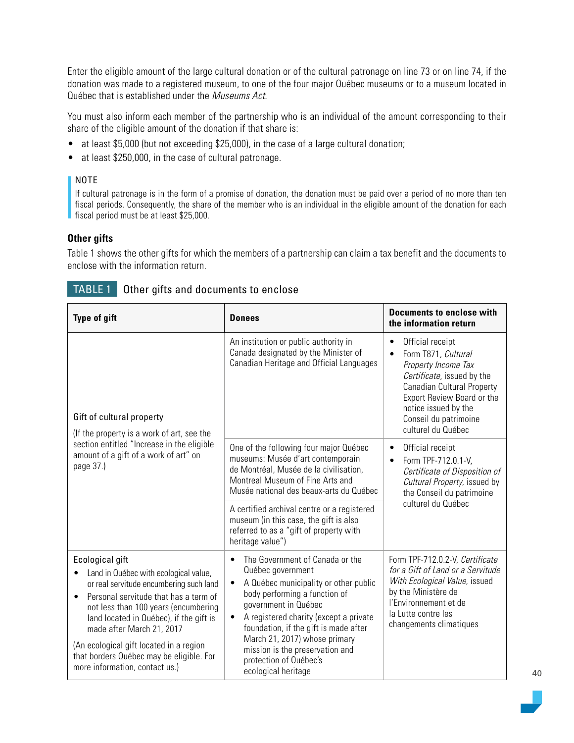Enter the eligible amount of the large cultural donation or of the cultural patronage on line 73 or on line 74, if the donation was made to a registered museum, to one of the four major Québec museums or to a museum located in Québec that is established under the *Museums Act*.

You must also inform each member of the partnership who is an individual of the amount corresponding to their share of the eligible amount of the donation if that share is:

- at least $5,000 (but not exceeding $25,000), in the case of a large cultural donation;
- at least $250,000, in the case of cultural patronage.

> NOTE
> If cultural patronage is in the form of a promise of donation, the donation must be paid over a period of no more than ten fiscal periods. Consequently, the share of the member who is an individual in the eligible amount of the donation for each fiscal period must be at least $25,000.

### Other gifts

Table 1 shows the other gifts for which the members of a partnership can claim a tax benefit and the documents to enclose with the information return.

**TABLE 1** Other gifts and documents to enclose

| Type of gift | Donees | Documents to enclose with the information return |
|---|---|---|
| Gift of cultural property<br><br>(If the property is a work of art, see the section entitled "Increase in the eligible amount of a gift of a work of art" on page 37.) | An institution or public authority in Canada designated by the Minister of Canadian Heritage and Official Languages | • Official receipt<br>• Form T871, *Cultural Property Income Tax Certificate*, issued by the Canadian Cultural Property Export Review Board or the notice issued by the Conseil du patrimoine culturel du Québec |
| | One of the following four major Québec museums: Musée d'art contemporain de Montréal, Musée de la civilisation, Montreal Museum of Fine Arts and Musée national des beaux-arts du Québec | • Official receipt<br>• Form TPF-712.0.1-V, *Certificate of Disposition of Cultural Property*, issued by the Conseil du patrimoine culturel du Québec |
| | A certified archival centre or a registered museum (in this case, the gift is also referred to as a "gift of property with heritage value") | |
| Ecological gift<br>• Land in Québec with ecological value, or real servitude encumbering such land<br>• Personal servitude that has a term of not less than 100 years (encumbering land located in Québec), if the gift is made after March 21, 2017<br><br>(An ecological gift located in a region that borders Québec may be eligible. For more information, contact us.) | • The Government of Canada or the Québec government<br>• A Québec municipality or other public body performing a function of government in Québec<br>• A registered charity (except a private foundation, if the gift is made after March 21, 2017) whose primary mission is the preservation and protection of Québec's ecological heritage | Form TPF-712.0.2-V, *Certificate for a Gift of Land or a Servitude With Ecological Value*, issued by the Ministère de l'Environnement et de la Lutte contre les changements climatiques |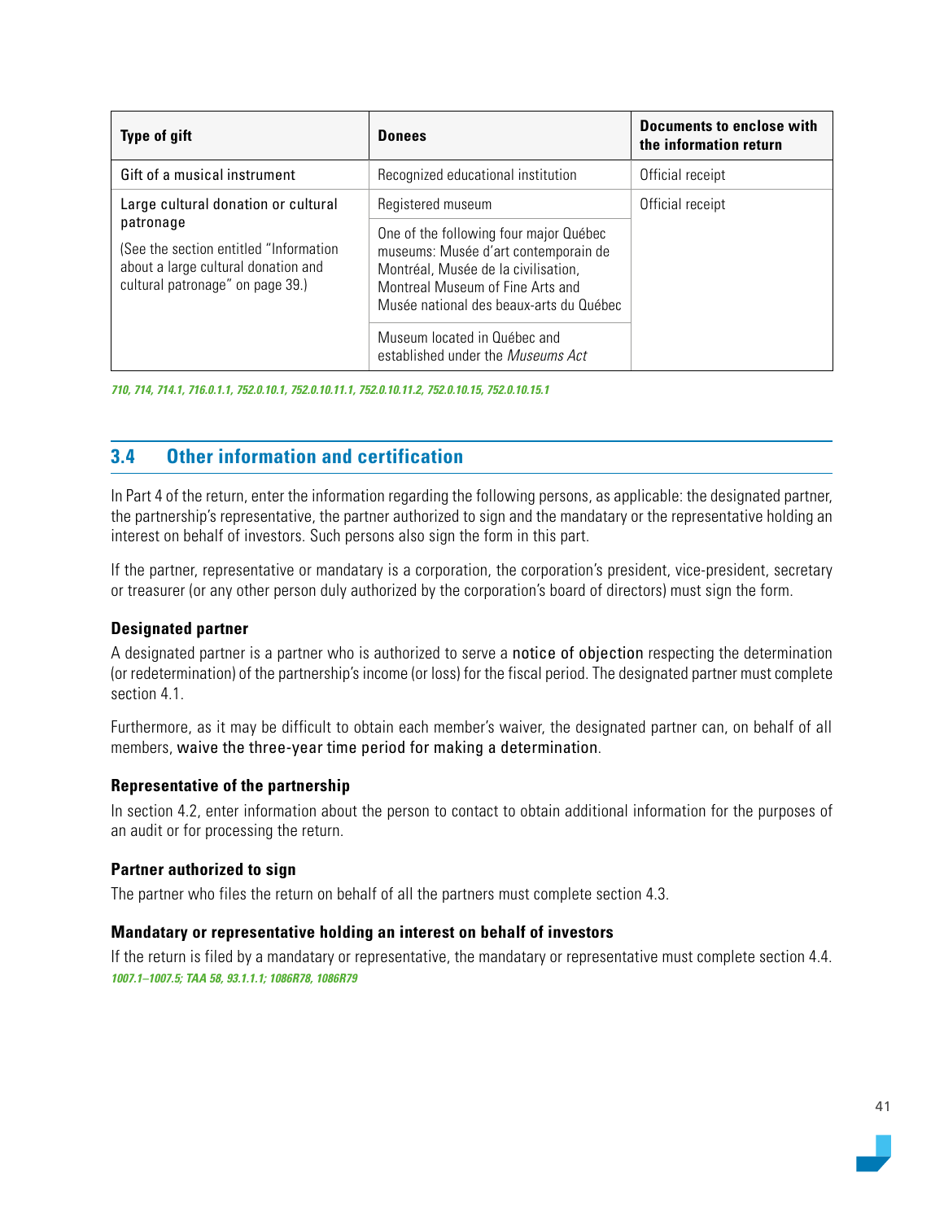| Type of gift | Donees | Documents to enclose with the information return |
| --- | --- | --- |
| Gift of a musical instrument | Recognized educational institution | Official receipt |
| Large cultural donation or cultural patronage (See the section entitled "Information about a large cultural donation and cultural patronage" on page 39.) | Registered museum | Official receipt |
| | One of the following four major Québec museums: Musée d'art contemporain de Montréal, Musée de la civilisation, Montreal Museum of Fine Arts and Musée national des beaux-arts du Québec | |
| | Museum located in Québec and established under the *Museums Act* | |

*710, 714, 714.1, 716.0.1.1, 752.0.10.1, 752.0.10.11.1, 752.0.10.11.2, 752.0.10.15, 752.0.10.15.1*

## 3.4 Other information and certification

In Part 4 of the return, enter the information regarding the following persons, as applicable: the designated partner, the partnership's representative, the partner authorized to sign and the mandatary or the representative holding an interest on behalf of investors. Such persons also sign the form in this part.

If the partner, representative or mandatary is a corporation, the corporation's president, vice-president, secretary or treasurer (or any other person duly authorized by the corporation's board of directors) must sign the form.

### Designated partner

A designated partner is a partner who is authorized to serve a notice of objection respecting the determination (or redetermination) of the partnership's income (or loss) for the fiscal period. The designated partner must complete section 4.1.

Furthermore, as it may be difficult to obtain each member's waiver, the designated partner can, on behalf of all members, waive the three-year time period for making a determination.

### Representative of the partnership

In section 4.2, enter information about the person to contact to obtain additional information for the purposes of an audit or for processing the return.

### Partner authorized to sign

The partner who files the return on behalf of all the partners must complete section 4.3.

### Mandatary or representative holding an interest on behalf of investors

If the return is filed by a mandatary or representative, the mandatary or representative must complete section 4.4.
*1007.1–1007.5; TAA 58, 93.1.1.1; 1086R78, 1086R79*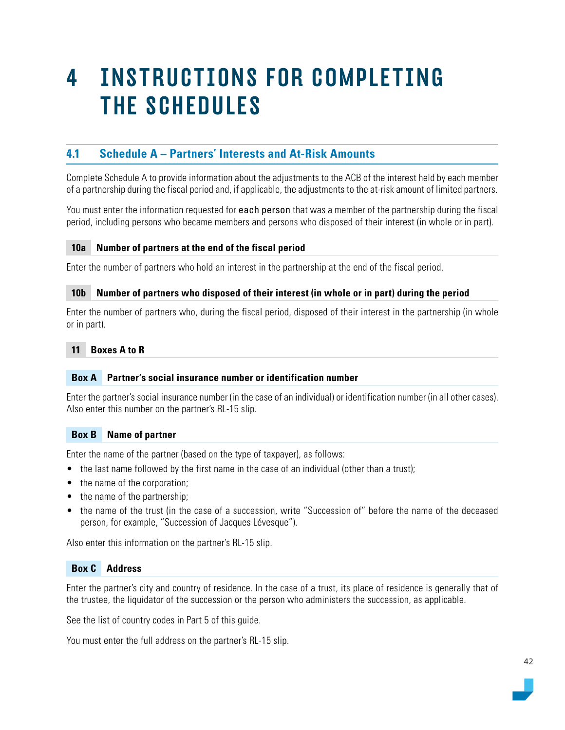# 4 INSTRUCTIONS FOR COMPLETING THE SCHEDULES

## 4.1 Schedule A – Partners' Interests and At-Risk Amounts

Complete Schedule A to provide information about the adjustments to the ACB of the interest held by each member of a partnership during the fiscal period and, if applicable, the adjustments to the at-risk amount of limited partners.

You must enter the information requested for each person that was a member of the partnership during the fiscal period, including persons who became members and persons who disposed of their interest (in whole or in part).

### 10a Number of partners at the end of the fiscal period

Enter the number of partners who hold an interest in the partnership at the end of the fiscal period.

### 10b Number of partners who disposed of their interest (in whole or in part) during the period

Enter the number of partners who, during the fiscal period, disposed of their interest in the partnership (in whole or in part).

### 11 Boxes A to R

#### Box A Partner's social insurance number or identification number

Enter the partner's social insurance number (in the case of an individual) or identification number (in all other cases). Also enter this number on the partner's RL-15 slip.

#### Box B Name of partner

Enter the name of the partner (based on the type of taxpayer), as follows:

- the last name followed by the first name in the case of an individual (other than a trust);
- the name of the corporation;
- the name of the partnership;
- the name of the trust (in the case of a succession, write "Succession of" before the name of the deceased person, for example, "Succession of Jacques Lévesque").

Also enter this information on the partner's RL-15 slip.

#### Box C Address

Enter the partner's city and country of residence. In the case of a trust, its place of residence is generally that of the trustee, the liquidator of the succession or the person who administers the succession, as applicable.

See the list of country codes in Part 5 of this guide.

You must enter the full address on the partner's RL-15 slip.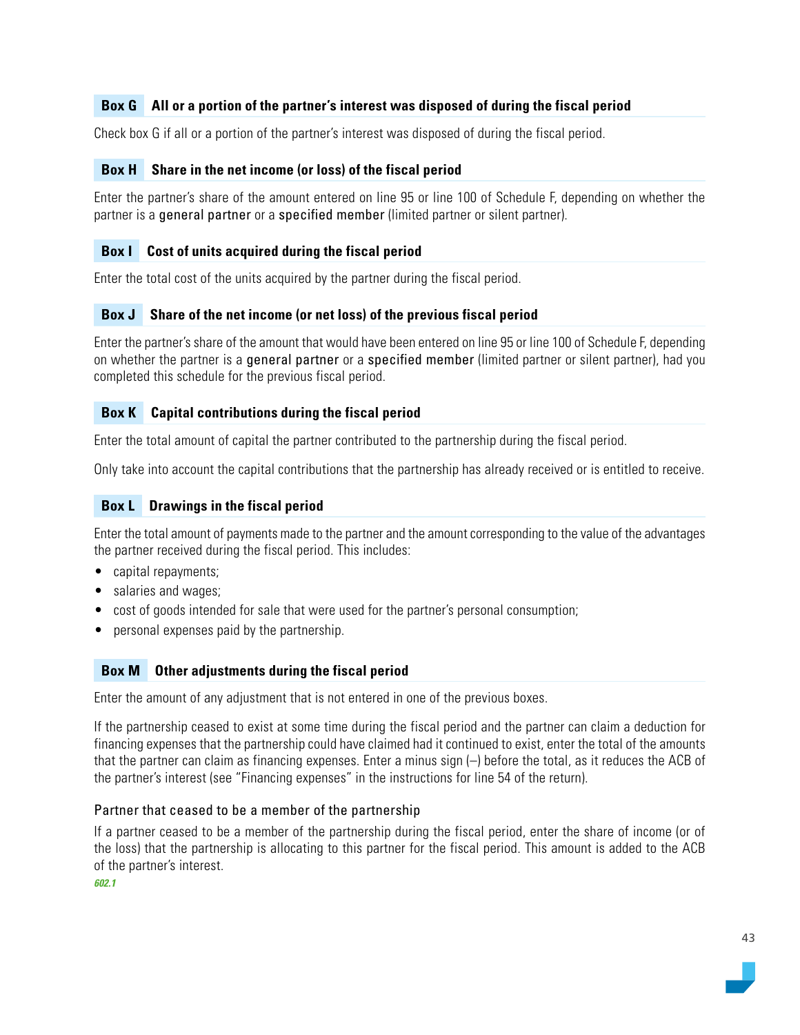### Box G All or a portion of the partner's interest was disposed of during the fiscal period

Check box G if all or a portion of the partner's interest was disposed of during the fiscal period.

### Box H Share in the net income (or loss) of the fiscal period

Enter the partner's share of the amount entered on line 95 or line 100 of Schedule F, depending on whether the partner is a **general partner** or a **specified member** (limited partner or silent partner).

### Box I Cost of units acquired during the fiscal period

Enter the total cost of the units acquired by the partner during the fiscal period.

### Box J Share of the net income (or net loss) of the previous fiscal period

Enter the partner's share of the amount that would have been entered on line 95 or line 100 of Schedule F, depending on whether the partner is a **general partner** or a **specified member** (limited partner or silent partner), had you completed this schedule for the previous fiscal period.

### Box K Capital contributions during the fiscal period

Enter the total amount of capital the partner contributed to the partnership during the fiscal period.

Only take into account the capital contributions that the partnership has already received or is entitled to receive.

### Box L Drawings in the fiscal period

Enter the total amount of payments made to the partner and the amount corresponding to the value of the advantages the partner received during the fiscal period. This includes:

- capital repayments;
- salaries and wages;
- cost of goods intended for sale that were used for the partner's personal consumption;
- personal expenses paid by the partnership.

### Box M Other adjustments during the fiscal period

Enter the amount of any adjustment that is not entered in one of the previous boxes.

If the partnership ceased to exist at some time during the fiscal period and the partner can claim a deduction for financing expenses that the partnership could have claimed had it continued to exist, enter the total of the amounts that the partner can claim as financing expenses. Enter a minus sign (–) before the total, as it reduces the ACB of the partner's interest (see "Financing expenses" in the instructions for line 54 of the return).

#### Partner that ceased to be a member of the partnership

If a partner ceased to be a member of the partnership during the fiscal period, enter the share of income (or of the loss) that the partnership is allocating to this partner for the fiscal period. This amount is added to the ACB of the partner's interest.

*602.1*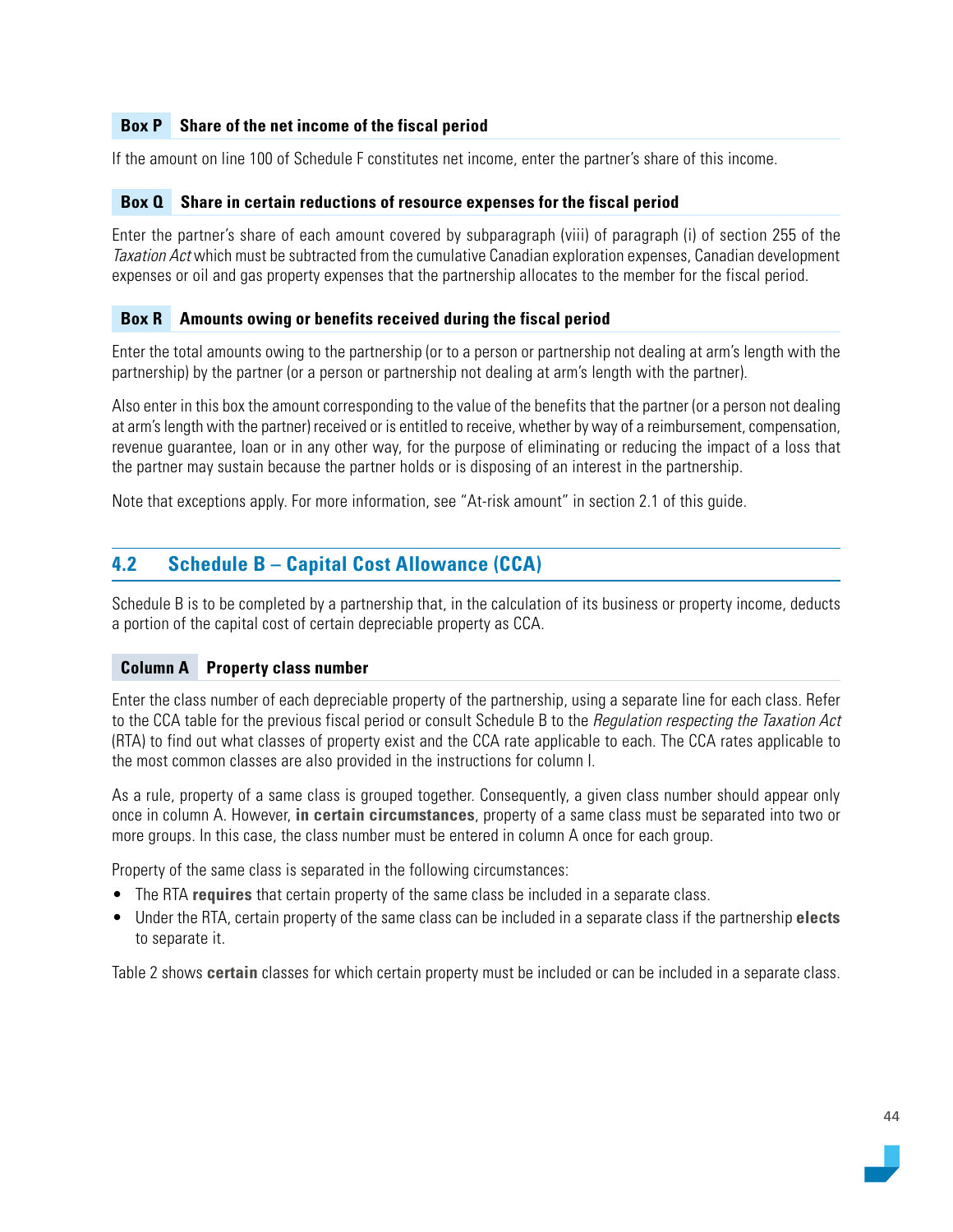#### Box P Share of the net income of the fiscal period

If the amount on line 100 of Schedule F constitutes net income, enter the partner's share of this income.

#### Box Q Share in certain reductions of resource expenses for the fiscal period

Enter the partner's share of each amount covered by subparagraph (viii) of paragraph (i) of section 255 of the *Taxation Act* which must be subtracted from the cumulative Canadian exploration expenses, Canadian development expenses or oil and gas property expenses that the partnership allocates to the member for the fiscal period.

#### Box R Amounts owing or benefits received during the fiscal period

Enter the total amounts owing to the partnership (or to a person or partnership not dealing at arm's length with the partnership) by the partner (or a person or partnership not dealing at arm's length with the partner).

Also enter in this box the amount corresponding to the value of the benefits that the partner (or a person not dealing at arm's length with the partner) received or is entitled to receive, whether by way of a reimbursement, compensation, revenue guarantee, loan or in any other way, for the purpose of eliminating or reducing the impact of a loss that the partner may sustain because the partner holds or is disposing of an interest in the partnership.

Note that exceptions apply. For more information, see "At-risk amount" in section 2.1 of this guide.

## 4.2 Schedule B – Capital Cost Allowance (CCA)

Schedule B is to be completed by a partnership that, in the calculation of its business or property income, deducts a portion of the capital cost of certain depreciable property as CCA.

#### Column A Property class number

Enter the class number of each depreciable property of the partnership, using a separate line for each class. Refer to the CCA table for the previous fiscal period or consult Schedule B to the *Regulation respecting the Taxation Act* (RTA) to find out what classes of property exist and the CCA rate applicable to each. The CCA rates applicable to the most common classes are also provided in the instructions for column I.

As a rule, property of a same class is grouped together. Consequently, a given class number should appear only once in column A. However, **in certain circumstances**, property of a same class must be separated into two or more groups. In this case, the class number must be entered in column A once for each group.

Property of the same class is separated in the following circumstances:

- The RTA **requires** that certain property of the same class be included in a separate class.
- Under the RTA, certain property of the same class can be included in a separate class if the partnership **elects** to separate it.

Table 2 shows **certain** classes for which certain property must be included or can be included in a separate class.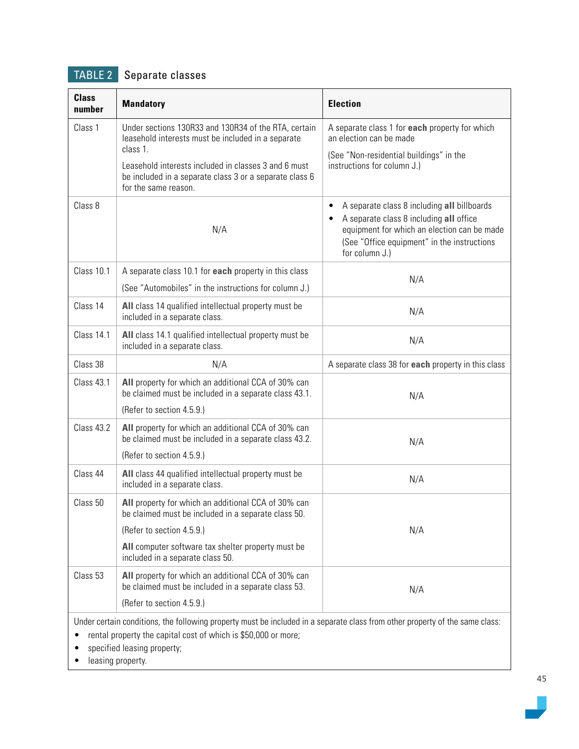## TABLE 2 Separate classes

| Class number | Mandatory | Election |
|---|---|---|
| Class 1 | Under sections 130R33 and 130R34 of the RTA, certain leasehold interests must be included in a separate class 1.<br><br>Leasehold interests included in classes 3 and 6 must be included in a separate class 3 or a separate class 6 for the same reason. | A separate class 1 for **each** property for which an election can be made<br><br>(See "Non-residential buildings" in the instructions for column J.) |
| Class 8 | N/A | • A separate class 8 including **all** billboards<br>• A separate class 8 including **all** office equipment for which an election can be made (See "Office equipment" in the instructions for column J.) |
| Class 10.1 | A separate class 10.1 for **each** property in this class<br><br>(See "Automobiles" in the instructions for column J.) | N/A |
| Class 14 | **All** class 14 qualified intellectual property must be included in a separate class. | N/A |
| Class 14.1 | **All** class 14.1 qualified intellectual property must be included in a separate class. | N/A |
| Class 38 | N/A | A separate class 38 for **each** property in this class |
| Class 43.1 | **All** property for which an additional CCA of 30% can be claimed must be included in a separate class 43.1.<br><br>(Refer to section 4.5.9.) | N/A |
| Class 43.2 | **All** property for which an additional CCA of 30% can be claimed must be included in a separate class 43.2.<br><br>(Refer to section 4.5.9.) | N/A |
| Class 44 | **All** class 44 qualified intellectual property must be included in a separate class. | N/A |
| Class 50 | **All** property for which an additional CCA of 30% can be claimed must be included in a separate class 50.<br><br>(Refer to section 4.5.9.)<br><br>**All** computer software tax shelter property must be included in a separate class 50. | N/A |
| Class 53 | **All** property for which an additional CCA of 30% can be claimed must be included in a separate class 53.<br><br>(Refer to section 4.5.9.) | N/A |

Under certain conditions, the following property must be included in a separate class from other property of the same class:

- rental property the capital cost of which is $50,000 or more;
- specified leasing property;
- leasing property.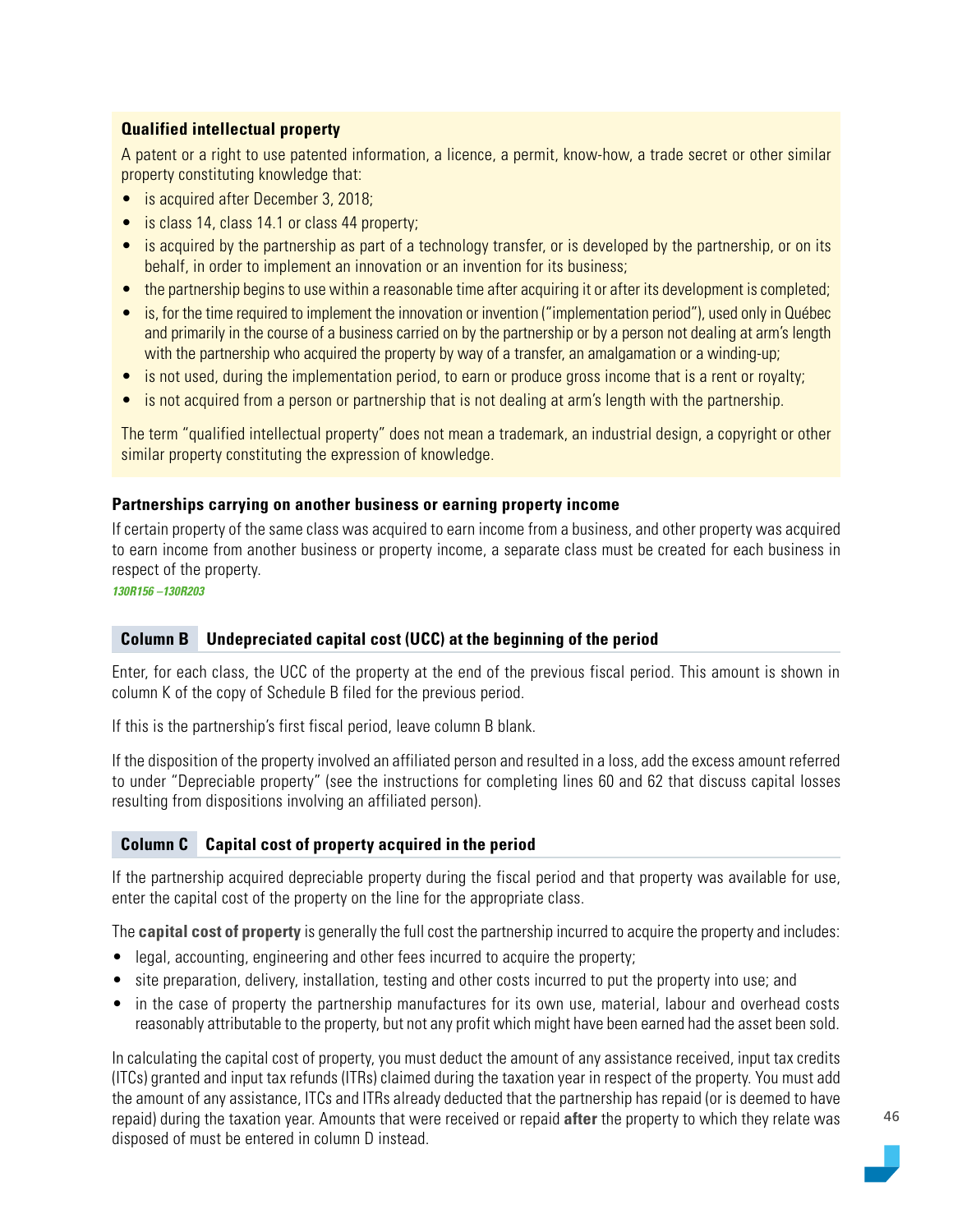**Qualified intellectual property**

A patent or a right to use patented information, a licence, a permit, know-how, a trade secret or other similar property constituting knowledge that:

- is acquired after December 3, 2018;
- is class 14, class 14.1 or class 44 property;
- is acquired by the partnership as part of a technology transfer, or is developed by the partnership, or on its behalf, in order to implement an innovation or an invention for its business;
- the partnership begins to use within a reasonable time after acquiring it or after its development is completed;
- is, for the time required to implement the innovation or invention ("implementation period"), used only in Québec and primarily in the course of a business carried on by the partnership or by a person not dealing at arm's length with the partnership who acquired the property by way of a transfer, an amalgamation or a winding-up;
- is not used, during the implementation period, to earn or produce gross income that is a rent or royalty;
- is not acquired from a person or partnership that is not dealing at arm's length with the partnership.

The term "qualified intellectual property" does not mean a trademark, an industrial design, a copyright or other similar property constituting the expression of knowledge.

**Partnerships carrying on another business or earning property income**

If certain property of the same class was acquired to earn income from a business, and other property was acquired to earn income from another business or property income, a separate class must be created for each business in respect of the property.

*130R156 –130R203*

### Column B Undepreciated capital cost (UCC) at the beginning of the period

Enter, for each class, the UCC of the property at the end of the previous fiscal period. This amount is shown in column K of the copy of Schedule B filed for the previous period.

If this is the partnership's first fiscal period, leave column B blank.

If the disposition of the property involved an affiliated person and resulted in a loss, add the excess amount referred to under "Depreciable property" (see the instructions for completing lines 60 and 62 that discuss capital losses resulting from dispositions involving an affiliated person).

### Column C Capital cost of property acquired in the period

If the partnership acquired depreciable property during the fiscal period and that property was available for use, enter the capital cost of the property on the line for the appropriate class.

The **capital cost of property** is generally the full cost the partnership incurred to acquire the property and includes:

- legal, accounting, engineering and other fees incurred to acquire the property;
- site preparation, delivery, installation, testing and other costs incurred to put the property into use; and
- in the case of property the partnership manufactures for its own use, material, labour and overhead costs reasonably attributable to the property, but not any profit which might have been earned had the asset been sold.

In calculating the capital cost of property, you must deduct the amount of any assistance received, input tax credits (ITCs) granted and input tax refunds (ITRs) claimed during the taxation year in respect of the property. You must add the amount of any assistance, ITCs and ITRs already deducted that the partnership has repaid (or is deemed to have repaid) during the taxation year. Amounts that were received or repaid **after** the property to which they relate was disposed of must be entered in column D instead.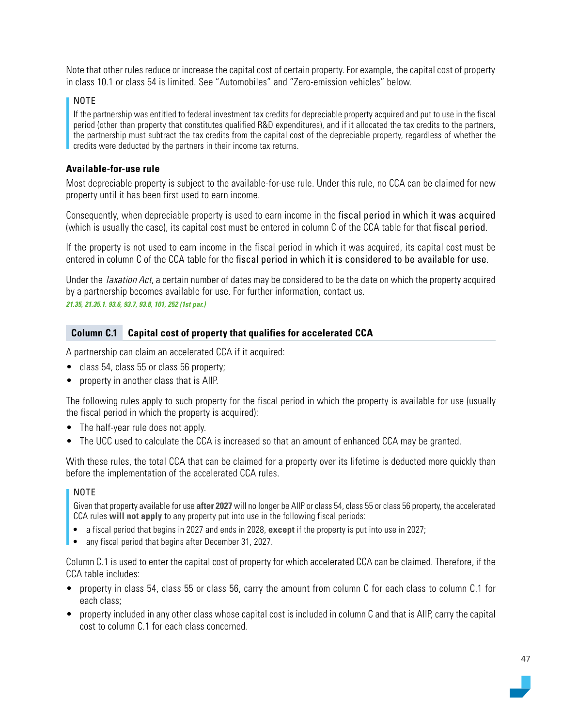Note that other rules reduce or increase the capital cost of certain property. For example, the capital cost of property in class 10.1 or class 54 is limited. See "Automobiles" and "Zero-emission vehicles" below.

> NOTE
>
> If the partnership was entitled to federal investment tax credits for depreciable property acquired and put to use in the fiscal period (other than property that constitutes qualified R&D expenditures), and if it allocated the tax credits to the partners, the partnership must subtract the tax credits from the capital cost of the depreciable property, regardless of whether the credits were deducted by the partners in their income tax returns.

### Available-for-use rule

Most depreciable property is subject to the available-for-use rule. Under this rule, no CCA can be claimed for new property until it has been first used to earn income.

Consequently, when depreciable property is used to earn income in the fiscal period in which it was acquired (which is usually the case), its capital cost must be entered in column C of the CCA table for that fiscal period.

If the property is not used to earn income in the fiscal period in which it was acquired, its capital cost must be entered in column C of the CCA table for the fiscal period in which it is considered to be available for use.

Under the *Taxation Act*, a certain number of dates may be considered to be the date on which the property acquired by a partnership becomes available for use. For further information, contact us.

***21.35, 21.35.1. 93.6, 93.7, 93.8, 101, 252 (1st par.)***

## Column C.1 Capital cost of property that qualifies for accelerated CCA

A partnership can claim an accelerated CCA if it acquired:

- class 54, class 55 or class 56 property;
- property in another class that is AIIP.

The following rules apply to such property for the fiscal period in which the property is available for use (usually the fiscal period in which the property is acquired):

- The half-year rule does not apply.
- The UCC used to calculate the CCA is increased so that an amount of enhanced CCA may be granted.

With these rules, the total CCA that can be claimed for a property over its lifetime is deducted more quickly than before the implementation of the accelerated CCA rules.

> NOTE
>
> Given that property available for use **after 2027** will no longer be AIIP or class 54, class 55 or class 56 property, the accelerated CCA rules **will not apply** to any property put into use in the following fiscal periods:
>
> - a fiscal period that begins in 2027 and ends in 2028, **except** if the property is put into use in 2027;
> - any fiscal period that begins after December 31, 2027.

Column C.1 is used to enter the capital cost of property for which accelerated CCA can be claimed. Therefore, if the CCA table includes:

- property in class 54, class 55 or class 56, carry the amount from column C for each class to column C.1 for each class;
- property included in any other class whose capital cost is included in column C and that is AIIP, carry the capital cost to column C.1 for each class concerned.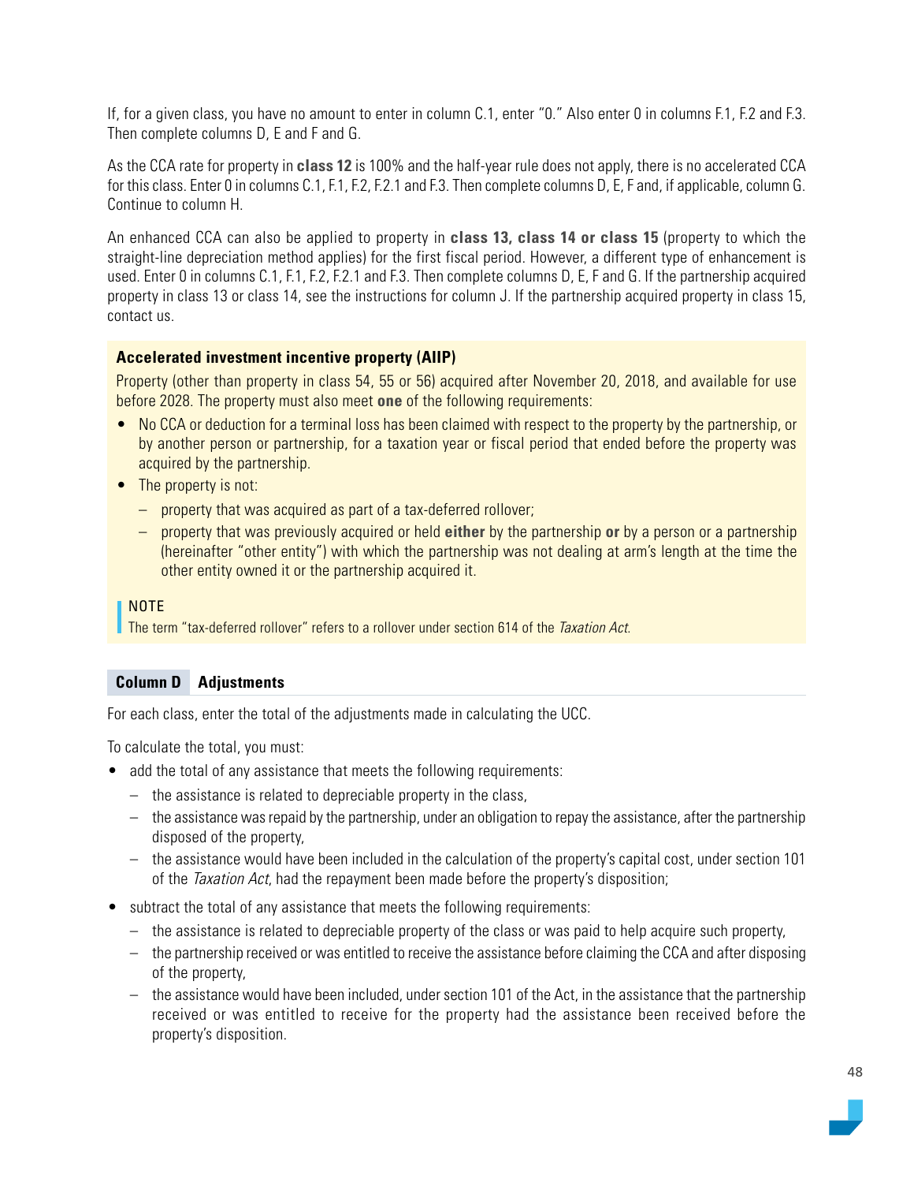If, for a given class, you have no amount to enter in column C.1, enter "0." Also enter 0 in columns F.1, F.2 and F.3. Then complete columns D, E and F and G.

As the CCA rate for property in **class 12** is 100% and the half-year rule does not apply, there is no accelerated CCA for this class. Enter 0 in columns C.1, F.1, F.2, F.2.1 and F.3. Then complete columns D, E, F and, if applicable, column G. Continue to column H.

An enhanced CCA can also be applied to property in **class 13, class 14 or class 15** (property to which the straight-line depreciation method applies) for the first fiscal period. However, a different type of enhancement is used. Enter 0 in columns C.1, F.1, F.2, F.2.1 and F.3. Then complete columns D, E, F and G. If the partnership acquired property in class 13 or class 14, see the instructions for column J. If the partnership acquired property in class 15, contact us.

**Accelerated investment incentive property (AIIP)**

Property (other than property in class 54, 55 or 56) acquired after November 20, 2018, and available for use before 2028. The property must also meet **one** of the following requirements:

- No CCA or deduction for a terminal loss has been claimed with respect to the property by the partnership, or by another person or partnership, for a taxation year or fiscal period that ended before the property was acquired by the partnership.
- The property is not:
  - property that was acquired as part of a tax-deferred rollover;
  - property that was previously acquired or held **either** by the partnership **or** by a person or a partnership (hereinafter "other entity") with which the partnership was not dealing at arm's length at the time the other entity owned it or the partnership acquired it.

NOTE
The term "tax-deferred rollover" refers to a rollover under section 614 of the *Taxation Act*.

## Column D Adjustments

For each class, enter the total of the adjustments made in calculating the UCC.

To calculate the total, you must:

- add the total of any assistance that meets the following requirements:
  - the assistance is related to depreciable property in the class,
  - the assistance was repaid by the partnership, under an obligation to repay the assistance, after the partnership disposed of the property,
  - the assistance would have been included in the calculation of the property's capital cost, under section 101 of the *Taxation Act*, had the repayment been made before the property's disposition;
- subtract the total of any assistance that meets the following requirements:
  - the assistance is related to depreciable property of the class or was paid to help acquire such property,
  - the partnership received or was entitled to receive the assistance before claiming the CCA and after disposing of the property,
  - the assistance would have been included, under section 101 of the Act, in the assistance that the partnership received or was entitled to receive for the property had the assistance been received before the property's disposition.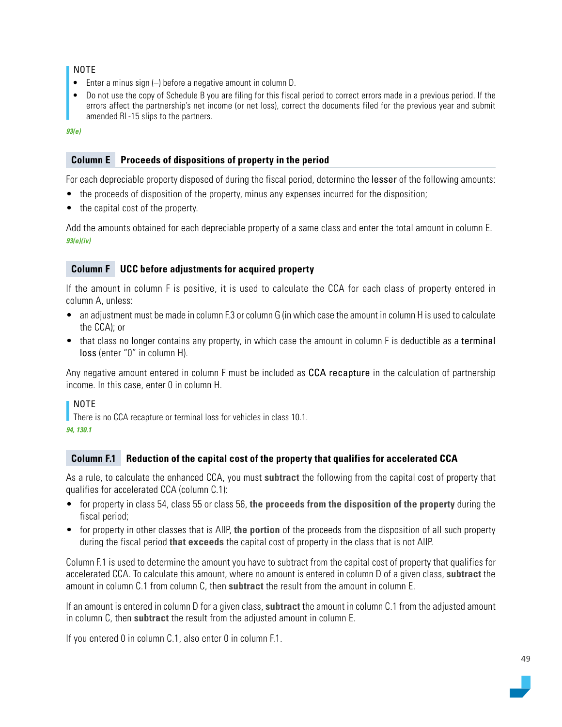NOTE
- Enter a minus sign (–) before a negative amount in column D.
- Do not use the copy of Schedule B you are filing for this fiscal period to correct errors made in a previous period. If the errors affect the partnership's net income (or net loss), correct the documents filed for the previous year and submit amended RL-15 slips to the partners.

*93(e)*

### Column E Proceeds of dispositions of property in the period

For each depreciable property disposed of during the fiscal period, determine the lesser of the following amounts:

- the proceeds of disposition of the property, minus any expenses incurred for the disposition;
- the capital cost of the property.

Add the amounts obtained for each depreciable property of a same class and enter the total amount in column E.
*93(e)(iv)*

### Column F UCC before adjustments for acquired property

If the amount in column F is positive, it is used to calculate the CCA for each class of property entered in column A, unless:

- an adjustment must be made in column F.3 or column G (in which case the amount in column H is used to calculate the CCA); or
- that class no longer contains any property, in which case the amount in column F is deductible as a terminal loss (enter "0" in column H).

Any negative amount entered in column F must be included as CCA recapture in the calculation of partnership income. In this case, enter 0 in column H.

NOTE
There is no CCA recapture or terminal loss for vehicles in class 10.1.
*94, 130.1*

### Column F.1 Reduction of the capital cost of the property that qualifies for accelerated CCA

As a rule, to calculate the enhanced CCA, you must **subtract** the following from the capital cost of property that qualifies for accelerated CCA (column C.1):

- for property in class 54, class 55 or class 56, **the proceeds from the disposition of the property** during the fiscal period;
- for property in other classes that is AIIP, **the portion** of the proceeds from the disposition of all such property during the fiscal period **that exceeds** the capital cost of property in the class that is not AIIP.

Column F.1 is used to determine the amount you have to subtract from the capital cost of property that qualifies for accelerated CCA. To calculate this amount, where no amount is entered in column D of a given class, **subtract** the amount in column C.1 from column C, then **subtract** the result from the amount in column E.

If an amount is entered in column D for a given class, **subtract** the amount in column C.1 from the adjusted amount in column C, then **subtract** the result from the adjusted amount in column E.

If you entered 0 in column C.1, also enter 0 in column F.1.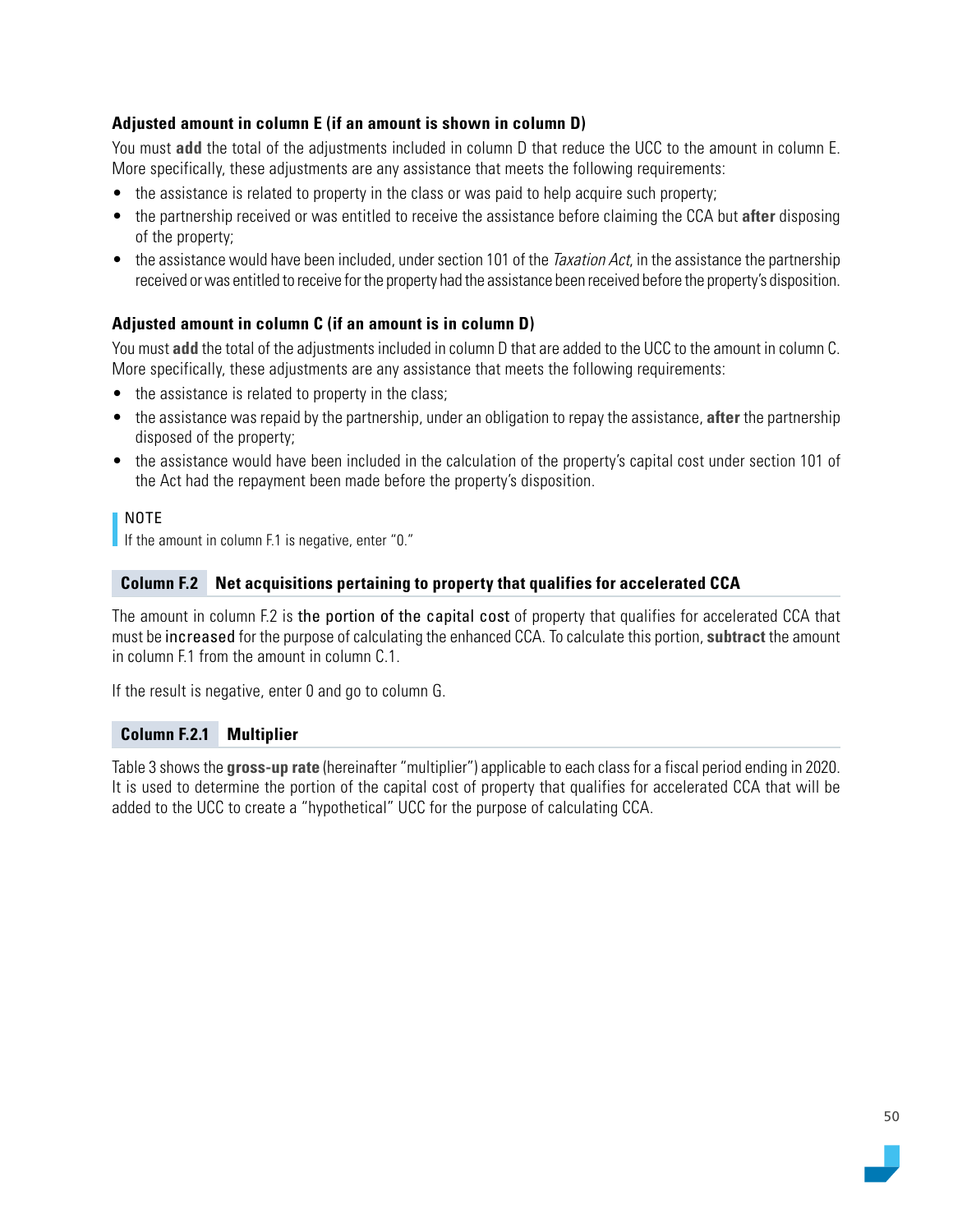#### Adjusted amount in column E (if an amount is shown in column D)

You must **add** the total of the adjustments included in column D that reduce the UCC to the amount in column E. More specifically, these adjustments are any assistance that meets the following requirements:

- the assistance is related to property in the class or was paid to help acquire such property;
- the partnership received or was entitled to receive the assistance before claiming the CCA but **after** disposing of the property;
- the assistance would have been included, under section 101 of the *Taxation Act*, in the assistance the partnership received or was entitled to receive for the property had the assistance been received before the property's disposition.

#### Adjusted amount in column C (if an amount is in column D)

You must **add** the total of the adjustments included in column D that are added to the UCC to the amount in column C. More specifically, these adjustments are any assistance that meets the following requirements:

- the assistance is related to property in the class;
- the assistance was repaid by the partnership, under an obligation to repay the assistance, **after** the partnership disposed of the property;
- the assistance would have been included in the calculation of the property's capital cost under section 101 of the Act had the repayment been made before the property's disposition.

> NOTE
> If the amount in column F.1 is negative, enter "0."

### Column F.2 Net acquisitions pertaining to property that qualifies for accelerated CCA

The amount in column F.2 is the portion of the capital cost of property that qualifies for accelerated CCA that must be increased for the purpose of calculating the enhanced CCA. To calculate this portion, **subtract** the amount in column F.1 from the amount in column C.1.

If the result is negative, enter 0 and go to column G.

### Column F.2.1 Multiplier

Table 3 shows the **gross-up rate** (hereinafter "multiplier") applicable to each class for a fiscal period ending in 2020. It is used to determine the portion of the capital cost of property that qualifies for accelerated CCA that will be added to the UCC to create a "hypothetical" UCC for the purpose of calculating CCA.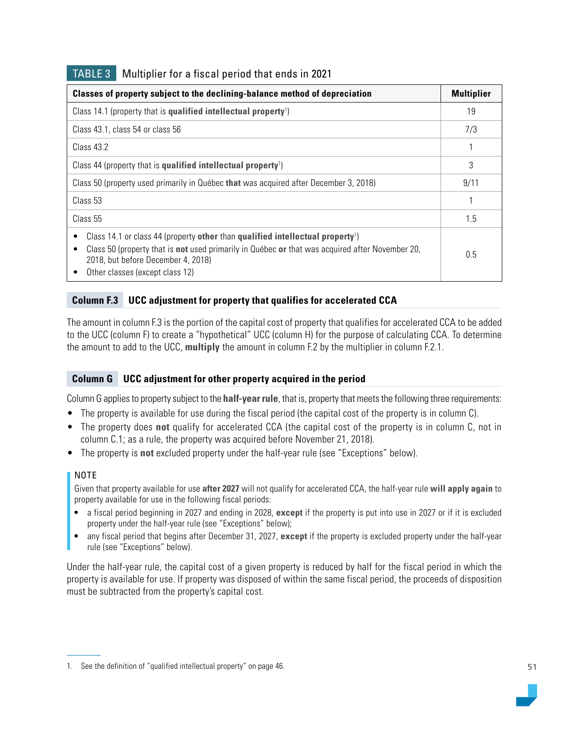## TABLE 3 Multiplier for a fiscal period that ends in 2021

| Classes of property subject to the declining-balance method of depreciation | Multiplier |
|---|---|
| Class 14.1 (property that is **qualified intellectual property**[1]) | 19 |
| Class 43.1, class 54 or class 56 | 7/3 |
| Class 43.2 | 1 |
| Class 44 (property that is **qualified intellectual property**[1]) | 3 |
| Class 50 (property used primarily in Québec **that** was acquired after December 3, 2018) | 9/11 |
| Class 53 | 1 |
| Class 55 | 1.5 |
| • Class 14.1 or class 44 (property **other** than **qualified intellectual property**[1]) <br> • Class 50 (property that is **not** used primarily in Québec **or** that was acquired after November 20, 2018, but before December 4, 2018) <br> • Other classes (except class 12) | 0.5 |

### Column F.3 UCC adjustment for property that qualifies for accelerated CCA

The amount in column F.3 is the portion of the capital cost of property that qualifies for accelerated CCA to be added to the UCC (column F) to create a "hypothetical" UCC (column H) for the purpose of calculating CCA. To determine the amount to add to the UCC, **multiply** the amount in column F.2 by the multiplier in column F.2.1.

### Column G UCC adjustment for other property acquired in the period

Column G applies to property subject to the **half-year rule**, that is, property that meets the following three requirements:

- The property is available for use during the fiscal period (the capital cost of the property is in column C).
- The property does **not** qualify for accelerated CCA (the capital cost of the property is in column C, not in column C.1; as a rule, the property was acquired before November 21, 2018).
- The property is **not** excluded property under the half-year rule (see "Exceptions" below).

> NOTE
>
> Given that property available for use **after 2027** will not qualify for accelerated CCA, the half-year rule **will apply again** to property available for use in the following fiscal periods:
>
> - a fiscal period beginning in 2027 and ending in 2028, **except** if the property is put into use in 2027 or if it is excluded property under the half-year rule (see "Exceptions" below);
> - any fiscal period that begins after December 31, 2027, **except** if the property is excluded property under the half-year rule (see "Exceptions" below).

Under the half-year rule, the capital cost of a given property is reduced by half for the fiscal period in which the property is available for use. If property was disposed of within the same fiscal period, the proceeds of disposition must be subtracted from the property's capital cost.

---

1. See the definition of "qualified intellectual property" on page 46.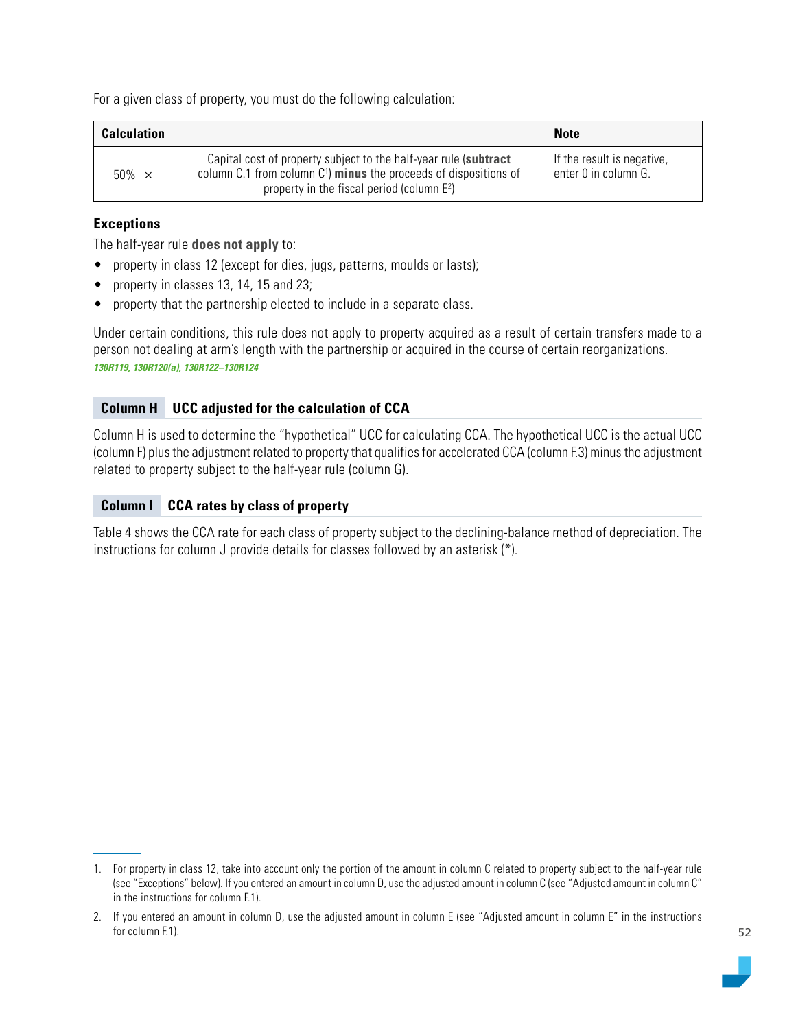For a given class of property, you must do the following calculation:

| Calculation | | Note |
|---|---|---|
| 50% × | Capital cost of property subject to the half-year rule (**subtract** column C.1 from column C[1]) **minus** the proceeds of dispositions of property in the fiscal period (column E[2]) | If the result is negative, enter 0 in column G. |

**Exceptions**

The half-year rule **does not apply** to:

- property in class 12 (except for dies, jugs, patterns, moulds or lasts);
- property in classes 13, 14, 15 and 23;
- property that the partnership elected to include in a separate class.

Under certain conditions, this rule does not apply to property acquired as a result of certain transfers made to a person not dealing at arm's length with the partnership or acquired in the course of certain reorganizations.
***130R119, 130R120(a), 130R122–130R124***

## Column H UCC adjusted for the calculation of CCA

Column H is used to determine the "hypothetical" UCC for calculating CCA. The hypothetical UCC is the actual UCC (column F) plus the adjustment related to property that qualifies for accelerated CCA (column F.3) minus the adjustment related to property subject to the half-year rule (column G).

## Column I CCA rates by class of property

Table 4 shows the CCA rate for each class of property subject to the declining-balance method of depreciation. The instructions for column J provide details for classes followed by an asterisk (*).

---

1. For property in class 12, take into account only the portion of the amount in column C related to property subject to the half-year rule (see "Exceptions" below). If you entered an amount in column D, use the adjusted amount in column C (see "Adjusted amount in column C" in the instructions for column F.1).
2. If you entered an amount in column D, use the adjusted amount in column E (see "Adjusted amount in column E" in the instructions for column F.1).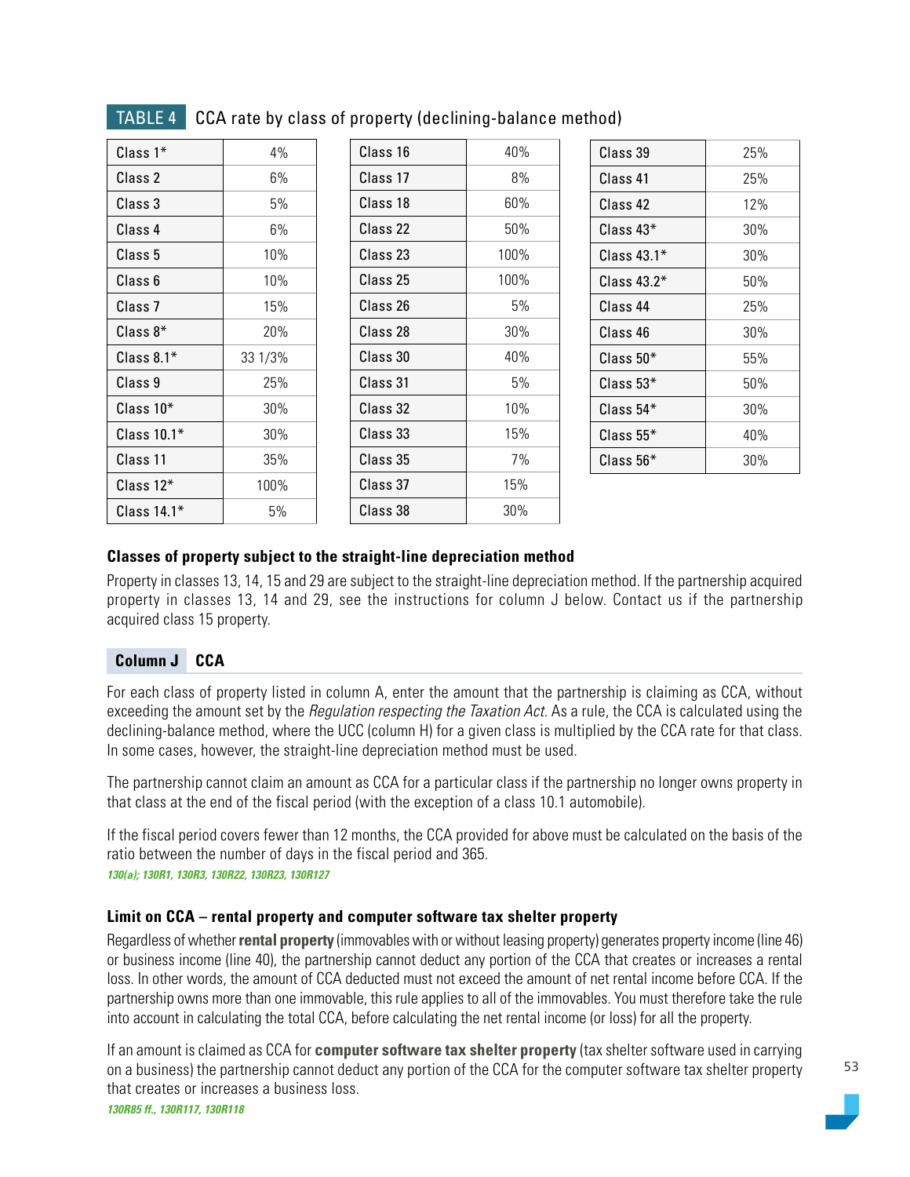**TABLE 4** CCA rate by class of property (declining-balance method)

| Class | Rate | Class | Rate | Class | Rate |
|---|---|---|---|---|---|
| Class 1* | 4% | Class 16 | 40% | Class 39 | 25% |
| Class 2 | 6% | Class 17 | 8% | Class 41 | 25% |
| Class 3 | 5% | Class 18 | 60% | Class 42 | 12% |
| Class 4 | 6% | Class 22 | 50% | Class 43* | 30% |
| Class 5 | 10% | Class 23 | 100% | Class 43.1* | 30% |
| Class 6 | 10% | Class 25 | 100% | Class 43.2* | 50% |
| Class 7 | 15% | Class 26 | 5% | Class 44 | 25% |
| Class 8* | 20% | Class 28 | 30% | Class 46 | 30% |
| Class 8.1* | 33 1/3% | Class 30 | 40% | Class 50* | 55% |
| Class 9 | 25% | Class 31 | 5% | Class 53* | 50% |
| Class 10* | 30% | Class 32 | 10% | Class 54* | 30% |
| Class 10.1* | 30% | Class 33 | 15% | Class 55* | 40% |
| Class 11 | 35% | Class 35 | 7% | Class 56* | 30% |
| Class 12* | 100% | Class 37 | 15% | | |
| Class 14.1* | 5% | Class 38 | 30% | | |

### Classes of property subject to the straight-line depreciation method

Property in classes 13, 14, 15 and 29 are subject to the straight-line depreciation method. If the partnership acquired property in classes 13, 14 and 29, see the instructions for column J below. Contact us if the partnership acquired class 15 property.

## Column J CCA

For each class of property listed in column A, enter the amount that the partnership is claiming as CCA, without exceeding the amount set by the *Regulation respecting the Taxation Act*. As a rule, the CCA is calculated using the declining-balance method, where the UCC (column H) for a given class is multiplied by the CCA rate for that class. In some cases, however, the straight-line depreciation method must be used.

The partnership cannot claim an amount as CCA for a particular class if the partnership no longer owns property in that class at the end of the fiscal period (with the exception of a class 10.1 automobile).

If the fiscal period covers fewer than 12 months, the CCA provided for above must be calculated on the basis of the ratio between the number of days in the fiscal period and 365.

*130(a); 130R1, 130R3, 130R22, 130R23, 130R127*

### Limit on CCA – rental property and computer software tax shelter property

Regardless of whether **rental property** (immovables with or without leasing property) generates property income (line 46) or business income (line 40), the partnership cannot deduct any portion of the CCA that creates or increases a rental loss. In other words, the amount of CCA deducted must not exceed the amount of net rental income before CCA. If the partnership owns more than one immovable, this rule applies to all of the immovables. You must therefore take the rule into account in calculating the total CCA, before calculating the net rental income (or loss) for all the property.

If an amount is claimed as CCA for **computer software tax shelter property** (tax shelter software used in carrying on a business) the partnership cannot deduct any portion of the CCA for the computer software tax shelter property that creates or increases a business loss.

*130R85 ff., 130R117, 130R118*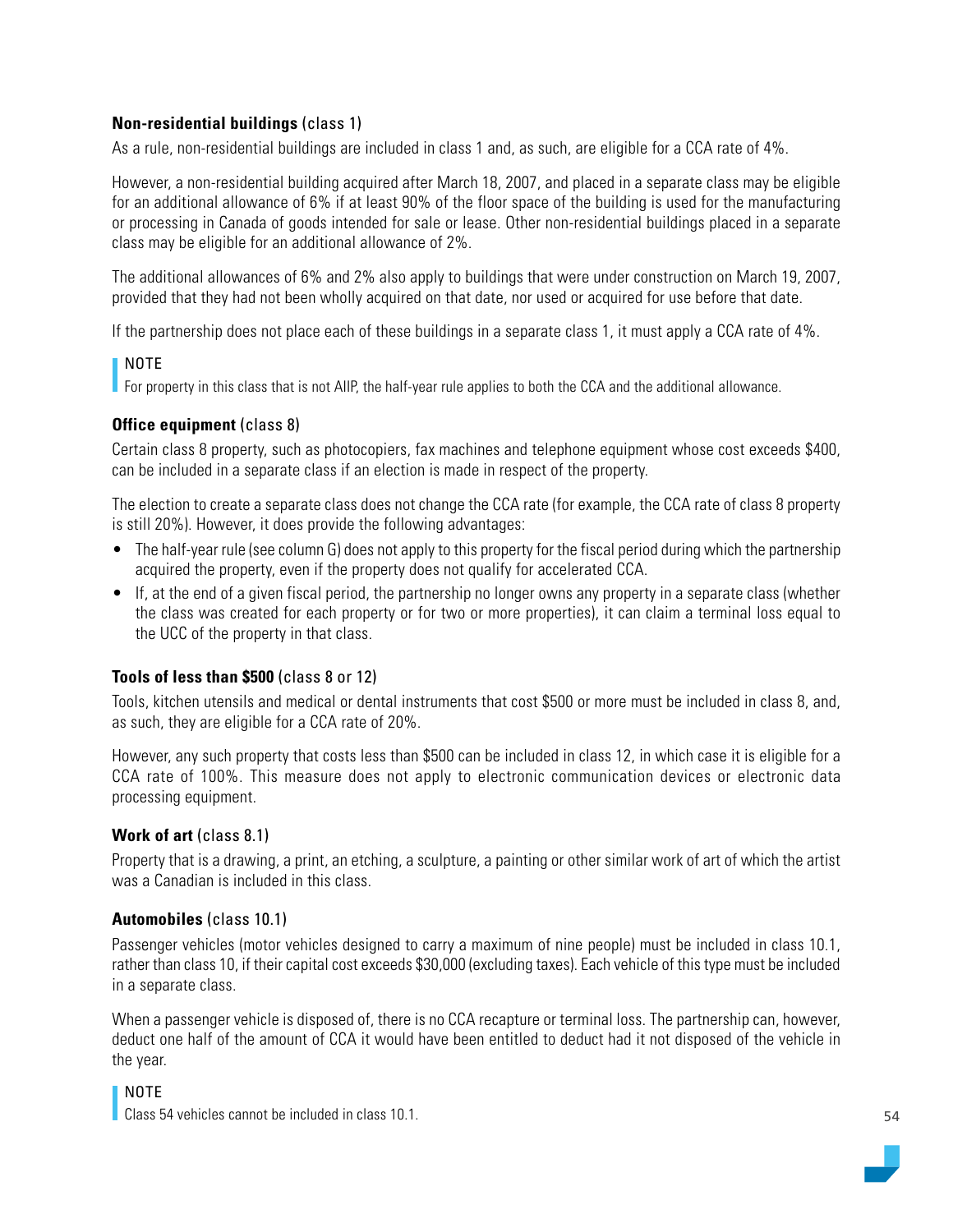**Non-residential buildings** (class 1)

As a rule, non-residential buildings are included in class 1 and, as such, are eligible for a CCA rate of 4%.

However, a non-residential building acquired after March 18, 2007, and placed in a separate class may be eligible for an additional allowance of 6% if at least 90% of the floor space of the building is used for the manufacturing or processing in Canada of goods intended for sale or lease. Other non-residential buildings placed in a separate class may be eligible for an additional allowance of 2%.

The additional allowances of 6% and 2% also apply to buildings that were under construction on March 19, 2007, provided that they had not been wholly acquired on that date, nor used or acquired for use before that date.

If the partnership does not place each of these buildings in a separate class 1, it must apply a CCA rate of 4%.

> NOTE
> For property in this class that is not AIIP, the half-year rule applies to both the CCA and the additional allowance.

**Office equipment** (class 8)

Certain class 8 property, such as photocopiers, fax machines and telephone equipment whose cost exceeds $400, can be included in a separate class if an election is made in respect of the property.

The election to create a separate class does not change the CCA rate (for example, the CCA rate of class 8 property is still 20%). However, it does provide the following advantages:

- The half-year rule (see column G) does not apply to this property for the fiscal period during which the partnership acquired the property, even if the property does not qualify for accelerated CCA.
- If, at the end of a given fiscal period, the partnership no longer owns any property in a separate class (whether the class was created for each property or for two or more properties), it can claim a terminal loss equal to the UCC of the property in that class.

**Tools of less than $500** (class 8 or 12)

Tools, kitchen utensils and medical or dental instruments that cost $500 or more must be included in class 8, and, as such, they are eligible for a CCA rate of 20%.

However, any such property that costs less than $500 can be included in class 12, in which case it is eligible for a CCA rate of 100%. This measure does not apply to electronic communication devices or electronic data processing equipment.

**Work of art** (class 8.1)

Property that is a drawing, a print, an etching, a sculpture, a painting or other similar work of art of which the artist was a Canadian is included in this class.

**Automobiles** (class 10.1)

Passenger vehicles (motor vehicles designed to carry a maximum of nine people) must be included in class 10.1, rather than class 10, if their capital cost exceeds $30,000 (excluding taxes). Each vehicle of this type must be included in a separate class.

When a passenger vehicle is disposed of, there is no CCA recapture or terminal loss. The partnership can, however, deduct one half of the amount of CCA it would have been entitled to deduct had it not disposed of the vehicle in the year.

> NOTE
> Class 54 vehicles cannot be included in class 10.1.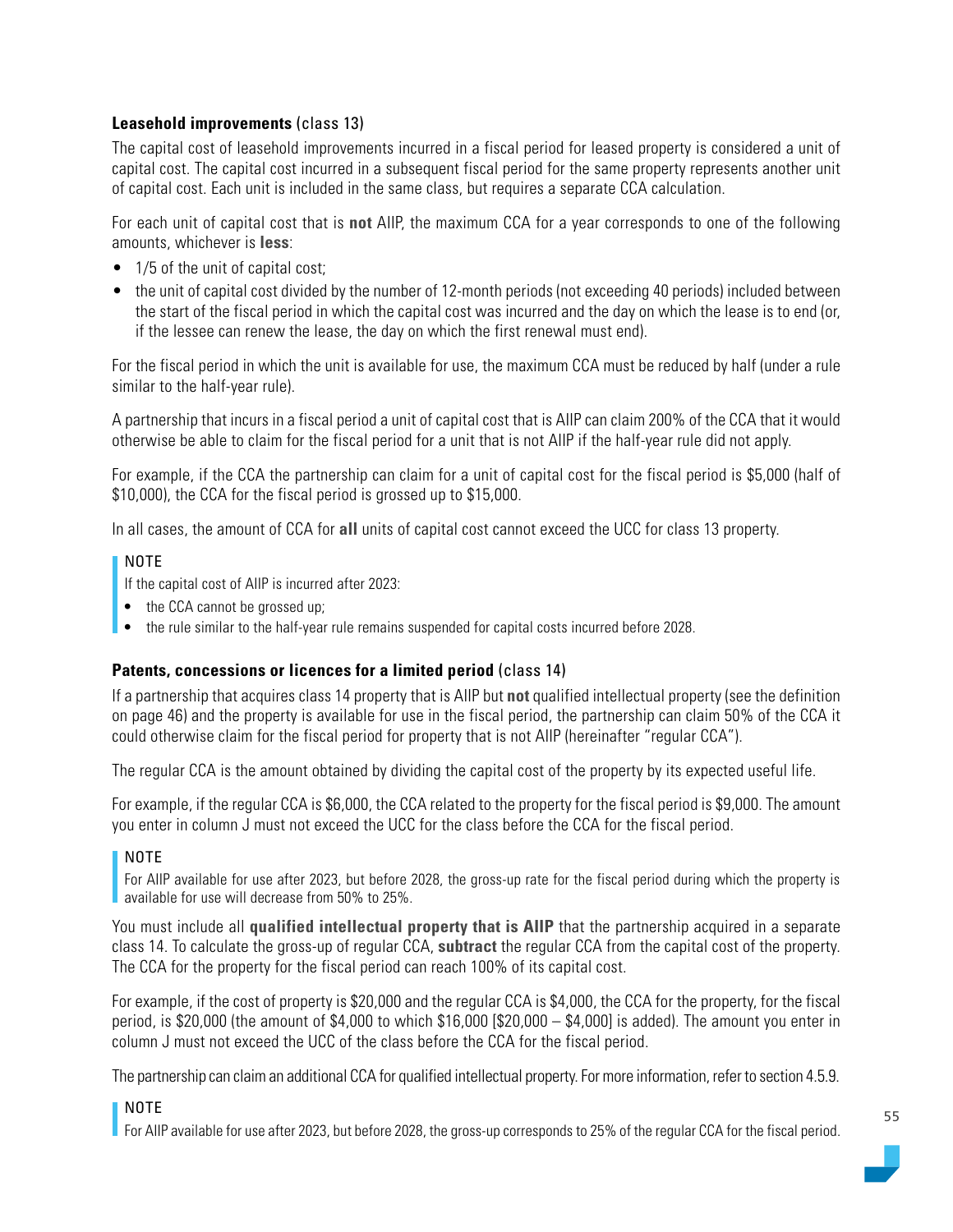### **Leasehold improvements** (class 13)

The capital cost of leasehold improvements incurred in a fiscal period for leased property is considered a unit of capital cost. The capital cost incurred in a subsequent fiscal period for the same property represents another unit of capital cost. Each unit is included in the same class, but requires a separate CCA calculation.

For each unit of capital cost that is **not** AIIP, the maximum CCA for a year corresponds to one of the following amounts, whichever is **less**:

- 1/5 of the unit of capital cost;
- the unit of capital cost divided by the number of 12-month periods (not exceeding 40 periods) included between the start of the fiscal period in which the capital cost was incurred and the day on which the lease is to end (or, if the lessee can renew the lease, the day on which the first renewal must end).

For the fiscal period in which the unit is available for use, the maximum CCA must be reduced by half (under a rule similar to the half-year rule).

A partnership that incurs in a fiscal period a unit of capital cost that is AIIP can claim 200% of the CCA that it would otherwise be able to claim for the fiscal period for a unit that is not AIIP if the half-year rule did not apply.

For example, if the CCA the partnership can claim for a unit of capital cost for the fiscal period is $5,000 (half of $10,000), the CCA for the fiscal period is grossed up to $15,000.

In all cases, the amount of CCA for **all** units of capital cost cannot exceed the UCC for class 13 property.

> NOTE
>
> If the capital cost of AIIP is incurred after 2023:
>
> - the CCA cannot be grossed up;
> - the rule similar to the half-year rule remains suspended for capital costs incurred before 2028.

### **Patents, concessions or licences for a limited period** (class 14)

If a partnership that acquires class 14 property that is AIIP but **not** qualified intellectual property (see the definition on page 46) and the property is available for use in the fiscal period, the partnership can claim 50% of the CCA it could otherwise claim for the fiscal period for property that is not AIIP (hereinafter "regular CCA").

The regular CCA is the amount obtained by dividing the capital cost of the property by its expected useful life.

For example, if the regular CCA is $6,000, the CCA related to the property for the fiscal period is $9,000. The amount you enter in column J must not exceed the UCC for the class before the CCA for the fiscal period.

> NOTE
>
> For AIIP available for use after 2023, but before 2028, the gross-up rate for the fiscal period during which the property is available for use will decrease from 50% to 25%.

You must include all **qualified intellectual property that is AIIP** that the partnership acquired in a separate class 14. To calculate the gross-up of regular CCA, **subtract** the regular CCA from the capital cost of the property. The CCA for the property for the fiscal period can reach 100% of its capital cost.

For example, if the cost of property is $20,000 and the regular CCA is $4,000, the CCA for the property, for the fiscal period, is $20,000 (the amount of $4,000 to which $16,000 [$20,000 – $4,000] is added). The amount you enter in column J must not exceed the UCC of the class before the CCA for the fiscal period.

The partnership can claim an additional CCA for qualified intellectual property. For more information, refer to section 4.5.9.

> NOTE
>
> For AIIP available for use after 2023, but before 2028, the gross-up corresponds to 25% of the regular CCA for the fiscal period.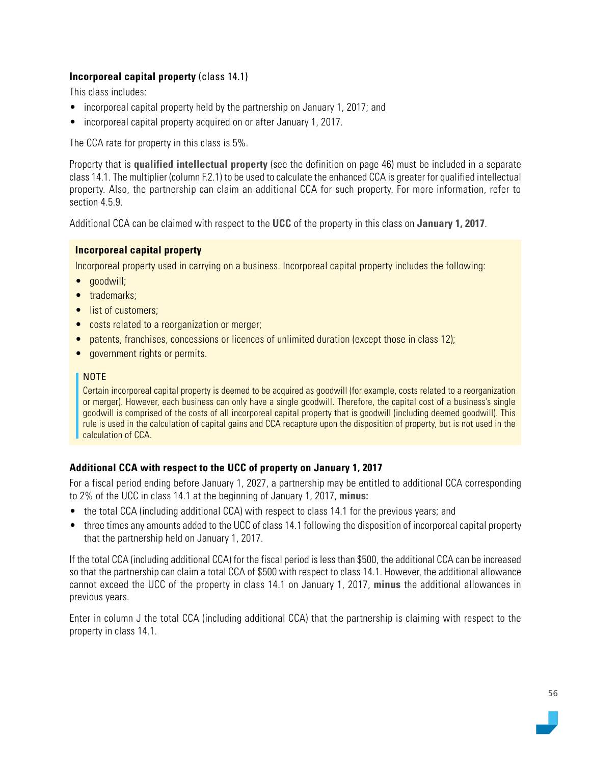**Incorporeal capital property** (class 14.1)

This class includes:

- incorporeal capital property held by the partnership on January 1, 2017; and
- incorporeal capital property acquired on or after January 1, 2017.

The CCA rate for property in this class is 5%.

Property that is **qualified intellectual property** (see the definition on page 46) must be included in a separate class 14.1. The multiplier (column F.2.1) to be used to calculate the enhanced CCA is greater for qualified intellectual property. Also, the partnership can claim an additional CCA for such property. For more information, refer to section 4.5.9.

Additional CCA can be claimed with respect to the **UCC** of the property in this class on **January 1, 2017**.

**Incorporeal capital property**

Incorporeal property used in carrying on a business. Incorporeal capital property includes the following:

- goodwill;
- trademarks;
- list of customers;
- costs related to a reorganization or merger;
- patents, franchises, concessions or licences of unlimited duration (except those in class 12);
- government rights or permits.

> NOTE
>
> Certain incorporeal capital property is deemed to be acquired as goodwill (for example, costs related to a reorganization or merger). However, each business can only have a single goodwill. Therefore, the capital cost of a business's single goodwill is comprised of the costs of all incorporeal capital property that is goodwill (including deemed goodwill). This rule is used in the calculation of capital gains and CCA recapture upon the disposition of property, but is not used in the calculation of CCA.

**Additional CCA with respect to the UCC of property on January 1, 2017**

For a fiscal period ending before January 1, 2027, a partnership may be entitled to additional CCA corresponding to 2% of the UCC in class 14.1 at the beginning of January 1, 2017, **minus:**

- the total CCA (including additional CCA) with respect to class 14.1 for the previous years; and
- three times any amounts added to the UCC of class 14.1 following the disposition of incorporeal capital property that the partnership held on January 1, 2017.

If the total CCA (including additional CCA) for the fiscal period is less than $500, the additional CCA can be increased so that the partnership can claim a total CCA of $500 with respect to class 14.1. However, the additional allowance cannot exceed the UCC of the property in class 14.1 on January 1, 2017, **minus** the additional allowances in previous years.

Enter in column J the total CCA (including additional CCA) that the partnership is claiming with respect to the property in class 14.1.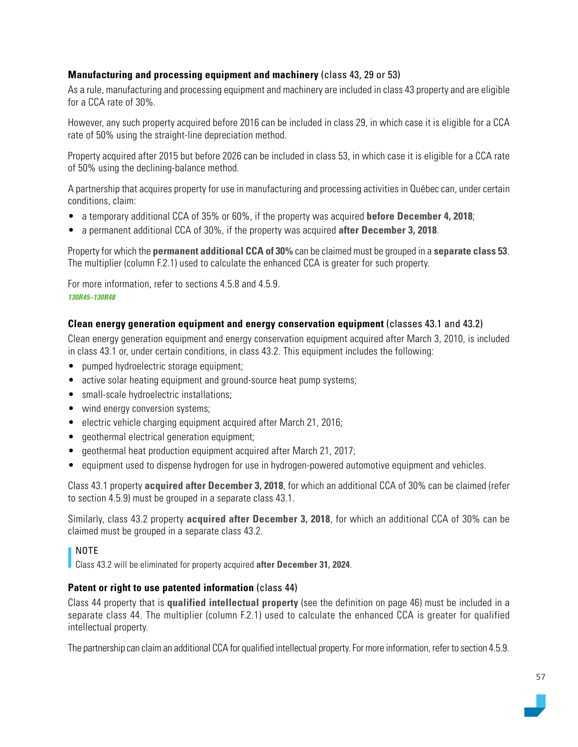**Manufacturing and processing equipment and machinery** (class 43, 29 or 53)

As a rule, manufacturing and processing equipment and machinery are included in class 43 property and are eligible for a CCA rate of 30%.

However, any such property acquired before 2016 can be included in class 29, in which case it is eligible for a CCA rate of 50% using the straight-line depreciation method.

Property acquired after 2015 but before 2026 can be included in class 53, in which case it is eligible for a CCA rate of 50% using the declining-balance method.

A partnership that acquires property for use in manufacturing and processing activities in Québec can, under certain conditions, claim:

- a temporary additional CCA of 35% or 60%, if the property was acquired **before December 4, 2018**;
- a permanent additional CCA of 30%, if the property was acquired **after December 3, 2018**.

Property for which the **permanent additional CCA of 30%** can be claimed must be grouped in a **separate class 53**. The multiplier (column F.2.1) used to calculate the enhanced CCA is greater for such property.

For more information, refer to sections 4.5.8 and 4.5.9.
***130R45–130R48***

**Clean energy generation equipment and energy conservation equipment** (classes 43.1 and 43.2)

Clean energy generation equipment and energy conservation equipment acquired after March 3, 2010, is included in class 43.1 or, under certain conditions, in class 43.2. This equipment includes the following:

- pumped hydroelectric storage equipment;
- active solar heating equipment and ground-source heat pump systems;
- small-scale hydroelectric installations;
- wind energy conversion systems;
- electric vehicle charging equipment acquired after March 21, 2016;
- geothermal electrical generation equipment;
- geothermal heat production equipment acquired after March 21, 2017;
- equipment used to dispense hydrogen for use in hydrogen-powered automotive equipment and vehicles.

Class 43.1 property **acquired after December 3, 2018**, for which an additional CCA of 30% can be claimed (refer to section 4.5.9) must be grouped in a separate class 43.1.

Similarly, class 43.2 property **acquired after December 3, 2018**, for which an additional CCA of 30% can be claimed must be grouped in a separate class 43.2.

> NOTE
> Class 43.2 will be eliminated for property acquired **after December 31, 2024**.

**Patent or right to use patented information** (class 44)

Class 44 property that is **qualified intellectual property** (see the definition on page 46) must be included in a separate class 44. The multiplier (column F.2.1) used to calculate the enhanced CCA is greater for qualified intellectual property.

The partnership can claim an additional CCA for qualified intellectual property. For more information, refer to section 4.5.9.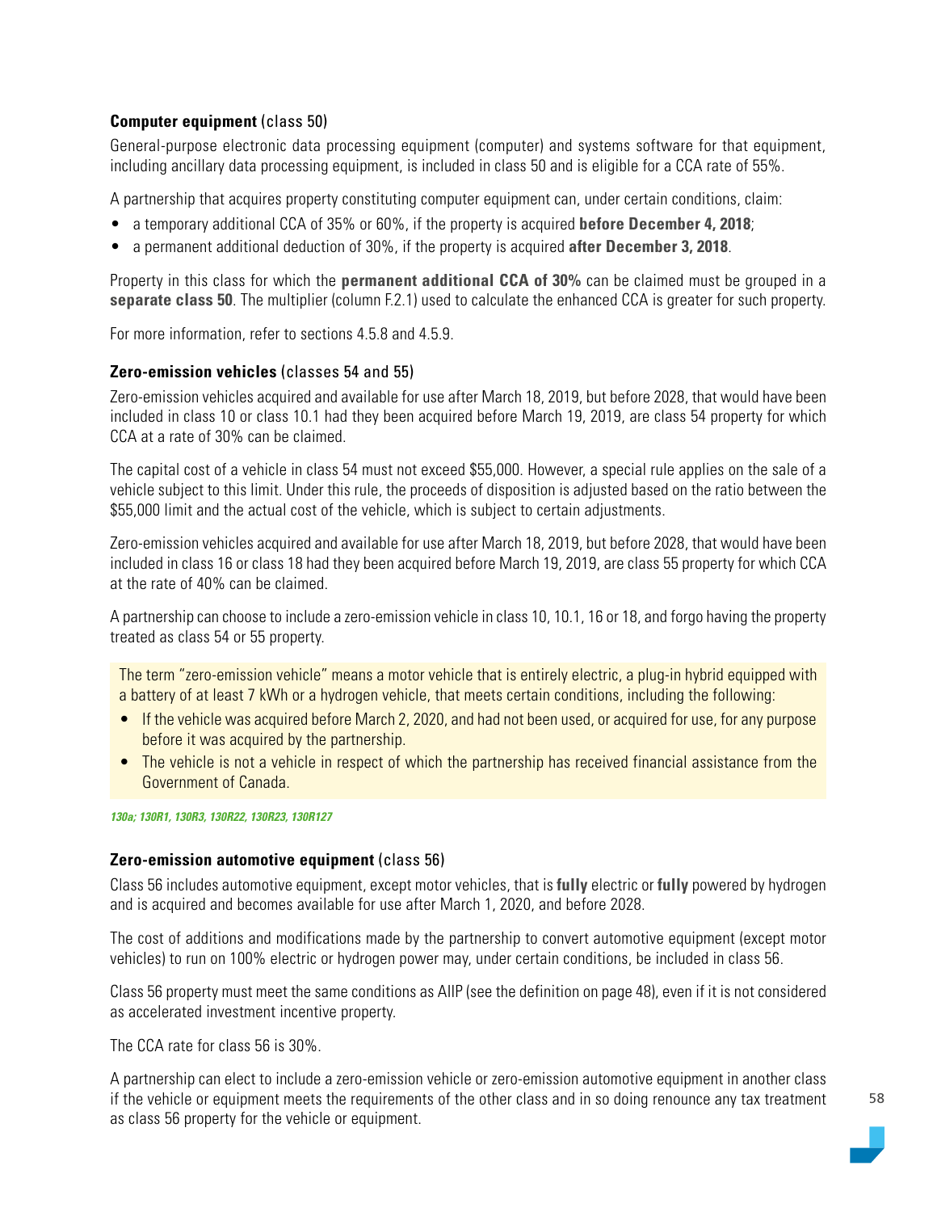**Computer equipment** (class 50)

General-purpose electronic data processing equipment (computer) and systems software for that equipment, including ancillary data processing equipment, is included in class 50 and is eligible for a CCA rate of 55%.

A partnership that acquires property constituting computer equipment can, under certain conditions, claim:

- a temporary additional CCA of 35% or 60%, if the property is acquired **before December 4, 2018**;
- a permanent additional deduction of 30%, if the property is acquired **after December 3, 2018**.

Property in this class for which the **permanent additional CCA of 30%** can be claimed must be grouped in a **separate class 50**. The multiplier (column F.2.1) used to calculate the enhanced CCA is greater for such property.

For more information, refer to sections 4.5.8 and 4.5.9.

**Zero-emission vehicles** (classes 54 and 55)

Zero-emission vehicles acquired and available for use after March 18, 2019, but before 2028, that would have been included in class 10 or class 10.1 had they been acquired before March 19, 2019, are class 54 property for which CCA at a rate of 30% can be claimed.

The capital cost of a vehicle in class 54 must not exceed $55,000. However, a special rule applies on the sale of a vehicle subject to this limit. Under this rule, the proceeds of disposition is adjusted based on the ratio between the $55,000 limit and the actual cost of the vehicle, which is subject to certain adjustments.

Zero-emission vehicles acquired and available for use after March 18, 2019, but before 2028, that would have been included in class 16 or class 18 had they been acquired before March 19, 2019, are class 55 property for which CCA at the rate of 40% can be claimed.

A partnership can choose to include a zero-emission vehicle in class 10, 10.1, 16 or 18, and forgo having the property treated as class 54 or 55 property.

> The term "zero-emission vehicle" means a motor vehicle that is entirely electric, a plug-in hybrid equipped with a battery of at least 7 kWh or a hydrogen vehicle, that meets certain conditions, including the following:
>
> - If the vehicle was acquired before March 2, 2020, and had not been used, or acquired for use, for any purpose before it was acquired by the partnership.
> - The vehicle is not a vehicle in respect of which the partnership has received financial assistance from the Government of Canada.

*130a; 130R1, 130R3, 130R22, 130R23, 130R127*

**Zero-emission automotive equipment** (class 56)

Class 56 includes automotive equipment, except motor vehicles, that is **fully** electric or **fully** powered by hydrogen and is acquired and becomes available for use after March 1, 2020, and before 2028.

The cost of additions and modifications made by the partnership to convert automotive equipment (except motor vehicles) to run on 100% electric or hydrogen power may, under certain conditions, be included in class 56.

Class 56 property must meet the same conditions as AIIP (see the definition on page 48), even if it is not considered as accelerated investment incentive property.

The CCA rate for class 56 is 30%.

A partnership can elect to include a zero-emission vehicle or zero-emission automotive equipment in another class if the vehicle or equipment meets the requirements of the other class and in so doing renounce any tax treatment as class 56 property for the vehicle or equipment.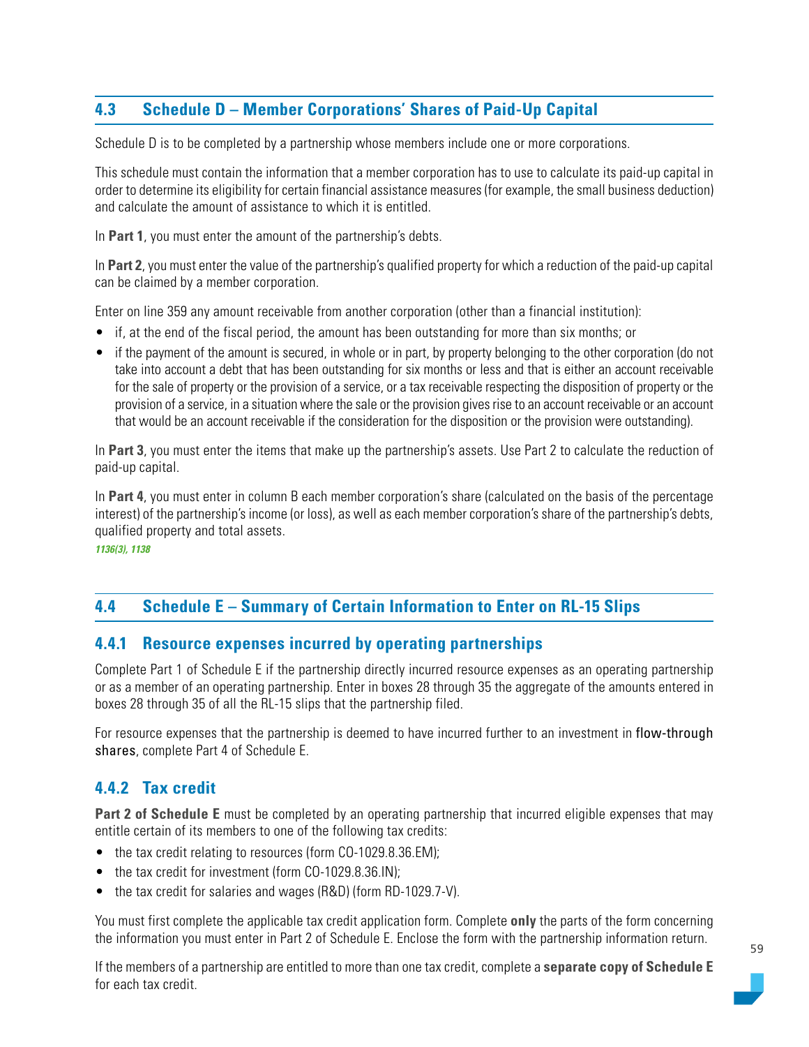## 4.3 Schedule D – Member Corporations' Shares of Paid-Up Capital

Schedule D is to be completed by a partnership whose members include one or more corporations.

This schedule must contain the information that a member corporation has to use to calculate its paid-up capital in order to determine its eligibility for certain financial assistance measures (for example, the small business deduction) and calculate the amount of assistance to which it is entitled.

In **Part 1**, you must enter the amount of the partnership's debts.

In **Part 2**, you must enter the value of the partnership's qualified property for which a reduction of the paid-up capital can be claimed by a member corporation.

Enter on line 359 any amount receivable from another corporation (other than a financial institution):

- if, at the end of the fiscal period, the amount has been outstanding for more than six months; or
- if the payment of the amount is secured, in whole or in part, by property belonging to the other corporation (do not take into account a debt that has been outstanding for six months or less and that is either an account receivable for the sale of property or the provision of a service, or a tax receivable respecting the disposition of property or the provision of a service, in a situation where the sale or the provision gives rise to an account receivable or an account that would be an account receivable if the consideration for the disposition or the provision were outstanding).

In **Part 3**, you must enter the items that make up the partnership's assets. Use Part 2 to calculate the reduction of paid-up capital.

In **Part 4**, you must enter in column B each member corporation's share (calculated on the basis of the percentage interest) of the partnership's income (or loss), as well as each member corporation's share of the partnership's debts, qualified property and total assets.

*1136(3), 1138*

## 4.4 Schedule E – Summary of Certain Information to Enter on RL-15 Slips

### 4.4.1 Resource expenses incurred by operating partnerships

Complete Part 1 of Schedule E if the partnership directly incurred resource expenses as an operating partnership or as a member of an operating partnership. Enter in boxes 28 through 35 the aggregate of the amounts entered in boxes 28 through 35 of all the RL-15 slips that the partnership filed.

For resource expenses that the partnership is deemed to have incurred further to an investment in flow-through shares, complete Part 4 of Schedule E.

### 4.4.2 Tax credit

**Part 2 of Schedule E** must be completed by an operating partnership that incurred eligible expenses that may entitle certain of its members to one of the following tax credits:

- the tax credit relating to resources (form CO-1029.8.36.EM);
- the tax credit for investment (form CO-1029.8.36.IN);
- the tax credit for salaries and wages (R&D) (form RD-1029.7-V).

You must first complete the applicable tax credit application form. Complete **only** the parts of the form concerning the information you must enter in Part 2 of Schedule E. Enclose the form with the partnership information return.

If the members of a partnership are entitled to more than one tax credit, complete a **separate copy of Schedule E** for each tax credit.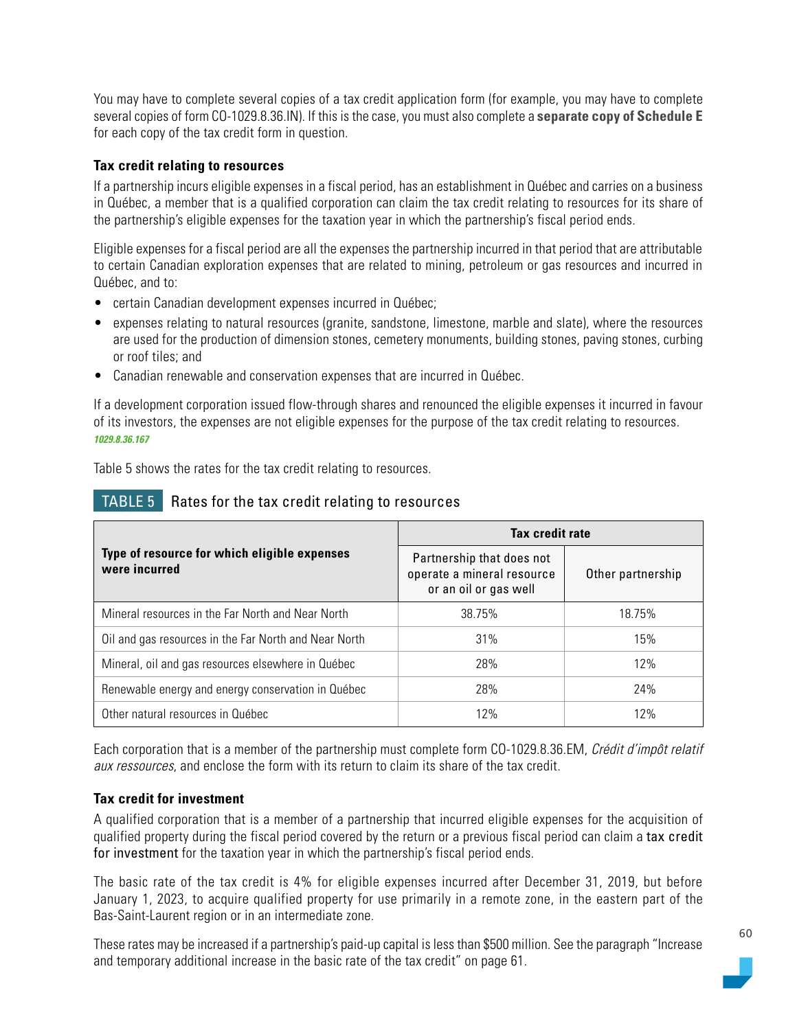You may have to complete several copies of a tax credit application form (for example, you may have to complete several copies of form CO-1029.8.36.IN). If this is the case, you must also complete a **separate copy of Schedule E** for each copy of the tax credit form in question.

### Tax credit relating to resources

If a partnership incurs eligible expenses in a fiscal period, has an establishment in Québec and carries on a business in Québec, a member that is a qualified corporation can claim the tax credit relating to resources for its share of the partnership's eligible expenses for the taxation year in which the partnership's fiscal period ends.

Eligible expenses for a fiscal period are all the expenses the partnership incurred in that period that are attributable to certain Canadian exploration expenses that are related to mining, petroleum or gas resources and incurred in Québec, and to:

- certain Canadian development expenses incurred in Québec;
- expenses relating to natural resources (granite, sandstone, limestone, marble and slate), where the resources are used for the production of dimension stones, cemetery monuments, building stones, paving stones, curbing or roof tiles; and
- Canadian renewable and conservation expenses that are incurred in Québec.

If a development corporation issued flow-through shares and renounced the eligible expenses it incurred in favour of its investors, the expenses are not eligible expenses for the purpose of the tax credit relating to resources.
***1029.8.36.167***

Table 5 shows the rates for the tax credit relating to resources.

**TABLE 5** Rates for the tax credit relating to resources

| Type of resource for which eligible expenses were incurred | Tax credit rate | |
|---|---|---|
| | Partnership that does not operate a mineral resource or an oil or gas well | Other partnership |
| Mineral resources in the Far North and Near North | 38.75% | 18.75% |
| Oil and gas resources in the Far North and Near North | 31% | 15% |
| Mineral, oil and gas resources elsewhere in Québec | 28% | 12% |
| Renewable energy and energy conservation in Québec | 28% | 24% |
| Other natural resources in Québec | 12% | 12% |

Each corporation that is a member of the partnership must complete form CO-1029.8.36.EM, *Crédit d'impôt relatif aux ressources*, and enclose the form with its return to claim its share of the tax credit.

### Tax credit for investment

A qualified corporation that is a member of a partnership that incurred eligible expenses for the acquisition of qualified property during the fiscal period covered by the return or a previous fiscal period can claim a tax credit for investment for the taxation year in which the partnership's fiscal period ends.

The basic rate of the tax credit is 4% for eligible expenses incurred after December 31, 2019, but before January 1, 2023, to acquire qualified property for use primarily in a remote zone, in the eastern part of the Bas-Saint-Laurent region or in an intermediate zone.

These rates may be increased if a partnership's paid-up capital is less than $500 million. See the paragraph "Increase and temporary additional increase in the basic rate of the tax credit" on page 61.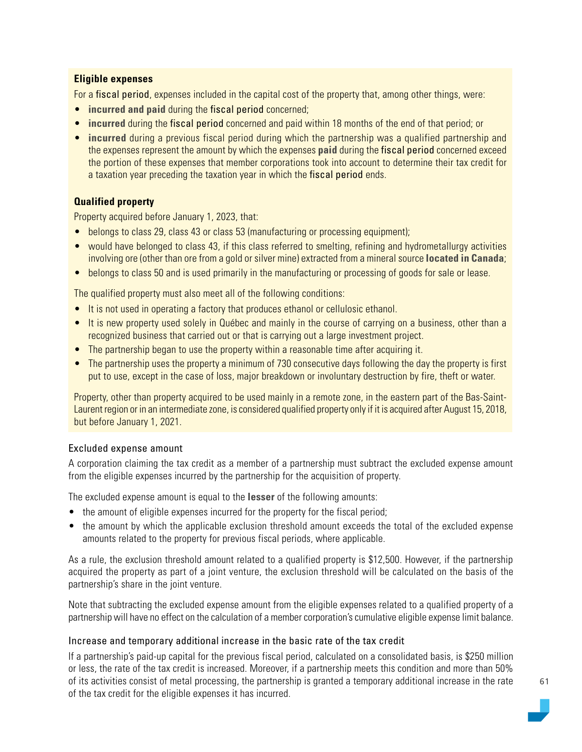**Eligible expenses**

For a fiscal period, expenses included in the capital cost of the property that, among other things, were:

- **incurred and paid** during the fiscal period concerned;
- **incurred** during the fiscal period concerned and paid within 18 months of the end of that period; or
- **incurred** during a previous fiscal period during which the partnership was a qualified partnership and the expenses represent the amount by which the expenses **paid** during the fiscal period concerned exceed the portion of these expenses that member corporations took into account to determine their tax credit for a taxation year preceding the taxation year in which the fiscal period ends.

**Qualified property**

Property acquired before January 1, 2023, that:

- belongs to class 29, class 43 or class 53 (manufacturing or processing equipment);
- would have belonged to class 43, if this class referred to smelting, refining and hydrometallurgy activities involving ore (other than ore from a gold or silver mine) extracted from a mineral source **located in Canada**;
- belongs to class 50 and is used primarily in the manufacturing or processing of goods for sale or lease.

The qualified property must also meet all of the following conditions:

- It is not used in operating a factory that produces ethanol or cellulosic ethanol.
- It is new property used solely in Québec and mainly in the course of carrying on a business, other than a recognized business that carried out or that is carrying out a large investment project.
- The partnership began to use the property within a reasonable time after acquiring it.
- The partnership uses the property a minimum of 730 consecutive days following the day the property is first put to use, except in the case of loss, major breakdown or involuntary destruction by fire, theft or water.

Property, other than property acquired to be used mainly in a remote zone, in the eastern part of the Bas-Saint-Laurent region or in an intermediate zone, is considered qualified property only if it is acquired after August 15, 2018, but before January 1, 2021.

### Excluded expense amount

A corporation claiming the tax credit as a member of a partnership must subtract the excluded expense amount from the eligible expenses incurred by the partnership for the acquisition of property.

The excluded expense amount is equal to the **lesser** of the following amounts:

- the amount of eligible expenses incurred for the property for the fiscal period;
- the amount by which the applicable exclusion threshold amount exceeds the total of the excluded expense amounts related to the property for previous fiscal periods, where applicable.

As a rule, the exclusion threshold amount related to a qualified property is $12,500. However, if the partnership acquired the property as part of a joint venture, the exclusion threshold will be calculated on the basis of the partnership's share in the joint venture.

Note that subtracting the excluded expense amount from the eligible expenses related to a qualified property of a partnership will have no effect on the calculation of a member corporation's cumulative eligible expense limit balance.

### Increase and temporary additional increase in the basic rate of the tax credit

If a partnership's paid-up capital for the previous fiscal period, calculated on a consolidated basis, is $250 million or less, the rate of the tax credit is increased. Moreover, if a partnership meets this condition and more than 50% of its activities consist of metal processing, the partnership is granted a temporary additional increase in the rate of the tax credit for the eligible expenses it has incurred.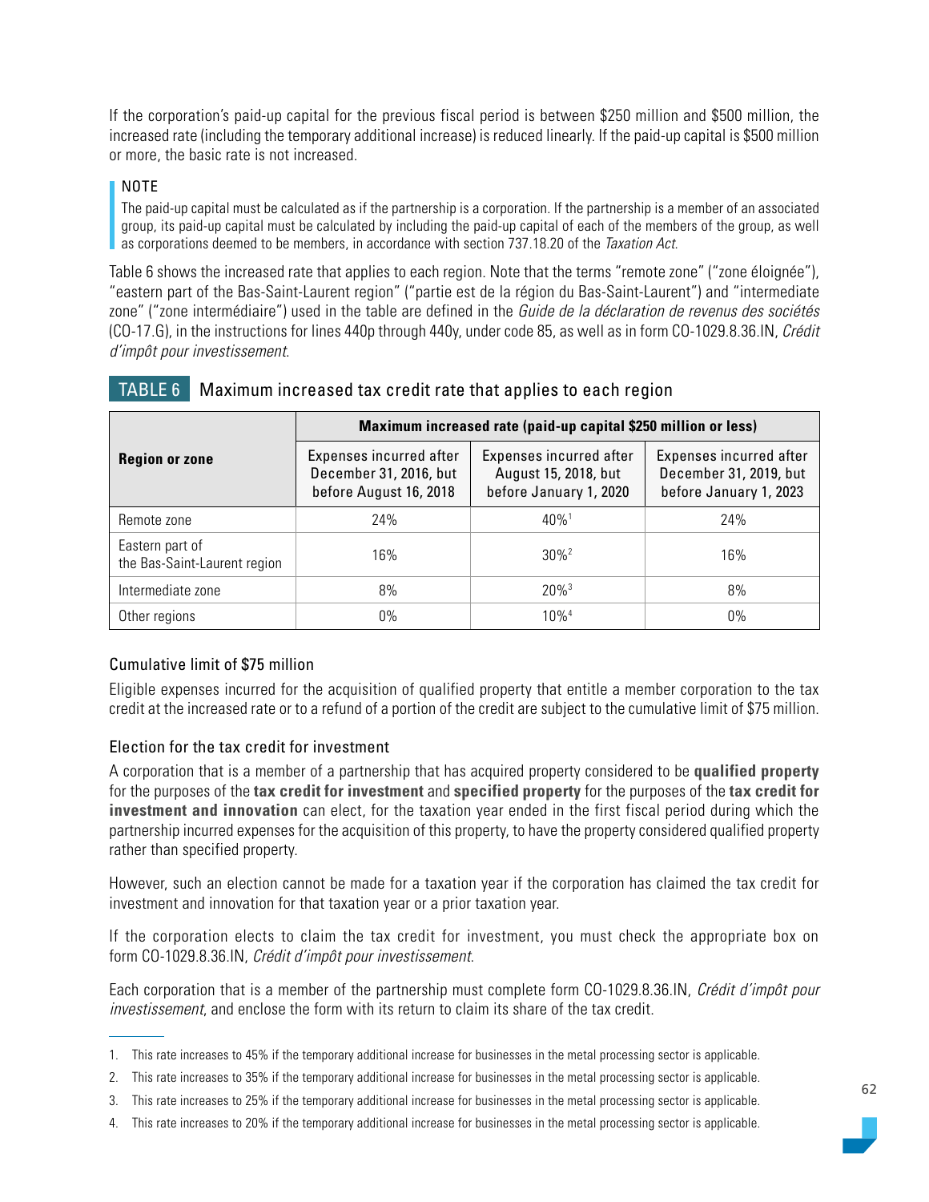If the corporation's paid-up capital for the previous fiscal period is between $250 million and $500 million, the increased rate (including the temporary additional increase) is reduced linearly. If the paid-up capital is $500 million or more, the basic rate is not increased.

> **NOTE**
>
> The paid-up capital must be calculated as if the partnership is a corporation. If the partnership is a member of an associated group, its paid-up capital must be calculated by including the paid-up capital of each of the members of the group, as well as corporations deemed to be members, in accordance with section 737.18.20 of the *Taxation Act*.

Table 6 shows the increased rate that applies to each region. Note that the terms "remote zone" ("zone éloignée"), "eastern part of the Bas-Saint-Laurent region" ("partie est de la région du Bas-Saint-Laurent") and "intermediate zone" ("zone intermédiaire") used in the table are defined in the *Guide de la déclaration de revenus des sociétés* (CO-17.G), in the instructions for lines 440p through 440y, under code 85, as well as in form CO-1029.8.36.IN, *Crédit d'impôt pour investissement*.

**TABLE 6** Maximum increased tax credit rate that applies to each region

| **Region or zone** | **Maximum increased rate (paid-up capital $250 million or less)** | | |
|---|---|---|---|
| | Expenses incurred after December 31, 2016, but before August 16, 2018 | Expenses incurred after August 15, 2018, but before January 1, 2020 | Expenses incurred after December 31, 2019, but before January 1, 2023 |
| Remote zone | 24% | 40%[1] | 24% |
| Eastern part of the Bas-Saint-Laurent region | 16% | 30%[2] | 16% |
| Intermediate zone | 8% | 20%[3] | 8% |
| Other regions | 0% | 10%[4] | 0% |

### Cumulative limit of $75 million

Eligible expenses incurred for the acquisition of qualified property that entitle a member corporation to the tax credit at the increased rate or to a refund of a portion of the credit are subject to the cumulative limit of $75 million.

### Election for the tax credit for investment

A corporation that is a member of a partnership that has acquired property considered to be **qualified property** for the purposes of the **tax credit for investment** and **specified property** for the purposes of the **tax credit for investment and innovation** can elect, for the taxation year ended in the first fiscal period during which the partnership incurred expenses for the acquisition of this property, to have the property considered qualified property rather than specified property.

However, such an election cannot be made for a taxation year if the corporation has claimed the tax credit for investment and innovation for that taxation year or a prior taxation year.

If the corporation elects to claim the tax credit for investment, you must check the appropriate box on form CO-1029.8.36.IN, *Crédit d'impôt pour investissement*.

Each corporation that is a member of the partnership must complete form CO-1029.8.36.IN, *Crédit d'impôt pour investissement*, and enclose the form with its return to claim its share of the tax credit.

---

1. This rate increases to 45% if the temporary additional increase for businesses in the metal processing sector is applicable.
2. This rate increases to 35% if the temporary additional increase for businesses in the metal processing sector is applicable.
3. This rate increases to 25% if the temporary additional increase for businesses in the metal processing sector is applicable.
4. This rate increases to 20% if the temporary additional increase for businesses in the metal processing sector is applicable.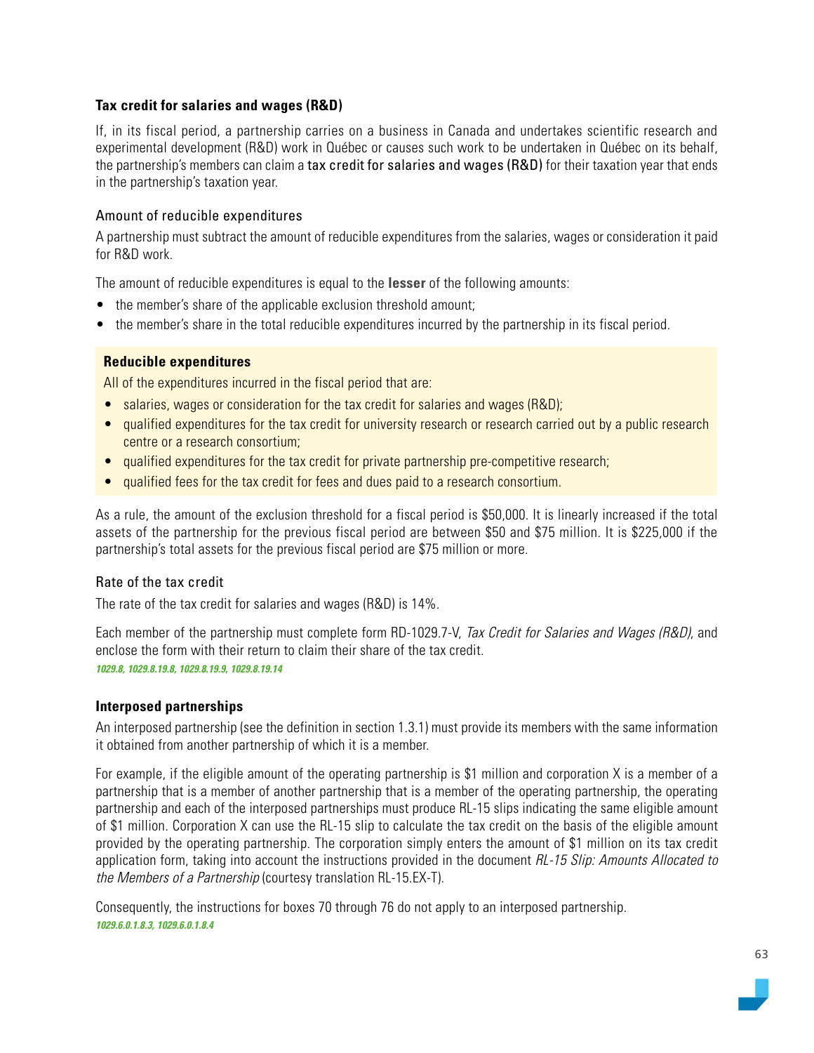### Tax credit for salaries and wages (R&D)

If, in its fiscal period, a partnership carries on a business in Canada and undertakes scientific research and experimental development (R&D) work in Québec or causes such work to be undertaken in Québec on its behalf, the partnership's members can claim a tax credit for salaries and wages (R&D) for their taxation year that ends in the partnership's taxation year.

#### Amount of reducible expenditures

A partnership must subtract the amount of reducible expenditures from the salaries, wages or consideration it paid for R&D work.

The amount of reducible expenditures is equal to the **lesser** of the following amounts:

- the member's share of the applicable exclusion threshold amount;
- the member's share in the total reducible expenditures incurred by the partnership in its fiscal period.

**Reducible expenditures**

All of the expenditures incurred in the fiscal period that are:

- salaries, wages or consideration for the tax credit for salaries and wages (R&D);
- qualified expenditures for the tax credit for university research or research carried out by a public research centre or a research consortium;
- qualified expenditures for the tax credit for private partnership pre-competitive research;
- qualified fees for the tax credit for fees and dues paid to a research consortium.

As a rule, the amount of the exclusion threshold for a fiscal period is $50,000. It is linearly increased if the total assets of the partnership for the previous fiscal period are between $50 and $75 million. It is $225,000 if the partnership's total assets for the previous fiscal period are $75 million or more.

#### Rate of the tax credit

The rate of the tax credit for salaries and wages (R&D) is 14%.

Each member of the partnership must complete form RD-1029.7-V, *Tax Credit for Salaries and Wages (R&D)*, and enclose the form with their return to claim their share of the tax credit.

*1029.8, 1029.8.19.8, 1029.8.19.9, 1029.8.19.14*

### Interposed partnerships

An interposed partnership (see the definition in section 1.3.1) must provide its members with the same information it obtained from another partnership of which it is a member.

For example, if the eligible amount of the operating partnership is $1 million and corporation X is a member of a partnership that is a member of another partnership that is a member of the operating partnership, the operating partnership and each of the interposed partnerships must produce RL-15 slips indicating the same eligible amount of $1 million. Corporation X can use the RL-15 slip to calculate the tax credit on the basis of the eligible amount provided by the operating partnership. The corporation simply enters the amount of $1 million on its tax credit application form, taking into account the instructions provided in the document *RL-15 Slip: Amounts Allocated to the Members of a Partnership* (courtesy translation RL-15.EX-T).

Consequently, the instructions for boxes 70 through 76 do not apply to an interposed partnership.

*1029.6.0.1.8.3, 1029.6.0.1.8.4*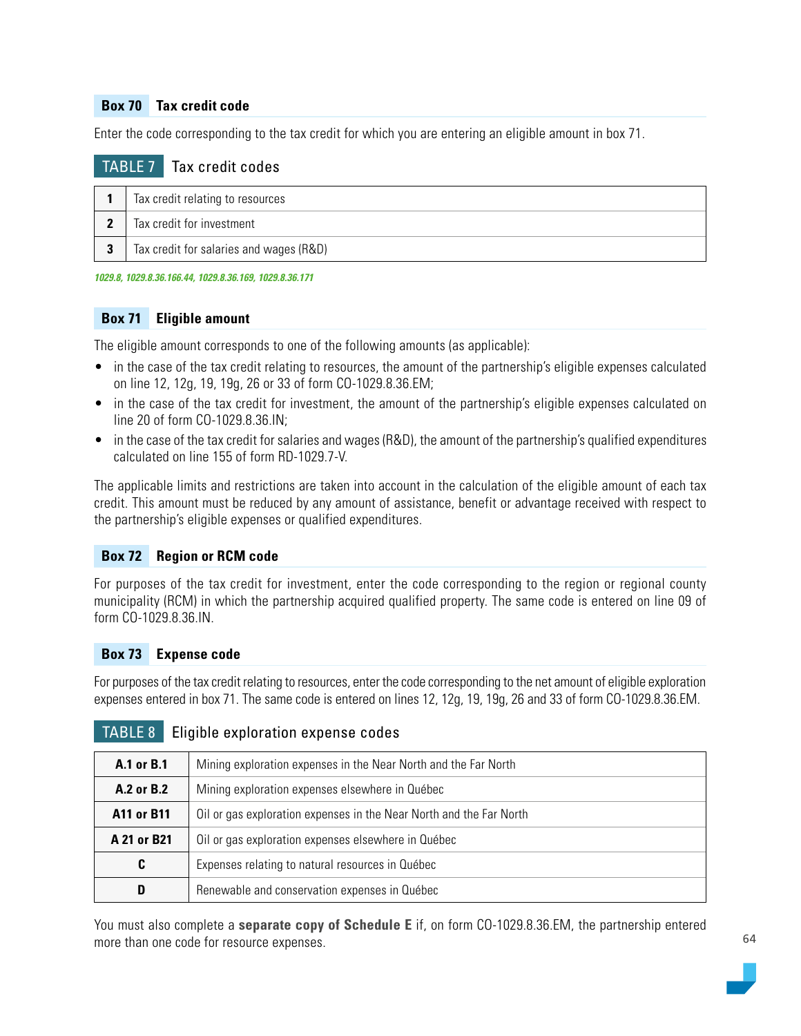## Box 70 Tax credit code

Enter the code corresponding to the tax credit for which you are entering an eligible amount in box 71.

**TABLE 7** Tax credit codes

| | |
|---|---|
| **1** | Tax credit relating to resources |
| **2** | Tax credit for investment |
| **3** | Tax credit for salaries and wages (R&D) |

*1029.8, 1029.8.36.166.44, 1029.8.36.169, 1029.8.36.171*

## Box 71 Eligible amount

The eligible amount corresponds to one of the following amounts (as applicable):

- in the case of the tax credit relating to resources, the amount of the partnership's eligible expenses calculated on line 12, 12g, 19, 19g, 26 or 33 of form CO-1029.8.36.EM;
- in the case of the tax credit for investment, the amount of the partnership's eligible expenses calculated on line 20 of form CO-1029.8.36.IN;
- in the case of the tax credit for salaries and wages (R&D), the amount of the partnership's qualified expenditures calculated on line 155 of form RD-1029.7-V.

The applicable limits and restrictions are taken into account in the calculation of the eligible amount of each tax credit. This amount must be reduced by any amount of assistance, benefit or advantage received with respect to the partnership's eligible expenses or qualified expenditures.

## Box 72 Region or RCM code

For purposes of the tax credit for investment, enter the code corresponding to the region or regional county municipality (RCM) in which the partnership acquired qualified property. The same code is entered on line 09 of form CO-1029.8.36.IN.

## Box 73 Expense code

For purposes of the tax credit relating to resources, enter the code corresponding to the net amount of eligible exploration expenses entered in box 71. The same code is entered on lines 12, 12g, 19, 19g, 26 and 33 of form CO-1029.8.36.EM.

**TABLE 8** Eligible exploration expense codes

| | |
|---|---|
| **A.1 or B.1** | Mining exploration expenses in the Near North and the Far North |
| **A.2 or B.2** | Mining exploration expenses elsewhere in Québec |
| **A11 or B11** | Oil or gas exploration expenses in the Near North and the Far North |
| **A 21 or B21** | Oil or gas exploration expenses elsewhere in Québec |
| **C** | Expenses relating to natural resources in Québec |
| **D** | Renewable and conservation expenses in Québec |

You must also complete a **separate copy of Schedule E** if, on form CO-1029.8.36.EM, the partnership entered more than one code for resource expenses.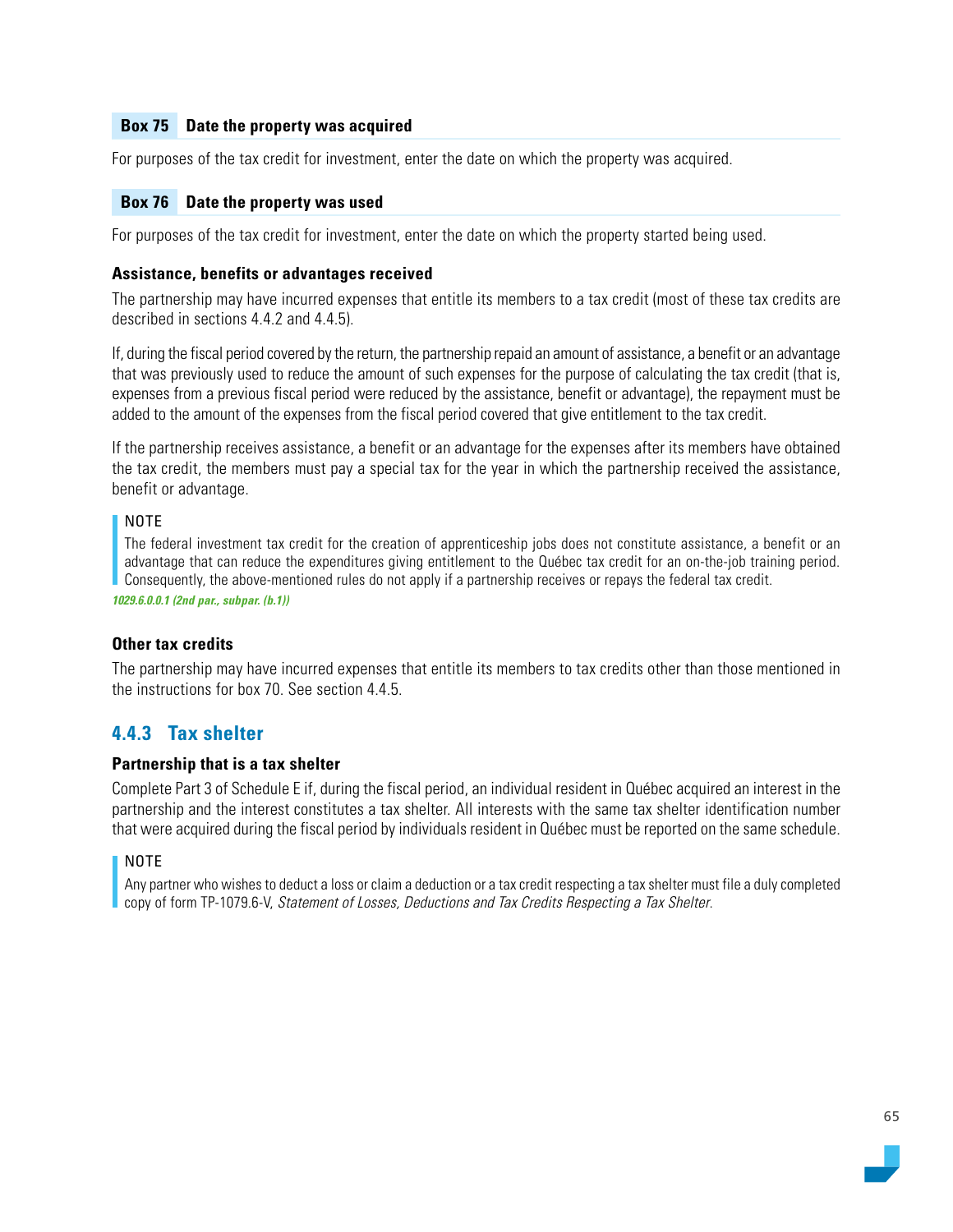#### Box 75 Date the property was acquired

For purposes of the tax credit for investment, enter the date on which the property was acquired.

#### Box 76 Date the property was used

For purposes of the tax credit for investment, enter the date on which the property started being used.

**Assistance, benefits or advantages received**

The partnership may have incurred expenses that entitle its members to a tax credit (most of these tax credits are described in sections 4.4.2 and 4.4.5).

If, during the fiscal period covered by the return, the partnership repaid an amount of assistance, a benefit or an advantage that was previously used to reduce the amount of such expenses for the purpose of calculating the tax credit (that is, expenses from a previous fiscal period were reduced by the assistance, benefit or advantage), the repayment must be added to the amount of the expenses from the fiscal period covered that give entitlement to the tax credit.

If the partnership receives assistance, a benefit or an advantage for the expenses after its members have obtained the tax credit, the members must pay a special tax for the year in which the partnership received the assistance, benefit or advantage.

> NOTE
>
> The federal investment tax credit for the creation of apprenticeship jobs does not constitute assistance, a benefit or an advantage that can reduce the expenditures giving entitlement to the Québec tax credit for an on-the-job training period. Consequently, the above-mentioned rules do not apply if a partnership receives or repays the federal tax credit.

*1029.6.0.0.1 (2nd par., subpar. (b.1))*

**Other tax credits**

The partnership may have incurred expenses that entitle its members to tax credits other than those mentioned in the instructions for box 70. See section 4.4.5.

### 4.4.3 Tax shelter

**Partnership that is a tax shelter**

Complete Part 3 of Schedule E if, during the fiscal period, an individual resident in Québec acquired an interest in the partnership and the interest constitutes a tax shelter. All interests with the same tax shelter identification number that were acquired during the fiscal period by individuals resident in Québec must be reported on the same schedule.

> NOTE
>
> Any partner who wishes to deduct a loss or claim a deduction or a tax credit respecting a tax shelter must file a duly completed copy of form TP-1079.6-V, *Statement of Losses, Deductions and Tax Credits Respecting a Tax Shelter*.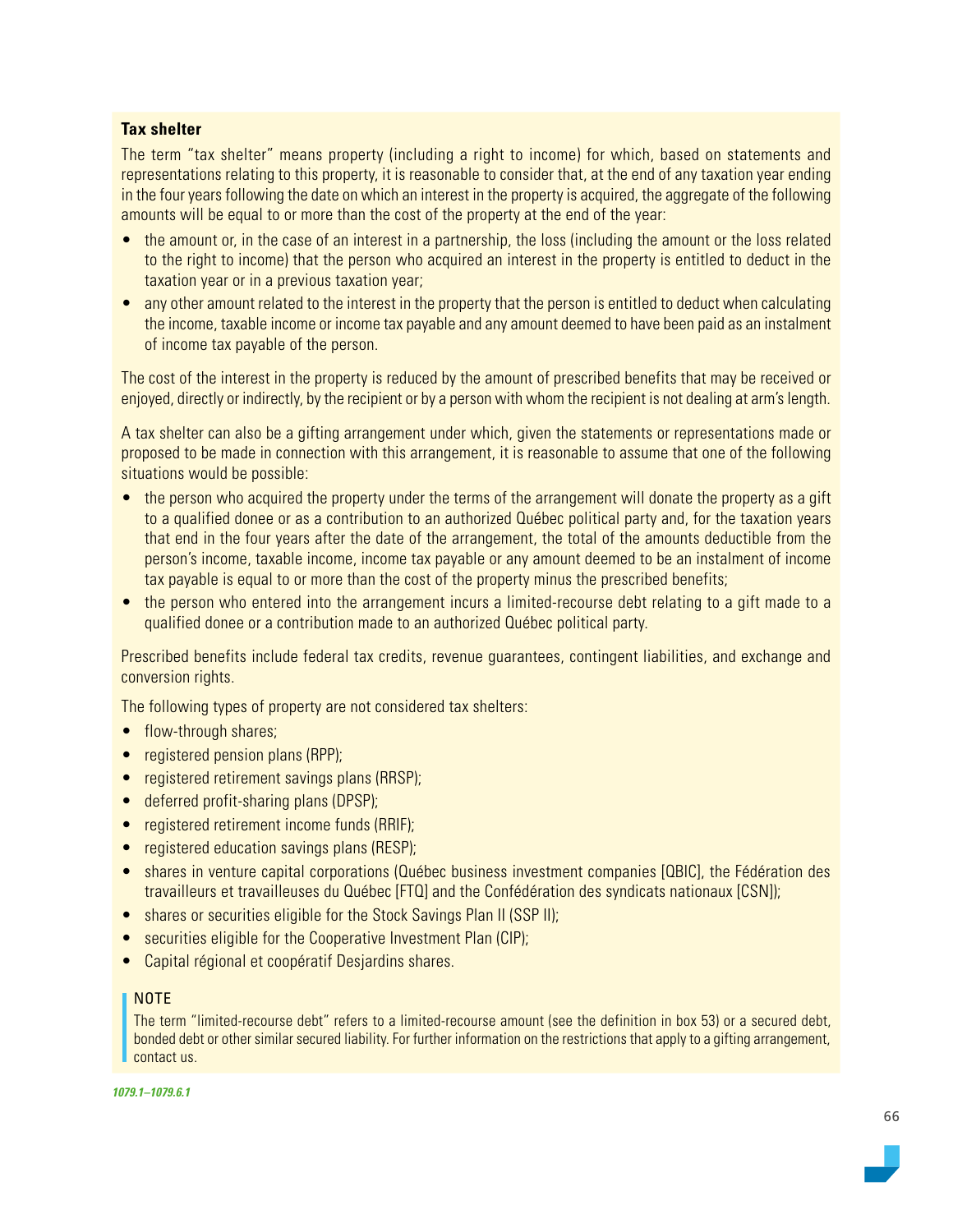**Tax shelter**

The term "tax shelter" means property (including a right to income) for which, based on statements and representations relating to this property, it is reasonable to consider that, at the end of any taxation year ending in the four years following the date on which an interest in the property is acquired, the aggregate of the following amounts will be equal to or more than the cost of the property at the end of the year:

- the amount or, in the case of an interest in a partnership, the loss (including the amount or the loss related to the right to income) that the person who acquired an interest in the property is entitled to deduct in the taxation year or in a previous taxation year;
- any other amount related to the interest in the property that the person is entitled to deduct when calculating the income, taxable income or income tax payable and any amount deemed to have been paid as an instalment of income tax payable of the person.

The cost of the interest in the property is reduced by the amount of prescribed benefits that may be received or enjoyed, directly or indirectly, by the recipient or by a person with whom the recipient is not dealing at arm's length.

A tax shelter can also be a gifting arrangement under which, given the statements or representations made or proposed to be made in connection with this arrangement, it is reasonable to assume that one of the following situations would be possible:

- the person who acquired the property under the terms of the arrangement will donate the property as a gift to a qualified donee or as a contribution to an authorized Québec political party and, for the taxation years that end in the four years after the date of the arrangement, the total of the amounts deductible from the person's income, taxable income, income tax payable or any amount deemed to be an instalment of income tax payable is equal to or more than the cost of the property minus the prescribed benefits;
- the person who entered into the arrangement incurs a limited-recourse debt relating to a gift made to a qualified donee or a contribution made to an authorized Québec political party.

Prescribed benefits include federal tax credits, revenue guarantees, contingent liabilities, and exchange and conversion rights.

The following types of property are not considered tax shelters:

- flow-through shares;
- registered pension plans (RPP);
- registered retirement savings plans (RRSP);
- deferred profit-sharing plans (DPSP);
- registered retirement income funds (RRIF);
- registered education savings plans (RESP);
- shares in venture capital corporations (Québec business investment companies [QBIC], the Fédération des travailleurs et travailleuses du Québec [FTQ] and the Confédération des syndicats nationaux [CSN]);
- shares or securities eligible for the Stock Savings Plan II (SSP II);
- securities eligible for the Cooperative Investment Plan (CIP);
- Capital régional et coopératif Desjardins shares.

NOTE

The term "limited-recourse debt" refers to a limited-recourse amount (see the definition in box 53) or a secured debt, bonded debt or other similar secured liability. For further information on the restrictions that apply to a gifting arrangement, contact us.

*1079.1–1079.6.1*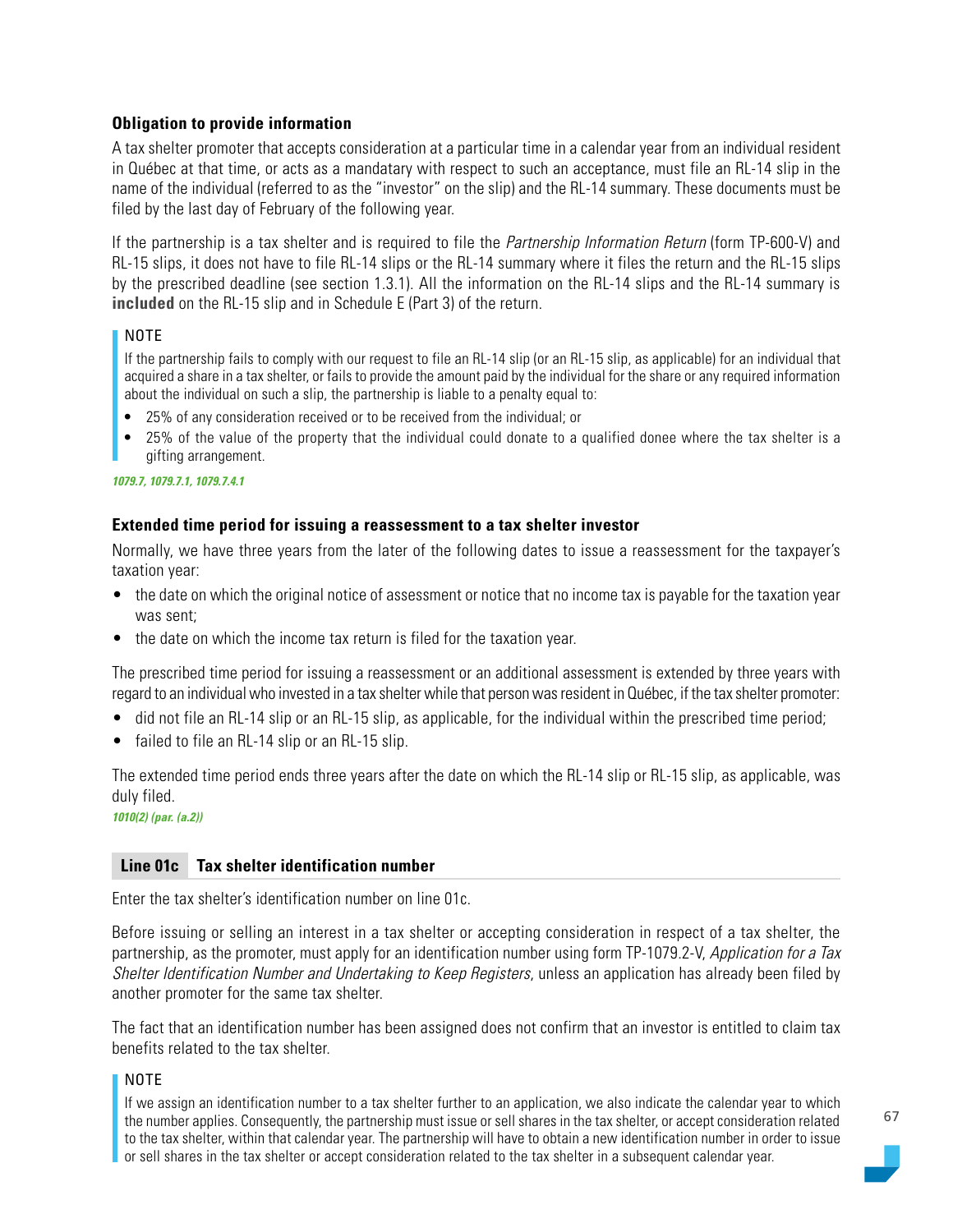### Obligation to provide information

A tax shelter promoter that accepts consideration at a particular time in a calendar year from an individual resident in Québec at that time, or acts as a mandatary with respect to such an acceptance, must file an RL-14 slip in the name of the individual (referred to as the "investor" on the slip) and the RL-14 summary. These documents must be filed by the last day of February of the following year.

If the partnership is a tax shelter and is required to file the *Partnership Information Return* (form TP-600-V) and RL-15 slips, it does not have to file RL-14 slips or the RL-14 summary where it files the return and the RL-15 slips by the prescribed deadline (see section 1.3.1). All the information on the RL-14 slips and the RL-14 summary is **included** on the RL-15 slip and in Schedule E (Part 3) of the return.

> NOTE
>
> If the partnership fails to comply with our request to file an RL-14 slip (or an RL-15 slip, as applicable) for an individual that acquired a share in a tax shelter, or fails to provide the amount paid by the individual for the share or any required information about the individual on such a slip, the partnership is liable to a penalty equal to:
>
> - 25% of any consideration received or to be received from the individual; or
> - 25% of the value of the property that the individual could donate to a qualified donee where the tax shelter is a gifting arrangement.

*1079.7, 1079.7.1, 1079.7.4.1*

### Extended time period for issuing a reassessment to a tax shelter investor

Normally, we have three years from the later of the following dates to issue a reassessment for the taxpayer's taxation year:

- the date on which the original notice of assessment or notice that no income tax is payable for the taxation year was sent;
- the date on which the income tax return is filed for the taxation year.

The prescribed time period for issuing a reassessment or an additional assessment is extended by three years with regard to an individual who invested in a tax shelter while that person was resident in Québec, if the tax shelter promoter:

- did not file an RL-14 slip or an RL-15 slip, as applicable, for the individual within the prescribed time period;
- failed to file an RL-14 slip or an RL-15 slip.

The extended time period ends three years after the date on which the RL-14 slip or RL-15 slip, as applicable, was duly filed.

*1010(2) (par. (a.2))*

## Line 01c Tax shelter identification number

Enter the tax shelter's identification number on line 01c.

Before issuing or selling an interest in a tax shelter or accepting consideration in respect of a tax shelter, the partnership, as the promoter, must apply for an identification number using form TP-1079.2-V, *Application for a Tax Shelter Identification Number and Undertaking to Keep Registers*, unless an application has already been filed by another promoter for the same tax shelter.

The fact that an identification number has been assigned does not confirm that an investor is entitled to claim tax benefits related to the tax shelter.

> NOTE
>
> If we assign an identification number to a tax shelter further to an application, we also indicate the calendar year to which the number applies. Consequently, the partnership must issue or sell shares in the tax shelter, or accept consideration related to the tax shelter, within that calendar year. The partnership will have to obtain a new identification number in order to issue or sell shares in the tax shelter or accept consideration related to the tax shelter in a subsequent calendar year.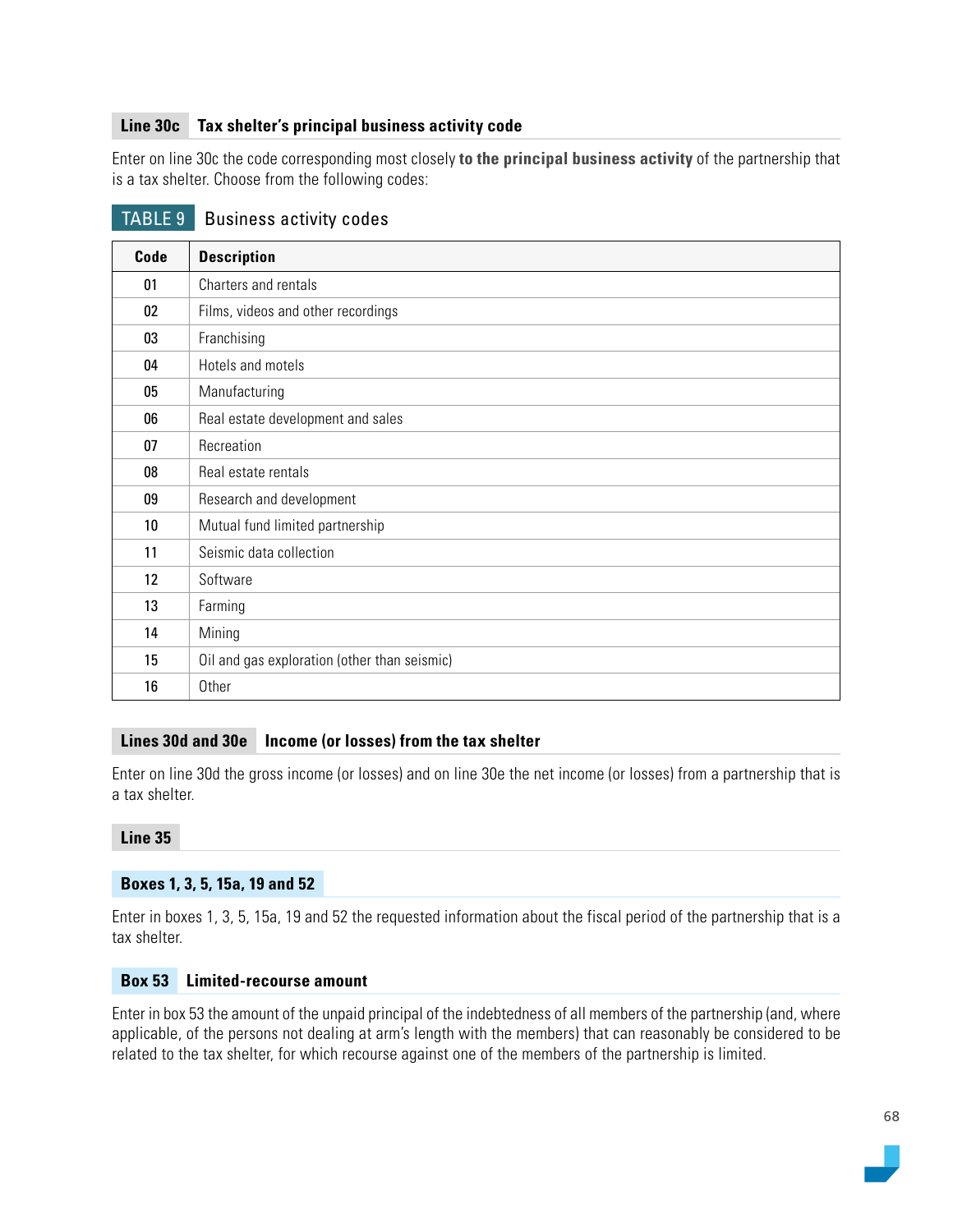### Line 30c Tax shelter's principal business activity code

Enter on line 30c the code corresponding most closely **to the principal business activity** of the partnership that is a tax shelter. Choose from the following codes:

**TABLE 9** Business activity codes

| Code | Description |
|---|---|
| 01 | Charters and rentals |
| 02 | Films, videos and other recordings |
| 03 | Franchising |
| 04 | Hotels and motels |
| 05 | Manufacturing |
| 06 | Real estate development and sales |
| 07 | Recreation |
| 08 | Real estate rentals |
| 09 | Research and development |
| 10 | Mutual fund limited partnership |
| 11 | Seismic data collection |
| 12 | Software |
| 13 | Farming |
| 14 | Mining |
| 15 | Oil and gas exploration (other than seismic) |
| 16 | Other |

### Lines 30d and 30e Income (or losses) from the tax shelter

Enter on line 30d the gross income (or losses) and on line 30e the net income (or losses) from a partnership that is a tax shelter.

### Line 35

#### Boxes 1, 3, 5, 15a, 19 and 52

Enter in boxes 1, 3, 5, 15a, 19 and 52 the requested information about the fiscal period of the partnership that is a tax shelter.

#### Box 53 Limited-recourse amount

Enter in box 53 the amount of the unpaid principal of the indebtedness of all members of the partnership (and, where applicable, of the persons not dealing at arm's length with the members) that can reasonably be considered to be related to the tax shelter, for which recourse against one of the members of the partnership is limited.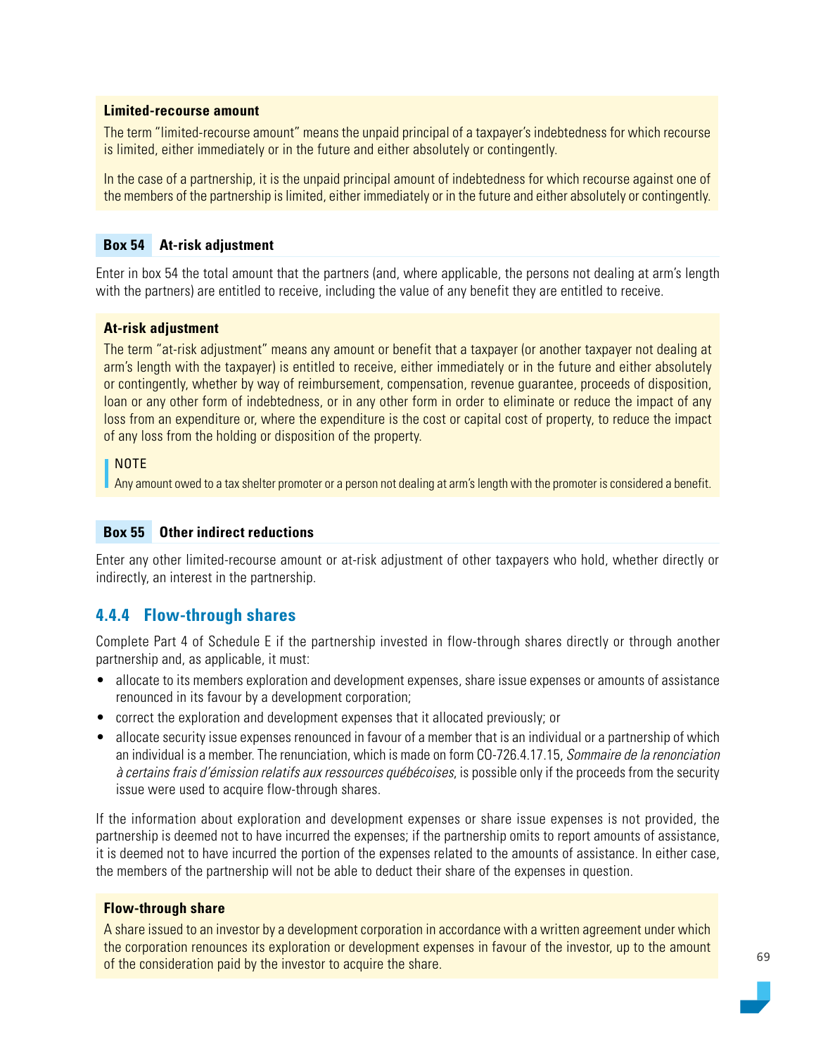**Limited-recourse amount**

The term "limited-recourse amount" means the unpaid principal of a taxpayer's indebtedness for which recourse is limited, either immediately or in the future and either absolutely or contingently.

In the case of a partnership, it is the unpaid principal amount of indebtedness for which recourse against one of the members of the partnership is limited, either immediately or in the future and either absolutely or contingently.

**Box 54 At-risk adjustment**

Enter in box 54 the total amount that the partners (and, where applicable, the persons not dealing at arm's length with the partners) are entitled to receive, including the value of any benefit they are entitled to receive.

**At-risk adjustment**

The term "at-risk adjustment" means any amount or benefit that a taxpayer (or another taxpayer not dealing at arm's length with the taxpayer) is entitled to receive, either immediately or in the future and either absolutely or contingently, whether by way of reimbursement, compensation, revenue guarantee, proceeds of disposition, loan or any other form of indebtedness, or in any other form in order to eliminate or reduce the impact of any loss from an expenditure or, where the expenditure is the cost or capital cost of property, to reduce the impact of any loss from the holding or disposition of the property.

> NOTE
> Any amount owed to a tax shelter promoter or a person not dealing at arm's length with the promoter is considered a benefit.

**Box 55 Other indirect reductions**

Enter any other limited-recourse amount or at-risk adjustment of other taxpayers who hold, whether directly or indirectly, an interest in the partnership.

### 4.4.4 Flow-through shares

Complete Part 4 of Schedule E if the partnership invested in flow-through shares directly or through another partnership and, as applicable, it must:

- allocate to its members exploration and development expenses, share issue expenses or amounts of assistance renounced in its favour by a development corporation;
- correct the exploration and development expenses that it allocated previously; or
- allocate security issue expenses renounced in favour of a member that is an individual or a partnership of which an individual is a member. The renunciation, which is made on form CO-726.4.17.15, *Sommaire de la renonciation à certains frais d'émission relatifs aux ressources québécoises*, is possible only if the proceeds from the security issue were used to acquire flow-through shares.

If the information about exploration and development expenses or share issue expenses is not provided, the partnership is deemed not to have incurred the expenses; if the partnership omits to report amounts of assistance, it is deemed not to have incurred the portion of the expenses related to the amounts of assistance. In either case, the members of the partnership will not be able to deduct their share of the expenses in question.

**Flow-through share**

A share issued to an investor by a development corporation in accordance with a written agreement under which the corporation renounces its exploration or development expenses in favour of the investor, up to the amount of the consideration paid by the investor to acquire the share.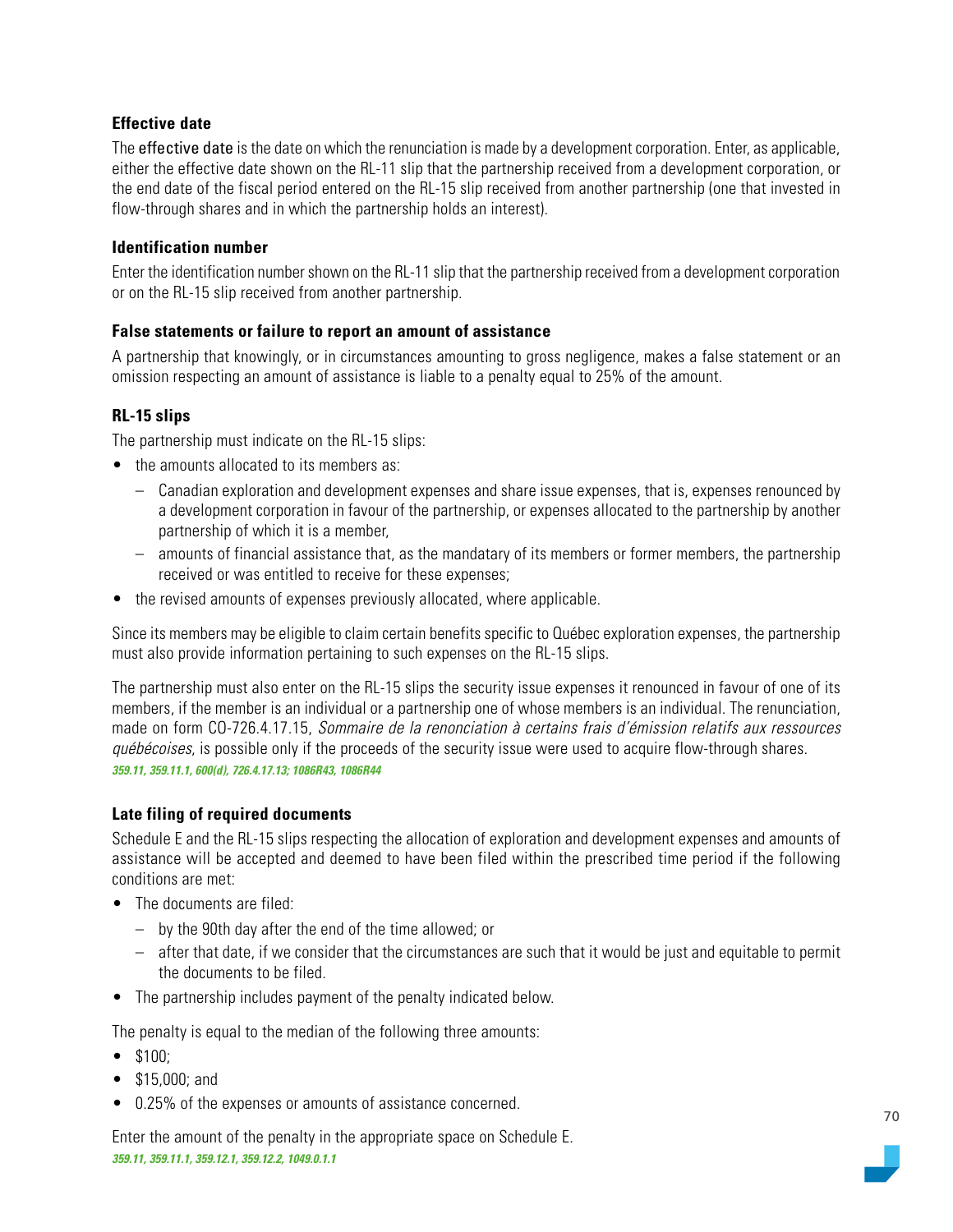### Effective date

The **effective date** is the date on which the renunciation is made by a development corporation. Enter, as applicable, either the effective date shown on the RL-11 slip that the partnership received from a development corporation, or the end date of the fiscal period entered on the RL-15 slip received from another partnership (one that invested in flow-through shares and in which the partnership holds an interest).

### Identification number

Enter the identification number shown on the RL-11 slip that the partnership received from a development corporation or on the RL-15 slip received from another partnership.

### False statements or failure to report an amount of assistance

A partnership that knowingly, or in circumstances amounting to gross negligence, makes a false statement or an omission respecting an amount of assistance is liable to a penalty equal to 25% of the amount.

### RL-15 slips

The partnership must indicate on the RL-15 slips:

- the amounts allocated to its members as:
  - Canadian exploration and development expenses and share issue expenses, that is, expenses renounced by a development corporation in favour of the partnership, or expenses allocated to the partnership by another partnership of which it is a member,
  - amounts of financial assistance that, as the mandatary of its members or former members, the partnership received or was entitled to receive for these expenses;
- the revised amounts of expenses previously allocated, where applicable.

Since its members may be eligible to claim certain benefits specific to Québec exploration expenses, the partnership must also provide information pertaining to such expenses on the RL-15 slips.

The partnership must also enter on the RL-15 slips the security issue expenses it renounced in favour of one of its members, if the member is an individual or a partnership one of whose members is an individual. The renunciation, made on form CO-726.4.17.15, *Sommaire de la renonciation à certains frais d'émission relatifs aux ressources québécoises*, is possible only if the proceeds of the security issue were used to acquire flow-through shares.
***359.11, 359.11.1, 600(d), 726.4.17.13; 1086R43, 1086R44***

### Late filing of required documents

Schedule E and the RL-15 slips respecting the allocation of exploration and development expenses and amounts of assistance will be accepted and deemed to have been filed within the prescribed time period if the following conditions are met:

- The documents are filed:
  - by the 90th day after the end of the time allowed; or
  - after that date, if we consider that the circumstances are such that it would be just and equitable to permit the documents to be filed.
- The partnership includes payment of the penalty indicated below.

The penalty is equal to the median of the following three amounts:

- $100;
- $15,000; and
- 0.25% of the expenses or amounts of assistance concerned.

Enter the amount of the penalty in the appropriate space on Schedule E.
***359.11, 359.11.1, 359.12.1, 359.12.2, 1049.0.1.1***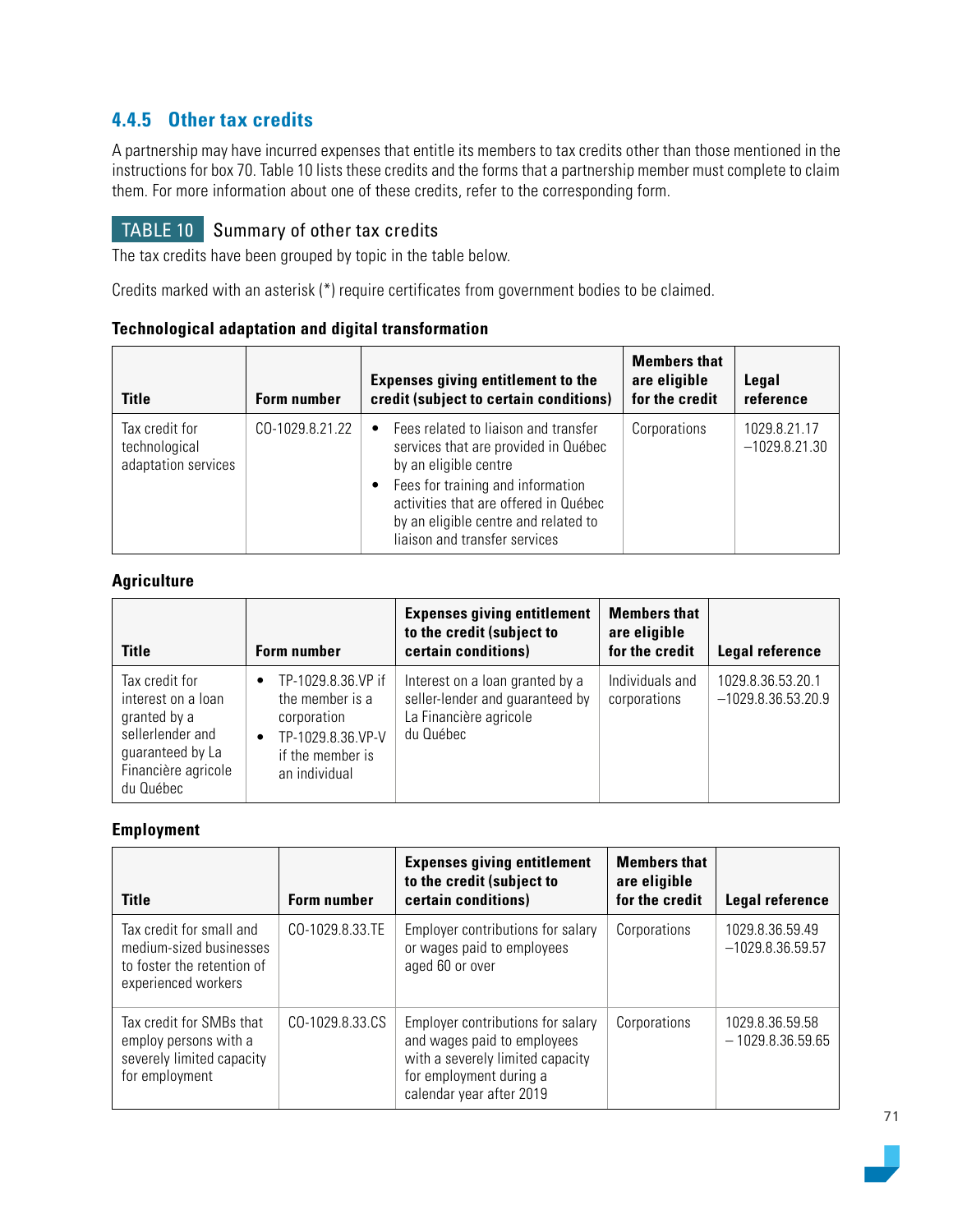### 4.4.5 Other tax credits

A partnership may have incurred expenses that entitle its members to tax credits other than those mentioned in the instructions for box 70. Table 10 lists these credits and the forms that a partnership member must complete to claim them. For more information about one of these credits, refer to the corresponding form.

**TABLE 10** Summary of other tax credits

The tax credits have been grouped by topic in the table below.

Credits marked with an asterisk (*) require certificates from government bodies to be claimed.

**Technological adaptation and digital transformation**

| Title | Form number | Expenses giving entitlement to the credit (subject to certain conditions) | Members that are eligible for the credit | Legal reference |
|---|---|---|---|---|
| Tax credit for technological adaptation services | CO-1029.8.21.22 | • Fees related to liaison and transfer services that are provided in Québec by an eligible centre<br>• Fees for training and information activities that are offered in Québec by an eligible centre and related to liaison and transfer services | Corporations | 1029.8.21.17 –1029.8.21.30 |

**Agriculture**

| Title | Form number | Expenses giving entitlement to the credit (subject to certain conditions) | Members that are eligible for the credit | Legal reference |
|---|---|---|---|---|
| Tax credit for interest on a loan granted by a sellerlender and guaranteed by La Financière agricole du Québec | • TP-1029.8.36.VP if the member is a corporation<br>• TP-1029.8.36.VP-V if the member is an individual | Interest on a loan granted by a seller-lender and guaranteed by La Financière agricole du Québec | Individuals and corporations | 1029.8.36.53.20.1 –1029.8.36.53.20.9 |

**Employment**

| Title | Form number | Expenses giving entitlement to the credit (subject to certain conditions) | Members that are eligible for the credit | Legal reference |
|---|---|---|---|---|
| Tax credit for small and medium-sized businesses to foster the retention of experienced workers | CO-1029.8.33.TE | Employer contributions for salary or wages paid to employees aged 60 or over | Corporations | 1029.8.36.59.49 –1029.8.36.59.57 |
| Tax credit for SMBs that employ persons with a severely limited capacity for employment | CO-1029.8.33.CS | Employer contributions for salary and wages paid to employees with a severely limited capacity for employment during a calendar year after 2019 | Corporations | 1029.8.36.59.58 – 1029.8.36.59.65 |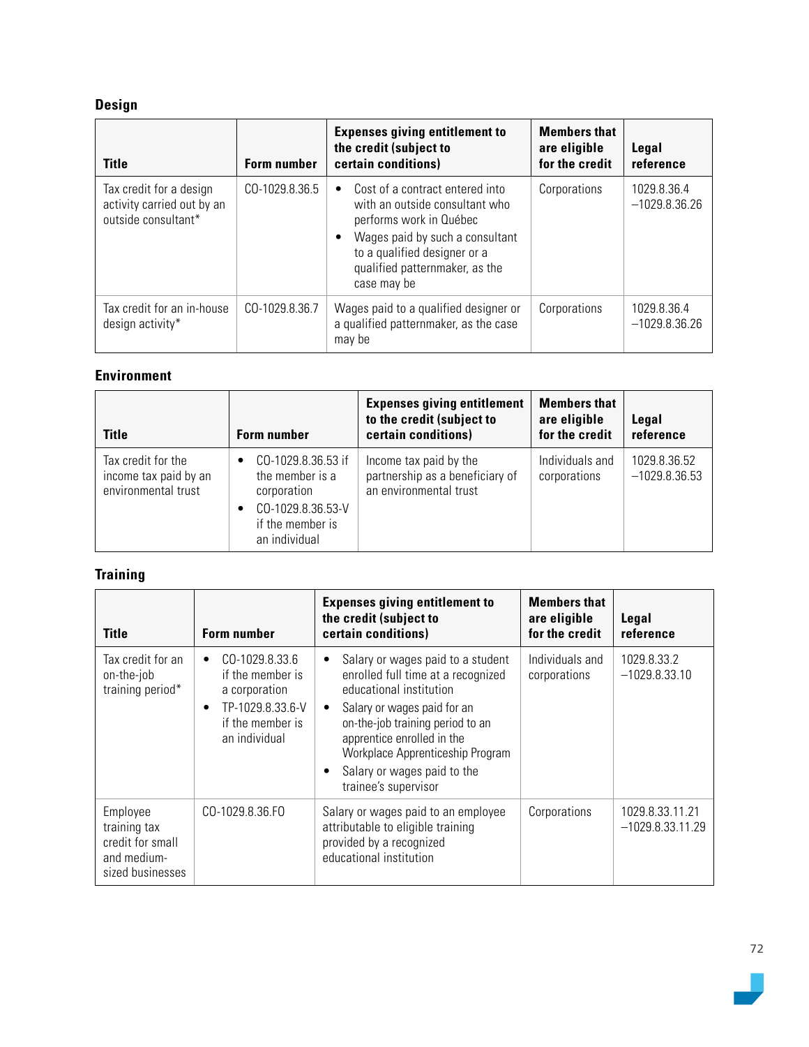## Design

| Title | Form number | Expenses giving entitlement to the credit (subject to certain conditions) | Members that are eligible for the credit | Legal reference |
|---|---|---|---|---|
| Tax credit for a design activity carried out by an outside consultant* | CO-1029.8.36.5 | • Cost of a contract entered into with an outside consultant who performs work in Québec<br>• Wages paid by such a consultant to a qualified designer or a qualified patternmaker, as the case may be | Corporations | 1029.8.36.4 –1029.8.36.26 |
| Tax credit for an in-house design activity* | CO-1029.8.36.7 | Wages paid to a qualified designer or a qualified patternmaker, as the case may be | Corporations | 1029.8.36.4 –1029.8.36.26 |

## Environment

| Title | Form number | Expenses giving entitlement to the credit (subject to certain conditions) | Members that are eligible for the credit | Legal reference |
|---|---|---|---|---|
| Tax credit for the income tax paid by an environmental trust | • CO-1029.8.36.53 if the member is a corporation<br>• CO-1029.8.36.53-V if the member is an individual | Income tax paid by the partnership as a beneficiary of an environmental trust | Individuals and corporations | 1029.8.36.52 –1029.8.36.53 |

## Training

| Title | Form number | Expenses giving entitlement to the credit (subject to certain conditions) | Members that are eligible for the credit | Legal reference |
|---|---|---|---|---|
| Tax credit for an on-the-job training period* | • CO-1029.8.33.6 if the member is a corporation<br>• TP-1029.8.33.6-V if the member is an individual | • Salary or wages paid to a student enrolled full time at a recognized educational institution<br>• Salary or wages paid for an on-the-job training period to an apprentice enrolled in the Workplace Apprenticeship Program<br>• Salary or wages paid to the trainee's supervisor | Individuals and corporations | 1029.8.33.2 –1029.8.33.10 |
| Employee training tax credit for small and medium-sized businesses | CO-1029.8.36.FO | Salary or wages paid to an employee attributable to eligible training provided by a recognized educational institution | Corporations | 1029.8.33.11.21 –1029.8.33.11.29 |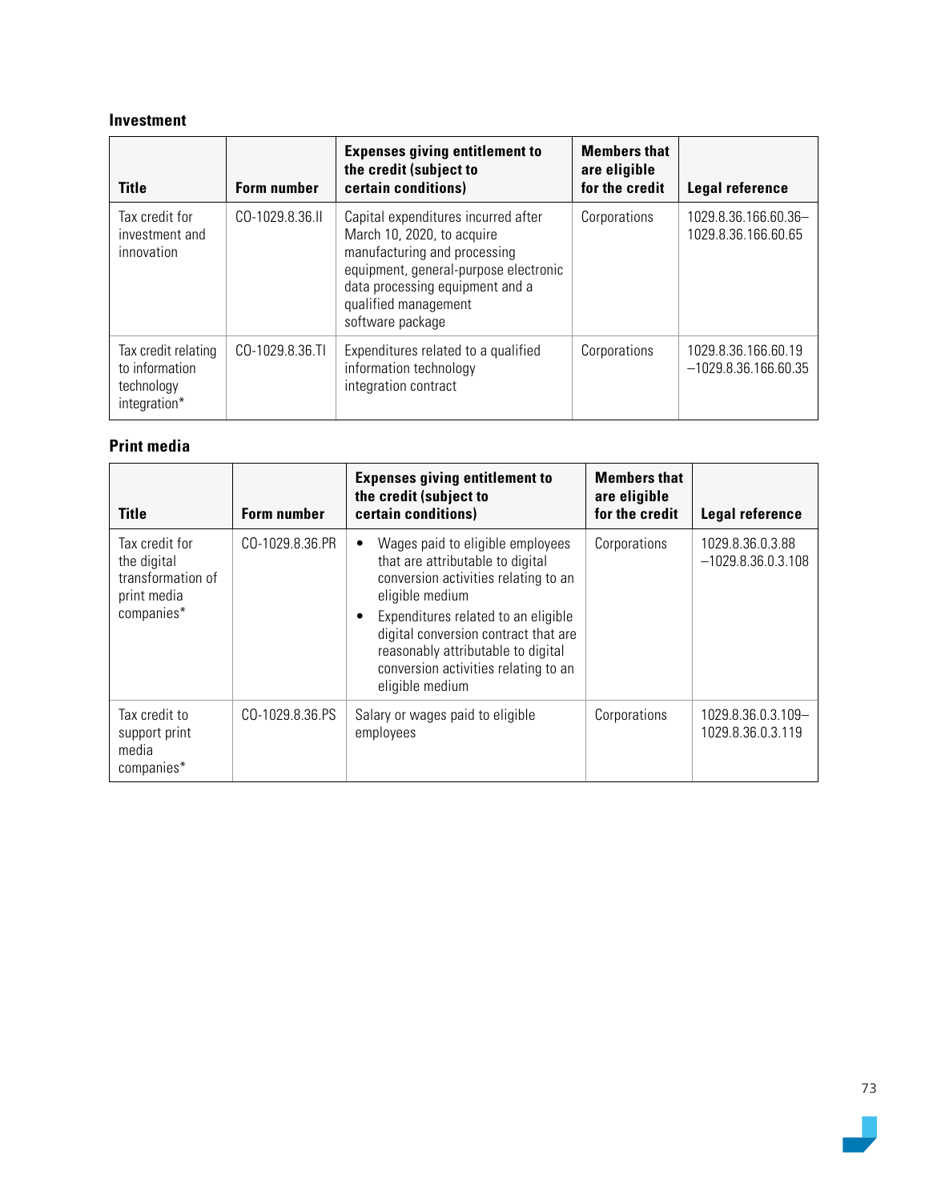### Investment

| Title | Form number | Expenses giving entitlement to the credit (subject to certain conditions) | Members that are eligible for the credit | Legal reference |
|---|---|---|---|---|
| Tax credit for investment and innovation | CO-1029.8.36.II | Capital expenditures incurred after March 10, 2020, to acquire manufacturing and processing equipment, general-purpose electronic data processing equipment and a qualified management software package | Corporations | 1029.8.36.166.60.36–1029.8.36.166.60.65 |
| Tax credit relating to information technology integration* | CO-1029.8.36.TI | Expenditures related to a qualified information technology integration contract | Corporations | 1029.8.36.166.60.19–1029.8.36.166.60.35 |

### Print media

| Title | Form number | Expenses giving entitlement to the credit (subject to certain conditions) | Members that are eligible for the credit | Legal reference |
|---|---|---|---|---|
| Tax credit for the digital transformation of print media companies* | CO-1029.8.36.PR | • Wages paid to eligible employees that are attributable to digital conversion activities relating to an eligible medium<br>• Expenditures related to an eligible digital conversion contract that are reasonably attributable to digital conversion activities relating to an eligible medium | Corporations | 1029.8.36.0.3.88–1029.8.36.0.3.108 |
| Tax credit to support print media companies* | CO-1029.8.36.PS | Salary or wages paid to eligible employees | Corporations | 1029.8.36.0.3.109–1029.8.36.0.3.119 |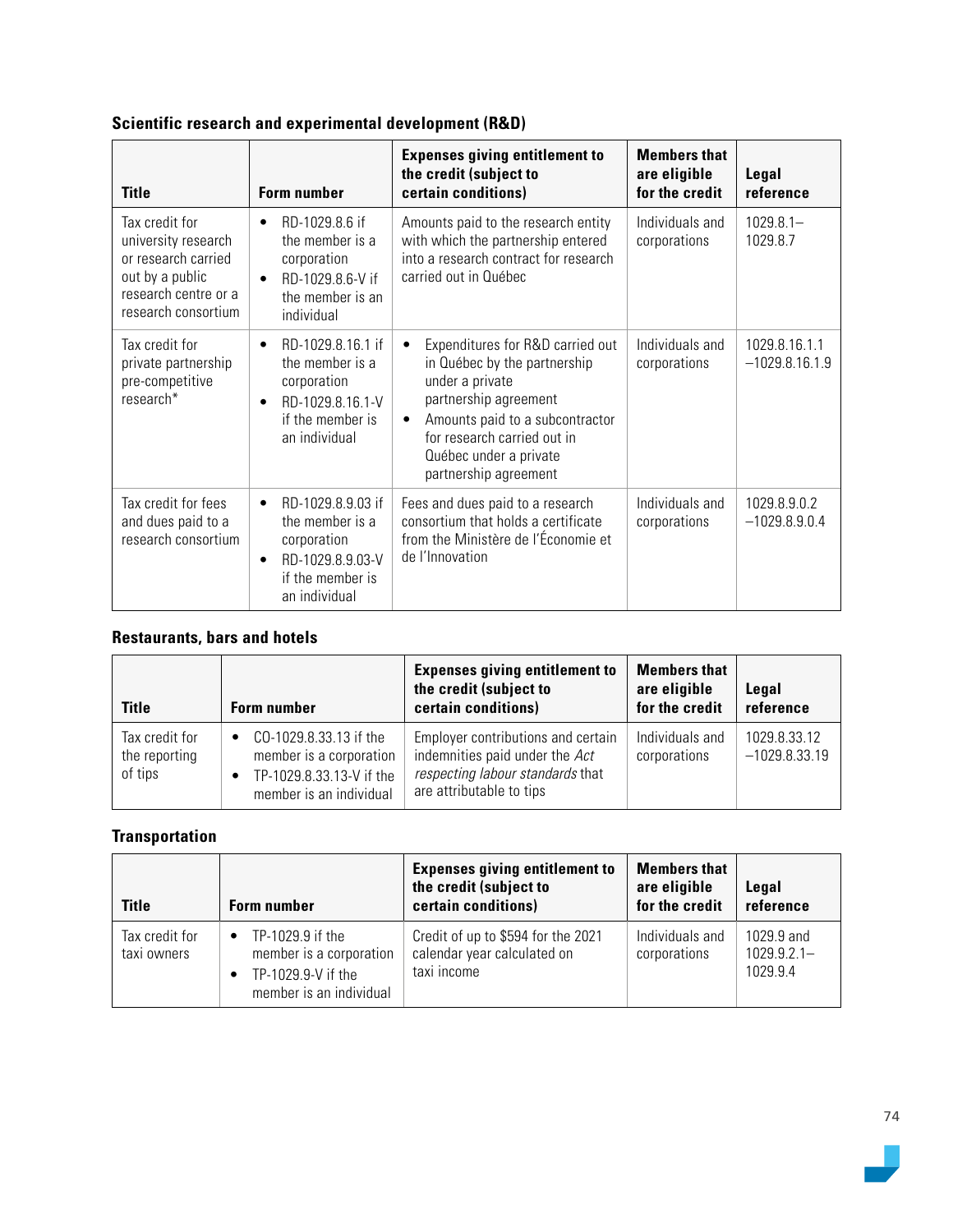### Scientific research and experimental development (R&D)

| Title | Form number | Expenses giving entitlement to the credit (subject to certain conditions) | Members that are eligible for the credit | Legal reference |
|---|---|---|---|---|
| Tax credit for university research or research carried out by a public research centre or a research consortium | • RD-1029.8.6 if the member is a corporation<br>• RD-1029.8.6-V if the member is an individual | Amounts paid to the research entity with which the partnership entered into a research contract for research carried out in Québec | Individuals and corporations | 1029.8.1–1029.8.7 |
| Tax credit for private partnership pre-competitive research* | • RD-1029.8.16.1 if the member is a corporation<br>• RD-1029.8.16.1-V if the member is an individual | • Expenditures for R&D carried out in Québec by the partnership under a private partnership agreement<br>• Amounts paid to a subcontractor for research carried out in Québec under a private partnership agreement | Individuals and corporations | 1029.8.16.1.1–1029.8.16.1.9 |
| Tax credit for fees and dues paid to a research consortium | • RD-1029.8.9.03 if the member is a corporation<br>• RD-1029.8.9.03-V if the member is an individual | Fees and dues paid to a research consortium that holds a certificate from the Ministère de l'Économie et de l'Innovation | Individuals and corporations | 1029.8.9.0.2–1029.8.9.0.4 |

### Restaurants, bars and hotels

| Title | Form number | Expenses giving entitlement to the credit (subject to certain conditions) | Members that are eligible for the credit | Legal reference |
|---|---|---|---|---|
| Tax credit for the reporting of tips | • CO-1029.8.33.13 if the member is a corporation<br>• TP-1029.8.33.13-V if the member is an individual | Employer contributions and certain indemnities paid under the *Act respecting labour standards* that are attributable to tips | Individuals and corporations | 1029.8.33.12–1029.8.33.19 |

### Transportation

| Title | Form number | Expenses giving entitlement to the credit (subject to certain conditions) | Members that are eligible for the credit | Legal reference |
|---|---|---|---|---|
| Tax credit for taxi owners | • TP-1029.9 if the member is a corporation<br>• TP-1029.9-V if the member is an individual | Credit of up to $594 for the 2021 calendar year calculated on taxi income | Individuals and corporations | 1029.9 and 1029.9.2.1–1029.9.4 |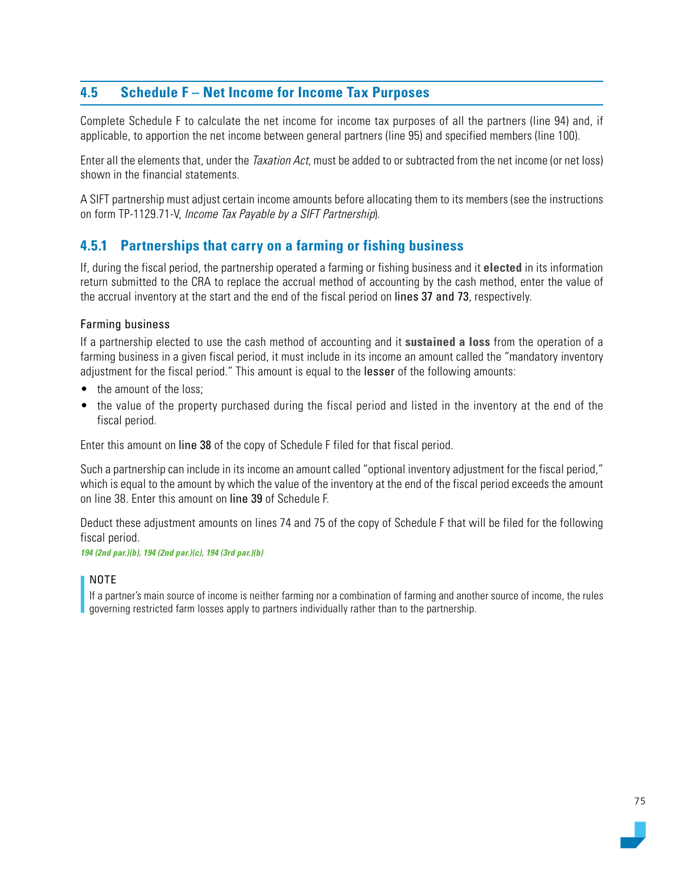## 4.5 Schedule F – Net Income for Income Tax Purposes

Complete Schedule F to calculate the net income for income tax purposes of all the partners (line 94) and, if applicable, to apportion the net income between general partners (line 95) and specified members (line 100).

Enter all the elements that, under the *Taxation Act*, must be added to or subtracted from the net income (or net loss) shown in the financial statements.

A SIFT partnership must adjust certain income amounts before allocating them to its members (see the instructions on form TP-1129.71-V, *Income Tax Payable by a SIFT Partnership*).

### 4.5.1 Partnerships that carry on a farming or fishing business

If, during the fiscal period, the partnership operated a farming or fishing business and it **elected** in its information return submitted to the CRA to replace the accrual method of accounting by the cash method, enter the value of the accrual inventory at the start and the end of the fiscal period on lines 37 and 73, respectively.

#### Farming business

If a partnership elected to use the cash method of accounting and it **sustained a loss** from the operation of a farming business in a given fiscal period, it must include in its income an amount called the "mandatory inventory adjustment for the fiscal period." This amount is equal to the lesser of the following amounts:

- the amount of the loss;
- the value of the property purchased during the fiscal period and listed in the inventory at the end of the fiscal period.

Enter this amount on line 38 of the copy of Schedule F filed for that fiscal period.

Such a partnership can include in its income an amount called "optional inventory adjustment for the fiscal period," which is equal to the amount by which the value of the inventory at the end of the fiscal period exceeds the amount on line 38. Enter this amount on line 39 of Schedule F.

Deduct these adjustment amounts on lines 74 and 75 of the copy of Schedule F that will be filed for the following fiscal period.

*194 (2nd par.)(b), 194 (2nd par.)(c), 194 (3rd par.)(b)*

> NOTE
>
> If a partner's main source of income is neither farming nor a combination of farming and another source of income, the rules governing restricted farm losses apply to partners individually rather than to the partnership.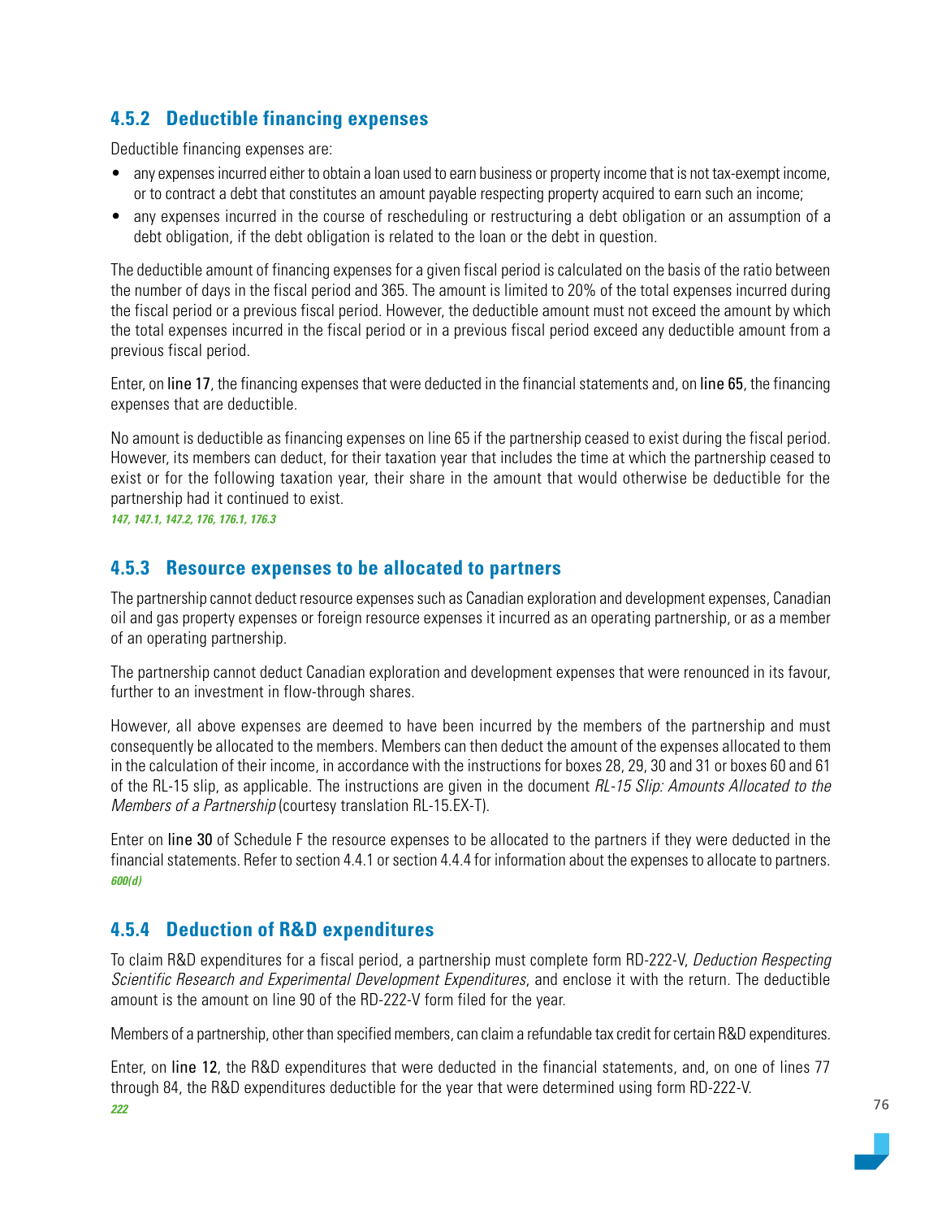### 4.5.2 Deductible financing expenses

Deductible financing expenses are:

- any expenses incurred either to obtain a loan used to earn business or property income that is not tax-exempt income, or to contract a debt that constitutes an amount payable respecting property acquired to earn such an income;
- any expenses incurred in the course of rescheduling or restructuring a debt obligation or an assumption of a debt obligation, if the debt obligation is related to the loan or the debt in question.

The deductible amount of financing expenses for a given fiscal period is calculated on the basis of the ratio between the number of days in the fiscal period and 365. The amount is limited to 20% of the total expenses incurred during the fiscal period or a previous fiscal period. However, the deductible amount must not exceed the amount by which the total expenses incurred in the fiscal period or in a previous fiscal period exceed any deductible amount from a previous fiscal period.

Enter, on line 17, the financing expenses that were deducted in the financial statements and, on line 65, the financing expenses that are deductible.

No amount is deductible as financing expenses on line 65 if the partnership ceased to exist during the fiscal period. However, its members can deduct, for their taxation year that includes the time at which the partnership ceased to exist or for the following taxation year, their share in the amount that would otherwise be deductible for the partnership had it continued to exist.

***147, 147.1, 147.2, 176, 176.1, 176.3***

### 4.5.3 Resource expenses to be allocated to partners

The partnership cannot deduct resource expenses such as Canadian exploration and development expenses, Canadian oil and gas property expenses or foreign resource expenses it incurred as an operating partnership, or as a member of an operating partnership.

The partnership cannot deduct Canadian exploration and development expenses that were renounced in its favour, further to an investment in flow-through shares.

However, all above expenses are deemed to have been incurred by the members of the partnership and must consequently be allocated to the members. Members can then deduct the amount of the expenses allocated to them in the calculation of their income, in accordance with the instructions for boxes 28, 29, 30 and 31 or boxes 60 and 61 of the RL-15 slip, as applicable. The instructions are given in the document *RL-15 Slip: Amounts Allocated to the Members of a Partnership* (courtesy translation RL-15.EX-T).

Enter on line 30 of Schedule F the resource expenses to be allocated to the partners if they were deducted in the financial statements. Refer to section 4.4.1 or section 4.4.4 for information about the expenses to allocate to partners.

***600(d)***

### 4.5.4 Deduction of R&D expenditures

To claim R&D expenditures for a fiscal period, a partnership must complete form RD-222-V, *Deduction Respecting Scientific Research and Experimental Development Expenditures*, and enclose it with the return. The deductible amount is the amount on line 90 of the RD-222-V form filed for the year.

Members of a partnership, other than specified members, can claim a refundable tax credit for certain R&D expenditures.

Enter, on line 12, the R&D expenditures that were deducted in the financial statements, and, on one of lines 77 through 84, the R&D expenditures deductible for the year that were determined using form RD-222-V.

***222***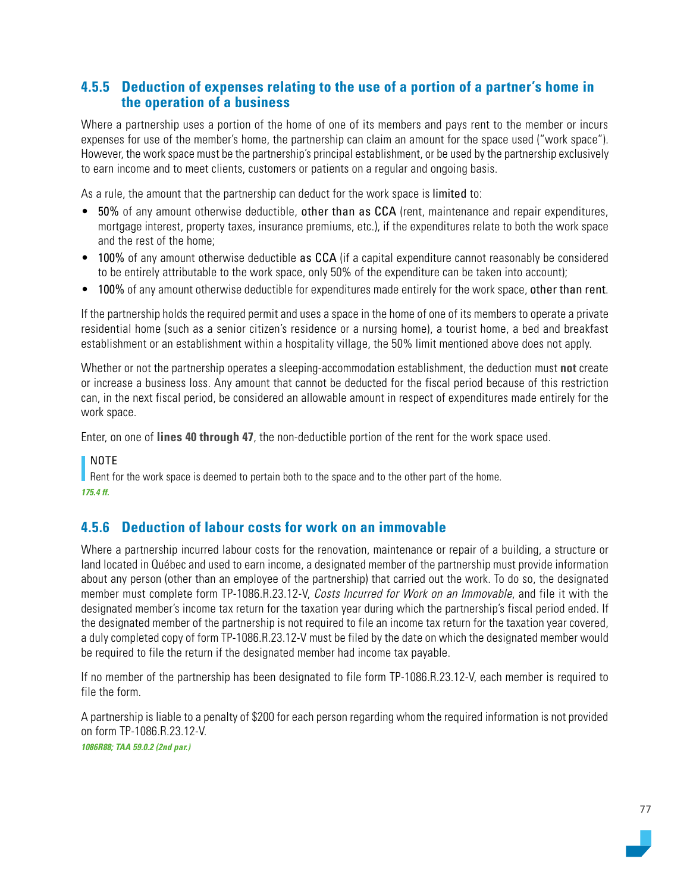### 4.5.5 Deduction of expenses relating to the use of a portion of a partner's home in the operation of a business

Where a partnership uses a portion of the home of one of its members and pays rent to the member or incurs expenses for use of the member's home, the partnership can claim an amount for the space used ("work space"). However, the work space must be the partnership's principal establishment, or be used by the partnership exclusively to earn income and to meet clients, customers or patients on a regular and ongoing basis.

As a rule, the amount that the partnership can deduct for the work space is limited to:

- 50% of any amount otherwise deductible, other than as CCA (rent, maintenance and repair expenditures, mortgage interest, property taxes, insurance premiums, etc.), if the expenditures relate to both the work space and the rest of the home;
- 100% of any amount otherwise deductible as CCA (if a capital expenditure cannot reasonably be considered to be entirely attributable to the work space, only 50% of the expenditure can be taken into account);
- 100% of any amount otherwise deductible for expenditures made entirely for the work space, other than rent.

If the partnership holds the required permit and uses a space in the home of one of its members to operate a private residential home (such as a senior citizen's residence or a nursing home), a tourist home, a bed and breakfast establishment or an establishment within a hospitality village, the 50% limit mentioned above does not apply.

Whether or not the partnership operates a sleeping-accommodation establishment, the deduction must **not** create or increase a business loss. Any amount that cannot be deducted for the fiscal period because of this restriction can, in the next fiscal period, be considered an allowable amount in respect of expenditures made entirely for the work space.

Enter, on one of **lines 40 through 47**, the non-deductible portion of the rent for the work space used.

> NOTE
> Rent for the work space is deemed to pertain both to the space and to the other part of the home.

***175.4 ff.***

### 4.5.6 Deduction of labour costs for work on an immovable

Where a partnership incurred labour costs for the renovation, maintenance or repair of a building, a structure or land located in Québec and used to earn income, a designated member of the partnership must provide information about any person (other than an employee of the partnership) that carried out the work. To do so, the designated member must complete form TP-1086.R.23.12-V, *Costs Incurred for Work on an Immovable*, and file it with the designated member's income tax return for the taxation year during which the partnership's fiscal period ended. If the designated member of the partnership is not required to file an income tax return for the taxation year covered, a duly completed copy of form TP-1086.R.23.12-V must be filed by the date on which the designated member would be required to file the return if the designated member had income tax payable.

If no member of the partnership has been designated to file form TP-1086.R.23.12-V, each member is required to file the form.

A partnership is liable to a penalty of $200 for each person regarding whom the required information is not provided on form TP-1086.R.23.12-V.

***1086R88; TAA 59.0.2 (2nd par.)***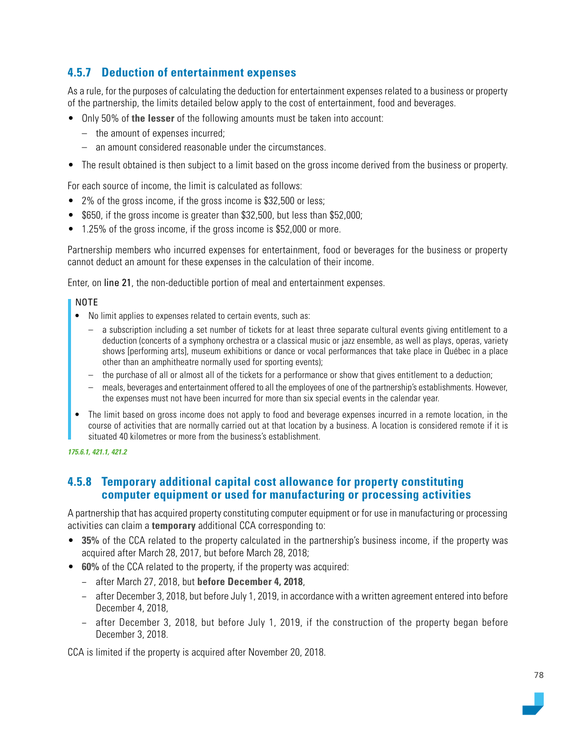### 4.5.7 Deduction of entertainment expenses

As a rule, for the purposes of calculating the deduction for entertainment expenses related to a business or property of the partnership, the limits detailed below apply to the cost of entertainment, food and beverages.

- Only 50% of **the lesser** of the following amounts must be taken into account:
  - the amount of expenses incurred;
  - an amount considered reasonable under the circumstances.
- The result obtained is then subject to a limit based on the gross income derived from the business or property.

For each source of income, the limit is calculated as follows:

- 2% of the gross income, if the gross income is $32,500 or less;
- $650, if the gross income is greater than $32,500, but less than $52,000;
- 1.25% of the gross income, if the gross income is $52,000 or more.

Partnership members who incurred expenses for entertainment, food or beverages for the business or property cannot deduct an amount for these expenses in the calculation of their income.

Enter, on line 21, the non-deductible portion of meal and entertainment expenses.

> NOTE
>
> - No limit applies to expenses related to certain events, such as:
>   - a subscription including a set number of tickets for at least three separate cultural events giving entitlement to a deduction (concerts of a symphony orchestra or a classical music or jazz ensemble, as well as plays, operas, variety shows [performing arts], museum exhibitions or dance or vocal performances that take place in Québec in a place other than an amphitheatre normally used for sporting events);
>   - the purchase of all or almost all of the tickets for a performance or show that gives entitlement to a deduction;
>   - meals, beverages and entertainment offered to all the employees of one of the partnership's establishments. However, the expenses must not have been incurred for more than six special events in the calendar year.
> - The limit based on gross income does not apply to food and beverage expenses incurred in a remote location, in the course of activities that are normally carried out at that location by a business. A location is considered remote if it is situated 40 kilometres or more from the business's establishment.

***175.6.1, 421.1, 421.2***

### 4.5.8 Temporary additional capital cost allowance for property constituting computer equipment or used for manufacturing or processing activities

A partnership that has acquired property constituting computer equipment or for use in manufacturing or processing activities can claim a **temporary** additional CCA corresponding to:

- **35%** of the CCA related to the property calculated in the partnership's business income, if the property was acquired after March 28, 2017, but before March 28, 2018;
- **60%** of the CCA related to the property, if the property was acquired:
  - after March 27, 2018, but **before December 4, 2018**,
  - after December 3, 2018, but before July 1, 2019, in accordance with a written agreement entered into before December 4, 2018,
  - after December 3, 2018, but before July 1, 2019, if the construction of the property began before December 3, 2018.

CCA is limited if the property is acquired after November 20, 2018.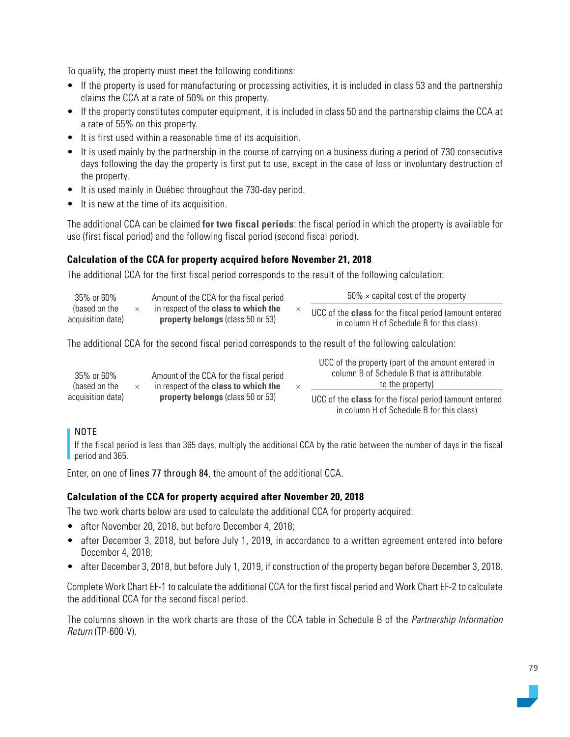To qualify, the property must meet the following conditions:

- If the property is used for manufacturing or processing activities, it is included in class 53 and the partnership claims the CCA at a rate of 50% on this property.
- If the property constitutes computer equipment, it is included in class 50 and the partnership claims the CCA at a rate of 55% on this property.
- It is first used within a reasonable time of its acquisition.
- It is used mainly by the partnership in the course of carrying on a business during a period of 730 consecutive days following the day the property is first put to use, except in the case of loss or involuntary destruction of the property.
- It is used mainly in Québec throughout the 730-day period.
- It is new at the time of its acquisition.

The additional CCA can be claimed **for two fiscal periods**: the fiscal period in which the property is available for use (first fiscal period) and the following fiscal period (second fiscal period).

### Calculation of the CCA for property acquired before November 21, 2018

The additional CCA for the first fiscal period corresponds to the result of the following calculation:

$$\text{35\% or 60\% (based on the acquisition date)} \times \text{Amount of the CCA for the fiscal period in respect of the } \textbf{class to which the property belongs} \text{ (class 50 or 53)} \times \frac{\text{50\%} \times \text{capital cost of the property}}{\text{UCC of the } \textbf{class} \text{ for the fiscal period (amount entered in column H of Schedule B for this class)}}$$

The additional CCA for the second fiscal period corresponds to the result of the following calculation:

$$\text{35\% or 60\% (based on the acquisition date)} \times \text{Amount of the CCA for the fiscal period in respect of the } \textbf{class to which the property belongs} \text{ (class 50 or 53)} \times \frac{\text{UCC of the property (part of the amount entered in column B of Schedule B that is attributable to the property)}}{\text{UCC of the } \textbf{class} \text{ for the fiscal period (amount entered in column H of Schedule B for this class)}}$$

> NOTE
> If the fiscal period is less than 365 days, multiply the additional CCA by the ratio between the number of days in the fiscal period and 365.

Enter, on one of lines 77 through 84, the amount of the additional CCA.

### Calculation of the CCA for property acquired after November 20, 2018

The two work charts below are used to calculate the additional CCA for property acquired:

- after November 20, 2018, but before December 4, 2018;
- after December 3, 2018, but before July 1, 2019, in accordance to a written agreement entered into before December 4, 2018;
- after December 3, 2018, but before July 1, 2019, if construction of the property began before December 3, 2018.

Complete Work Chart EF-1 to calculate the additional CCA for the first fiscal period and Work Chart EF-2 to calculate the additional CCA for the second fiscal period.

The columns shown in the work charts are those of the CCA table in Schedule B of the *Partnership Information Return* (TP-600-V).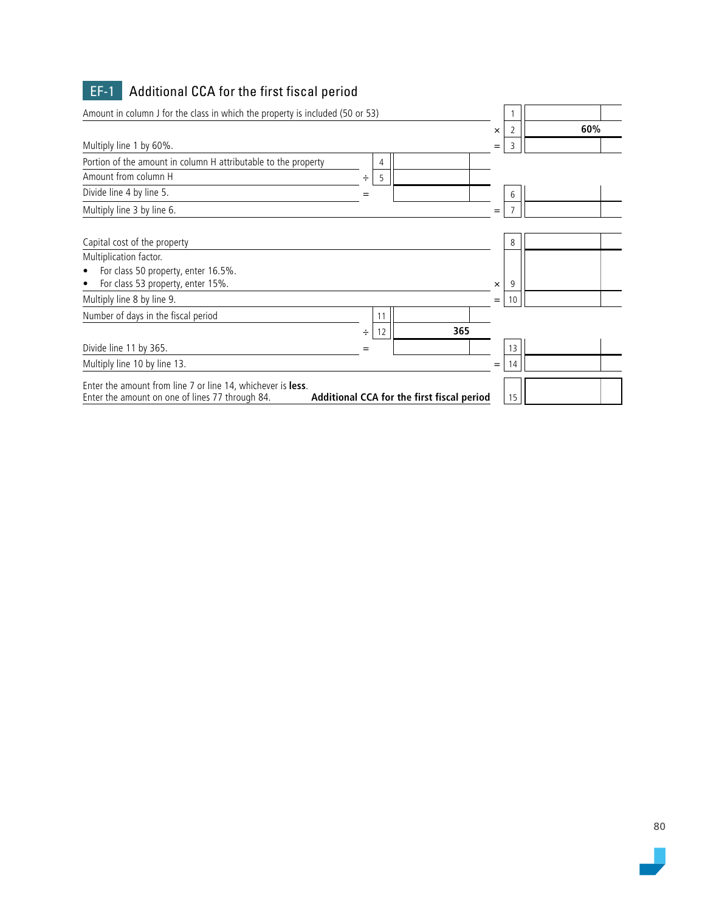## EF-1 Additional CCA for the first fiscal period

| Description | | Line | Amount | | Line | Amount |
|---|---|---|---|---|---|---|
| Amount in column J for the class in which the property is included (50 or 53) | | | | | 1 | |
| | | | | × | 2 | 60% |
| Multiply line 1 by 60%. | | | | = | 3 | |
| Portion of the amount in column H attributable to the property | | 4 | | | | |
| Amount from column H | ÷ | 5 | | | | |
| Divide line 4 by line 5. | = | | | | 6 | |
| Multiply line 3 by line 6. | | | | = | 7 | |
| Capital cost of the property | | | | | 8 | |
| Multiplication factor.<br>• For class 50 property, enter 16.5%.<br>• For class 53 property, enter 15%. | | | | × | 9 | |
| Multiply line 8 by line 9. | | | | = | 10 | |
| Number of days in the fiscal period | | 11 | | | | |
| | ÷ | 12 | 365 | | | |
| Divide line 11 by 365. | = | | | | 13 | |
| Multiply line 10 by line 13. | | | | = | 14 | |
| Enter the amount from line 7 or line 14, whichever is **less**.<br>Enter the amount on one of lines 77 through 84. **Additional CCA for the first fiscal period** | | | | | 15 | |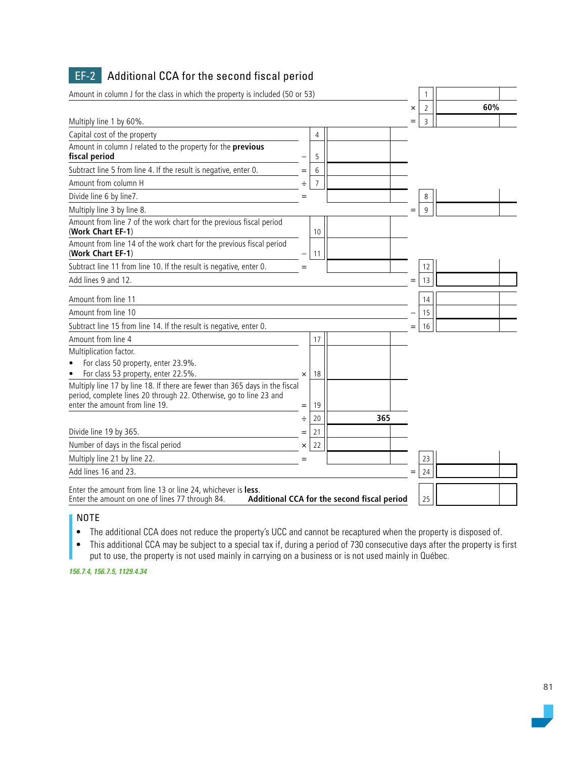## EF-2 Additional CCA for the second fiscal period

| Description | Op. | Line | Amount | Op. | Line | Amount |
|---|---|---|---|---|---|---|
| Amount in column J for the class in which the property is included (50 or 53) | | | | | 1 | |
| | | | | × | 2 | 60% |
| Multiply line 1 by 60%. | | | | = | 3 | |
| Capital cost of the property | | 4 | | | | |
| Amount in column J related to the property for the **previous fiscal period** | − | 5 | | | | |
| Subtract line 5 from line 4. If the result is negative, enter 0. | = | 6 | | | | |
| Amount from column H | ÷ | 7 | | | | |
| Divide line 6 by line7. | = | | | | 8 | |
| Multiply line 3 by line 8. | | | | = | 9 | |
| Amount from line 7 of the work chart for the previous fiscal period (**Work Chart EF-1**) | | 10 | | | | |
| Amount from line 14 of the work chart for the previous fiscal period (**Work Chart EF-1**) | − | 11 | | | | |
| Subtract line 11 from line 10. If the result is negative, enter 0. | = | | | | 12 | |
| Add lines 9 and 12. | | | | = | 13 | |
| Amount from line 11 | | | | | 14 | |
| Amount from line 10 | | | | − | 15 | |
| Subtract line 15 from line 14. If the result is negative, enter 0. | | | | = | 16 | |
| Amount from line 4 | | 17 | | | | |
| Multiplication factor.<br>• For class 50 property, enter 23.9%.<br>• For class 53 property, enter 22.5%. | × | 18 | | | | |
| Multiply line 17 by line 18. If there are fewer than 365 days in the fiscal period, complete lines 20 through 22. Otherwise, go to line 23 and enter the amount from line 19. | = | 19 | | | | |
| | ÷ | 20 | 365 | | | |
| Divide line 19 by 365. | = | 21 | | | | |
| Number of days in the fiscal period | × | 22 | | | | |
| Multiply line 21 by line 22. | = | | | | 23 | |
| Add lines 16 and 23. | | | | = | 24 | |
| Enter the amount from line 13 or line 24, whichever is **less**. Enter the amount on one of lines 77 through 84. **Additional CCA for the second fiscal period** | | | | | 25 | |

### NOTE

- The additional CCA does not reduce the property's UCC and cannot be recaptured when the property is disposed of.
- This additional CCA may be subject to a special tax if, during a period of 730 consecutive days after the property is first put to use, the property is not used mainly in carrying on a business or is not used mainly in Québec.

*156.7.4, 156.7.5, 1129.4.34*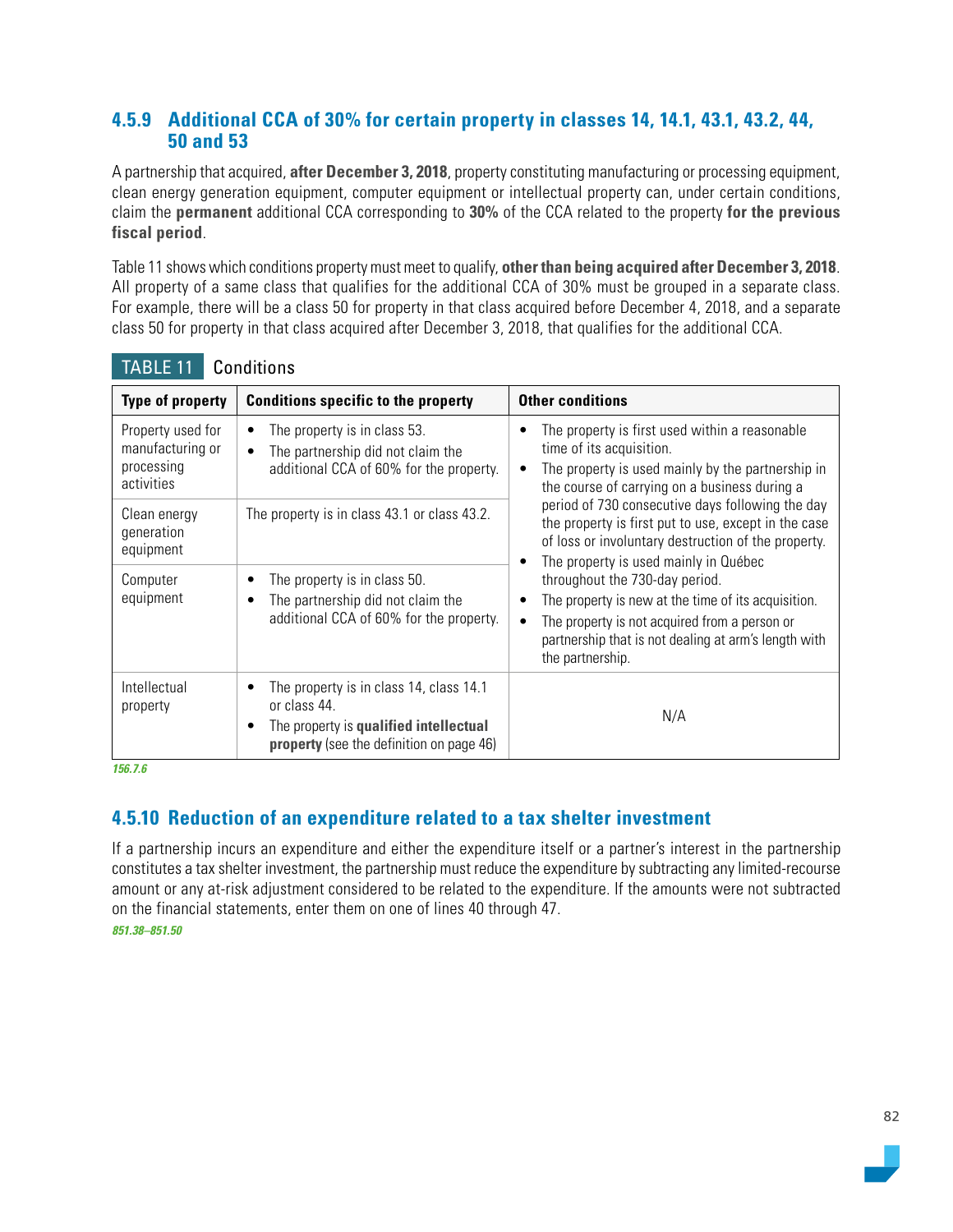### 4.5.9 Additional CCA of 30% for certain property in classes 14, 14.1, 43.1, 43.2, 44, 50 and 53

A partnership that acquired, **after December 3, 2018**, property constituting manufacturing or processing equipment, clean energy generation equipment, computer equipment or intellectual property can, under certain conditions, claim the **permanent** additional CCA corresponding to **30%** of the CCA related to the property **for the previous fiscal period**.

Table 11 shows which conditions property must meet to qualify, **other than being acquired after December 3, 2018**. All property of a same class that qualifies for the additional CCA of 30% must be grouped in a separate class. For example, there will be a class 50 for property in that class acquired before December 4, 2018, and a separate class 50 for property in that class acquired after December 3, 2018, that qualifies for the additional CCA.

**TABLE 11** Conditions

| Type of property | Conditions specific to the property | Other conditions |
|---|---|---|
| Property used for manufacturing or processing activities | • The property is in class 53.<br>• The partnership did not claim the additional CCA of 60% for the property. | • The property is first used within a reasonable time of its acquisition.<br>• The property is used mainly by the partnership in the course of carrying on a business during a period of 730 consecutive days following the day the property is first put to use, except in the case of loss or involuntary destruction of the property.<br>• The property is used mainly in Québec throughout the 730-day period.<br>• The property is new at the time of its acquisition.<br>• The property is not acquired from a person or partnership that is not dealing at arm's length with the partnership. |
| Clean energy generation equipment | The property is in class 43.1 or class 43.2. | |
| Computer equipment | • The property is in class 50.<br>• The partnership did not claim the additional CCA of 60% for the property. | |
| Intellectual property | • The property is in class 14, class 14.1 or class 44.<br>• The property is **qualified intellectual property** (see the definition on page 46) | N/A |

*156.7.6*

### 4.5.10 Reduction of an expenditure related to a tax shelter investment

If a partnership incurs an expenditure and either the expenditure itself or a partner's interest in the partnership constitutes a tax shelter investment, the partnership must reduce the expenditure by subtracting any limited-recourse amount or any at-risk adjustment considered to be related to the expenditure. If the amounts were not subtracted on the financial statements, enter them on one of lines 40 through 47.

*851.38–851.50*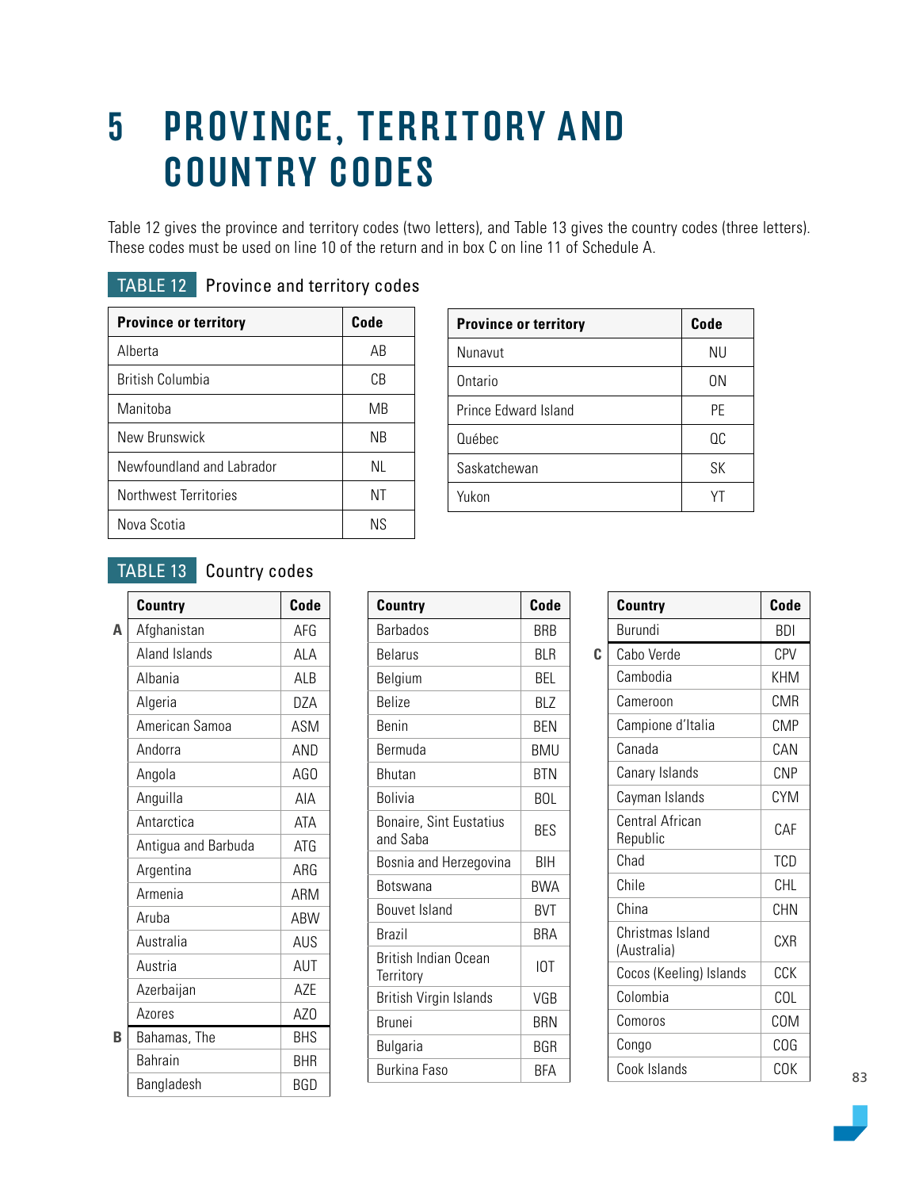# 5 PROVINCE, TERRITORY AND COUNTRY CODES

Table 12 gives the province and territory codes (two letters), and Table 13 gives the country codes (three letters). These codes must be used on line 10 of the return and in box C on line 11 of Schedule A.

**TABLE 12** Province and territory codes

| Province or territory | Code |
|---|---|
| Alberta | AB |
| British Columbia | CB |
| Manitoba | MB |
| New Brunswick | NB |
| Newfoundland and Labrador | NL |
| Northwest Territories | NT |
| Nova Scotia | NS |
| Nunavut | NU |
| Ontario | ON |
| Prince Edward Island | PE |
| Québec | QC |
| Saskatchewan | SK |
| Yukon | YT |

**TABLE 13** Country codes

| | Country | Code |
|---|---|---|
| A | Afghanistan | AFG |
| | Aland Islands | ALA |
| | Albania | ALB |
| | Algeria | DZA |
| | American Samoa | ASM |
| | Andorra | AND |
| | Angola | AGO |
| | Anguilla | AIA |
| | Antarctica | ATA |
| | Antigua and Barbuda | ATG |
| | Argentina | ARG |
| | Armenia | ARM |
| | Aruba | ABW |
| | Australia | AUS |
| | Austria | AUT |
| | Azerbaijan | AZE |
| | Azores | AZO |
| B | Bahamas, The | BHS |
| | Bahrain | BHR |
| | Bangladesh | BGD |
| | Barbados | BRB |
| | Belarus | BLR |
| | Belgium | BEL |
| | Belize | BLZ |
| | Benin | BEN |
| | Bermuda | BMU |
| | Bhutan | BTN |
| | Bolivia | BOL |
| | Bonaire, Sint Eustatius and Saba | BES |
| | Bosnia and Herzegovina | BIH |
| | Botswana | BWA |
| | Bouvet Island | BVT |
| | Brazil | BRA |
| | British Indian Ocean Territory | IOT |
| | British Virgin Islands | VGB |
| | Brunei | BRN |
| | Bulgaria | BGR |
| | Burkina Faso | BFA |
| | Burundi | BDI |
| C | Cabo Verde | CPV |
| | Cambodia | KHM |
| | Cameroon | CMR |
| | Campione d'Italia | CMP |
| | Canada | CAN |
| | Canary Islands | CNP |
| | Cayman Islands | CYM |
| | Central African Republic | CAF |
| | Chad | TCD |
| | Chile | CHL |
| | China | CHN |
| | Christmas Island (Australia) | CXR |
| | Cocos (Keeling) Islands | CCK |
| | Colombia | COL |
| | Comoros | COM |
| | Congo | COG |
| | Cook Islands | COK |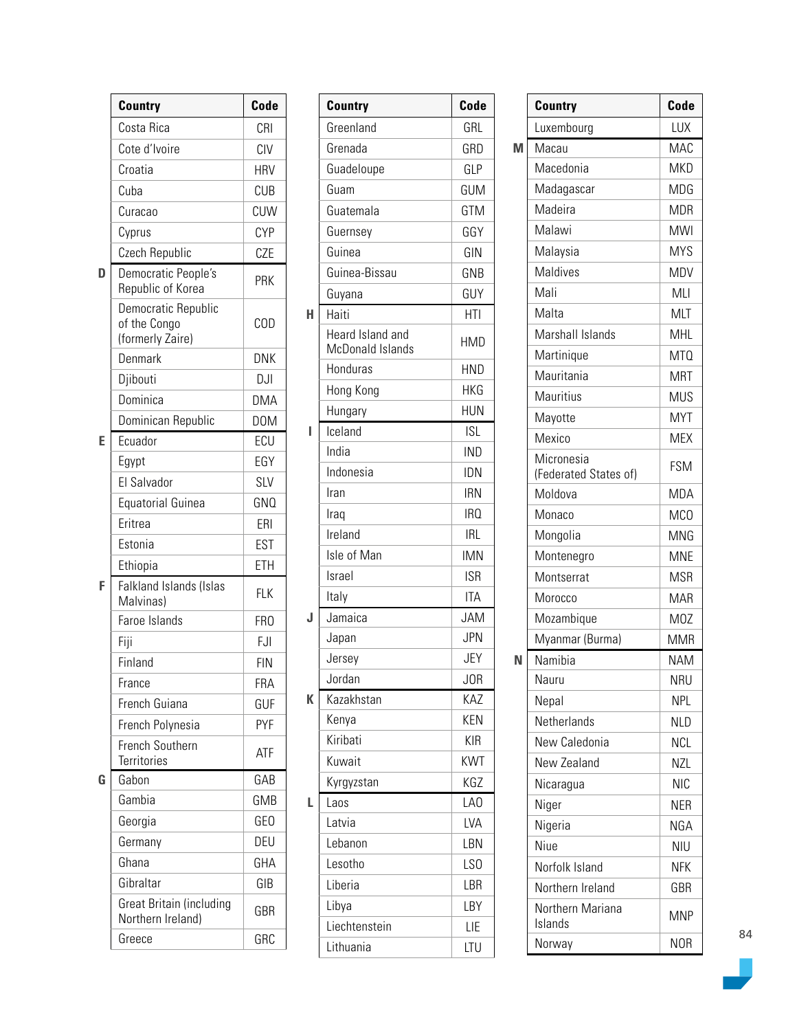| Country | Code |
|---|---|
| Costa Rica | CRI |
| Cote d'Ivoire | CIV |
| Croatia | HRV |
| Cuba | CUB |
| Curacao | CUW |
| Cyprus | CYP |
| Czech Republic | CZE |
| **D** Democratic People's Republic of Korea | PRK |
| Democratic Republic of the Congo (formerly Zaire) | COD |
| Denmark | DNK |
| Djibouti | DJI |
| Dominica | DMA |
| Dominican Republic | DOM |
| **E** Ecuador | ECU |
| Egypt | EGY |
| El Salvador | SLV |
| Equatorial Guinea | GNQ |
| Eritrea | ERI |
| Estonia | EST |
| Ethiopia | ETH |
| **F** Falkland Islands (Islas Malvinas) | FLK |
| Faroe Islands | FRO |
| Fiji | FJI |
| Finland | FIN |
| France | FRA |
| French Guiana | GUF |
| French Polynesia | PYF |
| French Southern Territories | ATF |
| **G** Gabon | GAB |
| Gambia | GMB |
| Georgia | GEO |
| Germany | DEU |
| Ghana | GHA |
| Gibraltar | GIB |
| Great Britain (including Northern Ireland) | GBR |
| Greece | GRC |

| Country | Code |
|---|---|
| Greenland | GRL |
| Grenada | GRD |
| Guadeloupe | GLP |
| Guam | GUM |
| Guatemala | GTM |
| Guernsey | GGY |
| Guinea | GIN |
| Guinea-Bissau | GNB |
| Guyana | GUY |
| **H** Haiti | HTI |
| Heard Island and McDonald Islands | HMD |
| Honduras | HND |
| Hong Kong | HKG |
| Hungary | HUN |
| **I** Iceland | ISL |
| India | IND |
| Indonesia | IDN |
| Iran | IRN |
| Iraq | IRQ |
| Ireland | IRL |
| Isle of Man | IMN |
| Israel | ISR |
| Italy | ITA |
| **J** Jamaica | JAM |
| Japan | JPN |
| Jersey | JEY |
| Jordan | JOR |
| **K** Kazakhstan | KAZ |
| Kenya | KEN |
| Kiribati | KIR |
| Kuwait | KWT |
| Kyrgyzstan | KGZ |
| **L** Laos | LAO |
| Latvia | LVA |
| Lebanon | LBN |
| Lesotho | LSO |
| Liberia | LBR |
| Libya | LBY |
| Liechtenstein | LIE |
| Lithuania | LTU |

| Country | Code |
|---|---|
| Luxembourg | LUX |
| **M** Macau | MAC |
| Macedonia | MKD |
| Madagascar | MDG |
| Madeira | MDR |
| Malawi | MWI |
| Malaysia | MYS |
| Maldives | MDV |
| Mali | MLI |
| Malta | MLT |
| Marshall Islands | MHL |
| Martinique | MTQ |
| Mauritania | MRT |
| Mauritius | MUS |
| Mayotte | MYT |
| Mexico | MEX |
| Micronesia (Federated States of) | FSM |
| Moldova | MDA |
| Monaco | MCO |
| Mongolia | MNG |
| Montenegro | MNE |
| Montserrat | MSR |
| Morocco | MAR |
| Mozambique | MOZ |
| Myanmar (Burma) | MMR |
| **N** Namibia | NAM |
| Nauru | NRU |
| Nepal | NPL |
| Netherlands | NLD |
| New Caledonia | NCL |
| New Zealand | NZL |
| Nicaragua | NIC |
| Niger | NER |
| Nigeria | NGA |
| Niue | NIU |
| Norfolk Island | NFK |
| Northern Ireland | GBR |
| Northern Mariana Islands | MNP |
| Norway | NOR |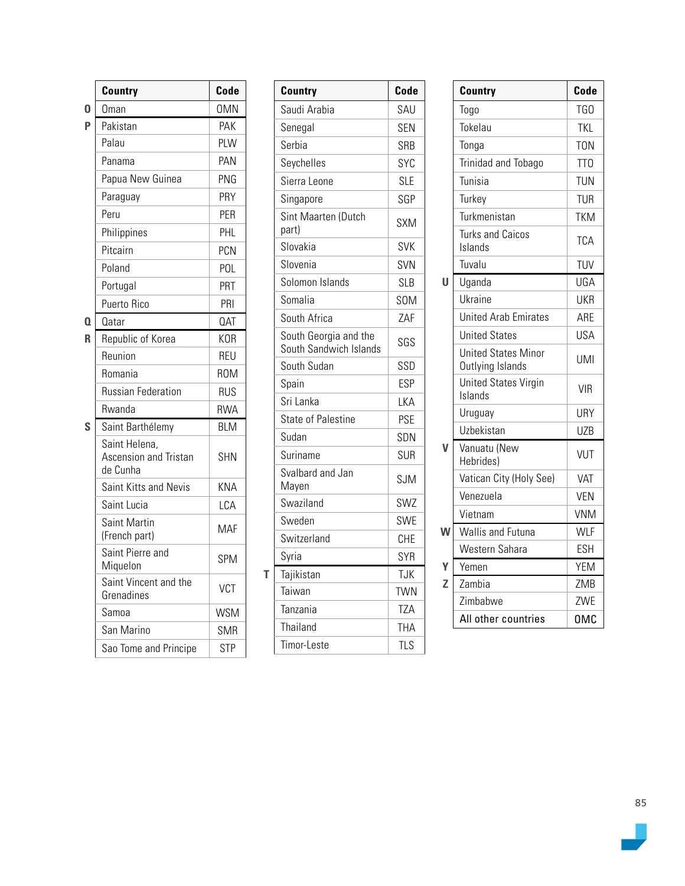| | Country | Code |
|---|---|---|
| O | Oman | OMN |
| P | Pakistan | PAK |
| | Palau | PLW |
| | Panama | PAN |
| | Papua New Guinea | PNG |
| | Paraguay | PRY |
| | Peru | PER |
| | Philippines | PHL |
| | Pitcairn | PCN |
| | Poland | POL |
| | Portugal | PRT |
| | Puerto Rico | PRI |
| Q | Qatar | QAT |
| R | Republic of Korea | KOR |
| | Reunion | REU |
| | Romania | ROM |
| | Russian Federation | RUS |
| | Rwanda | RWA |
| S | Saint Barthélemy | BLM |
| | Saint Helena, Ascension and Tristan de Cunha | SHN |
| | Saint Kitts and Nevis | KNA |
| | Saint Lucia | LCA |
| | Saint Martin (French part) | MAF |
| | Saint Pierre and Miquelon | SPM |
| | Saint Vincent and the Grenadines | VCT |
| | Samoa | WSM |
| | San Marino | SMR |
| | Sao Tome and Principe | STP |

| | Country | Code |
|---|---|---|
| | Saudi Arabia | SAU |
| | Senegal | SEN |
| | Serbia | SRB |
| | Seychelles | SYC |
| | Sierra Leone | SLE |
| | Singapore | SGP |
| | Sint Maarten (Dutch part) | SXM |
| | Slovakia | SVK |
| | Slovenia | SVN |
| | Solomon Islands | SLB |
| | Somalia | SOM |
| | South Africa | ZAF |
| | South Georgia and the South Sandwich Islands | SGS |
| | South Sudan | SSD |
| | Spain | ESP |
| | Sri Lanka | LKA |
| | State of Palestine | PSE |
| | Sudan | SDN |
| | Suriname | SUR |
| | Svalbard and Jan Mayen | SJM |
| | Swaziland | SWZ |
| | Sweden | SWE |
| | Switzerland | CHE |
| | Syria | SYR |
| T | Tajikistan | TJK |
| | Taiwan | TWN |
| | Tanzania | TZA |
| | Thailand | THA |
| | Timor-Leste | TLS |

| | Country | Code |
|---|---|---|
| | Togo | TGO |
| | Tokelau | TKL |
| | Tonga | TON |
| | Trinidad and Tobago | TTO |
| | Tunisia | TUN |
| | Turkey | TUR |
| | Turkmenistan | TKM |
| | Turks and Caicos Islands | TCA |
| | Tuvalu | TUV |
| U | Uganda | UGA |
| | Ukraine | UKR |
| | United Arab Emirates | ARE |
| | United States | USA |
| | United States Minor Outlying Islands | UMI |
| | United States Virgin Islands | VIR |
| | Uruguay | URY |
| | Uzbekistan | UZB |
| V | Vanuatu (New Hebrides) | VUT |
| | Vatican City (Holy See) | VAT |
| | Venezuela | VEN |
| | Vietnam | VNM |
| W | Wallis and Futuna | WLF |
| | Western Sahara | ESH |
| Y | Yemen | YEM |
| Z | Zambia | ZMB |
| | Zimbabwe | ZWE |
| | All other countries | OMC |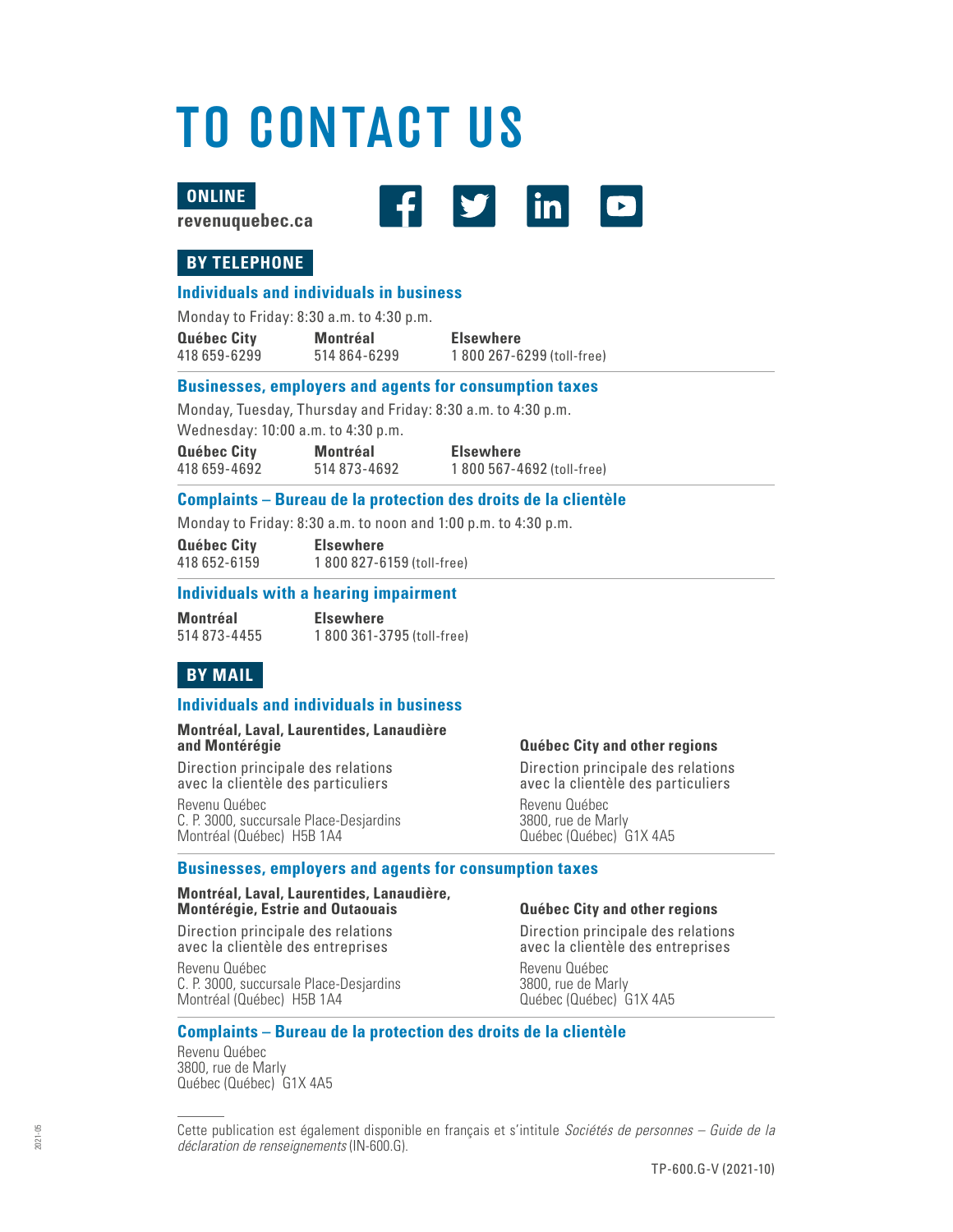# TO CONTACT US

## ONLINE

**revenuquebec.ca**

## BY TELEPHONE

### Individuals and individuals in business

Monday to Friday: 8:30 a.m. to 4:30 p.m.

| Québec City | Montréal | Elsewhere |
|---|---|---|
| 418 659-6299 | 514 864-6299 | 1 800 267-6299 (toll-free) |

### Businesses, employers and agents for consumption taxes

Monday, Tuesday, Thursday and Friday: 8:30 a.m. to 4:30 p.m.
Wednesday: 10:00 a.m. to 4:30 p.m.

| Québec City | Montréal | Elsewhere |
|---|---|---|
| 418 659-4692 | 514 873-4692 | 1 800 567-4692 (toll-free) |

### Complaints – Bureau de la protection des droits de la clientèle

Monday to Friday: 8:30 a.m. to noon and 1:00 p.m. to 4:30 p.m.

| Québec City | Elsewhere |
|---|---|
| 418 652-6159 | 1 800 827-6159 (toll-free) |

### Individuals with a hearing impairment

| Montréal | Elsewhere |
|---|---|
| 514 873-4455 | 1 800 361-3795 (toll-free) |

## BY MAIL

### Individuals and individuals in business

**Montréal, Laval, Laurentides, Lanaudière and Montérégie**

Direction principale des relations avec la clientèle des particuliers
Revenu Québec
C. P. 3000, succursale Place-Desjardins
Montréal (Québec) H5B 1A4

**Québec City and other regions**

Direction principale des relations avec la clientèle des particuliers
Revenu Québec
3800, rue de Marly
Québec (Québec) G1X 4A5

### Businesses, employers and agents for consumption taxes

**Montréal, Laval, Laurentides, Lanaudière, Montérégie, Estrie and Outaouais**

Direction principale des relations avec la clientèle des entreprises
Revenu Québec
C. P. 3000, succursale Place-Desjardins
Montréal (Québec) H5B 1A4

**Québec City and other regions**

Direction principale des relations avec la clientèle des entreprises
Revenu Québec
3800, rue de Marly
Québec (Québec) G1X 4A5

### Complaints – Bureau de la protection des droits de la clientèle

Revenu Québec
3800, rue de Marly
Québec (Québec) G1X 4A5

---

Cette publication est également disponible en français et s'intitule *Sociétés de personnes – Guide de la déclaration de renseignements* (IN-600.G).

TP-600.G-V (2021-10)